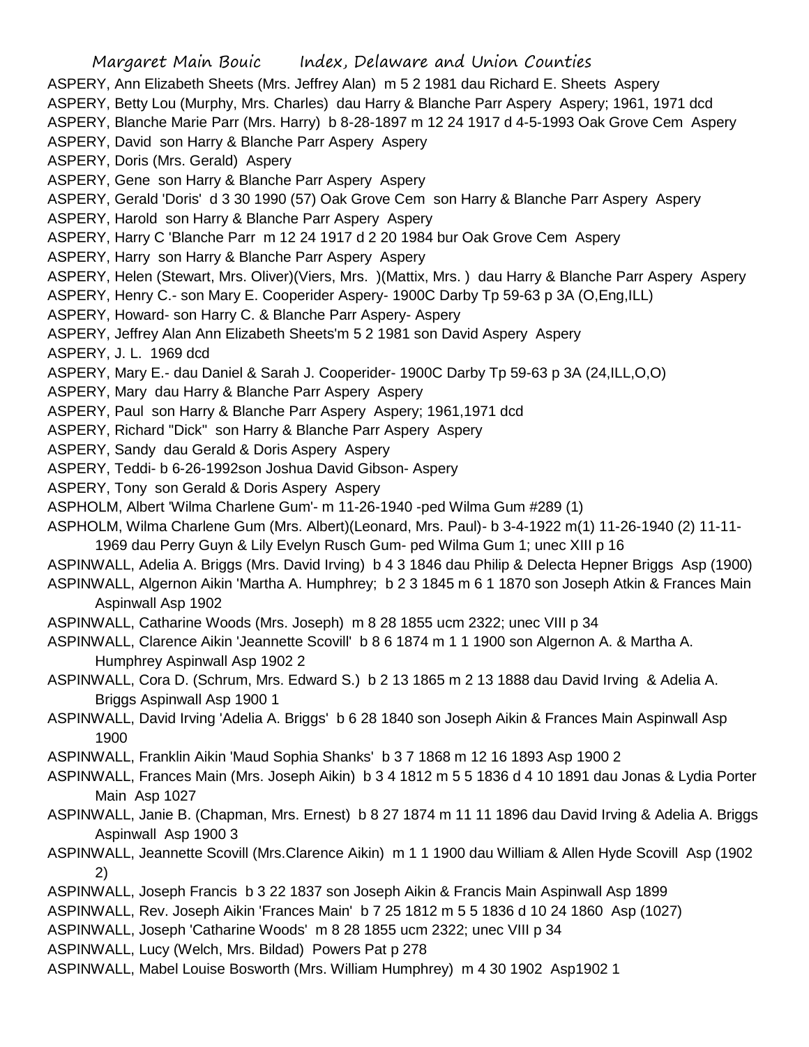ASPERY, Ann Elizabeth Sheets (Mrs. Jeffrey Alan) m 5 2 1981 dau Richard E. Sheets Aspery

ASPERY, Betty Lou (Murphy, Mrs. Charles) dau Harry & Blanche Parr Aspery Aspery; 1961, 1971 dcd

ASPERY, Blanche Marie Parr (Mrs. Harry) b 8-28-1897 m 12 24 1917 d 4-5-1993 Oak Grove Cem Aspery

ASPERY, David son Harry & Blanche Parr Aspery Aspery

ASPERY, Doris (Mrs. Gerald) Aspery

ASPERY, Gene son Harry & Blanche Parr Aspery Aspery

ASPERY, Gerald 'Doris' d 3 30 1990 (57) Oak Grove Cem son Harry & Blanche Parr Aspery Aspery

ASPERY, Harold son Harry & Blanche Parr Aspery Aspery

ASPERY, Harry C 'Blanche Parr m 12 24 1917 d 2 20 1984 bur Oak Grove Cem Aspery

ASPERY, Harry son Harry & Blanche Parr Aspery Aspery

ASPERY, Helen (Stewart, Mrs. Oliver)(Viers, Mrs. )(Mattix, Mrs. ) dau Harry & Blanche Parr Aspery Aspery

ASPERY, Henry C.- son Mary E. Cooperider Aspery- 1900C Darby Tp 59-63 p 3A (O,Eng,ILL)

ASPERY, Howard- son Harry C. & Blanche Parr Aspery- Aspery

ASPERY, Jeffrey Alan Ann Elizabeth Sheets'm 5 2 1981 son David Aspery Aspery

ASPERY, J. L. 1969 dcd

ASPERY, Mary E.- dau Daniel & Sarah J. Cooperider- 1900C Darby Tp 59-63 p 3A (24,ILL,O,O)

ASPERY, Mary dau Harry & Blanche Parr Aspery Aspery

ASPERY, Paul son Harry & Blanche Parr Aspery Aspery; 1961,1971 dcd

ASPERY, Richard "Dick" son Harry & Blanche Parr Aspery Aspery

ASPERY, Sandy dau Gerald & Doris Aspery Aspery

ASPERY, Teddi- b 6-26-1992son Joshua David Gibson- Aspery

ASPERY, Tony son Gerald & Doris Aspery Aspery

ASPHOLM, Albert 'Wilma Charlene Gum'- m 11-26-1940 -ped Wilma Gum #289 (1)

ASPHOLM, Wilma Charlene Gum (Mrs. Albert)(Leonard, Mrs. Paul)- b 3-4-1922 m(1) 11-26-1940 (2) 11-11-1969 dau Perry Guyn & Lily Evelyn Rusch Gum- ped Wilma Gum 1; unec XIII p 16

ASPINWALL, Adelia A. Briggs (Mrs. David Irving) b 4 3 1846 dau Philip & Delecta Hepner Briggs Asp (1900)

ASPINWALL, Algernon Aikin 'Martha A. Humphrey; b 2 3 1845 m 6 1 1870 son Joseph Atkin & Frances Main Aspinwall Asp 1902

ASPINWALL, Catharine Woods (Mrs. Joseph) m 8 28 1855 ucm 2322; unec VIII p 34

ASPINWALL, Clarence Aikin 'Jeannette Scovill' b 8 6 1874 m 1 1 1900 son Algernon A. & Martha A. Humphrey Aspinwall Asp 1902 2

ASPINWALL, Cora D. (Schrum, Mrs. Edward S.) b 2 13 1865 m 2 13 1888 dau David Irving & Adelia A. Briggs Aspinwall Asp 1900 1

ASPINWALL, David Irving 'Adelia A. Briggs' b 6 28 1840 son Joseph Aikin & Frances Main Aspinwall Asp 1900

ASPINWALL, Franklin Aikin 'Maud Sophia Shanks' b 3 7 1868 m 12 16 1893 Asp 1900 2

ASPINWALL, Frances Main (Mrs. Joseph Aikin) b 3 4 1812 m 5 5 1836 d 4 10 1891 dau Jonas & Lydia Porter Main Asp 1027

ASPINWALL, Janie B. (Chapman, Mrs. Ernest) b 8 27 1874 m 11 11 1896 dau David Irving & Adelia A. Briggs Aspinwall Asp 1900 3

ASPINWALL, Jeannette Scovill (Mrs.Clarence Aikin) m 1 1 1900 dau William & Allen Hyde Scovill Asp (1902 2)

ASPINWALL, Joseph Francis b 3 22 1837 son Joseph Aikin & Francis Main Aspinwall Asp 1899

ASPINWALL, Rev. Joseph Aikin 'Frances Main' b 7 25 1812 m 5 5 1836 d 10 24 1860 Asp (1027)

ASPINWALL, Joseph 'Catharine Woods' m 8 28 1855 ucm 2322; unec VIII p 34

ASPINWALL, Lucy (Welch, Mrs. Bildad) Powers Pat p 278

ASPINWALL, Mabel Louise Bosworth (Mrs. William Humphrey) m 4 30 1902 Asp1902 1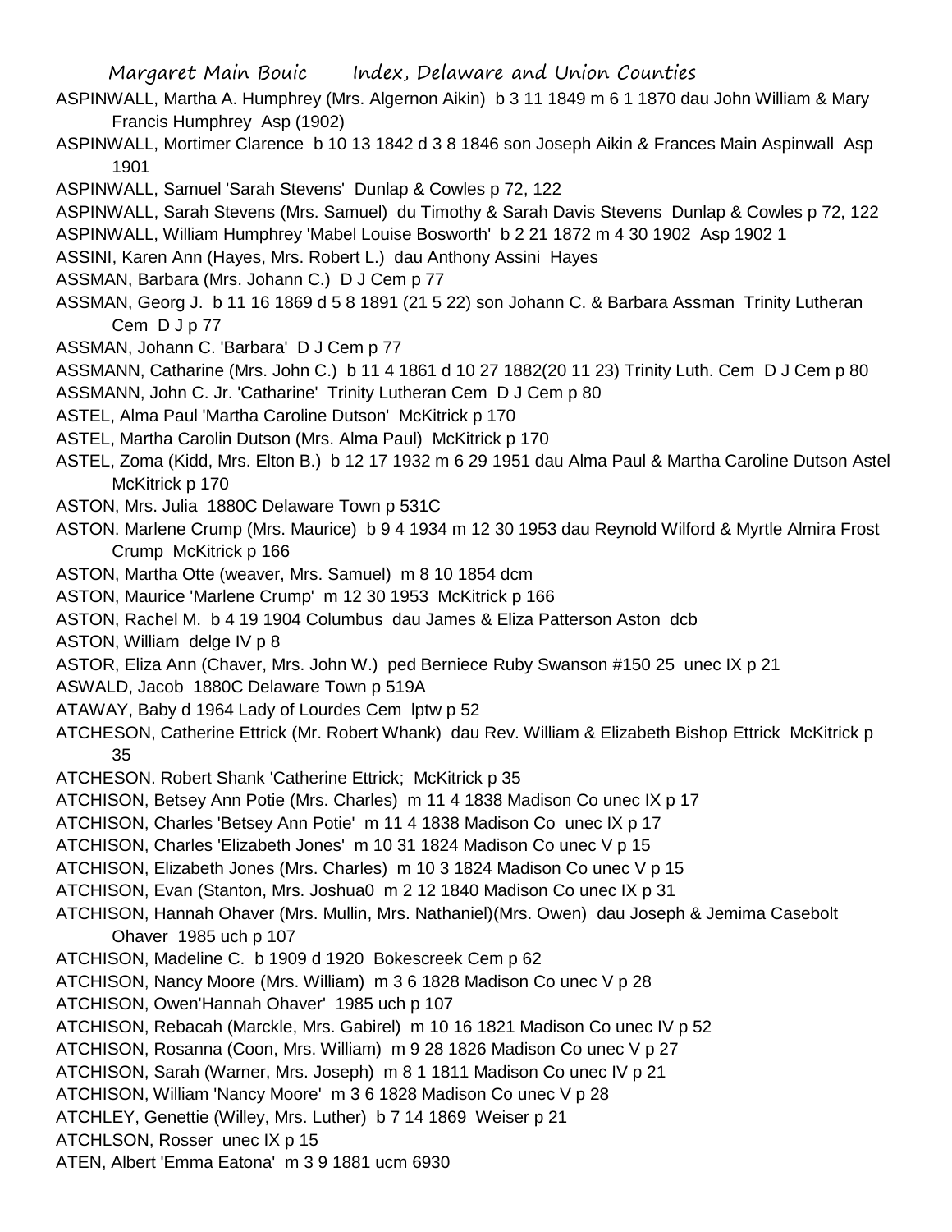ASPINWALL, Martha A. Humphrey (Mrs. Algernon Aikin) b 3 11 1849 m 6 1 1870 dau John William & Mary Francis Humphrey Asp (1902)

ASPINWALL, Mortimer Clarence b 10 13 1842 d 3 8 1846 son Joseph Aikin & Frances Main Aspinwall Asp 1901

ASPINWALL, Samuel 'Sarah Stevens' Dunlap & Cowles p 72, 122

ASPINWALL, Sarah Stevens (Mrs. Samuel) du Timothy & Sarah Davis Stevens Dunlap & Cowles p 72, 122

ASPINWALL, William Humphrey 'Mabel Louise Bosworth' b 2 21 1872 m 4 30 1902 Asp 1902 1

ASSINI, Karen Ann (Hayes, Mrs. Robert L.) dau Anthony Assini Hayes

ASSMAN, Barbara (Mrs. Johann C.) D J Cem p 77

ASSMAN, Georg J. b 11 16 1869 d 5 8 1891 (21 5 22) son Johann C. & Barbara Assman Trinity Lutheran Cem D J p 77

ASSMAN, Johann C. 'Barbara' D J Cem p 77

ASSMANN, Catharine (Mrs. John C.) b 11 4 1861 d 10 27 1882(20 11 23) Trinity Luth. Cem D J Cem p 80

ASSMANN, John C. Jr. 'Catharine' Trinity Lutheran Cem D J Cem p 80

ASTEL, Alma Paul 'Martha Caroline Dutson' McKitrick p 170

ASTEL, Martha Carolin Dutson (Mrs. Alma Paul) McKitrick p 170

ASTEL, Zoma (Kidd, Mrs. Elton B.) b 12 17 1932 m 6 29 1951 dau Alma Paul & Martha Caroline Dutson Astel McKitrick p 170

ASTON, Mrs. Julia 1880C Delaware Town p 531C

ASTON. Marlene Crump (Mrs. Maurice) b 9 4 1934 m 12 30 1953 dau Reynold Wilford & Myrtle Almira Frost Crump McKitrick p 166

ASTON, Martha Otte (weaver, Mrs. Samuel) m 8 10 1854 dcm

ASTON, Maurice 'Marlene Crump' m 12 30 1953 McKitrick p 166

ASTON, Rachel M. b 4 19 1904 Columbus dau James & Eliza Patterson Aston dcb

ASTON, William delge IV p 8

ASTOR, Eliza Ann (Chaver, Mrs. John W.) ped Berniece Ruby Swanson #150 25 unec IX p 21

ASWALD, Jacob 1880C Delaware Town p 519A

ATAWAY, Baby d 1964 Lady of Lourdes Cem lptw p 52

ATCHESON, Catherine Ettrick (Mr. Robert Whank) dau Rev. William & Elizabeth Bishop Ettrick McKitrick p 35

ATCHESON. Robert Shank 'Catherine Ettrick; McKitrick p 35

ATCHISON, Betsey Ann Potie (Mrs. Charles) m 11 4 1838 Madison Co unec IX p 17

ATCHISON, Charles 'Betsey Ann Potie' m 11 4 1838 Madison Co unec IX p 17

ATCHISON, Charles 'Elizabeth Jones' m 10 31 1824 Madison Co unec V p 15

ATCHISON, Elizabeth Jones (Mrs. Charles) m 10 3 1824 Madison Co unec V p 15

ATCHISON, Evan (Stanton, Mrs. Joshua0 m 2 12 1840 Madison Co unec IX p 31

ATCHISON, Hannah Ohaver (Mrs. Mullin, Mrs. Nathaniel)(Mrs. Owen) dau Joseph & Jemima Casebolt Ohaver 1985 uch p 107

ATCHISON, Madeline C. b 1909 d 1920 Bokescreek Cem p 62

ATCHISON, Nancy Moore (Mrs. William) m 3 6 1828 Madison Co unec V p 28

ATCHISON, Owen'Hannah Ohaver' 1985 uch p 107

ATCHISON, Rebacah (Marckle, Mrs. Gabirel) m 10 16 1821 Madison Co unec IV p 52

ATCHISON, Rosanna (Coon, Mrs. William) m 9 28 1826 Madison Co unec V p 27

ATCHISON, Sarah (Warner, Mrs. Joseph) m 8 1 1811 Madison Co unec IV p 21

ATCHISON, William 'Nancy Moore' m 3 6 1828 Madison Co unec V p 28

ATCHLEY, Genettie (Willey, Mrs. Luther) b 7 14 1869 Weiser p 21

ATCHLSON, Rosser unec IX p 15

ATEN, Albert 'Emma Eatona' m 3 9 1881 ucm 6930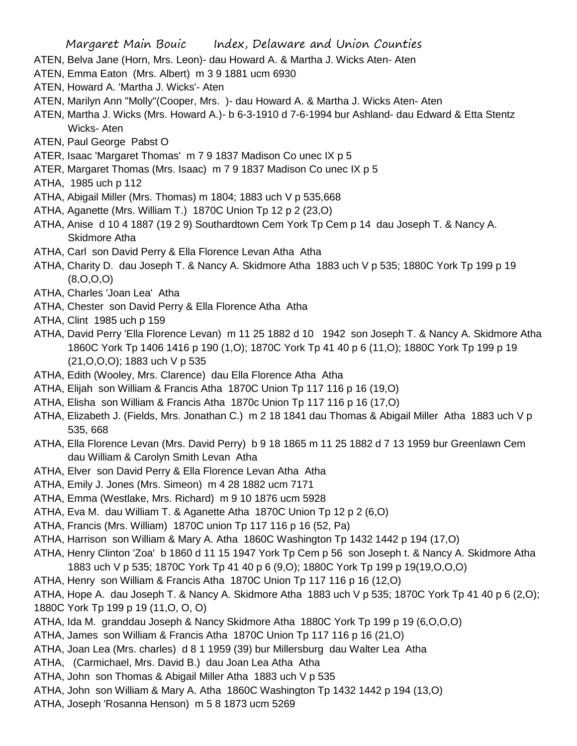ATEN, Belva Jane (Horn, Mrs. Leon)- dau Howard A. & Martha J. Wicks Aten- Aten
ATEN, Emma Eaton (Mrs. Albert) m 3 9 1881 ucm 6930
ATEN, Howard A. 'Martha J. Wicks'- Aten
ATEN, Marilyn Ann "Molly"(Cooper, Mrs. )- dau Howard A. & Martha J. Wicks Aten- Aten
ATEN, Martha J. Wicks (Mrs. Howard A.)- b 6-3-1910 d 7-6-1994 bur Ashland- dau Edward & Etta Stentz Wicks- Aten
ATEN, Paul George Pabst O
ATER, Isaac 'Margaret Thomas' m 7 9 1837 Madison Co unec IX p 5
ATER, Margaret Thomas (Mrs. Isaac) m 7 9 1837 Madison Co unec IX p 5
ATHA, 1985 uch p 112
ATHA, Abigail Miller (Mrs. Thomas) m 1804; 1883 uch V p 535,668
ATHA, Aganette (Mrs. William T.) 1870C Union Tp 12 p 2 (23,O)
ATHA, Anise d 10 4 1887 (19 2 9) Southardtown Cem York Tp Cem p 14 dau Joseph T. & Nancy A. Skidmore Atha
ATHA, Carl son David Perry & Ella Florence Levan Atha Atha
ATHA, Charity D. dau Joseph T. & Nancy A. Skidmore Atha 1883 uch V p 535; 1880C York Tp 199 p 19 (8,O,O,O)
ATHA, Charles 'Joan Lea' Atha
ATHA, Chester son David Perry & Ella Florence Atha Atha
ATHA, Clint 1985 uch p 159
ATHA, David Perry 'Ella Florence Levan) m 11 25 1882 d 10 1942 son Joseph T. & Nancy A. Skidmore Atha 1860C York Tp 1406 1416 p 190 (1,O); 1870C York Tp 41 40 p 6 (11,O); 1880C York Tp 199 p 19 (21,O,O,O); 1883 uch V p 535
ATHA, Edith (Wooley, Mrs. Clarence) dau Ella Florence Atha Atha
ATHA, Elijah son William & Francis Atha 1870C Union Tp 117 116 p 16 (19,O)
ATHA, Elisha son William & Francis Atha 1870c Union Tp 117 116 p 16 (17,O)
ATHA, Elizabeth J. (Fields, Mrs. Jonathan C.) m 2 18 1841 dau Thomas & Abigail Miller Atha 1883 uch V p 535, 668
ATHA, Ella Florence Levan (Mrs. David Perry) b 9 18 1865 m 11 25 1882 d 7 13 1959 bur Greenlawn Cem dau William & Carolyn Smith Levan Atha
ATHA, Elver son David Perry & Ella Florence Levan Atha Atha
ATHA, Emily J. Jones (Mrs. Simeon) m 4 28 1882 ucm 7171
ATHA, Emma (Westlake, Mrs. Richard) m 9 10 1876 ucm 5928
ATHA, Eva M. dau William T. & Aganette Atha 1870C Union Tp 12 p 2 (6,O)
ATHA, Francis (Mrs. William) 1870C union Tp 117 116 p 16 (52, Pa)
ATHA, Harrison son William & Mary A. Atha 1860C Washington Tp 1432 1442 p 194 (17,O)
ATHA, Henry Clinton 'Zoa' b 1860 d 11 15 1947 York Tp Cem p 56 son Joseph t. & Nancy A. Skidmore Atha 1883 uch V p 535; 1870C York Tp 41 40 p 6 (9,O); 1880C York Tp 199 p 19(19,O,O,O)
ATHA, Henry son William & Francis Atha 1870C Union Tp 117 116 p 16 (12,O)
ATHA, Hope A. dau Joseph T. & Nancy A. Skidmore Atha 1883 uch V p 535; 1870C York Tp 41 40 p 6 (2,O); 1880C York Tp 199 p 19 (11,O, O, O)
ATHA, Ida M. granddau Joseph & Nancy Skidmore Atha 1880C York Tp 199 p 19 (6,O,O,O)
ATHA, James son William & Francis Atha 1870C Union Tp 117 116 p 16 (21,O)
ATHA, Joan Lea (Mrs. charles) d 8 1 1959 (39) bur Millersburg dau Walter Lea Atha
ATHA, (Carmichael, Mrs. David B.) dau Joan Lea Atha Atha
ATHA, John son Thomas & Abigail Miller Atha 1883 uch V p 535
ATHA, John son William & Mary A. Atha 1860C Washington Tp 1432 1442 p 194 (13,O)
ATHA, Joseph 'Rosanna Henson) m 5 8 1873 ucm 5269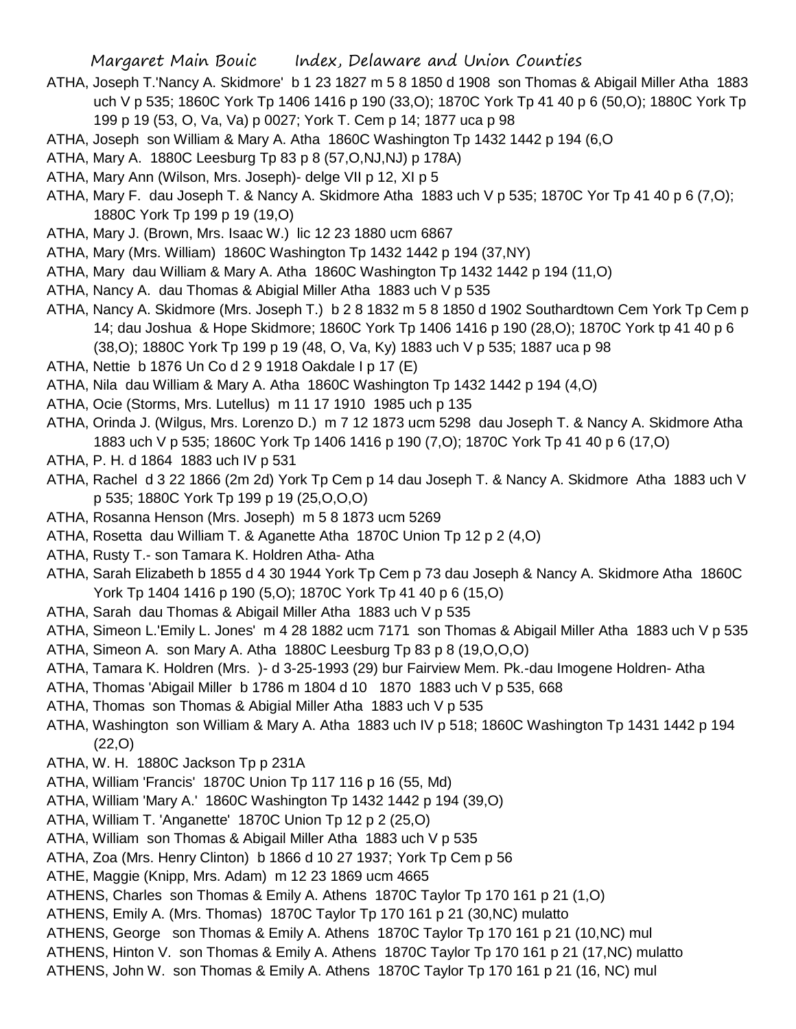ATHA, Joseph T.'Nancy A. Skidmore' b 1 23 1827 m 5 8 1850 d 1908 son Thomas & Abigail Miller Atha 1883 uch V p 535; 1860C York Tp 1406 1416 p 190 (33,O); 1870C York Tp 41 40 p 6 (50,O); 1880C York Tp 199 p 19 (53, O, Va, Va) p 0027; York T. Cem p 14; 1877 uca p 98

ATHA, Joseph son William & Mary A. Atha 1860C Washington Tp 1432 1442 p 194 (6,O

ATHA, Mary A. 1880C Leesburg Tp 83 p 8 (57,O,NJ,NJ) p 178A)

ATHA, Mary Ann (Wilson, Mrs. Joseph)- delge VII p 12, XI p 5

ATHA, Mary F. dau Joseph T. & Nancy A. Skidmore Atha 1883 uch V p 535; 1870C Yor Tp 41 40 p 6 (7,O); 1880C York Tp 199 p 19 (19,O)

ATHA, Mary J. (Brown, Mrs. Isaac W.) lic 12 23 1880 ucm 6867

ATHA, Mary (Mrs. William) 1860C Washington Tp 1432 1442 p 194 (37,NY)

ATHA, Mary dau William & Mary A. Atha 1860C Washington Tp 1432 1442 p 194 (11,O)

ATHA, Nancy A. dau Thomas & Abigial Miller Atha 1883 uch V p 535

ATHA, Nancy A. Skidmore (Mrs. Joseph T.) b 2 8 1832 m 5 8 1850 d 1902 Southardtown Cem York Tp Cem p 14; dau Joshua & Hope Skidmore; 1860C York Tp 1406 1416 p 190 (28,O); 1870C York tp 41 40 p 6 (38,O); 1880C York Tp 199 p 19 (48, O, Va, Ky) 1883 uch V p 535; 1887 uca p 98

ATHA, Nettie b 1876 Un Co d 2 9 1918 Oakdale I p 17 (E)

ATHA, Nila dau William & Mary A. Atha 1860C Washington Tp 1432 1442 p 194 (4,O)

ATHA, Ocie (Storms, Mrs. Lutellus) m 11 17 1910 1985 uch p 135

ATHA, Orinda J. (Wilgus, Mrs. Lorenzo D.) m 7 12 1873 ucm 5298 dau Joseph T. & Nancy A. Skidmore Atha 1883 uch V p 535; 1860C York Tp 1406 1416 p 190 (7,O); 1870C York Tp 41 40 p 6 (17,O)

ATHA, P. H. d 1864 1883 uch IV p 531

ATHA, Rachel d 3 22 1866 (2m 2d) York Tp Cem p 14 dau Joseph T. & Nancy A. Skidmore Atha 1883 uch V p 535; 1880C York Tp 199 p 19 (25,O,O,O)

ATHA, Rosanna Henson (Mrs. Joseph) m 5 8 1873 ucm 5269

ATHA, Rosetta dau William T. & Aganette Atha 1870C Union Tp 12 p 2 (4,O)

ATHA, Rusty T.- son Tamara K. Holdren Atha- Atha

ATHA, Sarah Elizabeth b 1855 d 4 30 1944 York Tp Cem p 73 dau Joseph & Nancy A. Skidmore Atha 1860C York Tp 1404 1416 p 190 (5,O); 1870C York Tp 41 40 p 6 (15,O)

ATHA, Sarah dau Thomas & Abigail Miller Atha 1883 uch V p 535

ATHA, Simeon L.'Emily L. Jones' m 4 28 1882 ucm 7171 son Thomas & Abigail Miller Atha 1883 uch V p 535

ATHA, Simeon A. son Mary A. Atha 1880C Leesburg Tp 83 p 8 (19,O,O,O)

ATHA, Tamara K. Holdren (Mrs. )- d 3-25-1993 (29) bur Fairview Mem. Pk.-dau Imogene Holdren- Atha

ATHA, Thomas 'Abigail Miller b 1786 m 1804 d 10 1870 1883 uch V p 535, 668

ATHA, Thomas son Thomas & Abigial Miller Atha 1883 uch V p 535

ATHA, Washington son William & Mary A. Atha 1883 uch IV p 518; 1860C Washington Tp 1431 1442 p 194 (22,O)

ATHA, W. H. 1880C Jackson Tp p 231A

ATHA, William 'Francis' 1870C Union Tp 117 116 p 16 (55, Md)

ATHA, William 'Mary A.' 1860C Washington Tp 1432 1442 p 194 (39,O)

ATHA, William T. 'Anganette' 1870C Union Tp 12 p 2 (25,O)

ATHA, William son Thomas & Abigail Miller Atha 1883 uch V p 535

ATHA, Zoa (Mrs. Henry Clinton) b 1866 d 10 27 1937; York Tp Cem p 56

ATHE, Maggie (Knipp, Mrs. Adam) m 12 23 1869 ucm 4665

ATHENS, Charles son Thomas & Emily A. Athens 1870C Taylor Tp 170 161 p 21 (1,O)

ATHENS, Emily A. (Mrs. Thomas) 1870C Taylor Tp 170 161 p 21 (30,NC) mulatto

ATHENS, George son Thomas & Emily A. Athens 1870C Taylor Tp 170 161 p 21 (10,NC) mul

ATHENS, Hinton V. son Thomas & Emily A. Athens 1870C Taylor Tp 170 161 p 21 (17,NC) mulatto

ATHENS, John W. son Thomas & Emily A. Athens 1870C Taylor Tp 170 161 p 21 (16, NC) mul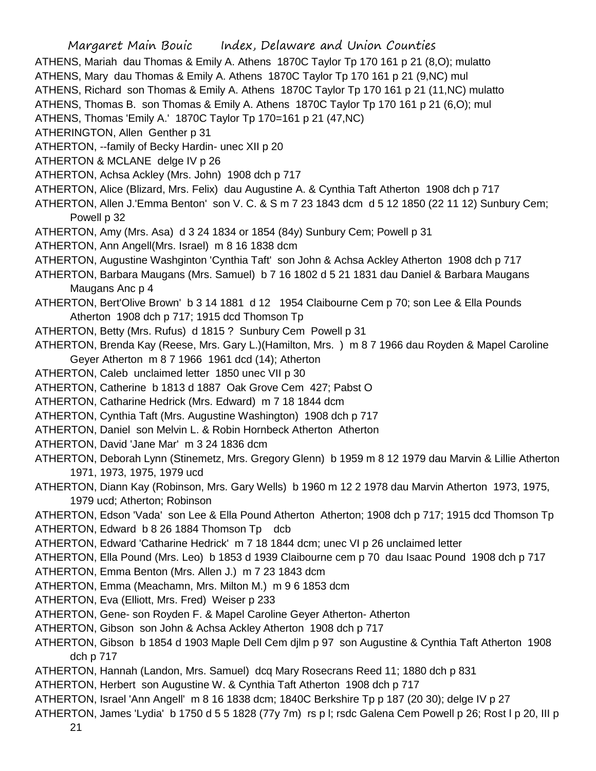ATHENS, Mariah dau Thomas & Emily A. Athens 1870C Taylor Tp 170 161 p 21 (8,O); mulatto

ATHENS, Mary dau Thomas & Emily A. Athens 1870C Taylor Tp 170 161 p 21 (9,NC) mul

ATHENS, Richard son Thomas & Emily A. Athens 1870C Taylor Tp 170 161 p 21 (11,NC) mulatto

ATHENS, Thomas B. son Thomas & Emily A. Athens 1870C Taylor Tp 170 161 p 21 (6,O); mul

ATHENS, Thomas 'Emily A.' 1870C Taylor Tp 170=161 p 21 (47,NC)

ATHERINGTON, Allen Genther p 31

ATHERTON, --family of Becky Hardin- unec XII p 20

ATHERTON & MCLANE delge IV p 26

ATHERTON, Achsa Ackley (Mrs. John) 1908 dch p 717

ATHERTON, Alice (Blizard, Mrs. Felix) dau Augustine A. & Cynthia Taft Atherton 1908 dch p 717

ATHERTON, Allen J.'Emma Benton' son V. C. & S m 7 23 1843 dcm d 5 12 1850 (22 11 12) Sunbury Cem; Powell p 32

ATHERTON, Amy (Mrs. Asa) d 3 24 1834 or 1854 (84y) Sunbury Cem; Powell p 31

ATHERTON, Ann Angell(Mrs. Israel) m 8 16 1838 dcm

ATHERTON, Augustine Washghinton 'Cynthia Taft' son John & Achsa Ackley Atherton 1908 dch p 717

ATHERTON, Barbara Maugans (Mrs. Samuel) b 7 16 1802 d 5 21 1831 dau Daniel & Barbara Maugans Maugans Anc p 4

ATHERTON, Bert'Olive Brown' b 3 14 1881 d 12 1954 Claibourne Cem p 70; son Lee & Ella Pounds Atherton 1908 dch p 717; 1915 dcd Thomson Tp

ATHERTON, Betty (Mrs. Rufus) d 1815 ? Sunbury Cem Powell p 31

ATHERTON, Brenda Kay (Reese, Mrs. Gary L.)(Hamilton, Mrs. ) m 8 7 1966 dau Royden & Mapel Caroline Geyer Atherton m 8 7 1966 1961 dcd (14); Atherton

ATHERTON, Caleb unclaimed letter 1850 unec VII p 30

ATHERTON, Catherine b 1813 d 1887 Oak Grove Cem 427; Pabst O

ATHERTON, Catharine Hedrick (Mrs. Edward) m 7 18 1844 dcm

ATHERTON, Cynthia Taft (Mrs. Augustine Washington) 1908 dch p 717

ATHERTON, Daniel son Melvin L. & Robin Hornbeck Atherton Atherton

ATHERTON, David 'Jane Mar' m 3 24 1836 dcm

ATHERTON, Deborah Lynn (Stinemetz, Mrs. Gregory Glenn) b 1959 m 8 12 1979 dau Marvin & Lillie Atherton 1971, 1973, 1975, 1979 ucd

ATHERTON, Diann Kay (Robinson, Mrs. Gary Wells) b 1960 m 12 2 1978 dau Marvin Atherton 1973, 1975, 1979 ucd; Atherton; Robinson

ATHERTON, Edson 'Vada' son Lee & Ella Pound Atherton Atherton; 1908 dch p 717; 1915 dcd Thomson Tp

ATHERTON, Edward b 8 26 1884 Thomson Tp dcb

ATHERTON, Edward 'Catharine Hedrick' m 7 18 1844 dcm; unec VI p 26 unclaimed letter

ATHERTON, Ella Pound (Mrs. Leo) b 1853 d 1939 Claibourne cem p 70 dau Isaac Pound 1908 dch p 717

ATHERTON, Emma Benton (Mrs. Allen J.) m 7 23 1843 dcm

ATHERTON, Emma (Meachamn, Mrs. Milton M.) m 9 6 1853 dcm

ATHERTON, Eva (Elliott, Mrs. Fred) Weiser p 233

ATHERTON, Gene- son Royden F. & Mapel Caroline Geyer Atherton- Atherton

ATHERTON, Gibson son John & Achsa Ackley Atherton 1908 dch p 717

ATHERTON, Gibson b 1854 d 1903 Maple Dell Cem djlm p 97 son Augustine & Cynthia Taft Atherton 1908 dch p 717

ATHERTON, Hannah (Landon, Mrs. Samuel) dcq Mary Rosecrans Reed 11; 1880 dch p 831

ATHERTON, Herbert son Augustine W. & Cynthia Taft Atherton 1908 dch p 717

ATHERTON, Israel 'Ann Angell' m 8 16 1838 dcm; 1840C Berkshire Tp p 187 (20 30); delge IV p 27

ATHERTON, James 'Lydia' b 1750 d 5 5 1828 (77y 7m) rs p l; rsdc Galena Cem Powell p 26; Rost I p 20, III p 21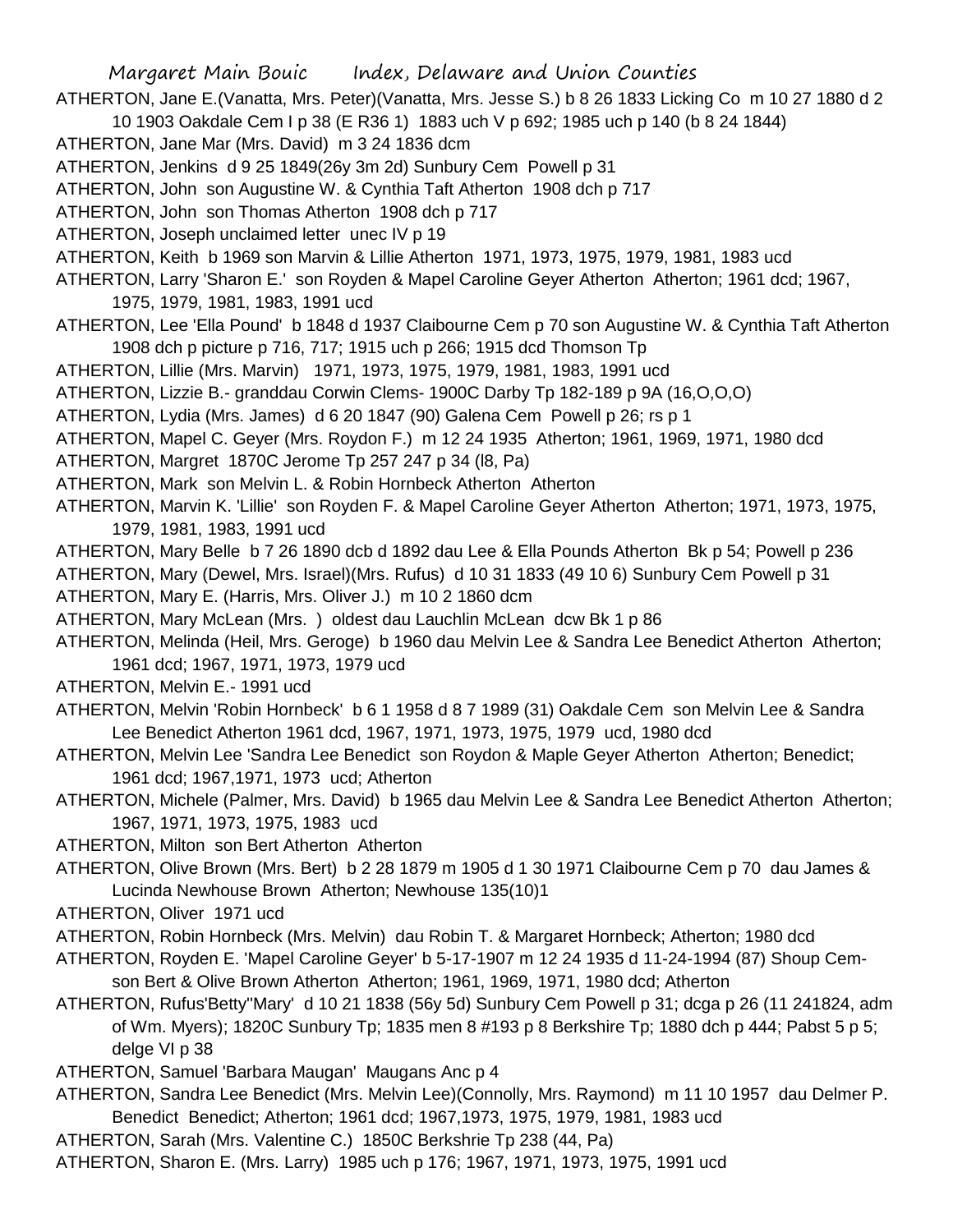ATHERTON, Jane E.(Vanatta, Mrs. Peter)(Vanatta, Mrs. Jesse S.) b 8 26 1833 Licking Co m 10 27 1880 d 2 10 1903 Oakdale Cem I p 38 (E R36 1) 1883 uch V p 692; 1985 uch p 140 (b 8 24 1844)

ATHERTON, Jane Mar (Mrs. David) m 3 24 1836 dcm

ATHERTON, Jenkins d 9 25 1849(26y 3m 2d) Sunbury Cem Powell p 31

ATHERTON, John son Augustine W. & Cynthia Taft Atherton 1908 dch p 717

ATHERTON, John son Thomas Atherton 1908 dch p 717

ATHERTON, Joseph unclaimed letter unec IV p 19

ATHERTON, Keith b 1969 son Marvin & Lillie Atherton 1971, 1973, 1975, 1979, 1981, 1983 ucd

ATHERTON, Larry 'Sharon E.' son Royden & Mapel Caroline Geyer Atherton Atherton; 1961 dcd; 1967, 1975, 1979, 1981, 1983, 1991 ucd

ATHERTON, Lee 'Ella Pound' b 1848 d 1937 Claibourne Cem p 70 son Augustine W. & Cynthia Taft Atherton 1908 dch p picture p 716, 717; 1915 uch p 266; 1915 dcd Thomson Tp

ATHERTON, Lillie (Mrs. Marvin) 1971, 1973, 1975, 1979, 1981, 1983, 1991 ucd

ATHERTON, Lizzie B.- granddau Corwin Clems- 1900C Darby Tp 182-189 p 9A (16,O,O,O)

ATHERTON, Lydia (Mrs. James) d 6 20 1847 (90) Galena Cem Powell p 26; rs p 1

ATHERTON, Mapel C. Geyer (Mrs. Roydon F.) m 12 24 1935 Atherton; 1961, 1969, 1971, 1980 dcd

ATHERTON, Margret 1870C Jerome Tp 257 247 p 34 (l8, Pa)

ATHERTON, Mark son Melvin L. & Robin Hornbeck Atherton Atherton

ATHERTON, Marvin K. 'Lillie' son Royden F. & Mapel Caroline Geyer Atherton Atherton; 1971, 1973, 1975, 1979, 1981, 1983, 1991 ucd

ATHERTON, Mary Belle b 7 26 1890 dcb d 1892 dau Lee & Ella Pounds Atherton Bk p 54; Powell p 236

ATHERTON, Mary (Dewel, Mrs. Israel)(Mrs. Rufus) d 10 31 1833 (49 10 6) Sunbury Cem Powell p 31

ATHERTON, Mary E. (Harris, Mrs. Oliver J.) m 10 2 1860 dcm

ATHERTON, Mary McLean (Mrs. ) oldest dau Lauchlin McLean dcw Bk 1 p 86

ATHERTON, Melinda (Heil, Mrs. Geroge) b 1960 dau Melvin Lee & Sandra Lee Benedict Atherton Atherton; 1961 dcd; 1967, 1971, 1973, 1979 ucd

ATHERTON, Melvin E.- 1991 ucd

ATHERTON, Melvin 'Robin Hornbeck' b 6 1 1958 d 8 7 1989 (31) Oakdale Cem son Melvin Lee & Sandra Lee Benedict Atherton 1961 dcd, 1967, 1971, 1973, 1975, 1979 ucd, 1980 dcd

ATHERTON, Melvin Lee 'Sandra Lee Benedict son Roydon & Maple Geyer Atherton Atherton; Benedict; 1961 dcd; 1967,1971, 1973 ucd; Atherton

ATHERTON, Michele (Palmer, Mrs. David) b 1965 dau Melvin Lee & Sandra Lee Benedict Atherton Atherton; 1967, 1971, 1973, 1975, 1983 ucd

ATHERTON, Milton son Bert Atherton Atherton

ATHERTON, Olive Brown (Mrs. Bert) b 2 28 1879 m 1905 d 1 30 1971 Claibourne Cem p 70 dau James & Lucinda Newhouse Brown Atherton; Newhouse 135(10)1

ATHERTON, Oliver 1971 ucd

ATHERTON, Robin Hornbeck (Mrs. Melvin) dau Robin T. & Margaret Hornbeck; Atherton; 1980 dcd

ATHERTON, Royden E. 'Mapel Caroline Geyer' b 5-17-1907 m 12 24 1935 d 11-24-1994 (87) Shoup Cem- son Bert & Olive Brown Atherton Atherton; 1961, 1969, 1971, 1980 dcd; Atherton

ATHERTON, Rufus'Betty''Mary' d 10 21 1838 (56y 5d) Sunbury Cem Powell p 31; dcga p 26 (11 241824, adm of Wm. Myers); 1820C Sunbury Tp; 1835 men 8 #193 p 8 Berkshire Tp; 1880 dch p 444; Pabst 5 p 5; delge VI p 38

ATHERTON, Samuel 'Barbara Maugan' Maugans Anc p 4

ATHERTON, Sandra Lee Benedict (Mrs. Melvin Lee)(Connolly, Mrs. Raymond) m 11 10 1957 dau Delmer P. Benedict Benedict; Atherton; 1961 dcd; 1967,1973, 1975, 1979, 1981, 1983 ucd

ATHERTON, Sarah (Mrs. Valentine C.) 1850C Berkshrie Tp 238 (44, Pa)

ATHERTON, Sharon E. (Mrs. Larry) 1985 uch p 176; 1967, 1971, 1973, 1975, 1991 ucd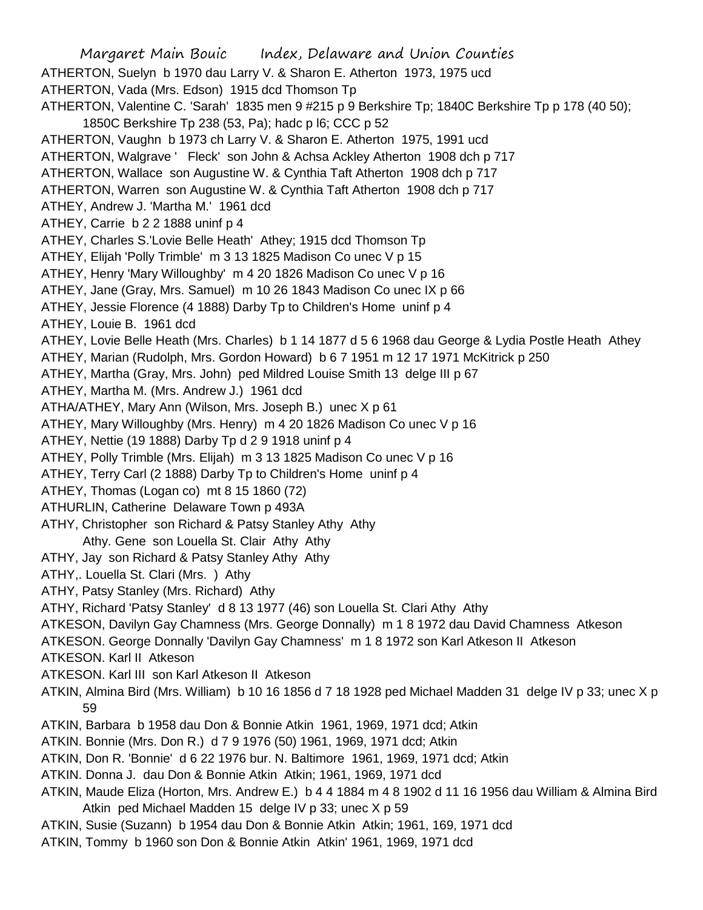ATHERTON, Suelyn  b 1970 dau Larry V. & Sharon E. Atherton  1973, 1975 ucd
ATHERTON, Vada (Mrs. Edson)  1915 dcd Thomson Tp
ATHERTON, Valentine C. 'Sarah'  1835 men 9 #215 p 9 Berkshire Tp; 1840C Berkshire Tp p 178 (40 50); 1850C Berkshire Tp 238 (53, Pa); hadc p l6; CCC p 52
ATHERTON, Vaughn  b 1973 ch Larry V. & Sharon E. Atherton  1975, 1991 ucd
ATHERTON, Walgrave '   Fleck'  son John & Achsa Ackley Atherton  1908 dch p 717
ATHERTON, Wallace  son Augustine W. & Cynthia Taft Atherton  1908 dch p 717
ATHERTON, Warren  son Augustine W. & Cynthia Taft Atherton  1908 dch p 717
ATHEY, Andrew J. 'Martha M.'  1961 dcd
ATHEY, Carrie  b 2 2 1888 uninf p 4
ATHEY, Charles S.'Lovie Belle Heath' Athey; 1915 dcd Thomson Tp
ATHEY, Elijah 'Polly Trimble'  m 3 13 1825 Madison Co unec V p 15
ATHEY, Henry 'Mary Willoughby'  m 4 20 1826 Madison Co unec V p 16
ATHEY, Jane (Gray, Mrs. Samuel)  m 10 26 1843 Madison Co unec IX p 66
ATHEY, Jessie Florence (4 1888) Darby Tp to Children's Home  uninf p 4
ATHEY, Louie B.  1961 dcd
ATHEY, Lovie Belle Heath (Mrs. Charles)  b 1 14 1877 d 5 6 1968 dau George & Lydia Postle Heath  Athey
ATHEY, Marian (Rudolph, Mrs. Gordon Howard)  b 6 7 1951 m 12 17 1971 McKitrick p 250
ATHEY, Martha (Gray, Mrs. John)  ped Mildred Louise Smith 13  delge III p 67
ATHEY, Martha M. (Mrs. Andrew J.)  1961 dcd
ATHA/ATHEY, Mary Ann (Wilson, Mrs. Joseph B.)  unec X p 61
ATHEY, Mary Willoughby (Mrs. Henry)  m 4 20 1826 Madison Co unec V p 16
ATHEY, Nettie (19 1888) Darby Tp d 2 9 1918 uninf p 4
ATHEY, Polly Trimble (Mrs. Elijah)  m 3 13 1825 Madison Co unec V p 16
ATHEY, Terry Carl (2 1888) Darby Tp to Children's Home  uninf p 4
ATHEY, Thomas (Logan co)  mt 8 15 1860 (72)
ATHURLIN, Catherine  Delaware Town p 493A
ATHY, Christopher  son Richard & Patsy Stanley Athy  Athy
Athy. Gene  son Louella St. Clair  Athy  Athy
ATHY, Jay  son Richard & Patsy Stanley Athy  Athy
ATHY,. Louella St. Clari (Mrs.  )  Athy
ATHY, Patsy Stanley (Mrs. Richard)  Athy
ATHY, Richard 'Patsy Stanley'  d 8 13 1977 (46) son Louella St. Clari Athy  Athy
ATKESON, Davilyn Gay Chamness (Mrs. George Donnally)  m 1 8 1972 dau David Chamness  Atkeson
ATKESON. George Donnally 'Davilyn Gay Chamness'  m 1 8 1972 son Karl Atkeson II  Atkeson
ATKESON. Karl II  Atkeson
ATKESON. Karl III  son Karl Atkeson II  Atkeson
ATKIN, Almina Bird (Mrs. William)  b 10 16 1856 d 7 18 1928 ped Michael Madden 31  delge IV p 33; unec X p 59
ATKIN, Barbara  b 1958 dau Don & Bonnie Atkin  1961, 1969, 1971 dcd; Atkin
ATKIN. Bonnie (Mrs. Don R.)  d 7 9 1976 (50) 1961, 1969, 1971 dcd; Atkin
ATKIN, Don R. 'Bonnie'  d 6 22 1976 bur. N. Baltimore  1961, 1969, 1971 dcd; Atkin
ATKIN. Donna J.  dau Don & Bonnie Atkin  Atkin; 1961, 1969, 1971 dcd
ATKIN, Maude Eliza (Horton, Mrs. Andrew E.)  b 4 4 1884 m 4 8 1902 d 11 16 1956 dau William & Almina Bird Atkin  ped Michael Madden 15  delge IV p 33; unec X p 59
ATKIN, Susie (Suzann)  b 1954 dau Don & Bonnie Atkin  Atkin; 1961, 169, 1971 dcd
ATKIN, Tommy  b 1960 son Don & Bonnie Atkin  Atkin' 1961, 1969, 1971 dcd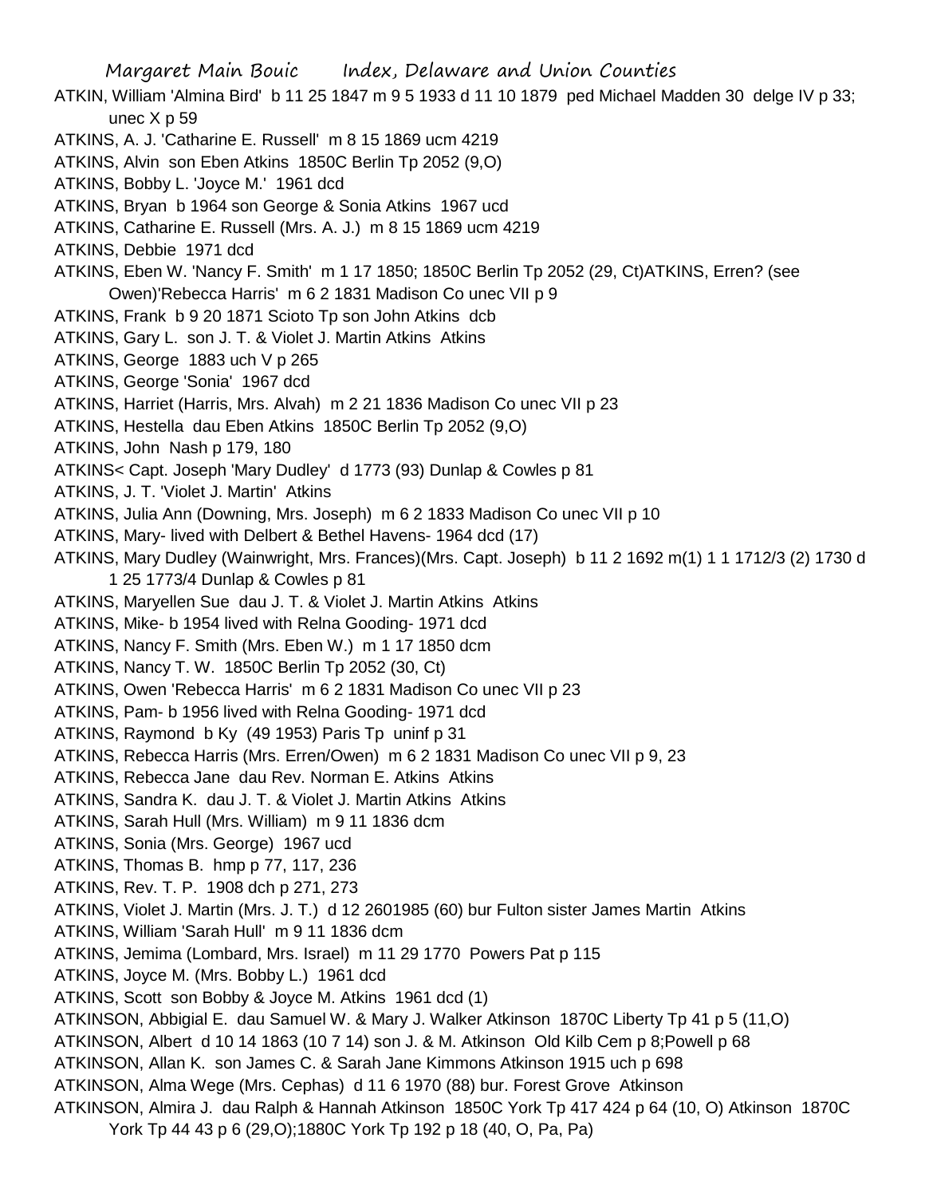ATKIN, William 'Almina Bird' b 11 25 1847 m 9 5 1933 d 11 10 1879 ped Michael Madden 30 delge IV p 33; unec X p 59

ATKINS, A. J. 'Catharine E. Russell' m 8 15 1869 ucm 4219

ATKINS, Alvin son Eben Atkins 1850C Berlin Tp 2052 (9,O)

ATKINS, Bobby L. 'Joyce M.' 1961 dcd

ATKINS, Bryan b 1964 son George & Sonia Atkins 1967 ucd

ATKINS, Catharine E. Russell (Mrs. A. J.) m 8 15 1869 ucm 4219

ATKINS, Debbie 1971 dcd

ATKINS, Eben W. 'Nancy F. Smith' m 1 17 1850; 1850C Berlin Tp 2052 (29, Ct)ATKINS, Erren? (see Owen)'Rebecca Harris' m 6 2 1831 Madison Co unec VII p 9

ATKINS, Frank b 9 20 1871 Scioto Tp son John Atkins dcb

ATKINS, Gary L. son J. T. & Violet J. Martin Atkins Atkins

ATKINS, George 1883 uch V p 265

ATKINS, George 'Sonia' 1967 dcd

ATKINS, Harriet (Harris, Mrs. Alvah) m 2 21 1836 Madison Co unec VII p 23

ATKINS, Hestella dau Eben Atkins 1850C Berlin Tp 2052 (9,O)

ATKINS, John Nash p 179, 180

ATKINS< Capt. Joseph 'Mary Dudley' d 1773 (93) Dunlap & Cowles p 81

ATKINS, J. T. 'Violet J. Martin' Atkins

ATKINS, Julia Ann (Downing, Mrs. Joseph) m 6 2 1833 Madison Co unec VII p 10

ATKINS, Mary- lived with Delbert & Bethel Havens- 1964 dcd (17)

ATKINS, Mary Dudley (Wainwright, Mrs. Frances)(Mrs. Capt. Joseph) b 11 2 1692 m(1) 1 1 1712/3 (2) 1730 d 1 25 1773/4 Dunlap & Cowles p 81

ATKINS, Maryellen Sue dau J. T. & Violet J. Martin Atkins Atkins

ATKINS, Mike- b 1954 lived with Relna Gooding- 1971 dcd

ATKINS, Nancy F. Smith (Mrs. Eben W.) m 1 17 1850 dcm

ATKINS, Nancy T. W. 1850C Berlin Tp 2052 (30, Ct)

ATKINS, Owen 'Rebecca Harris' m 6 2 1831 Madison Co unec VII p 23

ATKINS, Pam- b 1956 lived with Relna Gooding- 1971 dcd

ATKINS, Raymond b Ky (49 1953) Paris Tp uninf p 31

ATKINS, Rebecca Harris (Mrs. Erren/Owen) m 6 2 1831 Madison Co unec VII p 9, 23

ATKINS, Rebecca Jane dau Rev. Norman E. Atkins Atkins

ATKINS, Sandra K. dau J. T. & Violet J. Martin Atkins Atkins

ATKINS, Sarah Hull (Mrs. William) m 9 11 1836 dcm

ATKINS, Sonia (Mrs. George) 1967 ucd

ATKINS, Thomas B. hmp p 77, 117, 236

ATKINS, Rev. T. P. 1908 dch p 271, 273

ATKINS, Violet J. Martin (Mrs. J. T.) d 12 2601985 (60) bur Fulton sister James Martin Atkins

ATKINS, William 'Sarah Hull' m 9 11 1836 dcm

ATKINS, Jemima (Lombard, Mrs. Israel) m 11 29 1770 Powers Pat p 115

ATKINS, Joyce M. (Mrs. Bobby L.) 1961 dcd

ATKINS, Scott son Bobby & Joyce M. Atkins 1961 dcd (1)

ATKINSON, Abbigial E. dau Samuel W. & Mary J. Walker Atkinson 1870C Liberty Tp 41 p 5 (11,O)

ATKINSON, Albert d 10 14 1863 (10 7 14) son J. & M. Atkinson Old Kilb Cem p 8;Powell p 68

ATKINSON, Allan K. son James C. & Sarah Jane Kimmons Atkinson 1915 uch p 698

ATKINSON, Alma Wege (Mrs. Cephas) d 11 6 1970 (88) bur. Forest Grove Atkinson

ATKINSON, Almira J. dau Ralph & Hannah Atkinson 1850C York Tp 417 424 p 64 (10, O) Atkinson 1870C York Tp 44 43 p 6 (29,O);1880C York Tp 192 p 18 (40, O, Pa, Pa)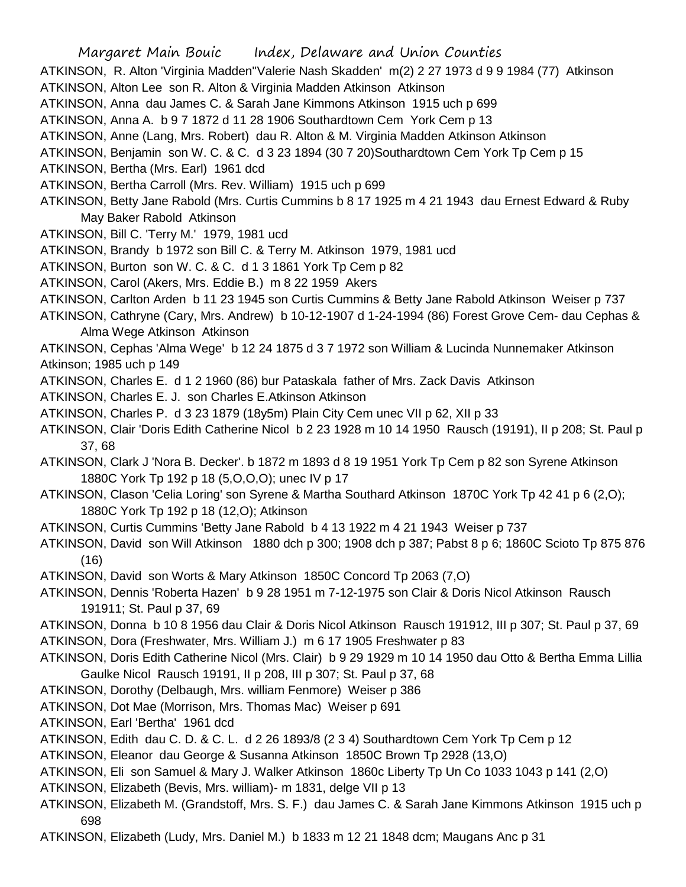ATKINSON, R. Alton 'Virginia Madden''Valerie Nash Skadden' m(2) 2 27 1973 d 9 9 1984 (77) Atkinson

ATKINSON, Alton Lee son R. Alton & Virginia Madden Atkinson Atkinson

ATKINSON, Anna dau James C. & Sarah Jane Kimmons Atkinson 1915 uch p 699

ATKINSON, Anna A. b 9 7 1872 d 11 28 1906 Southardtown Cem York Cem p 13

ATKINSON, Anne (Lang, Mrs. Robert) dau R. Alton & M. Virginia Madden Atkinson Atkinson

ATKINSON, Benjamin son W. C. & C. d 3 23 1894 (30 7 20)Southardtown Cem York Tp Cem p 15

ATKINSON, Bertha (Mrs. Earl) 1961 dcd

ATKINSON, Bertha Carroll (Mrs. Rev. William) 1915 uch p 699

ATKINSON, Betty Jane Rabold (Mrs. Curtis Cummins b 8 17 1925 m 4 21 1943 dau Ernest Edward & Ruby May Baker Rabold Atkinson

ATKINSON, Bill C. 'Terry M.' 1979, 1981 ucd

ATKINSON, Brandy b 1972 son Bill C. & Terry M. Atkinson 1979, 1981 ucd

ATKINSON, Burton son W. C. & C. d 1 3 1861 York Tp Cem p 82

ATKINSON, Carol (Akers, Mrs. Eddie B.) m 8 22 1959 Akers

ATKINSON, Carlton Arden b 11 23 1945 son Curtis Cummins & Betty Jane Rabold Atkinson Weiser p 737

ATKINSON, Cathryne (Cary, Mrs. Andrew) b 10-12-1907 d 1-24-1994 (86) Forest Grove Cem- dau Cephas & Alma Wege Atkinson Atkinson

ATKINSON, Cephas 'Alma Wege' b 12 24 1875 d 3 7 1972 son William & Lucinda Nunnemaker Atkinson Atkinson; 1985 uch p 149

ATKINSON, Charles E. d 1 2 1960 (86) bur Pataskala father of Mrs. Zack Davis Atkinson

ATKINSON, Charles E. J. son Charles E.Atkinson Atkinson

ATKINSON, Charles P. d 3 23 1879 (18y5m) Plain City Cem unec VII p 62, XII p 33

ATKINSON, Clair 'Doris Edith Catherine Nicol b 2 23 1928 m 10 14 1950 Rausch (19191), II p 208; St. Paul p 37, 68

ATKINSON, Clark J 'Nora B. Decker'. b 1872 m 1893 d 8 19 1951 York Tp Cem p 82 son Syrene Atkinson 1880C York Tp 192 p 18 (5,O,O,O); unec IV p 17

ATKINSON, Clason 'Celia Loring' son Syrene & Martha Southard Atkinson 1870C York Tp 42 41 p 6 (2,O); 1880C York Tp 192 p 18 (12,O); Atkinson

ATKINSON, Curtis Cummins 'Betty Jane Rabold b 4 13 1922 m 4 21 1943 Weiser p 737

ATKINSON, David son Will Atkinson 1880 dch p 300; 1908 dch p 387; Pabst 8 p 6; 1860C Scioto Tp 875 876 (16)

ATKINSON, David son Worts & Mary Atkinson 1850C Concord Tp 2063 (7,O)

ATKINSON, Dennis 'Roberta Hazen' b 9 28 1951 m 7-12-1975 son Clair & Doris Nicol Atkinson Rausch 191911; St. Paul p 37, 69

ATKINSON, Donna b 10 8 1956 dau Clair & Doris Nicol Atkinson Rausch 191912, III p 307; St. Paul p 37, 69

ATKINSON, Dora (Freshwater, Mrs. William J.) m 6 17 1905 Freshwater p 83

ATKINSON, Doris Edith Catherine Nicol (Mrs. Clair) b 9 29 1929 m 10 14 1950 dau Otto & Bertha Emma Lillia Gaulke Nicol Rausch 19191, II p 208, III p 307; St. Paul p 37, 68

ATKINSON, Dorothy (Delbaugh, Mrs. william Fenmore) Weiser p 386

ATKINSON, Dot Mae (Morrison, Mrs. Thomas Mac) Weiser p 691

ATKINSON, Earl 'Bertha' 1961 dcd

ATKINSON, Edith dau C. D. & C. L. d 2 26 1893/8 (2 3 4) Southardtown Cem York Tp Cem p 12

ATKINSON, Eleanor dau George & Susanna Atkinson 1850C Brown Tp 2928 (13,O)

ATKINSON, Eli son Samuel & Mary J. Walker Atkinson 1860c Liberty Tp Un Co 1033 1043 p 141 (2,O)

ATKINSON, Elizabeth (Bevis, Mrs. william)- m 1831, delge VII p 13

ATKINSON, Elizabeth M. (Grandstoff, Mrs. S. F.) dau James C. & Sarah Jane Kimmons Atkinson 1915 uch p 698

ATKINSON, Elizabeth (Ludy, Mrs. Daniel M.) b 1833 m 12 21 1848 dcm; Maugans Anc p 31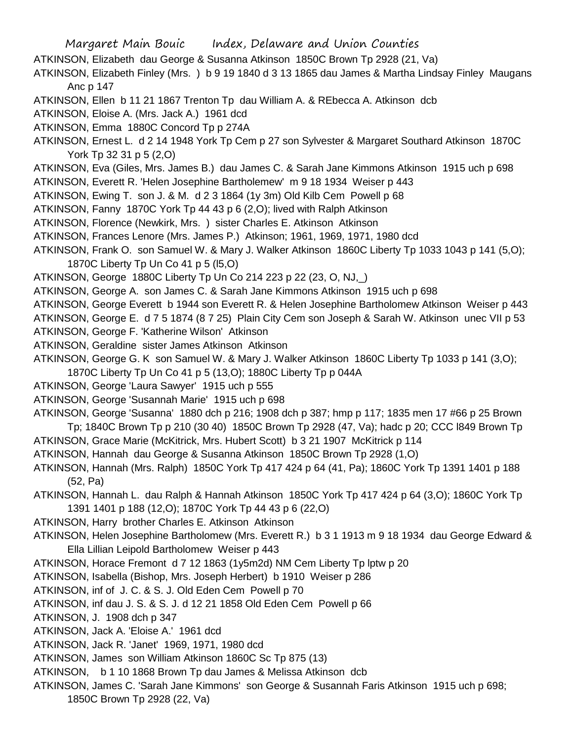ATKINSON, Elizabeth dau George & Susanna Atkinson 1850C Brown Tp 2928 (21, Va)

ATKINSON, Elizabeth Finley (Mrs. ) b 9 19 1840 d 3 13 1865 dau James & Martha Lindsay Finley Maugans Anc p 147

ATKINSON, Ellen b 11 21 1867 Trenton Tp dau William A. & REbecca A. Atkinson dcb

ATKINSON, Eloise A. (Mrs. Jack A.) 1961 dcd

ATKINSON, Emma 1880C Concord Tp p 274A

ATKINSON, Ernest L. d 2 14 1948 York Tp Cem p 27 son Sylvester & Margaret Southard Atkinson 1870C York Tp 32 31 p 5 (2,O)

ATKINSON, Eva (Giles, Mrs. James B.) dau James C. & Sarah Jane Kimmons Atkinson 1915 uch p 698

ATKINSON, Everett R. 'Helen Josephine Bartholemew' m 9 18 1934 Weiser p 443

ATKINSON, Ewing T. son J. & M. d 2 3 1864 (1y 3m) Old Kilb Cem Powell p 68

ATKINSON, Fanny 1870C York Tp 44 43 p 6 (2,O); lived with Ralph Atkinson

ATKINSON, Florence (Newkirk, Mrs. ) sister Charles E. Atkinson Atkinson

ATKINSON, Frances Lenore (Mrs. James P.) Atkinson; 1961, 1969, 1971, 1980 dcd

ATKINSON, Frank O. son Samuel W. & Mary J. Walker Atkinson 1860C Liberty Tp 1033 1043 p 141 (5,O); 1870C Liberty Tp Un Co 41 p 5 (l5,O)

ATKINSON, George 1880C Liberty Tp Un Co 214 223 p 22 (23, O, NJ,_)

ATKINSON, George A. son James C. & Sarah Jane Kimmons Atkinson 1915 uch p 698

ATKINSON, George Everett b 1944 son Everett R. & Helen Josephine Bartholomew Atkinson Weiser p 443

ATKINSON, George E. d 7 5 1874 (8 7 25) Plain City Cem son Joseph & Sarah W. Atkinson unec VII p 53

ATKINSON, George F. 'Katherine Wilson' Atkinson

ATKINSON, Geraldine sister James Atkinson Atkinson

ATKINSON, George G. K son Samuel W. & Mary J. Walker Atkinson 1860C Liberty Tp 1033 p 141 (3,O); 1870C Liberty Tp Un Co 41 p 5 (13,O); 1880C Liberty Tp p 044A

ATKINSON, George 'Laura Sawyer' 1915 uch p 555

ATKINSON, George 'Susannah Marie' 1915 uch p 698

ATKINSON, George 'Susanna' 1880 dch p 216; 1908 dch p 387; hmp p 117; 1835 men 17 #66 p 25 Brown Tp; 1840C Brown Tp p 210 (30 40) 1850C Brown Tp 2928 (47, Va); hadc p 20; CCC l849 Brown Tp

ATKINSON, Grace Marie (McKitrick, Mrs. Hubert Scott) b 3 21 1907 McKitrick p 114

ATKINSON, Hannah dau George & Susanna Atkinson 1850C Brown Tp 2928 (1,O)

ATKINSON, Hannah (Mrs. Ralph) 1850C York Tp 417 424 p 64 (41, Pa); 1860C York Tp 1391 1401 p 188 (52, Pa)

ATKINSON, Hannah L. dau Ralph & Hannah Atkinson 1850C York Tp 417 424 p 64 (3,O); 1860C York Tp 1391 1401 p 188 (12,O); 1870C York Tp 44 43 p 6 (22,O)

ATKINSON, Harry brother Charles E. Atkinson Atkinson

ATKINSON, Helen Josephine Bartholomew (Mrs. Everett R.) b 3 1 1913 m 9 18 1934 dau George Edward & Ella Lillian Leipold Bartholomew Weiser p 443

ATKINSON, Horace Fremont d 7 12 1863 (1y5m2d) NM Cem Liberty Tp lptw p 20

ATKINSON, Isabella (Bishop, Mrs. Joseph Herbert) b 1910 Weiser p 286

ATKINSON, inf of J. C. & S. J. Old Eden Cem Powell p 70

ATKINSON, inf dau J. S. & S. J. d 12 21 1858 Old Eden Cem Powell p 66

ATKINSON, J. 1908 dch p 347

ATKINSON, Jack A. 'Eloise A.' 1961 dcd

ATKINSON, Jack R. 'Janet' 1969, 1971, 1980 dcd

ATKINSON, James son William Atkinson 1860C Sc Tp 875 (13)

ATKINSON, b 1 10 1868 Brown Tp dau James & Melissa Atkinson dcb

ATKINSON, James C. 'Sarah Jane Kimmons' son George & Susannah Faris Atkinson 1915 uch p 698; 1850C Brown Tp 2928 (22, Va)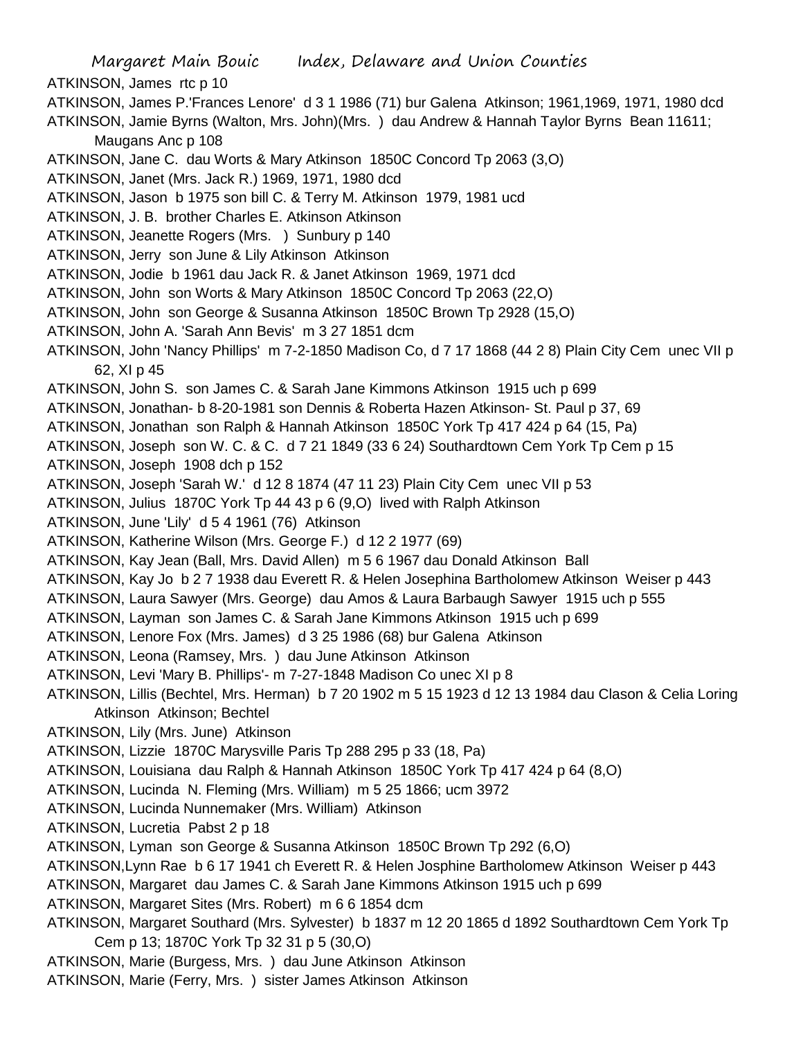ATKINSON, James rtc p 10

ATKINSON, James P.'Frances Lenore' d 3 1 1986 (71) bur Galena Atkinson; 1961,1969, 1971, 1980 dcd

ATKINSON, Jamie Byrns (Walton, Mrs. John)(Mrs. ) dau Andrew & Hannah Taylor Byrns Bean 11611; Maugans Anc p 108

ATKINSON, Jane C. dau Worts & Mary Atkinson 1850C Concord Tp 2063 (3,O)

ATKINSON, Janet (Mrs. Jack R.) 1969, 1971, 1980 dcd

ATKINSON, Jason b 1975 son bill C. & Terry M. Atkinson 1979, 1981 ucd

ATKINSON, J. B. brother Charles E. Atkinson Atkinson

ATKINSON, Jeanette Rogers (Mrs. ) Sunbury p 140

ATKINSON, Jerry son June & Lily Atkinson Atkinson

ATKINSON, Jodie b 1961 dau Jack R. & Janet Atkinson 1969, 1971 dcd

ATKINSON, John son Worts & Mary Atkinson 1850C Concord Tp 2063 (22,O)

ATKINSON, John son George & Susanna Atkinson 1850C Brown Tp 2928 (15,O)

ATKINSON, John A. 'Sarah Ann Bevis' m 3 27 1851 dcm

ATKINSON, John 'Nancy Phillips' m 7-2-1850 Madison Co, d 7 17 1868 (44 2 8) Plain City Cem unec VII p 62, XI p 45

ATKINSON, John S. son James C. & Sarah Jane Kimmons Atkinson 1915 uch p 699

ATKINSON, Jonathan- b 8-20-1981 son Dennis & Roberta Hazen Atkinson- St. Paul p 37, 69

ATKINSON, Jonathan son Ralph & Hannah Atkinson 1850C York Tp 417 424 p 64 (15, Pa)

ATKINSON, Joseph son W. C. & C. d 7 21 1849 (33 6 24) Southardtown Cem York Tp Cem p 15

ATKINSON, Joseph 1908 dch p 152

ATKINSON, Joseph 'Sarah W.' d 12 8 1874 (47 11 23) Plain City Cem unec VII p 53

ATKINSON, Julius 1870C York Tp 44 43 p 6 (9,O) lived with Ralph Atkinson

ATKINSON, June 'Lily' d 5 4 1961 (76) Atkinson

ATKINSON, Katherine Wilson (Mrs. George F.) d 12 2 1977 (69)

ATKINSON, Kay Jean (Ball, Mrs. David Allen) m 5 6 1967 dau Donald Atkinson Ball

ATKINSON, Kay Jo b 2 7 1938 dau Everett R. & Helen Josephina Bartholomew Atkinson Weiser p 443

ATKINSON, Laura Sawyer (Mrs. George) dau Amos & Laura Barbaugh Sawyer 1915 uch p 555

ATKINSON, Layman son James C. & Sarah Jane Kimmons Atkinson 1915 uch p 699

ATKINSON, Lenore Fox (Mrs. James) d 3 25 1986 (68) bur Galena Atkinson

ATKINSON, Leona (Ramsey, Mrs. ) dau June Atkinson Atkinson

ATKINSON, Levi 'Mary B. Phillips'- m 7-27-1848 Madison Co unec XI p 8

ATKINSON, Lillis (Bechtel, Mrs. Herman) b 7 20 1902 m 5 15 1923 d 12 13 1984 dau Clason & Celia Loring Atkinson Atkinson; Bechtel

ATKINSON, Lily (Mrs. June) Atkinson

ATKINSON, Lizzie 1870C Marysville Paris Tp 288 295 p 33 (18, Pa)

ATKINSON, Louisiana dau Ralph & Hannah Atkinson 1850C York Tp 417 424 p 64 (8,O)

ATKINSON, Lucinda N. Fleming (Mrs. William) m 5 25 1866; ucm 3972

ATKINSON, Lucinda Nunnemaker (Mrs. William) Atkinson

ATKINSON, Lucretia Pabst 2 p 18

ATKINSON, Lyman son George & Susanna Atkinson 1850C Brown Tp 292 (6,O)

ATKINSON,Lynn Rae b 6 17 1941 ch Everett R. & Helen Josphine Bartholomew Atkinson Weiser p 443

ATKINSON, Margaret dau James C. & Sarah Jane Kimmons Atkinson 1915 uch p 699

ATKINSON, Margaret Sites (Mrs. Robert) m 6 6 1854 dcm

ATKINSON, Margaret Southard (Mrs. Sylvester) b 1837 m 12 20 1865 d 1892 Southardtown Cem York Tp Cem p 13; 1870C York Tp 32 31 p 5 (30,O)

ATKINSON, Marie (Burgess, Mrs. ) dau June Atkinson Atkinson

ATKINSON, Marie (Ferry, Mrs. ) sister James Atkinson Atkinson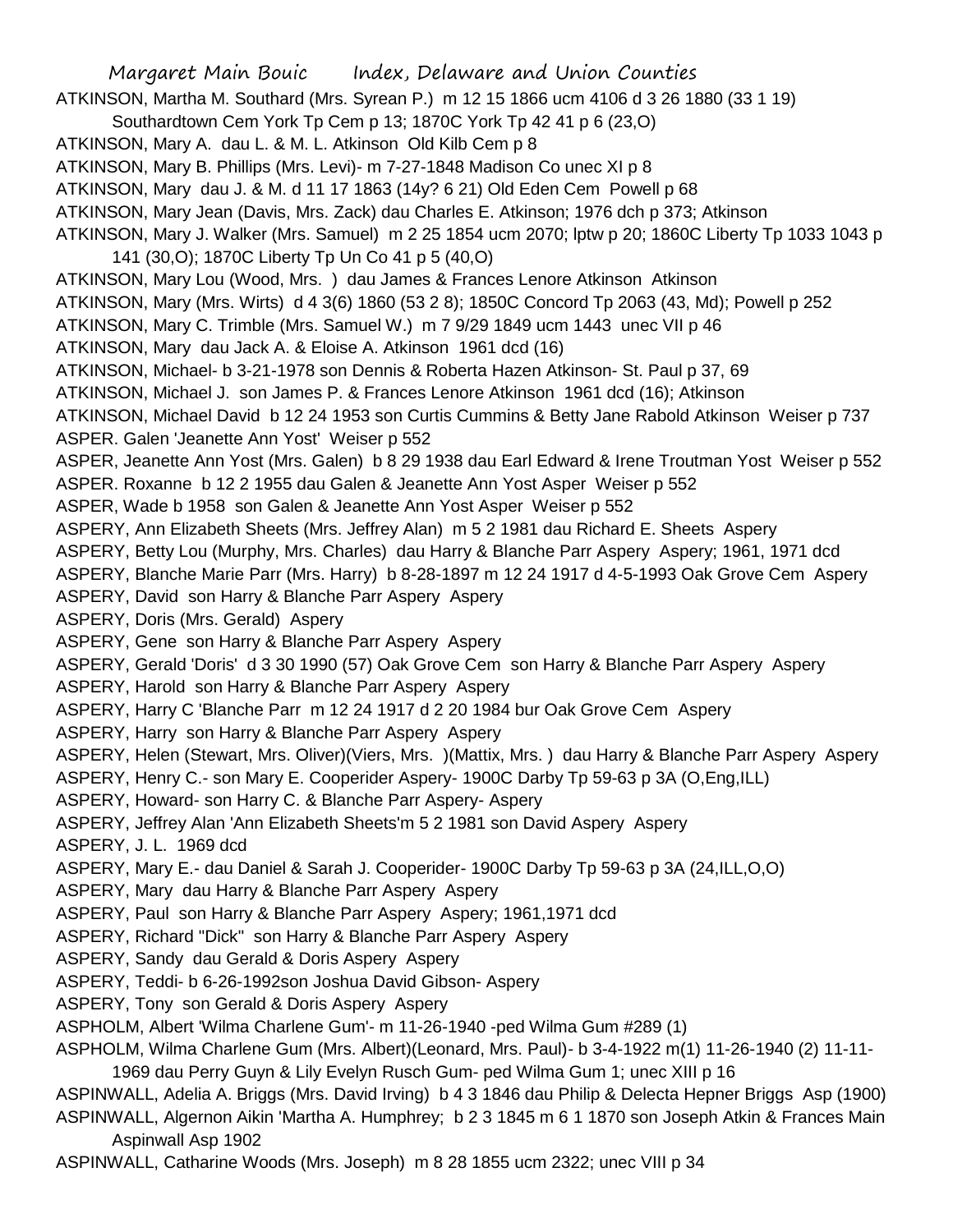ATKINSON, Martha M. Southard (Mrs. Syrean P.) m 12 15 1866 ucm 4106 d 3 26 1880 (33 1 19) Southardtown Cem York Tp Cem p 13; 1870C York Tp 42 41 p 6 (23,O)

ATKINSON, Mary A. dau L. & M. L. Atkinson Old Kilb Cem p 8

ATKINSON, Mary B. Phillips (Mrs. Levi)- m 7-27-1848 Madison Co unec XI p 8

ATKINSON, Mary dau J. & M. d 11 17 1863 (14y? 6 21) Old Eden Cem Powell p 68

ATKINSON, Mary Jean (Davis, Mrs. Zack) dau Charles E. Atkinson; 1976 dch p 373; Atkinson

ATKINSON, Mary J. Walker (Mrs. Samuel) m 2 25 1854 ucm 2070; lptw p 20; 1860C Liberty Tp 1033 1043 p 141 (30,O); 1870C Liberty Tp Un Co 41 p 5 (40,O)

ATKINSON, Mary Lou (Wood, Mrs. ) dau James & Frances Lenore Atkinson Atkinson

ATKINSON, Mary (Mrs. Wirts) d 4 3(6) 1860 (53 2 8); 1850C Concord Tp 2063 (43, Md); Powell p 252

ATKINSON, Mary C. Trimble (Mrs. Samuel W.) m 7 9/29 1849 ucm 1443 unec VII p 46

ATKINSON, Mary dau Jack A. & Eloise A. Atkinson 1961 dcd (16)

ATKINSON, Michael- b 3-21-1978 son Dennis & Roberta Hazen Atkinson- St. Paul p 37, 69

ATKINSON, Michael J. son James P. & Frances Lenore Atkinson 1961 dcd (16); Atkinson

ATKINSON, Michael David b 12 24 1953 son Curtis Cummins & Betty Jane Rabold Atkinson Weiser p 737

ASPER. Galen 'Jeanette Ann Yost' Weiser p 552

ASPER, Jeanette Ann Yost (Mrs. Galen) b 8 29 1938 dau Earl Edward & Irene Troutman Yost Weiser p 552

ASPER. Roxanne b 12 2 1955 dau Galen & Jeanette Ann Yost Asper Weiser p 552

ASPER, Wade b 1958 son Galen & Jeanette Ann Yost Asper Weiser p 552

ASPERY, Ann Elizabeth Sheets (Mrs. Jeffrey Alan) m 5 2 1981 dau Richard E. Sheets Aspery

ASPERY, Betty Lou (Murphy, Mrs. Charles) dau Harry & Blanche Parr Aspery Aspery; 1961, 1971 dcd

ASPERY, Blanche Marie Parr (Mrs. Harry) b 8-28-1897 m 12 24 1917 d 4-5-1993 Oak Grove Cem Aspery

ASPERY, David son Harry & Blanche Parr Aspery Aspery

ASPERY, Doris (Mrs. Gerald) Aspery

ASPERY, Gene son Harry & Blanche Parr Aspery Aspery

ASPERY, Gerald 'Doris' d 3 30 1990 (57) Oak Grove Cem son Harry & Blanche Parr Aspery Aspery

ASPERY, Harold son Harry & Blanche Parr Aspery Aspery

ASPERY, Harry C 'Blanche Parr m 12 24 1917 d 2 20 1984 bur Oak Grove Cem Aspery

ASPERY, Harry son Harry & Blanche Parr Aspery Aspery

ASPERY, Helen (Stewart, Mrs. Oliver)(Viers, Mrs. )(Mattix, Mrs. ) dau Harry & Blanche Parr Aspery Aspery

ASPERY, Henry C.- son Mary E. Cooperider Aspery- 1900C Darby Tp 59-63 p 3A (O,Eng,ILL)

ASPERY, Howard- son Harry C. & Blanche Parr Aspery- Aspery

ASPERY, Jeffrey Alan 'Ann Elizabeth Sheets'm 5 2 1981 son David Aspery Aspery

ASPERY, J. L. 1969 dcd

ASPERY, Mary E.- dau Daniel & Sarah J. Cooperider- 1900C Darby Tp 59-63 p 3A (24,ILL,O,O)

ASPERY, Mary dau Harry & Blanche Parr Aspery Aspery

ASPERY, Paul son Harry & Blanche Parr Aspery Aspery; 1961,1971 dcd

ASPERY, Richard "Dick" son Harry & Blanche Parr Aspery Aspery

ASPERY, Sandy dau Gerald & Doris Aspery Aspery

ASPERY, Teddi- b 6-26-1992son Joshua David Gibson- Aspery

ASPERY, Tony son Gerald & Doris Aspery Aspery

ASPHOLM, Albert 'Wilma Charlene Gum'- m 11-26-1940 -ped Wilma Gum #289 (1)

ASPHOLM, Wilma Charlene Gum (Mrs. Albert)(Leonard, Mrs. Paul)- b 3-4-1922 m(1) 11-26-1940 (2) 11-11-1969 dau Perry Guyn & Lily Evelyn Rusch Gum- ped Wilma Gum 1; unec XIII p 16

ASPINWALL, Adelia A. Briggs (Mrs. David Irving) b 4 3 1846 dau Philip & Delecta Hepner Briggs Asp (1900)

ASPINWALL, Algernon Aikin 'Martha A. Humphrey; b 2 3 1845 m 6 1 1870 son Joseph Atkin & Frances Main Aspinwall Asp 1902

ASPINWALL, Catharine Woods (Mrs. Joseph) m 8 28 1855 ucm 2322; unec VIII p 34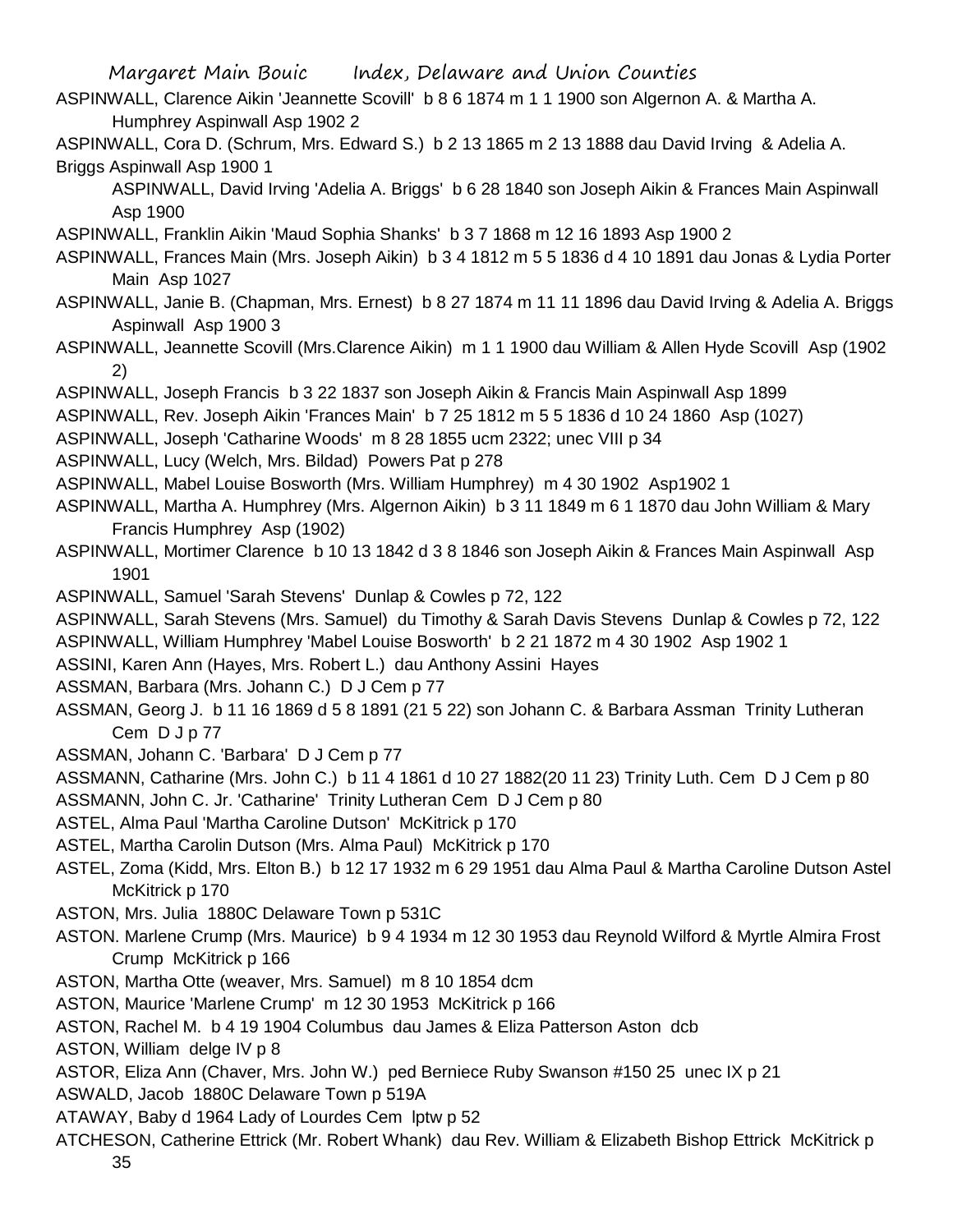ASPINWALL, Clarence Aikin 'Jeannette Scovill' b 8 6 1874 m 1 1 1900 son Algernon A. & Martha A. Humphrey Aspinwall Asp 1902 2

ASPINWALL, Cora D. (Schrum, Mrs. Edward S.) b 2 13 1865 m 2 13 1888 dau David Irving & Adelia A. Briggs Aspinwall Asp 1900 1

ASPINWALL, David Irving 'Adelia A. Briggs' b 6 28 1840 son Joseph Aikin & Frances Main Aspinwall Asp 1900

ASPINWALL, Franklin Aikin 'Maud Sophia Shanks' b 3 7 1868 m 12 16 1893 Asp 1900 2

ASPINWALL, Frances Main (Mrs. Joseph Aikin) b 3 4 1812 m 5 5 1836 d 4 10 1891 dau Jonas & Lydia Porter Main Asp 1027

ASPINWALL, Janie B. (Chapman, Mrs. Ernest) b 8 27 1874 m 11 11 1896 dau David Irving & Adelia A. Briggs Aspinwall Asp 1900 3

ASPINWALL, Jeannette Scovill (Mrs.Clarence Aikin) m 1 1 1900 dau William & Allen Hyde Scovill Asp (1902 2)

ASPINWALL, Joseph Francis b 3 22 1837 son Joseph Aikin & Francis Main Aspinwall Asp 1899

ASPINWALL, Rev. Joseph Aikin 'Frances Main' b 7 25 1812 m 5 5 1836 d 10 24 1860 Asp (1027)

ASPINWALL, Joseph 'Catharine Woods' m 8 28 1855 ucm 2322; unec VIII p 34

ASPINWALL, Lucy (Welch, Mrs. Bildad) Powers Pat p 278

ASPINWALL, Mabel Louise Bosworth (Mrs. William Humphrey) m 4 30 1902 Asp1902 1

ASPINWALL, Martha A. Humphrey (Mrs. Algernon Aikin) b 3 11 1849 m 6 1 1870 dau John William & Mary Francis Humphrey Asp (1902)

ASPINWALL, Mortimer Clarence b 10 13 1842 d 3 8 1846 son Joseph Aikin & Frances Main Aspinwall Asp 1901

ASPINWALL, Samuel 'Sarah Stevens' Dunlap & Cowles p 72, 122

ASPINWALL, Sarah Stevens (Mrs. Samuel) du Timothy & Sarah Davis Stevens Dunlap & Cowles p 72, 122

ASPINWALL, William Humphrey 'Mabel Louise Bosworth' b 2 21 1872 m 4 30 1902 Asp 1902 1

ASSINI, Karen Ann (Hayes, Mrs. Robert L.) dau Anthony Assini Hayes

ASSMAN, Barbara (Mrs. Johann C.) D J Cem p 77

ASSMAN, Georg J. b 11 16 1869 d 5 8 1891 (21 5 22) son Johann C. & Barbara Assman Trinity Lutheran Cem D J p 77

ASSMAN, Johann C. 'Barbara' D J Cem p 77

ASSMANN, Catharine (Mrs. John C.) b 11 4 1861 d 10 27 1882(20 11 23) Trinity Luth. Cem D J Cem p 80

ASSMANN, John C. Jr. 'Catharine' Trinity Lutheran Cem D J Cem p 80

ASTEL, Alma Paul 'Martha Caroline Dutson' McKitrick p 170

ASTEL, Martha Carolin Dutson (Mrs. Alma Paul) McKitrick p 170

ASTEL, Zoma (Kidd, Mrs. Elton B.) b 12 17 1932 m 6 29 1951 dau Alma Paul & Martha Caroline Dutson Astel McKitrick p 170

ASTON, Mrs. Julia 1880C Delaware Town p 531C

ASTON. Marlene Crump (Mrs. Maurice) b 9 4 1934 m 12 30 1953 dau Reynold Wilford & Myrtle Almira Frost Crump McKitrick p 166

ASTON, Martha Otte (weaver, Mrs. Samuel) m 8 10 1854 dcm

ASTON, Maurice 'Marlene Crump' m 12 30 1953 McKitrick p 166

ASTON, Rachel M. b 4 19 1904 Columbus dau James & Eliza Patterson Aston dcb

ASTON, William delge IV p 8

ASTOR, Eliza Ann (Chaver, Mrs. John W.) ped Berniece Ruby Swanson #150 25 unec IX p 21

ASWALD, Jacob 1880C Delaware Town p 519A

ATAWAY, Baby d 1964 Lady of Lourdes Cem lptw p 52

ATCHESON, Catherine Ettrick (Mr. Robert Whank) dau Rev. William & Elizabeth Bishop Ettrick McKitrick p 35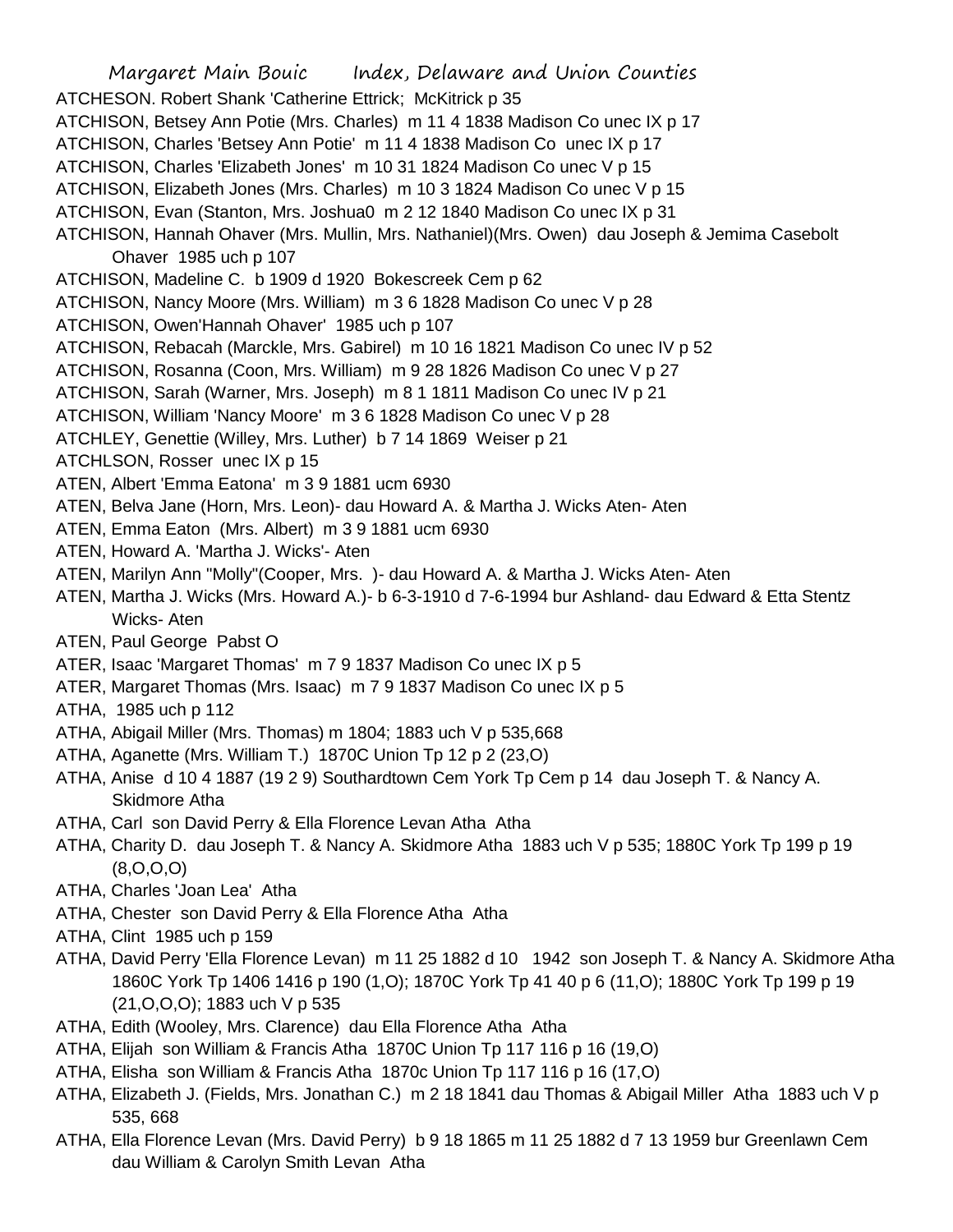ATCHESON. Robert Shank 'Catherine Ettrick; McKitrick p 35

ATCHISON, Betsey Ann Potie (Mrs. Charles) m 11 4 1838 Madison Co unec IX p 17

ATCHISON, Charles 'Betsey Ann Potie' m 11 4 1838 Madison Co unec IX p 17

ATCHISON, Charles 'Elizabeth Jones' m 10 31 1824 Madison Co unec V p 15

ATCHISON, Elizabeth Jones (Mrs. Charles) m 10 3 1824 Madison Co unec V p 15

ATCHISON, Evan (Stanton, Mrs. Joshua0 m 2 12 1840 Madison Co unec IX p 31

ATCHISON, Hannah Ohaver (Mrs. Mullin, Mrs. Nathaniel)(Mrs. Owen) dau Joseph & Jemima Casebolt Ohaver 1985 uch p 107

ATCHISON, Madeline C. b 1909 d 1920 Bokescreek Cem p 62

ATCHISON, Nancy Moore (Mrs. William) m 3 6 1828 Madison Co unec V p 28

ATCHISON, Owen'Hannah Ohaver' 1985 uch p 107

ATCHISON, Rebacah (Marckle, Mrs. Gabirel) m 10 16 1821 Madison Co unec IV p 52

ATCHISON, Rosanna (Coon, Mrs. William) m 9 28 1826 Madison Co unec V p 27

ATCHISON, Sarah (Warner, Mrs. Joseph) m 8 1 1811 Madison Co unec IV p 21

ATCHISON, William 'Nancy Moore' m 3 6 1828 Madison Co unec V p 28

ATCHLEY, Genettie (Willey, Mrs. Luther) b 7 14 1869 Weiser p 21

ATCHLSON, Rosser unec IX p 15

ATEN, Albert 'Emma Eatona' m 3 9 1881 ucm 6930

ATEN, Belva Jane (Horn, Mrs. Leon)- dau Howard A. & Martha J. Wicks Aten- Aten

ATEN, Emma Eaton (Mrs. Albert) m 3 9 1881 ucm 6930

ATEN, Howard A. 'Martha J. Wicks'- Aten

ATEN, Marilyn Ann "Molly"(Cooper, Mrs. )- dau Howard A. & Martha J. Wicks Aten- Aten

ATEN, Martha J. Wicks (Mrs. Howard A.)- b 6-3-1910 d 7-6-1994 bur Ashland- dau Edward & Etta Stentz Wicks- Aten

ATEN, Paul George Pabst O

ATER, Isaac 'Margaret Thomas' m 7 9 1837 Madison Co unec IX p 5

ATER, Margaret Thomas (Mrs. Isaac) m 7 9 1837 Madison Co unec IX p 5

ATHA, 1985 uch p 112

ATHA, Abigail Miller (Mrs. Thomas) m 1804; 1883 uch V p 535,668

ATHA, Aganette (Mrs. William T.) 1870C Union Tp 12 p 2 (23,O)

ATHA, Anise d 10 4 1887 (19 2 9) Southardtown Cem York Tp Cem p 14 dau Joseph T. & Nancy A. Skidmore Atha

ATHA, Carl son David Perry & Ella Florence Levan Atha Atha

ATHA, Charity D. dau Joseph T. & Nancy A. Skidmore Atha 1883 uch V p 535; 1880C York Tp 199 p 19 (8,O,O,O)

ATHA, Charles 'Joan Lea' Atha

ATHA, Chester son David Perry & Ella Florence Atha Atha

ATHA, Clint 1985 uch p 159

ATHA, David Perry 'Ella Florence Levan) m 11 25 1882 d 10 1942 son Joseph T. & Nancy A. Skidmore Atha 1860C York Tp 1406 1416 p 190 (1,O); 1870C York Tp 41 40 p 6 (11,O); 1880C York Tp 199 p 19 (21,O,O,O); 1883 uch V p 535

ATHA, Edith (Wooley, Mrs. Clarence) dau Ella Florence Atha Atha

ATHA, Elijah son William & Francis Atha 1870C Union Tp 117 116 p 16 (19,O)

ATHA, Elisha son William & Francis Atha 1870c Union Tp 117 116 p 16 (17,O)

ATHA, Elizabeth J. (Fields, Mrs. Jonathan C.) m 2 18 1841 dau Thomas & Abigail Miller Atha 1883 uch V p 535, 668

ATHA, Ella Florence Levan (Mrs. David Perry) b 9 18 1865 m 11 25 1882 d 7 13 1959 bur Greenlawn Cem dau William & Carolyn Smith Levan Atha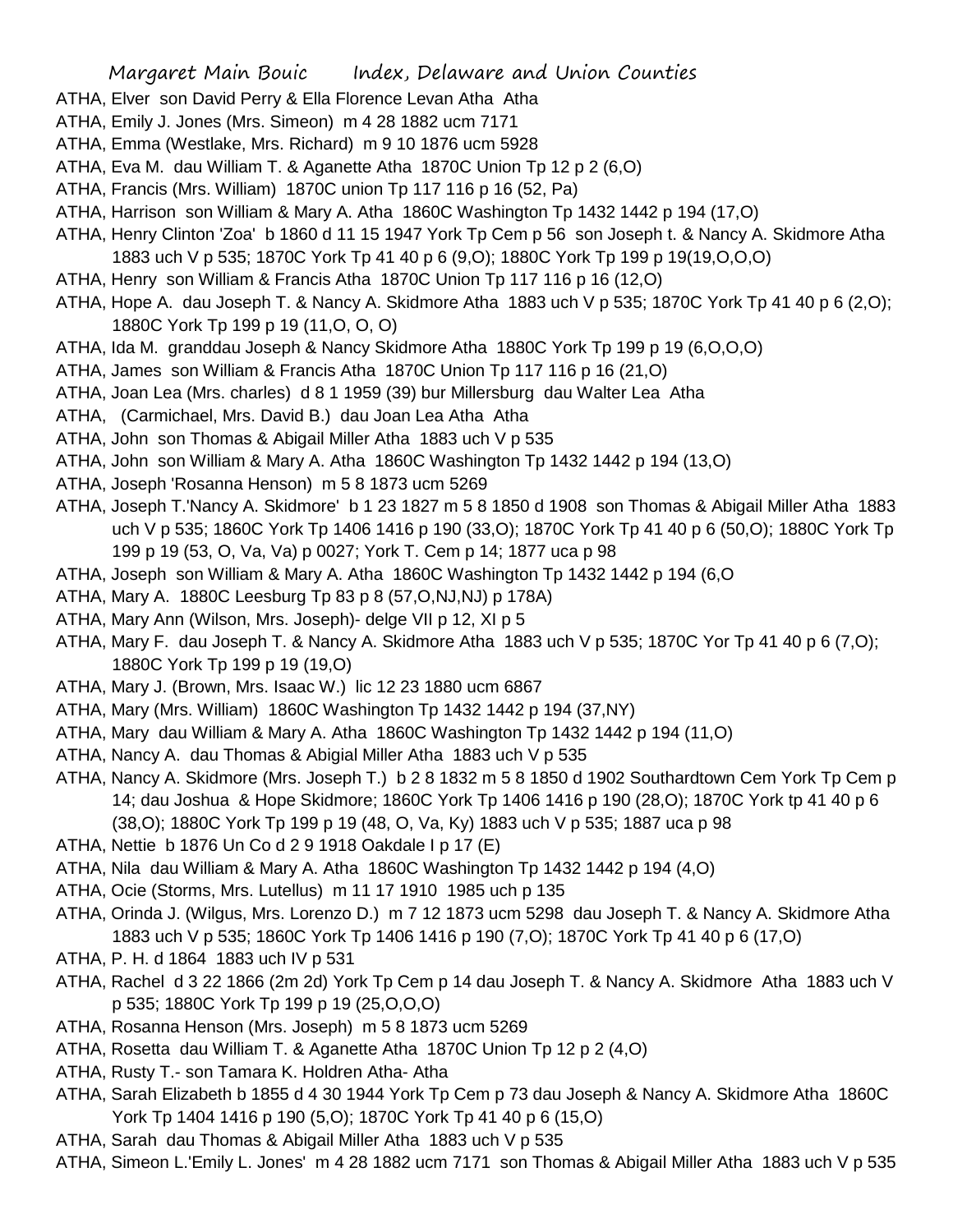ATHA, Elver son David Perry & Ella Florence Levan Atha Atha

ATHA, Emily J. Jones (Mrs. Simeon) m 4 28 1882 ucm 7171

ATHA, Emma (Westlake, Mrs. Richard) m 9 10 1876 ucm 5928

ATHA, Eva M. dau William T. & Aganette Atha 1870C Union Tp 12 p 2 (6,O)

ATHA, Francis (Mrs. William) 1870C union Tp 117 116 p 16 (52, Pa)

ATHA, Harrison son William & Mary A. Atha 1860C Washington Tp 1432 1442 p 194 (17,O)

ATHA, Henry Clinton 'Zoa' b 1860 d 11 15 1947 York Tp Cem p 56 son Joseph t. & Nancy A. Skidmore Atha 1883 uch V p 535; 1870C York Tp 41 40 p 6 (9,O); 1880C York Tp 199 p 19(19,O,O,O)

ATHA, Henry son William & Francis Atha 1870C Union Tp 117 116 p 16 (12,O)

ATHA, Hope A. dau Joseph T. & Nancy A. Skidmore Atha 1883 uch V p 535; 1870C York Tp 41 40 p 6 (2,O); 1880C York Tp 199 p 19 (11,O, O, O)

ATHA, Ida M. granddau Joseph & Nancy Skidmore Atha 1880C York Tp 199 p 19 (6,O,O,O)

ATHA, James son William & Francis Atha 1870C Union Tp 117 116 p 16 (21,O)

ATHA, Joan Lea (Mrs. charles) d 8 1 1959 (39) bur Millersburg dau Walter Lea Atha

ATHA, (Carmichael, Mrs. David B.) dau Joan Lea Atha Atha

ATHA, John son Thomas & Abigail Miller Atha 1883 uch V p 535

ATHA, John son William & Mary A. Atha 1860C Washington Tp 1432 1442 p 194 (13,O)

ATHA, Joseph 'Rosanna Henson) m 5 8 1873 ucm 5269

ATHA, Joseph T.'Nancy A. Skidmore' b 1 23 1827 m 5 8 1850 d 1908 son Thomas & Abigail Miller Atha 1883 uch V p 535; 1860C York Tp 1406 1416 p 190 (33,O); 1870C York Tp 41 40 p 6 (50,O); 1880C York Tp 199 p 19 (53, O, Va, Va) p 0027; York T. Cem p 14; 1877 uca p 98

ATHA, Joseph son William & Mary A. Atha 1860C Washington Tp 1432 1442 p 194 (6,O

ATHA, Mary A. 1880C Leesburg Tp 83 p 8 (57,O,NJ,NJ) p 178A)

ATHA, Mary Ann (Wilson, Mrs. Joseph)- delge VII p 12, XI p 5

ATHA, Mary F. dau Joseph T. & Nancy A. Skidmore Atha 1883 uch V p 535; 1870C Yor Tp 41 40 p 6 (7,O); 1880C York Tp 199 p 19 (19,O)

ATHA, Mary J. (Brown, Mrs. Isaac W.) lic 12 23 1880 ucm 6867

ATHA, Mary (Mrs. William) 1860C Washington Tp 1432 1442 p 194 (37,NY)

ATHA, Mary dau William & Mary A. Atha 1860C Washington Tp 1432 1442 p 194 (11,O)

ATHA, Nancy A. dau Thomas & Abigial Miller Atha 1883 uch V p 535

ATHA, Nancy A. Skidmore (Mrs. Joseph T.) b 2 8 1832 m 5 8 1850 d 1902 Southardtown Cem York Tp Cem p 14; dau Joshua & Hope Skidmore; 1860C York Tp 1406 1416 p 190 (28,O); 1870C York tp 41 40 p 6 (38,O); 1880C York Tp 199 p 19 (48, O, Va, Ky) 1883 uch V p 535; 1887 uca p 98

ATHA, Nettie b 1876 Un Co d 2 9 1918 Oakdale I p 17 (E)

ATHA, Nila dau William & Mary A. Atha 1860C Washington Tp 1432 1442 p 194 (4,O)

ATHA, Ocie (Storms, Mrs. Lutellus) m 11 17 1910 1985 uch p 135

ATHA, Orinda J. (Wilgus, Mrs. Lorenzo D.) m 7 12 1873 ucm 5298 dau Joseph T. & Nancy A. Skidmore Atha 1883 uch V p 535; 1860C York Tp 1406 1416 p 190 (7,O); 1870C York Tp 41 40 p 6 (17,O)

ATHA, P. H. d 1864 1883 uch IV p 531

ATHA, Rachel d 3 22 1866 (2m 2d) York Tp Cem p 14 dau Joseph T. & Nancy A. Skidmore Atha 1883 uch V p 535; 1880C York Tp 199 p 19 (25,O,O,O)

ATHA, Rosanna Henson (Mrs. Joseph) m 5 8 1873 ucm 5269

ATHA, Rosetta dau William T. & Aganette Atha 1870C Union Tp 12 p 2 (4,O)

ATHA, Rusty T.- son Tamara K. Holdren Atha- Atha

ATHA, Sarah Elizabeth b 1855 d 4 30 1944 York Tp Cem p 73 dau Joseph & Nancy A. Skidmore Atha 1860C York Tp 1404 1416 p 190 (5,O); 1870C York Tp 41 40 p 6 (15,O)

ATHA, Sarah dau Thomas & Abigail Miller Atha 1883 uch V p 535

ATHA, Simeon L.'Emily L. Jones' m 4 28 1882 ucm 7171 son Thomas & Abigail Miller Atha 1883 uch V p 535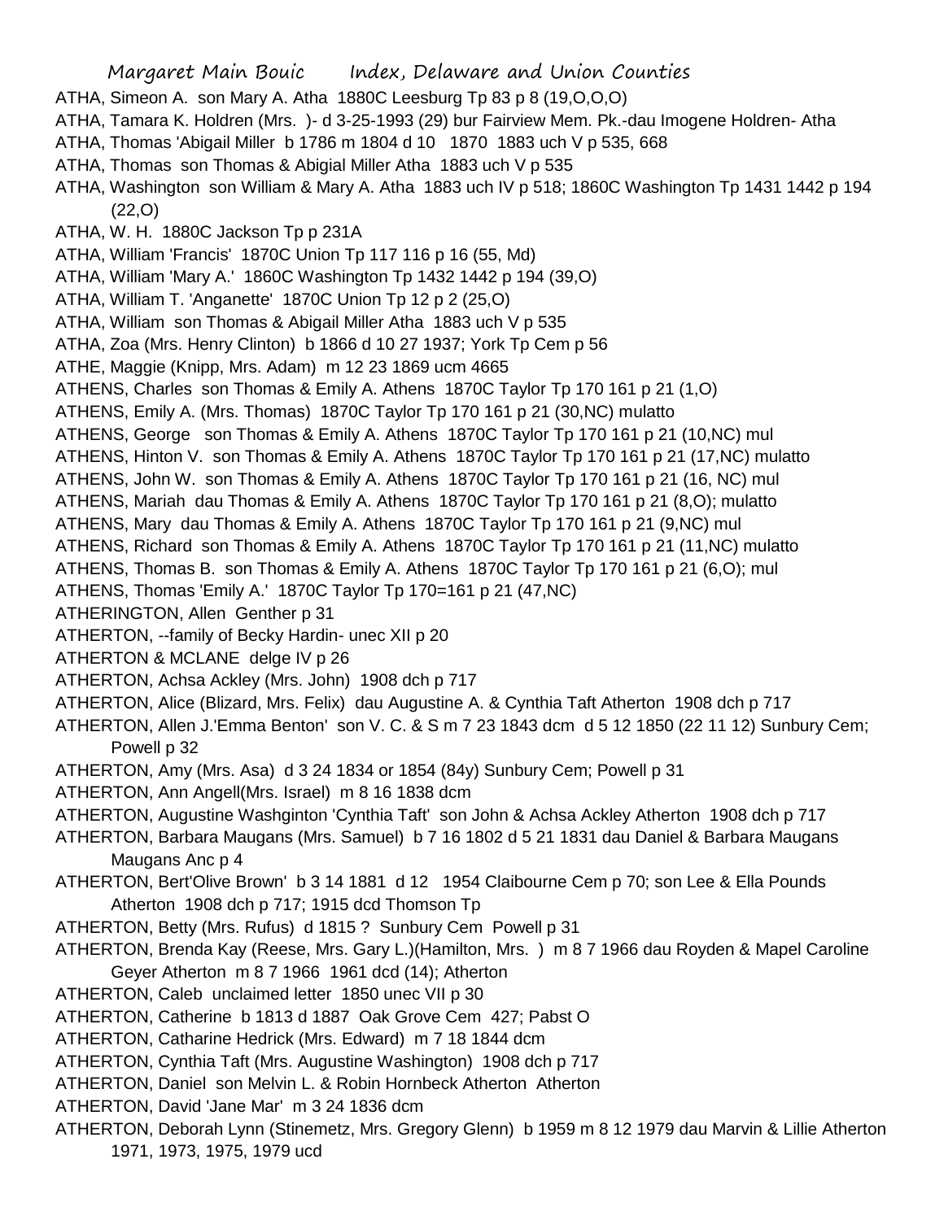ATHA, Simeon A. son Mary A. Atha 1880C Leesburg Tp 83 p 8 (19,O,O,O)

ATHA, Tamara K. Holdren (Mrs. )- d 3-25-1993 (29) bur Fairview Mem. Pk.-dau Imogene Holdren- Atha

ATHA, Thomas 'Abigail Miller b 1786 m 1804 d 10 1870 1883 uch V p 535, 668

ATHA, Thomas son Thomas & Abigial Miller Atha 1883 uch V p 535

ATHA, Washington son William & Mary A. Atha 1883 uch IV p 518; 1860C Washington Tp 1431 1442 p 194 (22,O)

ATHA, W. H. 1880C Jackson Tp p 231A

ATHA, William 'Francis' 1870C Union Tp 117 116 p 16 (55, Md)

ATHA, William 'Mary A.' 1860C Washington Tp 1432 1442 p 194 (39,O)

ATHA, William T. 'Anganette' 1870C Union Tp 12 p 2 (25,O)

ATHA, William son Thomas & Abigail Miller Atha 1883 uch V p 535

ATHA, Zoa (Mrs. Henry Clinton) b 1866 d 10 27 1937; York Tp Cem p 56

ATHE, Maggie (Knipp, Mrs. Adam) m 12 23 1869 ucm 4665

ATHENS, Charles son Thomas & Emily A. Athens 1870C Taylor Tp 170 161 p 21 (1,O)

ATHENS, Emily A. (Mrs. Thomas) 1870C Taylor Tp 170 161 p 21 (30,NC) mulatto

ATHENS, George son Thomas & Emily A. Athens 1870C Taylor Tp 170 161 p 21 (10,NC) mul

ATHENS, Hinton V. son Thomas & Emily A. Athens 1870C Taylor Tp 170 161 p 21 (17,NC) mulatto

ATHENS, John W. son Thomas & Emily A. Athens 1870C Taylor Tp 170 161 p 21 (16, NC) mul

ATHENS, Mariah dau Thomas & Emily A. Athens 1870C Taylor Tp 170 161 p 21 (8,O); mulatto

ATHENS, Mary dau Thomas & Emily A. Athens 1870C Taylor Tp 170 161 p 21 (9,NC) mul

ATHENS, Richard son Thomas & Emily A. Athens 1870C Taylor Tp 170 161 p 21 (11,NC) mulatto

ATHENS, Thomas B. son Thomas & Emily A. Athens 1870C Taylor Tp 170 161 p 21 (6,O); mul

ATHENS, Thomas 'Emily A.' 1870C Taylor Tp 170=161 p 21 (47,NC)

ATHERINGTON, Allen Genther p 31

ATHERTON, --family of Becky Hardin- unec XII p 20

ATHERTON & MCLANE delge IV p 26

ATHERTON, Achsa Ackley (Mrs. John) 1908 dch p 717

ATHERTON, Alice (Blizard, Mrs. Felix) dau Augustine A. & Cynthia Taft Atherton 1908 dch p 717

ATHERTON, Allen J.'Emma Benton' son V. C. & S m 7 23 1843 dcm d 5 12 1850 (22 11 12) Sunbury Cem; Powell p 32

ATHERTON, Amy (Mrs. Asa) d 3 24 1834 or 1854 (84y) Sunbury Cem; Powell p 31

ATHERTON, Ann Angell(Mrs. Israel) m 8 16 1838 dcm

ATHERTON, Augustine Washghinton 'Cynthia Taft' son John & Achsa Ackley Atherton 1908 dch p 717

ATHERTON, Barbara Maugans (Mrs. Samuel) b 7 16 1802 d 5 21 1831 dau Daniel & Barbara Maugans Maugans Anc p 4

ATHERTON, Bert'Olive Brown' b 3 14 1881 d 12 1954 Claibourne Cem p 70; son Lee & Ella Pounds Atherton 1908 dch p 717; 1915 dcd Thomson Tp

ATHERTON, Betty (Mrs. Rufus) d 1815 ? Sunbury Cem Powell p 31

ATHERTON, Brenda Kay (Reese, Mrs. Gary L.)(Hamilton, Mrs. ) m 8 7 1966 dau Royden & Mapel Caroline Geyer Atherton m 8 7 1966 1961 dcd (14); Atherton

ATHERTON, Caleb unclaimed letter 1850 unec VII p 30

ATHERTON, Catherine b 1813 d 1887 Oak Grove Cem 427; Pabst O

ATHERTON, Catharine Hedrick (Mrs. Edward) m 7 18 1844 dcm

ATHERTON, Cynthia Taft (Mrs. Augustine Washington) 1908 dch p 717

ATHERTON, Daniel son Melvin L. & Robin Hornbeck Atherton Atherton

ATHERTON, David 'Jane Mar' m 3 24 1836 dcm

ATHERTON, Deborah Lynn (Stinemetz, Mrs. Gregory Glenn) b 1959 m 8 12 1979 dau Marvin & Lillie Atherton 1971, 1973, 1975, 1979 ucd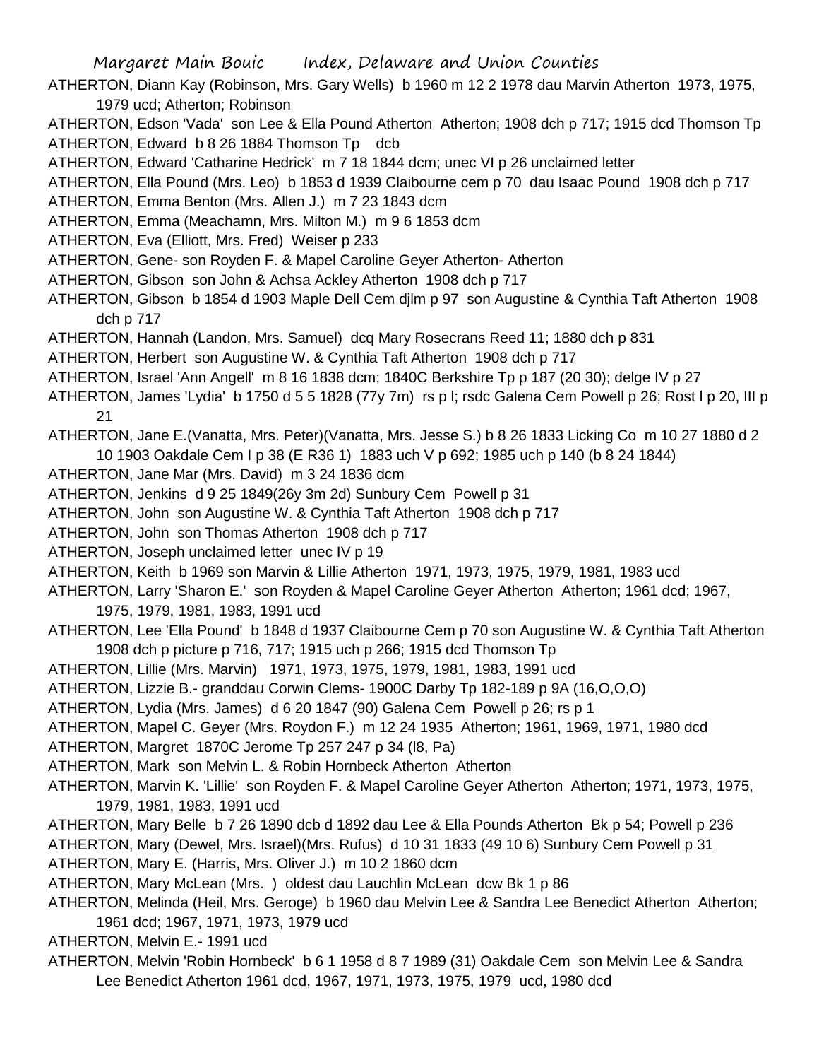ATHERTON, Diann Kay (Robinson, Mrs. Gary Wells) b 1960 m 12 2 1978 dau Marvin Atherton 1973, 1975, 1979 ucd; Atherton; Robinson

ATHERTON, Edson 'Vada' son Lee & Ella Pound Atherton Atherton; 1908 dch p 717; 1915 dcd Thomson Tp

ATHERTON, Edward b 8 26 1884 Thomson Tp dcb

ATHERTON, Edward 'Catharine Hedrick' m 7 18 1844 dcm; unec VI p 26 unclaimed letter

ATHERTON, Ella Pound (Mrs. Leo) b 1853 d 1939 Claibourne cem p 70 dau Isaac Pound 1908 dch p 717

ATHERTON, Emma Benton (Mrs. Allen J.) m 7 23 1843 dcm

ATHERTON, Emma (Meachamn, Mrs. Milton M.) m 9 6 1853 dcm

ATHERTON, Eva (Elliott, Mrs. Fred) Weiser p 233

ATHERTON, Gene- son Royden F. & Mapel Caroline Geyer Atherton- Atherton

ATHERTON, Gibson son John & Achsa Ackley Atherton 1908 dch p 717

ATHERTON, Gibson b 1854 d 1903 Maple Dell Cem djlm p 97 son Augustine & Cynthia Taft Atherton 1908 dch p 717

ATHERTON, Hannah (Landon, Mrs. Samuel) dcq Mary Rosecrans Reed 11; 1880 dch p 831

ATHERTON, Herbert son Augustine W. & Cynthia Taft Atherton 1908 dch p 717

ATHERTON, Israel 'Ann Angell' m 8 16 1838 dcm; 1840C Berkshire Tp p 187 (20 30); delge IV p 27

ATHERTON, James 'Lydia' b 1750 d 5 5 1828 (77y 7m) rs p l; rsdc Galena Cem Powell p 26; Rost l p 20, III p 21

ATHERTON, Jane E.(Vanatta, Mrs. Peter)(Vanatta, Mrs. Jesse S.) b 8 26 1833 Licking Co m 10 27 1880 d 2 10 1903 Oakdale Cem I p 38 (E R36 1) 1883 uch V p 692; 1985 uch p 140 (b 8 24 1844)

ATHERTON, Jane Mar (Mrs. David) m 3 24 1836 dcm

ATHERTON, Jenkins d 9 25 1849(26y 3m 2d) Sunbury Cem Powell p 31

ATHERTON, John son Augustine W. & Cynthia Taft Atherton 1908 dch p 717

ATHERTON, John son Thomas Atherton 1908 dch p 717

ATHERTON, Joseph unclaimed letter unec IV p 19

ATHERTON, Keith b 1969 son Marvin & Lillie Atherton 1971, 1973, 1975, 1979, 1981, 1983 ucd

ATHERTON, Larry 'Sharon E.' son Royden & Mapel Caroline Geyer Atherton Atherton; 1961 dcd; 1967, 1975, 1979, 1981, 1983, 1991 ucd

ATHERTON, Lee 'Ella Pound' b 1848 d 1937 Claibourne Cem p 70 son Augustine W. & Cynthia Taft Atherton 1908 dch p picture p 716, 717; 1915 uch p 266; 1915 dcd Thomson Tp

ATHERTON, Lillie (Mrs. Marvin) 1971, 1973, 1975, 1979, 1981, 1983, 1991 ucd

ATHERTON, Lizzie B.- granddau Corwin Clems- 1900C Darby Tp 182-189 p 9A (16,O,O,O)

ATHERTON, Lydia (Mrs. James) d 6 20 1847 (90) Galena Cem Powell p 26; rs p 1

ATHERTON, Mapel C. Geyer (Mrs. Roydon F.) m 12 24 1935 Atherton; 1961, 1969, 1971, 1980 dcd

ATHERTON, Margret 1870C Jerome Tp 257 247 p 34 (l8, Pa)

ATHERTON, Mark son Melvin L. & Robin Hornbeck Atherton Atherton

ATHERTON, Marvin K. 'Lillie' son Royden F. & Mapel Caroline Geyer Atherton Atherton; 1971, 1973, 1975, 1979, 1981, 1983, 1991 ucd

ATHERTON, Mary Belle b 7 26 1890 dcb d 1892 dau Lee & Ella Pounds Atherton Bk p 54; Powell p 236

ATHERTON, Mary (Dewel, Mrs. Israel)(Mrs. Rufus) d 10 31 1833 (49 10 6) Sunbury Cem Powell p 31

ATHERTON, Mary E. (Harris, Mrs. Oliver J.) m 10 2 1860 dcm

ATHERTON, Mary McLean (Mrs. ) oldest dau Lauchlin McLean dcw Bk 1 p 86

ATHERTON, Melinda (Heil, Mrs. Geroge) b 1960 dau Melvin Lee & Sandra Lee Benedict Atherton Atherton; 1961 dcd; 1967, 1971, 1973, 1979 ucd

ATHERTON, Melvin E.- 1991 ucd

ATHERTON, Melvin 'Robin Hornbeck' b 6 1 1958 d 8 7 1989 (31) Oakdale Cem son Melvin Lee & Sandra Lee Benedict Atherton 1961 dcd, 1967, 1971, 1973, 1975, 1979 ucd, 1980 dcd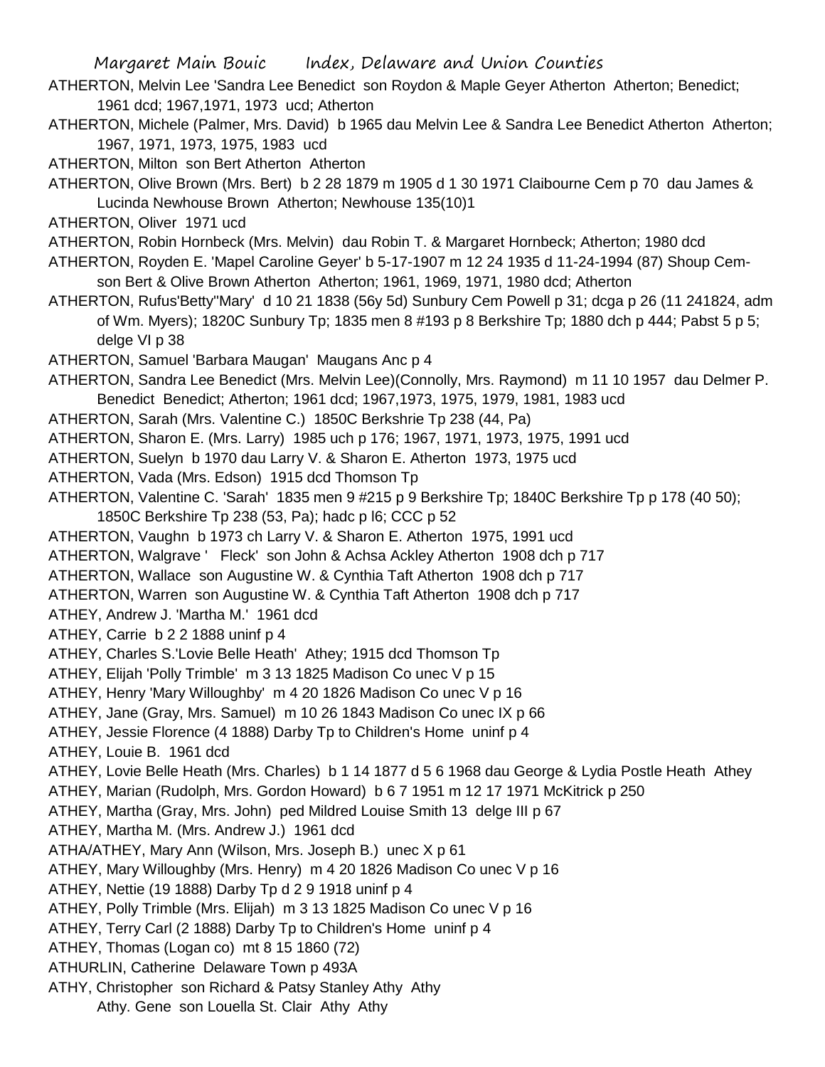ATHERTON, Melvin Lee 'Sandra Lee Benedict son Roydon & Maple Geyer Atherton Atherton; Benedict; 1961 dcd; 1967,1971, 1973 ucd; Atherton

ATHERTON, Michele (Palmer, Mrs. David) b 1965 dau Melvin Lee & Sandra Lee Benedict Atherton Atherton; 1967, 1971, 1973, 1975, 1983 ucd

ATHERTON, Milton son Bert Atherton Atherton

ATHERTON, Olive Brown (Mrs. Bert) b 2 28 1879 m 1905 d 1 30 1971 Claibourne Cem p 70 dau James & Lucinda Newhouse Brown Atherton; Newhouse 135(10)1

ATHERTON, Oliver 1971 ucd

ATHERTON, Robin Hornbeck (Mrs. Melvin) dau Robin T. & Margaret Hornbeck; Atherton; 1980 dcd

ATHERTON, Royden E. 'Mapel Caroline Geyer' b 5-17-1907 m 12 24 1935 d 11-24-1994 (87) Shoup Cem-son Bert & Olive Brown Atherton Atherton; 1961, 1969, 1971, 1980 dcd; Atherton

ATHERTON, Rufus'Betty''Mary' d 10 21 1838 (56y 5d) Sunbury Cem Powell p 31; dcga p 26 (11 241824, adm of Wm. Myers); 1820C Sunbury Tp; 1835 men 8 #193 p 8 Berkshire Tp; 1880 dch p 444; Pabst 5 p 5; delge VI p 38

ATHERTON, Samuel 'Barbara Maugan' Maugans Anc p 4

ATHERTON, Sandra Lee Benedict (Mrs. Melvin Lee)(Connolly, Mrs. Raymond) m 11 10 1957 dau Delmer P. Benedict Benedict; Atherton; 1961 dcd; 1967,1973, 1975, 1979, 1981, 1983 ucd

ATHERTON, Sarah (Mrs. Valentine C.) 1850C Berkshrie Tp 238 (44, Pa)

ATHERTON, Sharon E. (Mrs. Larry) 1985 uch p 176; 1967, 1971, 1973, 1975, 1991 ucd

ATHERTON, Suelyn b 1970 dau Larry V. & Sharon E. Atherton 1973, 1975 ucd

ATHERTON, Vada (Mrs. Edson) 1915 dcd Thomson Tp

ATHERTON, Valentine C. 'Sarah' 1835 men 9 #215 p 9 Berkshire Tp; 1840C Berkshire Tp p 178 (40 50); 1850C Berkshire Tp 238 (53, Pa); hadc p l6; CCC p 52

ATHERTON, Vaughn b 1973 ch Larry V. & Sharon E. Atherton 1975, 1991 ucd

ATHERTON, Walgrave ' Fleck' son John & Achsa Ackley Atherton 1908 dch p 717

ATHERTON, Wallace son Augustine W. & Cynthia Taft Atherton 1908 dch p 717

ATHERTON, Warren son Augustine W. & Cynthia Taft Atherton 1908 dch p 717

ATHEY, Andrew J. 'Martha M.' 1961 dcd

ATHEY, Carrie b 2 2 1888 uninf p 4

ATHEY, Charles S.'Lovie Belle Heath' Athey; 1915 dcd Thomson Tp

ATHEY, Elijah 'Polly Trimble' m 3 13 1825 Madison Co unec V p 15

ATHEY, Henry 'Mary Willoughby' m 4 20 1826 Madison Co unec V p 16

ATHEY, Jane (Gray, Mrs. Samuel) m 10 26 1843 Madison Co unec IX p 66

ATHEY, Jessie Florence (4 1888) Darby Tp to Children's Home uninf p 4

ATHEY, Louie B. 1961 dcd

ATHEY, Lovie Belle Heath (Mrs. Charles) b 1 14 1877 d 5 6 1968 dau George & Lydia Postle Heath Athey

ATHEY, Marian (Rudolph, Mrs. Gordon Howard) b 6 7 1951 m 12 17 1971 McKitrick p 250

ATHEY, Martha (Gray, Mrs. John) ped Mildred Louise Smith 13 delge III p 67

ATHEY, Martha M. (Mrs. Andrew J.) 1961 dcd

ATHA/ATHEY, Mary Ann (Wilson, Mrs. Joseph B.) unec X p 61

ATHEY, Mary Willoughby (Mrs. Henry) m 4 20 1826 Madison Co unec V p 16

ATHEY, Nettie (19 1888) Darby Tp d 2 9 1918 uninf p 4

ATHEY, Polly Trimble (Mrs. Elijah) m 3 13 1825 Madison Co unec V p 16

ATHEY, Terry Carl (2 1888) Darby Tp to Children's Home uninf p 4

ATHEY, Thomas (Logan co) mt 8 15 1860 (72)

ATHURLIN, Catherine Delaware Town p 493A

ATHY, Christopher son Richard & Patsy Stanley Athy Athy

Athy. Gene son Louella St. Clair Athy Athy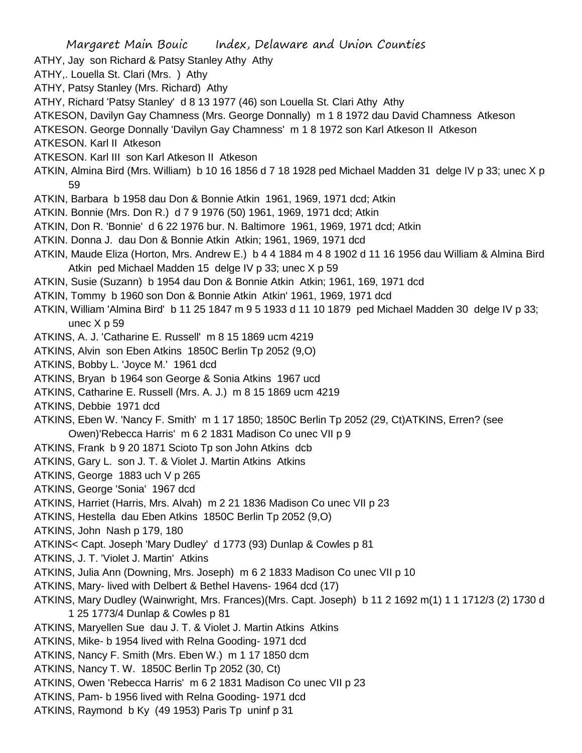ATHY, Jay son Richard & Patsy Stanley Athy Athy

ATHY,. Louella St. Clari (Mrs. ) Athy

ATHY, Patsy Stanley (Mrs. Richard) Athy

ATHY, Richard 'Patsy Stanley' d 8 13 1977 (46) son Louella St. Clari Athy Athy

ATKESON, Davilyn Gay Chamness (Mrs. George Donnally) m 1 8 1972 dau David Chamness Atkeson

ATKESON. George Donnally 'Davilyn Gay Chamness' m 1 8 1972 son Karl Atkeson II Atkeson

ATKESON. Karl II Atkeson

ATKESON. Karl III son Karl Atkeson II Atkeson

ATKIN, Almina Bird (Mrs. William) b 10 16 1856 d 7 18 1928 ped Michael Madden 31 delge IV p 33; unec X p 59

ATKIN, Barbara b 1958 dau Don & Bonnie Atkin 1961, 1969, 1971 dcd; Atkin

ATKIN. Bonnie (Mrs. Don R.) d 7 9 1976 (50) 1961, 1969, 1971 dcd; Atkin

ATKIN, Don R. 'Bonnie' d 6 22 1976 bur. N. Baltimore 1961, 1969, 1971 dcd; Atkin

ATKIN. Donna J. dau Don & Bonnie Atkin Atkin; 1961, 1969, 1971 dcd

ATKIN, Maude Eliza (Horton, Mrs. Andrew E.) b 4 4 1884 m 4 8 1902 d 11 16 1956 dau William & Almina Bird Atkin ped Michael Madden 15 delge IV p 33; unec X p 59

ATKIN, Susie (Suzann) b 1954 dau Don & Bonnie Atkin Atkin; 1961, 169, 1971 dcd

ATKIN, Tommy b 1960 son Don & Bonnie Atkin Atkin' 1961, 1969, 1971 dcd

ATKIN, William 'Almina Bird' b 11 25 1847 m 9 5 1933 d 11 10 1879 ped Michael Madden 30 delge IV p 33; unec X p 59

ATKINS, A. J. 'Catharine E. Russell' m 8 15 1869 ucm 4219

ATKINS, Alvin son Eben Atkins 1850C Berlin Tp 2052 (9,O)

ATKINS, Bobby L. 'Joyce M.' 1961 dcd

ATKINS, Bryan b 1964 son George & Sonia Atkins 1967 ucd

ATKINS, Catharine E. Russell (Mrs. A. J.) m 8 15 1869 ucm 4219

ATKINS, Debbie 1971 dcd

ATKINS, Eben W. 'Nancy F. Smith' m 1 17 1850; 1850C Berlin Tp 2052 (29, Ct)ATKINS, Erren? (see Owen)'Rebecca Harris' m 6 2 1831 Madison Co unec VII p 9

ATKINS, Frank b 9 20 1871 Scioto Tp son John Atkins dcb

ATKINS, Gary L. son J. T. & Violet J. Martin Atkins Atkins

ATKINS, George 1883 uch V p 265

ATKINS, George 'Sonia' 1967 dcd

ATKINS, Harriet (Harris, Mrs. Alvah) m 2 21 1836 Madison Co unec VII p 23

ATKINS, Hestella dau Eben Atkins 1850C Berlin Tp 2052 (9,O)

ATKINS, John Nash p 179, 180

ATKINS< Capt. Joseph 'Mary Dudley' d 1773 (93) Dunlap & Cowles p 81

ATKINS, J. T. 'Violet J. Martin' Atkins

ATKINS, Julia Ann (Downing, Mrs. Joseph) m 6 2 1833 Madison Co unec VII p 10

ATKINS, Mary- lived with Delbert & Bethel Havens- 1964 dcd (17)

ATKINS, Mary Dudley (Wainwright, Mrs. Frances)(Mrs. Capt. Joseph) b 11 2 1692 m(1) 1 1 1712/3 (2) 1730 d 1 25 1773/4 Dunlap & Cowles p 81

ATKINS, Maryellen Sue dau J. T. & Violet J. Martin Atkins Atkins

ATKINS, Mike- b 1954 lived with Relna Gooding- 1971 dcd

ATKINS, Nancy F. Smith (Mrs. Eben W.) m 1 17 1850 dcm

ATKINS, Nancy T. W. 1850C Berlin Tp 2052 (30, Ct)

ATKINS, Owen 'Rebecca Harris' m 6 2 1831 Madison Co unec VII p 23

ATKINS, Pam- b 1956 lived with Relna Gooding- 1971 dcd

ATKINS, Raymond b Ky (49 1953) Paris Tp uninf p 31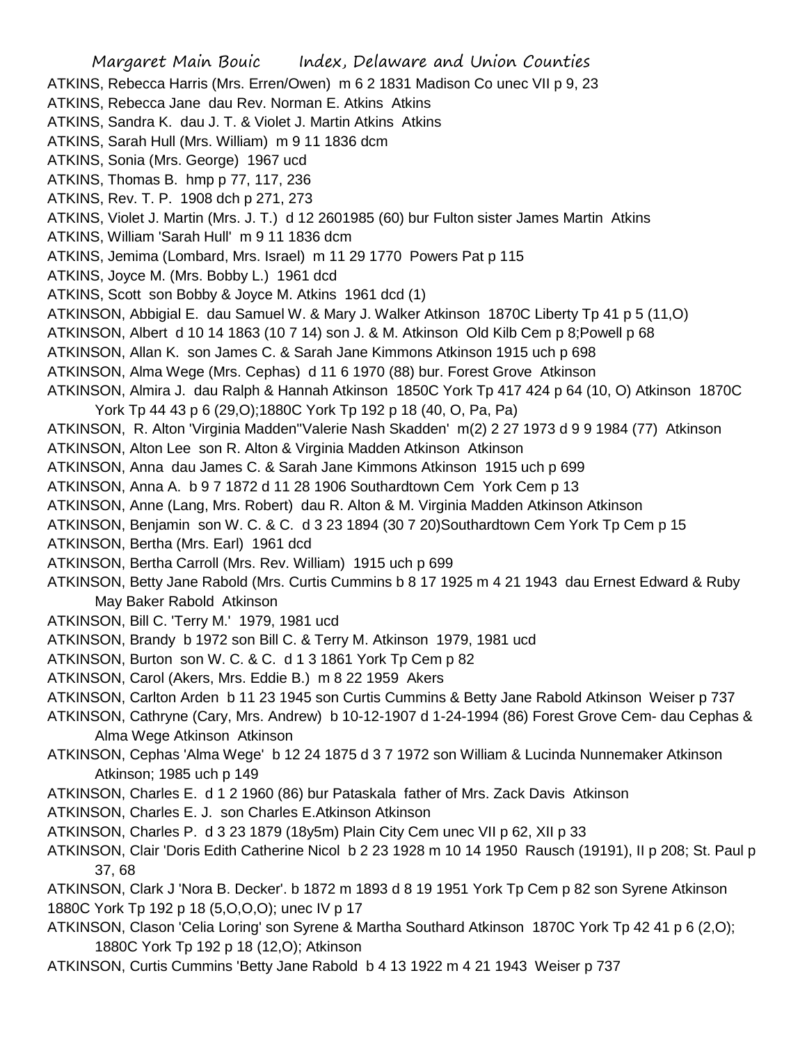ATKINS, Rebecca Harris (Mrs. Erren/Owen) m 6 2 1831 Madison Co unec VII p 9, 23
ATKINS, Rebecca Jane dau Rev. Norman E. Atkins Atkins
ATKINS, Sandra K. dau J. T. & Violet J. Martin Atkins Atkins
ATKINS, Sarah Hull (Mrs. William) m 9 11 1836 dcm
ATKINS, Sonia (Mrs. George) 1967 ucd
ATKINS, Thomas B. hmp p 77, 117, 236
ATKINS, Rev. T. P. 1908 dch p 271, 273
ATKINS, Violet J. Martin (Mrs. J. T.) d 12 2601985 (60) bur Fulton sister James Martin Atkins
ATKINS, William 'Sarah Hull' m 9 11 1836 dcm
ATKINS, Jemima (Lombard, Mrs. Israel) m 11 29 1770 Powers Pat p 115
ATKINS, Joyce M. (Mrs. Bobby L.) 1961 dcd
ATKINS, Scott son Bobby & Joyce M. Atkins 1961 dcd (1)
ATKINSON, Abbigial E. dau Samuel W. & Mary J. Walker Atkinson 1870C Liberty Tp 41 p 5 (11,O)
ATKINSON, Albert d 10 14 1863 (10 7 14) son J. & M. Atkinson Old Kilb Cem p 8;Powell p 68
ATKINSON, Allan K. son James C. & Sarah Jane Kimmons Atkinson 1915 uch p 698
ATKINSON, Alma Wege (Mrs. Cephas) d 11 6 1970 (88) bur. Forest Grove Atkinson
ATKINSON, Almira J. dau Ralph & Hannah Atkinson 1850C York Tp 417 424 p 64 (10, O) Atkinson 1870C York Tp 44 43 p 6 (29,O);1880C York Tp 192 p 18 (40, O, Pa, Pa)
ATKINSON, R. Alton 'Virginia Madden''Valerie Nash Skadden' m(2) 2 27 1973 d 9 9 1984 (77) Atkinson
ATKINSON, Alton Lee son R. Alton & Virginia Madden Atkinson Atkinson
ATKINSON, Anna dau James C. & Sarah Jane Kimmons Atkinson 1915 uch p 699
ATKINSON, Anna A. b 9 7 1872 d 11 28 1906 Southardtown Cem York Cem p 13
ATKINSON, Anne (Lang, Mrs. Robert) dau R. Alton & M. Virginia Madden Atkinson Atkinson
ATKINSON, Benjamin son W. C. & C. d 3 23 1894 (30 7 20)Southardtown Cem York Tp Cem p 15
ATKINSON, Bertha (Mrs. Earl) 1961 dcd
ATKINSON, Bertha Carroll (Mrs. Rev. William) 1915 uch p 699
ATKINSON, Betty Jane Rabold (Mrs. Curtis Cummins b 8 17 1925 m 4 21 1943 dau Ernest Edward & Ruby May Baker Rabold Atkinson
ATKINSON, Bill C. 'Terry M.' 1979, 1981 ucd
ATKINSON, Brandy b 1972 son Bill C. & Terry M. Atkinson 1979, 1981 ucd
ATKINSON, Burton son W. C. & C. d 1 3 1861 York Tp Cem p 82
ATKINSON, Carol (Akers, Mrs. Eddie B.) m 8 22 1959 Akers
ATKINSON, Carlton Arden b 11 23 1945 son Curtis Cummins & Betty Jane Rabold Atkinson Weiser p 737
ATKINSON, Cathryne (Cary, Mrs. Andrew) b 10-12-1907 d 1-24-1994 (86) Forest Grove Cem- dau Cephas & Alma Wege Atkinson Atkinson
ATKINSON, Cephas 'Alma Wege' b 12 24 1875 d 3 7 1972 son William & Lucinda Nunnemaker Atkinson Atkinson; 1985 uch p 149
ATKINSON, Charles E. d 1 2 1960 (86) bur Pataskala father of Mrs. Zack Davis Atkinson
ATKINSON, Charles E. J. son Charles E.Atkinson Atkinson
ATKINSON, Charles P. d 3 23 1879 (18y5m) Plain City Cem unec VII p 62, XII p 33
ATKINSON, Clair 'Doris Edith Catherine Nicol b 2 23 1928 m 10 14 1950 Rausch (19191), II p 208; St. Paul p 37, 68
ATKINSON, Clark J 'Nora B. Decker'. b 1872 m 1893 d 8 19 1951 York Tp Cem p 82 son Syrene Atkinson 1880C York Tp 192 p 18 (5,O,O,O); unec IV p 17
ATKINSON, Clason 'Celia Loring' son Syrene & Martha Southard Atkinson 1870C York Tp 42 41 p 6 (2,O); 1880C York Tp 192 p 18 (12,O); Atkinson
ATKINSON, Curtis Cummins 'Betty Jane Rabold b 4 13 1922 m 4 21 1943 Weiser p 737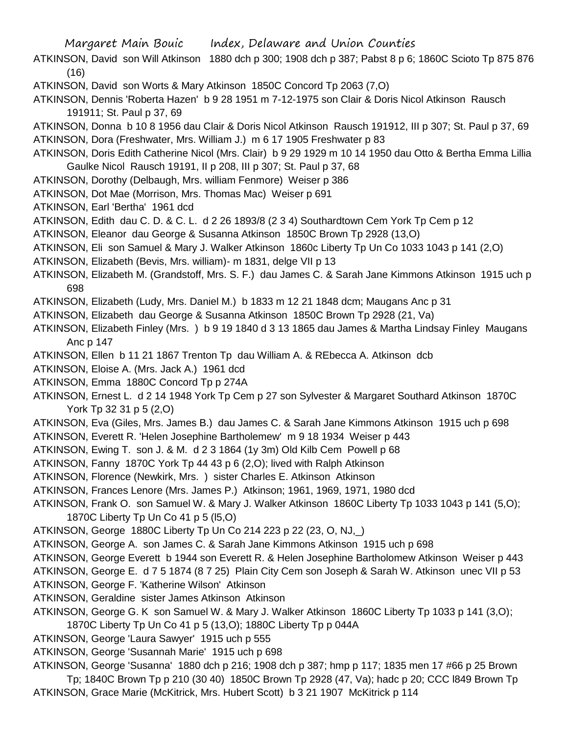ATKINSON, David son Will Atkinson 1880 dch p 300; 1908 dch p 387; Pabst 8 p 6; 1860C Scioto Tp 875 876 (16)

ATKINSON, David son Worts & Mary Atkinson 1850C Concord Tp 2063 (7,O)

ATKINSON, Dennis 'Roberta Hazen' b 9 28 1951 m 7-12-1975 son Clair & Doris Nicol Atkinson Rausch 191911; St. Paul p 37, 69

ATKINSON, Donna b 10 8 1956 dau Clair & Doris Nicol Atkinson Rausch 191912, III p 307; St. Paul p 37, 69

ATKINSON, Dora (Freshwater, Mrs. William J.) m 6 17 1905 Freshwater p 83

ATKINSON, Doris Edith Catherine Nicol (Mrs. Clair) b 9 29 1929 m 10 14 1950 dau Otto & Bertha Emma Lillia Gaulke Nicol Rausch 19191, II p 208, III p 307; St. Paul p 37, 68

ATKINSON, Dorothy (Delbaugh, Mrs. william Fenmore) Weiser p 386

ATKINSON, Dot Mae (Morrison, Mrs. Thomas Mac) Weiser p 691

ATKINSON, Earl 'Bertha' 1961 dcd

ATKINSON, Edith dau C. D. & C. L. d 2 26 1893/8 (2 3 4) Southardtown Cem York Tp Cem p 12

ATKINSON, Eleanor dau George & Susanna Atkinson 1850C Brown Tp 2928 (13,O)

ATKINSON, Eli son Samuel & Mary J. Walker Atkinson 1860c Liberty Tp Un Co 1033 1043 p 141 (2,O)

ATKINSON, Elizabeth (Bevis, Mrs. william)- m 1831, delge VII p 13

ATKINSON, Elizabeth M. (Grandstoff, Mrs. S. F.) dau James C. & Sarah Jane Kimmons Atkinson 1915 uch p 698

ATKINSON, Elizabeth (Ludy, Mrs. Daniel M.) b 1833 m 12 21 1848 dcm; Maugans Anc p 31

ATKINSON, Elizabeth dau George & Susanna Atkinson 1850C Brown Tp 2928 (21, Va)

ATKINSON, Elizabeth Finley (Mrs. ) b 9 19 1840 d 3 13 1865 dau James & Martha Lindsay Finley Maugans Anc p 147

ATKINSON, Ellen b 11 21 1867 Trenton Tp dau William A. & REbecca A. Atkinson dcb

ATKINSON, Eloise A. (Mrs. Jack A.) 1961 dcd

ATKINSON, Emma 1880C Concord Tp p 274A

ATKINSON, Ernest L. d 2 14 1948 York Tp Cem p 27 son Sylvester & Margaret Southard Atkinson 1870C York Tp 32 31 p 5 (2,O)

ATKINSON, Eva (Giles, Mrs. James B.) dau James C. & Sarah Jane Kimmons Atkinson 1915 uch p 698

ATKINSON, Everett R. 'Helen Josephine Bartholemew' m 9 18 1934 Weiser p 443

ATKINSON, Ewing T. son J. & M. d 2 3 1864 (1y 3m) Old Kilb Cem Powell p 68

ATKINSON, Fanny 1870C York Tp 44 43 p 6 (2,O); lived with Ralph Atkinson

ATKINSON, Florence (Newkirk, Mrs. ) sister Charles E. Atkinson Atkinson

ATKINSON, Frances Lenore (Mrs. James P.) Atkinson; 1961, 1969, 1971, 1980 dcd

ATKINSON, Frank O. son Samuel W. & Mary J. Walker Atkinson 1860C Liberty Tp 1033 1043 p 141 (5,O); 1870C Liberty Tp Un Co 41 p 5 (l5,O)

ATKINSON, George 1880C Liberty Tp Un Co 214 223 p 22 (23, O, NJ,_)

ATKINSON, George A. son James C. & Sarah Jane Kimmons Atkinson 1915 uch p 698

ATKINSON, George Everett b 1944 son Everett R. & Helen Josephine Bartholomew Atkinson Weiser p 443

ATKINSON, George E. d 7 5 1874 (8 7 25) Plain City Cem son Joseph & Sarah W. Atkinson unec VII p 53

ATKINSON, George F. 'Katherine Wilson' Atkinson

ATKINSON, Geraldine sister James Atkinson Atkinson

ATKINSON, George G. K son Samuel W. & Mary J. Walker Atkinson 1860C Liberty Tp 1033 p 141 (3,O); 1870C Liberty Tp Un Co 41 p 5 (13,O); 1880C Liberty Tp p 044A

ATKINSON, George 'Laura Sawyer' 1915 uch p 555

ATKINSON, George 'Susannah Marie' 1915 uch p 698

ATKINSON, George 'Susanna' 1880 dch p 216; 1908 dch p 387; hmp p 117; 1835 men 17 #66 p 25 Brown Tp; 1840C Brown Tp p 210 (30 40) 1850C Brown Tp 2928 (47, Va); hadc p 20; CCC l849 Brown Tp

ATKINSON, Grace Marie (McKitrick, Mrs. Hubert Scott) b 3 21 1907 McKitrick p 114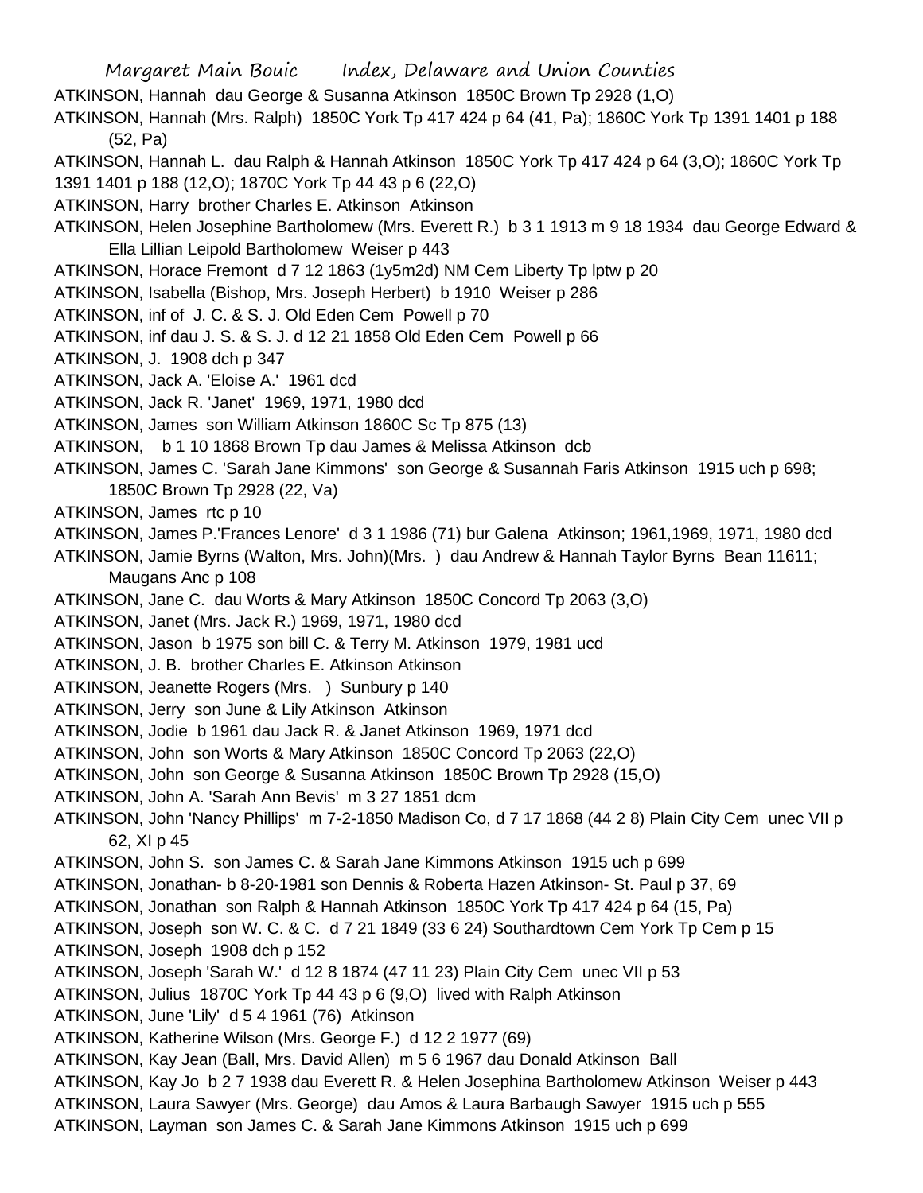ATKINSON, Hannah dau George & Susanna Atkinson 1850C Brown Tp 2928 (1,O)

ATKINSON, Hannah (Mrs. Ralph) 1850C York Tp 417 424 p 64 (41, Pa); 1860C York Tp 1391 1401 p 188 (52, Pa)

ATKINSON, Hannah L. dau Ralph & Hannah Atkinson 1850C York Tp 417 424 p 64 (3,O); 1860C York Tp 1391 1401 p 188 (12,O); 1870C York Tp 44 43 p 6 (22,O)

ATKINSON, Harry brother Charles E. Atkinson Atkinson

ATKINSON, Helen Josephine Bartholomew (Mrs. Everett R.) b 3 1 1913 m 9 18 1934 dau George Edward & Ella Lillian Leipold Bartholomew Weiser p 443

ATKINSON, Horace Fremont d 7 12 1863 (1y5m2d) NM Cem Liberty Tp lptw p 20

ATKINSON, Isabella (Bishop, Mrs. Joseph Herbert) b 1910 Weiser p 286

ATKINSON, inf of J. C. & S. J. Old Eden Cem Powell p 70

ATKINSON, inf dau J. S. & S. J. d 12 21 1858 Old Eden Cem Powell p 66

ATKINSON, J. 1908 dch p 347

ATKINSON, Jack A. 'Eloise A.' 1961 dcd

ATKINSON, Jack R. 'Janet' 1969, 1971, 1980 dcd

ATKINSON, James son William Atkinson 1860C Sc Tp 875 (13)

ATKINSON, b 1 10 1868 Brown Tp dau James & Melissa Atkinson dcb

ATKINSON, James C. 'Sarah Jane Kimmons' son George & Susannah Faris Atkinson 1915 uch p 698; 1850C Brown Tp 2928 (22, Va)

ATKINSON, James rtc p 10

ATKINSON, James P.'Frances Lenore' d 3 1 1986 (71) bur Galena Atkinson; 1961,1969, 1971, 1980 dcd

ATKINSON, Jamie Byrns (Walton, Mrs. John)(Mrs. ) dau Andrew & Hannah Taylor Byrns Bean 11611; Maugans Anc p 108

ATKINSON, Jane C. dau Worts & Mary Atkinson 1850C Concord Tp 2063 (3,O)

ATKINSON, Janet (Mrs. Jack R.) 1969, 1971, 1980 dcd

ATKINSON, Jason b 1975 son bill C. & Terry M. Atkinson 1979, 1981 ucd

ATKINSON, J. B. brother Charles E. Atkinson Atkinson

ATKINSON, Jeanette Rogers (Mrs. ) Sunbury p 140

ATKINSON, Jerry son June & Lily Atkinson Atkinson

ATKINSON, Jodie b 1961 dau Jack R. & Janet Atkinson 1969, 1971 dcd

ATKINSON, John son Worts & Mary Atkinson 1850C Concord Tp 2063 (22,O)

ATKINSON, John son George & Susanna Atkinson 1850C Brown Tp 2928 (15,O)

ATKINSON, John A. 'Sarah Ann Bevis' m 3 27 1851 dcm

ATKINSON, John 'Nancy Phillips' m 7-2-1850 Madison Co, d 7 17 1868 (44 2 8) Plain City Cem unec VII p 62, XI p 45

ATKINSON, John S. son James C. & Sarah Jane Kimmons Atkinson 1915 uch p 699

ATKINSON, Jonathan- b 8-20-1981 son Dennis & Roberta Hazen Atkinson- St. Paul p 37, 69

ATKINSON, Jonathan son Ralph & Hannah Atkinson 1850C York Tp 417 424 p 64 (15, Pa)

ATKINSON, Joseph son W. C. & C. d 7 21 1849 (33 6 24) Southardtown Cem York Tp Cem p 15

ATKINSON, Joseph 1908 dch p 152

ATKINSON, Joseph 'Sarah W.' d 12 8 1874 (47 11 23) Plain City Cem unec VII p 53

ATKINSON, Julius 1870C York Tp 44 43 p 6 (9,O) lived with Ralph Atkinson

ATKINSON, June 'Lily' d 5 4 1961 (76) Atkinson

ATKINSON, Katherine Wilson (Mrs. George F.) d 12 2 1977 (69)

ATKINSON, Kay Jean (Ball, Mrs. David Allen) m 5 6 1967 dau Donald Atkinson Ball

ATKINSON, Kay Jo b 2 7 1938 dau Everett R. & Helen Josephina Bartholomew Atkinson Weiser p 443

ATKINSON, Laura Sawyer (Mrs. George) dau Amos & Laura Barbaugh Sawyer 1915 uch p 555

ATKINSON, Layman son James C. & Sarah Jane Kimmons Atkinson 1915 uch p 699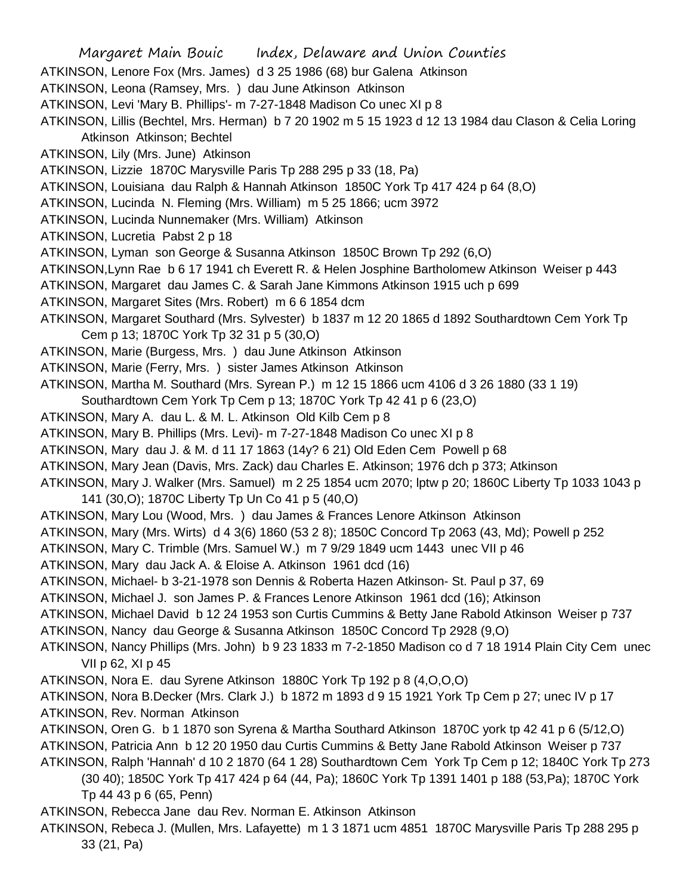ATKINSON, Lenore Fox (Mrs. James) d 3 25 1986 (68) bur Galena Atkinson

ATKINSON, Leona (Ramsey, Mrs. ) dau June Atkinson Atkinson

ATKINSON, Levi 'Mary B. Phillips'- m 7-27-1848 Madison Co unec XI p 8

ATKINSON, Lillis (Bechtel, Mrs. Herman) b 7 20 1902 m 5 15 1923 d 12 13 1984 dau Clason & Celia Loring Atkinson Atkinson; Bechtel

ATKINSON, Lily (Mrs. June) Atkinson

ATKINSON, Lizzie 1870C Marysville Paris Tp 288 295 p 33 (18, Pa)

ATKINSON, Louisiana dau Ralph & Hannah Atkinson 1850C York Tp 417 424 p 64 (8,O)

ATKINSON, Lucinda N. Fleming (Mrs. William) m 5 25 1866; ucm 3972

ATKINSON, Lucinda Nunnemaker (Mrs. William) Atkinson

ATKINSON, Lucretia Pabst 2 p 18

ATKINSON, Lyman son George & Susanna Atkinson 1850C Brown Tp 292 (6,O)

ATKINSON,Lynn Rae b 6 17 1941 ch Everett R. & Helen Josphine Bartholomew Atkinson Weiser p 443

ATKINSON, Margaret dau James C. & Sarah Jane Kimmons Atkinson 1915 uch p 699

ATKINSON, Margaret Sites (Mrs. Robert) m 6 6 1854 dcm

ATKINSON, Margaret Southard (Mrs. Sylvester) b 1837 m 12 20 1865 d 1892 Southardtown Cem York Tp Cem p 13; 1870C York Tp 32 31 p 5 (30,O)

ATKINSON, Marie (Burgess, Mrs. ) dau June Atkinson Atkinson

ATKINSON, Marie (Ferry, Mrs. ) sister James Atkinson Atkinson

ATKINSON, Martha M. Southard (Mrs. Syrean P.) m 12 15 1866 ucm 4106 d 3 26 1880 (33 1 19) Southardtown Cem York Tp Cem p 13; 1870C York Tp 42 41 p 6 (23,O)

ATKINSON, Mary A. dau L. & M. L. Atkinson Old Kilb Cem p 8

ATKINSON, Mary B. Phillips (Mrs. Levi)- m 7-27-1848 Madison Co unec XI p 8

ATKINSON, Mary dau J. & M. d 11 17 1863 (14y? 6 21) Old Eden Cem Powell p 68

ATKINSON, Mary Jean (Davis, Mrs. Zack) dau Charles E. Atkinson; 1976 dch p 373; Atkinson

ATKINSON, Mary J. Walker (Mrs. Samuel) m 2 25 1854 ucm 2070; lptw p 20; 1860C Liberty Tp 1033 1043 p 141 (30,O); 1870C Liberty Tp Un Co 41 p 5 (40,O)

ATKINSON, Mary Lou (Wood, Mrs. ) dau James & Frances Lenore Atkinson Atkinson

ATKINSON, Mary (Mrs. Wirts) d 4 3(6) 1860 (53 2 8); 1850C Concord Tp 2063 (43, Md); Powell p 252

ATKINSON, Mary C. Trimble (Mrs. Samuel W.) m 7 9/29 1849 ucm 1443 unec VII p 46

ATKINSON, Mary dau Jack A. & Eloise A. Atkinson 1961 dcd (16)

ATKINSON, Michael- b 3-21-1978 son Dennis & Roberta Hazen Atkinson- St. Paul p 37, 69

ATKINSON, Michael J. son James P. & Frances Lenore Atkinson 1961 dcd (16); Atkinson

ATKINSON, Michael David b 12 24 1953 son Curtis Cummins & Betty Jane Rabold Atkinson Weiser p 737

ATKINSON, Nancy dau George & Susanna Atkinson 1850C Concord Tp 2928 (9,O)

ATKINSON, Nancy Phillips (Mrs. John) b 9 23 1833 m 7-2-1850 Madison co d 7 18 1914 Plain City Cem unec VII p 62, XI p 45

ATKINSON, Nora E. dau Syrene Atkinson 1880C York Tp 192 p 8 (4,O,O,O)

ATKINSON, Nora B.Decker (Mrs. Clark J.) b 1872 m 1893 d 9 15 1921 York Tp Cem p 27; unec IV p 17

ATKINSON, Rev. Norman Atkinson

ATKINSON, Oren G. b 1 1870 son Syrena & Martha Southard Atkinson 1870C york tp 42 41 p 6 (5/12,O)

ATKINSON, Patricia Ann b 12 20 1950 dau Curtis Cummins & Betty Jane Rabold Atkinson Weiser p 737

ATKINSON, Ralph 'Hannah' d 10 2 1870 (64 1 28) Southardtown Cem York Tp Cem p 12; 1840C York Tp 273 (30 40); 1850C York Tp 417 424 p 64 (44, Pa); 1860C York Tp 1391 1401 p 188 (53,Pa); 1870C York Tp 44 43 p 6 (65, Penn)

ATKINSON, Rebecca Jane dau Rev. Norman E. Atkinson Atkinson

ATKINSON, Rebeca J. (Mullen, Mrs. Lafayette) m 1 3 1871 ucm 4851 1870C Marysville Paris Tp 288 295 p 33 (21, Pa)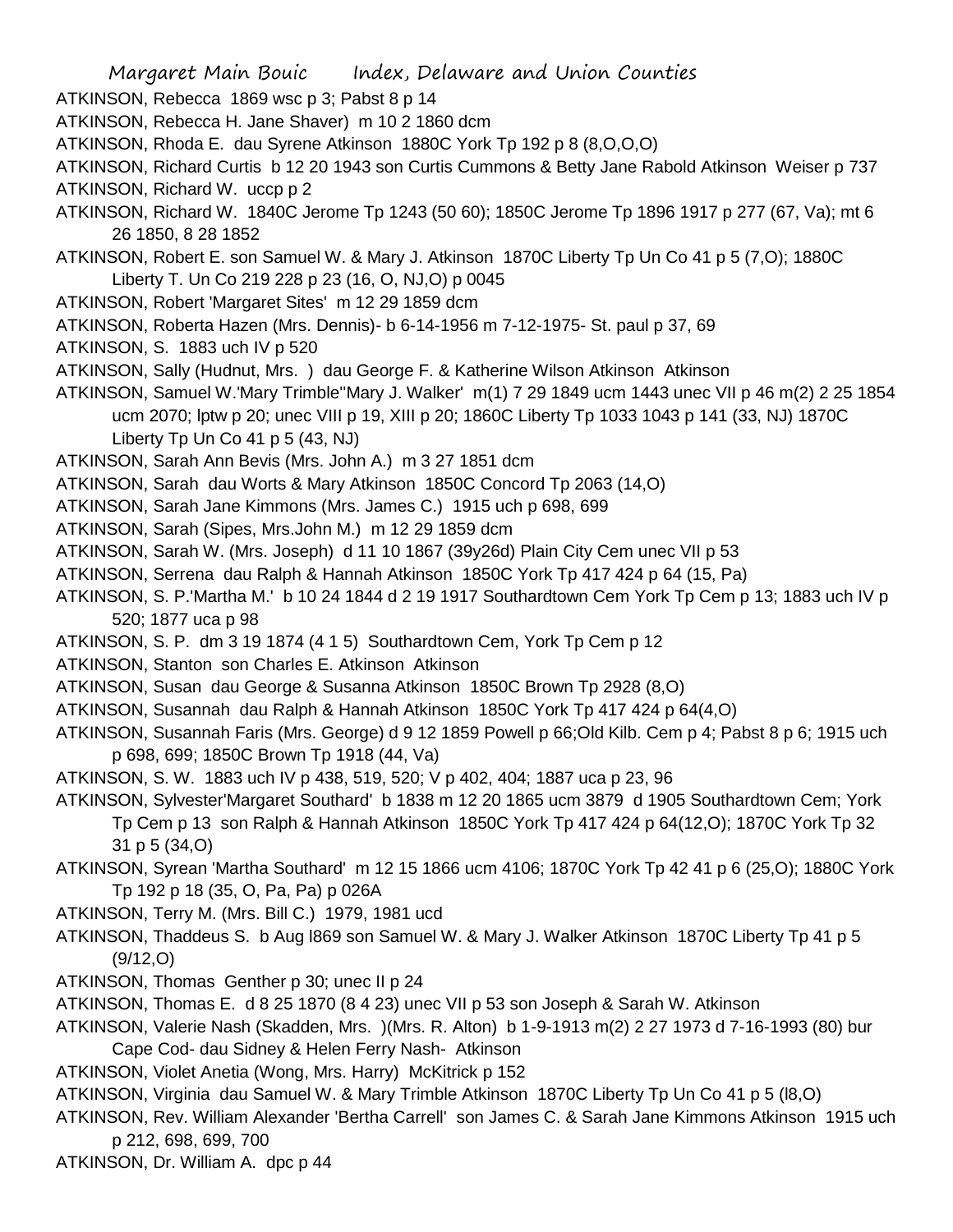ATKINSON, Rebecca 1869 wsc p 3; Pabst 8 p 14

ATKINSON, Rebecca H. Jane Shaver) m 10 2 1860 dcm

ATKINSON, Rhoda E. dau Syrene Atkinson 1880C York Tp 192 p 8 (8,O,O,O)

ATKINSON, Richard Curtis b 12 20 1943 son Curtis Cummons & Betty Jane Rabold Atkinson Weiser p 737

ATKINSON, Richard W. uccp p 2

ATKINSON, Richard W. 1840C Jerome Tp 1243 (50 60); 1850C Jerome Tp 1896 1917 p 277 (67, Va); mt 6 26 1850, 8 28 1852

ATKINSON, Robert E. son Samuel W. & Mary J. Atkinson 1870C Liberty Tp Un Co 41 p 5 (7,O); 1880C Liberty T. Un Co 219 228 p 23 (16, O, NJ,O) p 0045

ATKINSON, Robert 'Margaret Sites' m 12 29 1859 dcm

ATKINSON, Roberta Hazen (Mrs. Dennis)- b 6-14-1956 m 7-12-1975- St. paul p 37, 69

ATKINSON, S. 1883 uch IV p 520

ATKINSON, Sally (Hudnut, Mrs. ) dau George F. & Katherine Wilson Atkinson Atkinson

ATKINSON, Samuel W.'Mary Trimble''Mary J. Walker' m(1) 7 29 1849 ucm 1443 unec VII p 46 m(2) 2 25 1854 ucm 2070; lptw p 20; unec VIII p 19, XIII p 20; 1860C Liberty Tp 1033 1043 p 141 (33, NJ) 1870C Liberty Tp Un Co 41 p 5 (43, NJ)

ATKINSON, Sarah Ann Bevis (Mrs. John A.) m 3 27 1851 dcm

ATKINSON, Sarah dau Worts & Mary Atkinson 1850C Concord Tp 2063 (14,O)

ATKINSON, Sarah Jane Kimmons (Mrs. James C.) 1915 uch p 698, 699

ATKINSON, Sarah (Sipes, Mrs.John M.) m 12 29 1859 dcm

ATKINSON, Sarah W. (Mrs. Joseph) d 11 10 1867 (39y26d) Plain City Cem unec VII p 53

ATKINSON, Serrena dau Ralph & Hannah Atkinson 1850C York Tp 417 424 p 64 (15, Pa)

ATKINSON, S. P.'Martha M.' b 10 24 1844 d 2 19 1917 Southardtown Cem York Tp Cem p 13; 1883 uch IV p 520; 1877 uca p 98

ATKINSON, S. P. dm 3 19 1874 (4 1 5) Southardtown Cem, York Tp Cem p 12

ATKINSON, Stanton son Charles E. Atkinson Atkinson

ATKINSON, Susan dau George & Susanna Atkinson 1850C Brown Tp 2928 (8,O)

ATKINSON, Susannah dau Ralph & Hannah Atkinson 1850C York Tp 417 424 p 64(4,O)

ATKINSON, Susannah Faris (Mrs. George) d 9 12 1859 Powell p 66;Old Kilb. Cem p 4; Pabst 8 p 6; 1915 uch p 698, 699; 1850C Brown Tp 1918 (44, Va)

ATKINSON, S. W. 1883 uch IV p 438, 519, 520; V p 402, 404; 1887 uca p 23, 96

ATKINSON, Sylvester'Margaret Southard' b 1838 m 12 20 1865 ucm 3879 d 1905 Southardtown Cem; York Tp Cem p 13 son Ralph & Hannah Atkinson 1850C York Tp 417 424 p 64(12,O); 1870C York Tp 32 31 p 5 (34,O)

ATKINSON, Syrean 'Martha Southard' m 12 15 1866 ucm 4106; 1870C York Tp 42 41 p 6 (25,O); 1880C York Tp 192 p 18 (35, O, Pa, Pa) p 026A

ATKINSON, Terry M. (Mrs. Bill C.) 1979, 1981 ucd

ATKINSON, Thaddeus S. b Aug l869 son Samuel W. & Mary J. Walker Atkinson 1870C Liberty Tp 41 p 5 (9/12,O)

ATKINSON, Thomas Genther p 30; unec II p 24

ATKINSON, Thomas E. d 8 25 1870 (8 4 23) unec VII p 53 son Joseph & Sarah W. Atkinson

ATKINSON, Valerie Nash (Skadden, Mrs. )(Mrs. R. Alton) b 1-9-1913 m(2) 2 27 1973 d 7-16-1993 (80) bur Cape Cod- dau Sidney & Helen Ferry Nash- Atkinson

ATKINSON, Violet Anetia (Wong, Mrs. Harry) McKitrick p 152

ATKINSON, Virginia dau Samuel W. & Mary Trimble Atkinson 1870C Liberty Tp Un Co 41 p 5 (l8,O)

ATKINSON, Rev. William Alexander 'Bertha Carrell' son James C. & Sarah Jane Kimmons Atkinson 1915 uch p 212, 698, 699, 700

ATKINSON, Dr. William A. dpc p 44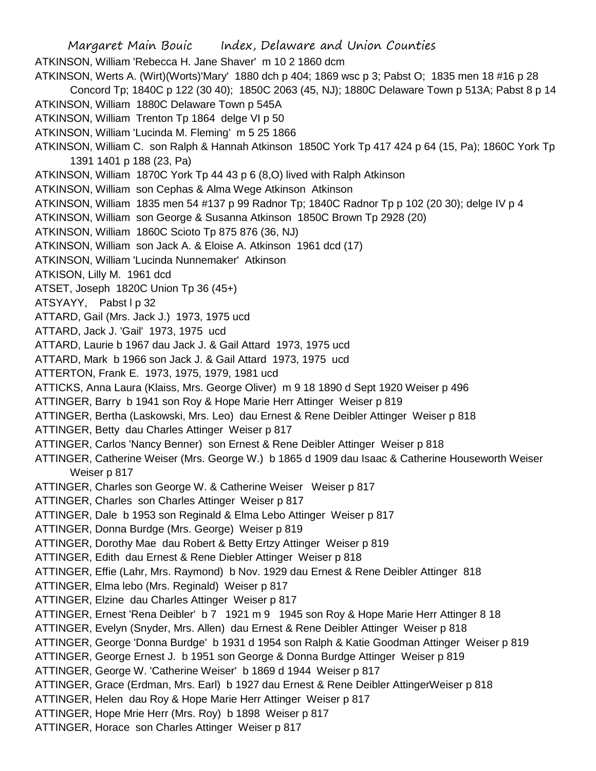ATKINSON, William 'Rebecca H. Jane Shaver' m 10 2 1860 dcm

ATKINSON, Werts A. (Wirt)(Worts)'Mary' 1880 dch p 404; 1869 wsc p 3; Pabst O; 1835 men 18 #16 p 28 Concord Tp; 1840C p 122 (30 40); 1850C 2063 (45, NJ); 1880C Delaware Town p 513A; Pabst 8 p 14

ATKINSON, William 1880C Delaware Town p 545A

ATKINSON, William Trenton Tp 1864 delge VI p 50

ATKINSON, William 'Lucinda M. Fleming' m 5 25 1866

ATKINSON, William C. son Ralph & Hannah Atkinson 1850C York Tp 417 424 p 64 (15, Pa); 1860C York Tp 1391 1401 p 188 (23, Pa)

ATKINSON, William 1870C York Tp 44 43 p 6 (8,O) lived with Ralph Atkinson

ATKINSON, William son Cephas & Alma Wege Atkinson Atkinson

ATKINSON, William 1835 men 54 #137 p 99 Radnor Tp; 1840C Radnor Tp p 102 (20 30); delge IV p 4

ATKINSON, William son George & Susanna Atkinson 1850C Brown Tp 2928 (20)

ATKINSON, William 1860C Scioto Tp 875 876 (36, NJ)

ATKINSON, William son Jack A. & Eloise A. Atkinson 1961 dcd (17)

ATKINSON, William 'Lucinda Nunnemaker' Atkinson

ATKISON, Lilly M. 1961 dcd

ATSET, Joseph 1820C Union Tp 36 (45+)

ATSYAYY, Pabst l p 32

ATTARD, Gail (Mrs. Jack J.) 1973, 1975 ucd

ATTARD, Jack J. 'Gail' 1973, 1975 ucd

ATTARD, Laurie b 1967 dau Jack J. & Gail Attard 1973, 1975 ucd

ATTARD, Mark b 1966 son Jack J. & Gail Attard 1973, 1975 ucd

ATTERTON, Frank E. 1973, 1975, 1979, 1981 ucd

ATTICKS, Anna Laura (Klaiss, Mrs. George Oliver) m 9 18 1890 d Sept 1920 Weiser p 496

ATTINGER, Barry b 1941 son Roy & Hope Marie Herr Attinger Weiser p 819

ATTINGER, Bertha (Laskowski, Mrs. Leo) dau Ernest & Rene Deibler Attinger Weiser p 818

ATTINGER, Betty dau Charles Attinger Weiser p 817

ATTINGER, Carlos 'Nancy Benner) son Ernest & Rene Deibler Attinger Weiser p 818

ATTINGER, Catherine Weiser (Mrs. George W.) b 1865 d 1909 dau Isaac & Catherine Houseworth Weiser Weiser p 817

ATTINGER, Charles son George W. & Catherine Weiser Weiser p 817

ATTINGER, Charles son Charles Attinger Weiser p 817

ATTINGER, Dale b 1953 son Reginald & Elma Lebo Attinger Weiser p 817

ATTINGER, Donna Burdge (Mrs. George) Weiser p 819

ATTINGER, Dorothy Mae dau Robert & Betty Ertzy Attinger Weiser p 819

ATTINGER, Edith dau Ernest & Rene Diebler Attinger Weiser p 818

ATTINGER, Effie (Lahr, Mrs. Raymond) b Nov. 1929 dau Ernest & Rene Deibler Attinger 818

ATTINGER, Elma lebo (Mrs. Reginald) Weiser p 817

ATTINGER, Elzine dau Charles Attinger Weiser p 817

ATTINGER, Ernest 'Rena Deibler' b 7 1921 m 9 1945 son Roy & Hope Marie Herr Attinger 8 18

ATTINGER, Evelyn (Snyder, Mrs. Allen) dau Ernest & Rene Deibler Attinger Weiser p 818

ATTINGER, George 'Donna Burdge' b 1931 d 1954 son Ralph & Katie Goodman Attinger Weiser p 819

ATTINGER, George Ernest J. b 1951 son George & Donna Burdge Attinger Weiser p 819

ATTINGER, George W. 'Catherine Weiser' b 1869 d 1944 Weiser p 817

ATTINGER, Grace (Erdman, Mrs. Earl) b 1927 dau Ernest & Rene Deibler AttingerWeiser p 818

ATTINGER, Helen dau Roy & Hope Marie Herr Attinger Weiser p 817

ATTINGER, Hope Mrie Herr (Mrs. Roy) b 1898 Weiser p 817

ATTINGER, Horace son Charles Attinger Weiser p 817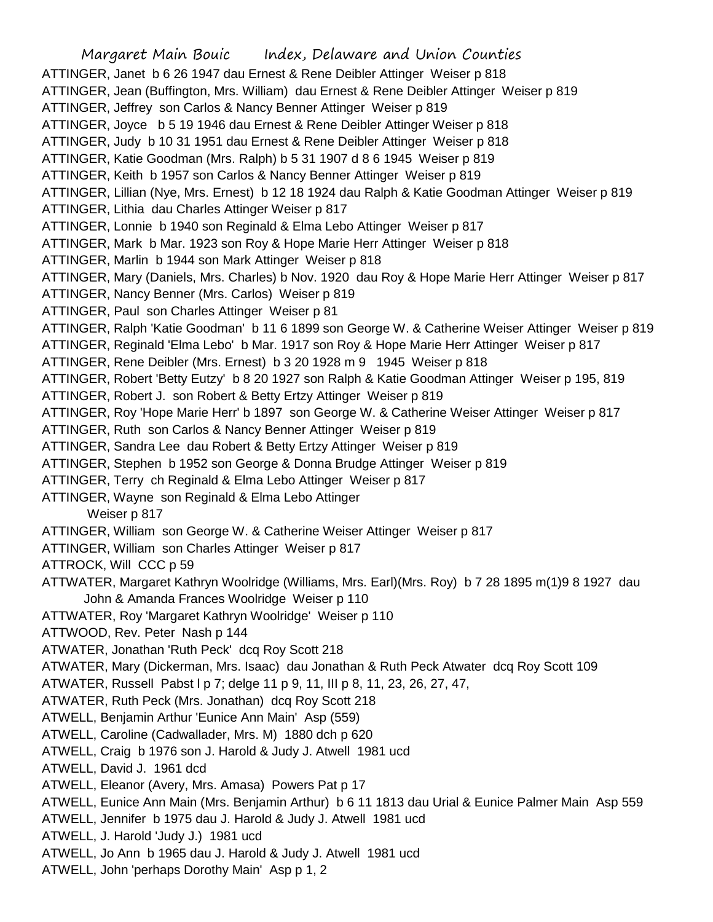ATTINGER, Janet b 6 26 1947 dau Ernest & Rene Deibler Attinger Weiser p 818
ATTINGER, Jean (Buffington, Mrs. William) dau Ernest & Rene Deibler Attinger Weiser p 819
ATTINGER, Jeffrey son Carlos & Nancy Benner Attinger Weiser p 819
ATTINGER, Joyce b 5 19 1946 dau Ernest & Rene Deibler Attinger Weiser p 818
ATTINGER, Judy b 10 31 1951 dau Ernest & Rene Deibler Attinger Weiser p 818
ATTINGER, Katie Goodman (Mrs. Ralph) b 5 31 1907 d 8 6 1945 Weiser p 819
ATTINGER, Keith b 1957 son Carlos & Nancy Benner Attinger Weiser p 819
ATTINGER, Lillian (Nye, Mrs. Ernest) b 12 18 1924 dau Ralph & Katie Goodman Attinger Weiser p 819
ATTINGER, Lithia dau Charles Attinger Weiser p 817
ATTINGER, Lonnie b 1940 son Reginald & Elma Lebo Attinger Weiser p 817
ATTINGER, Mark b Mar. 1923 son Roy & Hope Marie Herr Attinger Weiser p 818
ATTINGER, Marlin b 1944 son Mark Attinger Weiser p 818
ATTINGER, Mary (Daniels, Mrs. Charles) b Nov. 1920 dau Roy & Hope Marie Herr Attinger Weiser p 817
ATTINGER, Nancy Benner (Mrs. Carlos) Weiser p 819
ATTINGER, Paul son Charles Attinger Weiser p 81
ATTINGER, Ralph 'Katie Goodman' b 11 6 1899 son George W. & Catherine Weiser Attinger Weiser p 819
ATTINGER, Reginald 'Elma Lebo' b Mar. 1917 son Roy & Hope Marie Herr Attinger Weiser p 817
ATTINGER, Rene Deibler (Mrs. Ernest) b 3 20 1928 m 9 1945 Weiser p 818
ATTINGER, Robert 'Betty Eutzy' b 8 20 1927 son Ralph & Katie Goodman Attinger Weiser p 195, 819
ATTINGER, Robert J. son Robert & Betty Ertzy Attinger Weiser p 819
ATTINGER, Roy 'Hope Marie Herr' b 1897 son George W. & Catherine Weiser Attinger Weiser p 817
ATTINGER, Ruth son Carlos & Nancy Benner Attinger Weiser p 819
ATTINGER, Sandra Lee dau Robert & Betty Ertzy Attinger Weiser p 819
ATTINGER, Stephen b 1952 son George & Donna Brudge Attinger Weiser p 819
ATTINGER, Terry ch Reginald & Elma Lebo Attinger Weiser p 817
ATTINGER, Wayne son Reginald & Elma Lebo Attinger Weiser p 817
ATTINGER, William son George W. & Catherine Weiser Attinger Weiser p 817
ATTINGER, William son Charles Attinger Weiser p 817
ATTROCK, Will CCC p 59
ATTWATER, Margaret Kathryn Woolridge (Williams, Mrs. Earl)(Mrs. Roy) b 7 28 1895 m(1)9 8 1927 dau John & Amanda Frances Woolridge Weiser p 110
ATTWATER, Roy 'Margaret Kathryn Woolridge' Weiser p 110
ATTWOOD, Rev. Peter Nash p 144
ATWATER, Jonathan 'Ruth Peck' dcq Roy Scott 218
ATWATER, Mary (Dickerman, Mrs. Isaac) dau Jonathan & Ruth Peck Atwater dcq Roy Scott 109
ATWATER, Russell Pabst l p 7; delge 11 p 9, 11, III p 8, 11, 23, 26, 27, 47,
ATWATER, Ruth Peck (Mrs. Jonathan) dcq Roy Scott 218
ATWELL, Benjamin Arthur 'Eunice Ann Main' Asp (559)
ATWELL, Caroline (Cadwallader, Mrs. M) 1880 dch p 620
ATWELL, Craig b 1976 son J. Harold & Judy J. Atwell 1981 ucd
ATWELL, David J. 1961 dcd
ATWELL, Eleanor (Avery, Mrs. Amasa) Powers Pat p 17
ATWELL, Eunice Ann Main (Mrs. Benjamin Arthur) b 6 11 1813 dau Urial & Eunice Palmer Main Asp 559
ATWELL, Jennifer b 1975 dau J. Harold & Judy J. Atwell 1981 ucd
ATWELL, J. Harold 'Judy J.) 1981 ucd
ATWELL, Jo Ann b 1965 dau J. Harold & Judy J. Atwell 1981 ucd
ATWELL, John 'perhaps Dorothy Main' Asp p 1, 2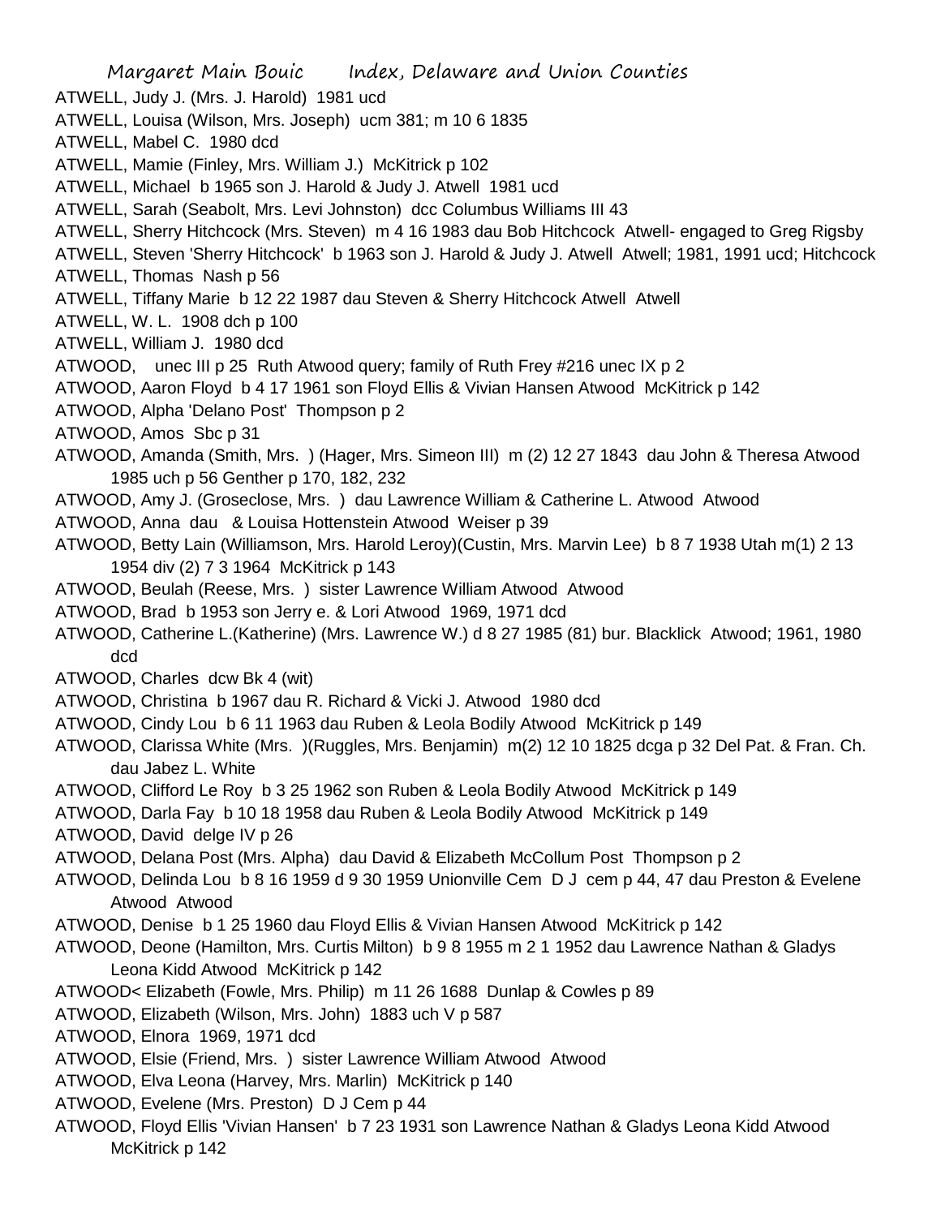ATWELL, Judy J. (Mrs. J. Harold) 1981 ucd
ATWELL, Louisa (Wilson, Mrs. Joseph) ucm 381; m 10 6 1835
ATWELL, Mabel C. 1980 dcd
ATWELL, Mamie (Finley, Mrs. William J.) McKitrick p 102
ATWELL, Michael b 1965 son J. Harold & Judy J. Atwell 1981 ucd
ATWELL, Sarah (Seabolt, Mrs. Levi Johnston) dcc Columbus Williams III 43
ATWELL, Sherry Hitchcock (Mrs. Steven) m 4 16 1983 dau Bob Hitchcock Atwell- engaged to Greg Rigsby
ATWELL, Steven 'Sherry Hitchcock' b 1963 son J. Harold & Judy J. Atwell Atwell; 1981, 1991 ucd; Hitchcock
ATWELL, Thomas Nash p 56
ATWELL, Tiffany Marie b 12 22 1987 dau Steven & Sherry Hitchcock Atwell Atwell
ATWELL, W. L. 1908 dch p 100
ATWELL, William J. 1980 dcd
ATWOOD, unec III p 25 Ruth Atwood query; family of Ruth Frey #216 unec IX p 2
ATWOOD, Aaron Floyd b 4 17 1961 son Floyd Ellis & Vivian Hansen Atwood McKitrick p 142
ATWOOD, Alpha 'Delano Post' Thompson p 2
ATWOOD, Amos Sbc p 31
ATWOOD, Amanda (Smith, Mrs. ) (Hager, Mrs. Simeon III) m (2) 12 27 1843 dau John & Theresa Atwood 1985 uch p 56 Genther p 170, 182, 232
ATWOOD, Amy J. (Groseclose, Mrs. ) dau Lawrence William & Catherine L. Atwood Atwood
ATWOOD, Anna dau & Louisa Hottenstein Atwood Weiser p 39
ATWOOD, Betty Lain (Williamson, Mrs. Harold Leroy)(Custin, Mrs. Marvin Lee) b 8 7 1938 Utah m(1) 2 13 1954 div (2) 7 3 1964 McKitrick p 143
ATWOOD, Beulah (Reese, Mrs. ) sister Lawrence William Atwood Atwood
ATWOOD, Brad b 1953 son Jerry e. & Lori Atwood 1969, 1971 dcd
ATWOOD, Catherine L.(Katherine) (Mrs. Lawrence W.) d 8 27 1985 (81) bur. Blacklick Atwood; 1961, 1980 dcd
ATWOOD, Charles dcw Bk 4 (wit)
ATWOOD, Christina b 1967 dau R. Richard & Vicki J. Atwood 1980 dcd
ATWOOD, Cindy Lou b 6 11 1963 dau Ruben & Leola Bodily Atwood McKitrick p 149
ATWOOD, Clarissa White (Mrs. )(Ruggles, Mrs. Benjamin) m(2) 12 10 1825 dcga p 32 Del Pat. & Fran. Ch. dau Jabez L. White
ATWOOD, Clifford Le Roy b 3 25 1962 son Ruben & Leola Bodily Atwood McKitrick p 149
ATWOOD, Darla Fay b 10 18 1958 dau Ruben & Leola Bodily Atwood McKitrick p 149
ATWOOD, David delge IV p 26
ATWOOD, Delana Post (Mrs. Alpha) dau David & Elizabeth McCollum Post Thompson p 2
ATWOOD, Delinda Lou b 8 16 1959 d 9 30 1959 Unionville Cem D J cem p 44, 47 dau Preston & Evelene Atwood Atwood
ATWOOD, Denise b 1 25 1960 dau Floyd Ellis & Vivian Hansen Atwood McKitrick p 142
ATWOOD, Deone (Hamilton, Mrs. Curtis Milton) b 9 8 1955 m 2 1 1952 dau Lawrence Nathan & Gladys Leona Kidd Atwood McKitrick p 142
ATWOOD< Elizabeth (Fowle, Mrs. Philip) m 11 26 1688 Dunlap & Cowles p 89
ATWOOD, Elizabeth (Wilson, Mrs. John) 1883 uch V p 587
ATWOOD, Elnora 1969, 1971 dcd
ATWOOD, Elsie (Friend, Mrs. ) sister Lawrence William Atwood Atwood
ATWOOD, Elva Leona (Harvey, Mrs. Marlin) McKitrick p 140
ATWOOD, Evelene (Mrs. Preston) D J Cem p 44
ATWOOD, Floyd Ellis 'Vivian Hansen' b 7 23 1931 son Lawrence Nathan & Gladys Leona Kidd Atwood McKitrick p 142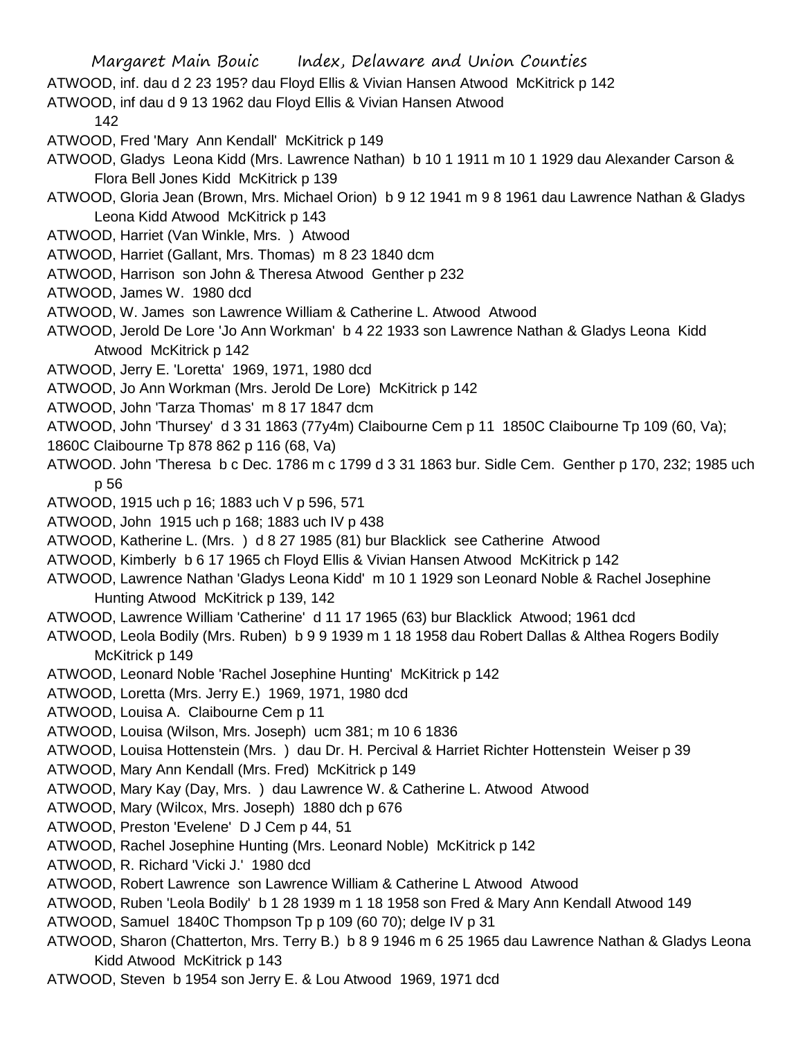ATWOOD, inf. dau d 2 23 195? dau Floyd Ellis & Vivian Hansen Atwood McKitrick p 142

ATWOOD, inf dau d 9 13 1962 dau Floyd Ellis & Vivian Hansen Atwood 142

ATWOOD, Fred 'Mary Ann Kendall' McKitrick p 149

ATWOOD, Gladys Leona Kidd (Mrs. Lawrence Nathan) b 10 1 1911 m 10 1 1929 dau Alexander Carson & Flora Bell Jones Kidd McKitrick p 139

ATWOOD, Gloria Jean (Brown, Mrs. Michael Orion) b 9 12 1941 m 9 8 1961 dau Lawrence Nathan & Gladys Leona Kidd Atwood McKitrick p 143

ATWOOD, Harriet (Van Winkle, Mrs. ) Atwood

ATWOOD, Harriet (Gallant, Mrs. Thomas) m 8 23 1840 dcm

ATWOOD, Harrison son John & Theresa Atwood Genther p 232

ATWOOD, James W. 1980 dcd

ATWOOD, W. James son Lawrence William & Catherine L. Atwood Atwood

ATWOOD, Jerold De Lore 'Jo Ann Workman' b 4 22 1933 son Lawrence Nathan & Gladys Leona Kidd Atwood McKitrick p 142

ATWOOD, Jerry E. 'Loretta' 1969, 1971, 1980 dcd

ATWOOD, Jo Ann Workman (Mrs. Jerold De Lore) McKitrick p 142

ATWOOD, John 'Tarza Thomas' m 8 17 1847 dcm

ATWOOD, John 'Thursey' d 3 31 1863 (77y4m) Claibourne Cem p 11 1850C Claibourne Tp 109 (60, Va); 1860C Claibourne Tp 878 862 p 116 (68, Va)

ATWOOD. John 'Theresa b c Dec. 1786 m c 1799 d 3 31 1863 bur. Sidle Cem. Genther p 170, 232; 1985 uch p 56

ATWOOD, 1915 uch p 16; 1883 uch V p 596, 571

ATWOOD, John 1915 uch p 168; 1883 uch IV p 438

ATWOOD, Katherine L. (Mrs. ) d 8 27 1985 (81) bur Blacklick see Catherine Atwood

ATWOOD, Kimberly b 6 17 1965 ch Floyd Ellis & Vivian Hansen Atwood McKitrick p 142

ATWOOD, Lawrence Nathan 'Gladys Leona Kidd' m 10 1 1929 son Leonard Noble & Rachel Josephine Hunting Atwood McKitrick p 139, 142

ATWOOD, Lawrence William 'Catherine' d 11 17 1965 (63) bur Blacklick Atwood; 1961 dcd

ATWOOD, Leola Bodily (Mrs. Ruben) b 9 9 1939 m 1 18 1958 dau Robert Dallas & Althea Rogers Bodily McKitrick p 149

ATWOOD, Leonard Noble 'Rachel Josephine Hunting' McKitrick p 142

ATWOOD, Loretta (Mrs. Jerry E.) 1969, 1971, 1980 dcd

ATWOOD, Louisa A. Claibourne Cem p 11

ATWOOD, Louisa (Wilson, Mrs. Joseph) ucm 381; m 10 6 1836

ATWOOD, Louisa Hottenstein (Mrs. ) dau Dr. H. Percival & Harriet Richter Hottenstein Weiser p 39

ATWOOD, Mary Ann Kendall (Mrs. Fred) McKitrick p 149

ATWOOD, Mary Kay (Day, Mrs. ) dau Lawrence W. & Catherine L. Atwood Atwood

ATWOOD, Mary (Wilcox, Mrs. Joseph) 1880 dch p 676

ATWOOD, Preston 'Evelene' D J Cem p 44, 51

ATWOOD, Rachel Josephine Hunting (Mrs. Leonard Noble) McKitrick p 142

ATWOOD, R. Richard 'Vicki J.' 1980 dcd

ATWOOD, Robert Lawrence son Lawrence William & Catherine L Atwood Atwood

ATWOOD, Ruben 'Leola Bodily' b 1 28 1939 m 1 18 1958 son Fred & Mary Ann Kendall Atwood 149

ATWOOD, Samuel 1840C Thompson Tp p 109 (60 70); delge IV p 31

ATWOOD, Sharon (Chatterton, Mrs. Terry B.) b 8 9 1946 m 6 25 1965 dau Lawrence Nathan & Gladys Leona Kidd Atwood McKitrick p 143

ATWOOD, Steven b 1954 son Jerry E. & Lou Atwood 1969, 1971 dcd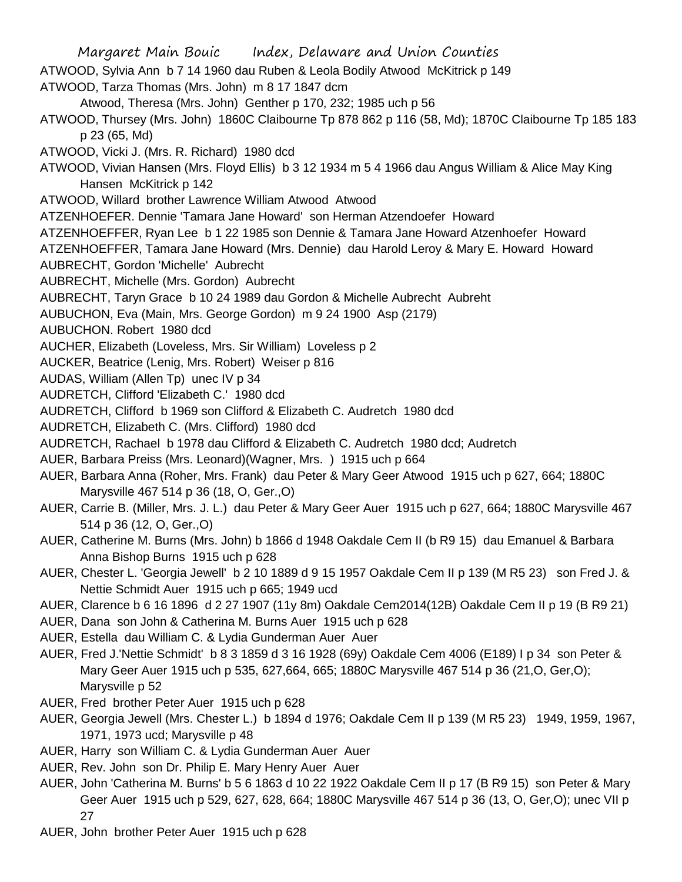ATWOOD, Sylvia Ann b 7 14 1960 dau Ruben & Leola Bodily Atwood McKitrick p 149

ATWOOD, Tarza Thomas (Mrs. John) m 8 17 1847 dcm
Atwood, Theresa (Mrs. John) Genther p 170, 232; 1985 uch p 56

ATWOOD, Thursey (Mrs. John) 1860C Claibourne Tp 878 862 p 116 (58, Md); 1870C Claibourne Tp 185 183 p 23 (65, Md)

ATWOOD, Vicki J. (Mrs. R. Richard) 1980 dcd

ATWOOD, Vivian Hansen (Mrs. Floyd Ellis) b 3 12 1934 m 5 4 1966 dau Angus William & Alice May King Hansen McKitrick p 142

ATWOOD, Willard brother Lawrence William Atwood Atwood

ATZENHOEFER. Dennie 'Tamara Jane Howard' son Herman Atzendoefer Howard

ATZENHOEFFER, Ryan Lee b 1 22 1985 son Dennie & Tamara Jane Howard Atzenhoefer Howard

ATZENHOEFFER, Tamara Jane Howard (Mrs. Dennie) dau Harold Leroy & Mary E. Howard Howard

AUBRECHT, Gordon 'Michelle' Aubrecht

AUBRECHT, Michelle (Mrs. Gordon) Aubrecht

AUBRECHT, Taryn Grace b 10 24 1989 dau Gordon & Michelle Aubrecht Aubreht

AUBUCHON, Eva (Main, Mrs. George Gordon) m 9 24 1900 Asp (2179)

AUBUCHON. Robert 1980 dcd

AUCHER, Elizabeth (Loveless, Mrs. Sir William) Loveless p 2

AUCKER, Beatrice (Lenig, Mrs. Robert) Weiser p 816

AUDAS, William (Allen Tp) unec IV p 34

AUDRETCH, Clifford 'Elizabeth C.' 1980 dcd

AUDRETCH, Clifford b 1969 son Clifford & Elizabeth C. Audretch 1980 dcd

AUDRETCH, Elizabeth C. (Mrs. Clifford) 1980 dcd

AUDRETCH, Rachael b 1978 dau Clifford & Elizabeth C. Audretch 1980 dcd; Audretch

AUER, Barbara Preiss (Mrs. Leonard)(Wagner, Mrs. ) 1915 uch p 664

AUER, Barbara Anna (Roher, Mrs. Frank) dau Peter & Mary Geer Atwood 1915 uch p 627, 664; 1880C Marysville 467 514 p 36 (18, O, Ger.,O)

AUER, Carrie B. (Miller, Mrs. J. L.) dau Peter & Mary Geer Auer 1915 uch p 627, 664; 1880C Marysville 467 514 p 36 (12, O, Ger.,O)

AUER, Catherine M. Burns (Mrs. John) b 1866 d 1948 Oakdale Cem II (b R9 15) dau Emanuel & Barbara Anna Bishop Burns 1915 uch p 628

AUER, Chester L. 'Georgia Jewell' b 2 10 1889 d 9 15 1957 Oakdale Cem II p 139 (M R5 23) son Fred J. & Nettie Schmidt Auer 1915 uch p 665; 1949 ucd

AUER, Clarence b 6 16 1896 d 2 27 1907 (11y 8m) Oakdale Cem2014(12B) Oakdale Cem II p 19 (B R9 21)

AUER, Dana son John & Catherina M. Burns Auer 1915 uch p 628

AUER, Estella dau William C. & Lydia Gunderman Auer Auer

AUER, Fred J.'Nettie Schmidt' b 8 3 1859 d 3 16 1928 (69y) Oakdale Cem 4006 (E189) I p 34 son Peter & Mary Geer Auer 1915 uch p 535, 627,664, 665; 1880C Marysville 467 514 p 36 (21,O, Ger,O); Marysville p 52

AUER, Fred brother Peter Auer 1915 uch p 628

AUER, Georgia Jewell (Mrs. Chester L.) b 1894 d 1976; Oakdale Cem II p 139 (M R5 23) 1949, 1959, 1967, 1971, 1973 ucd; Marysville p 48

AUER, Harry son William C. & Lydia Gunderman Auer Auer

AUER, Rev. John son Dr. Philip E. Mary Henry Auer Auer

AUER, John 'Catherina M. Burns' b 5 6 1863 d 10 22 1922 Oakdale Cem II p 17 (B R9 15) son Peter & Mary Geer Auer 1915 uch p 529, 627, 628, 664; 1880C Marysville 467 514 p 36 (13, O, Ger,O); unec VII p 27

AUER, John brother Peter Auer 1915 uch p 628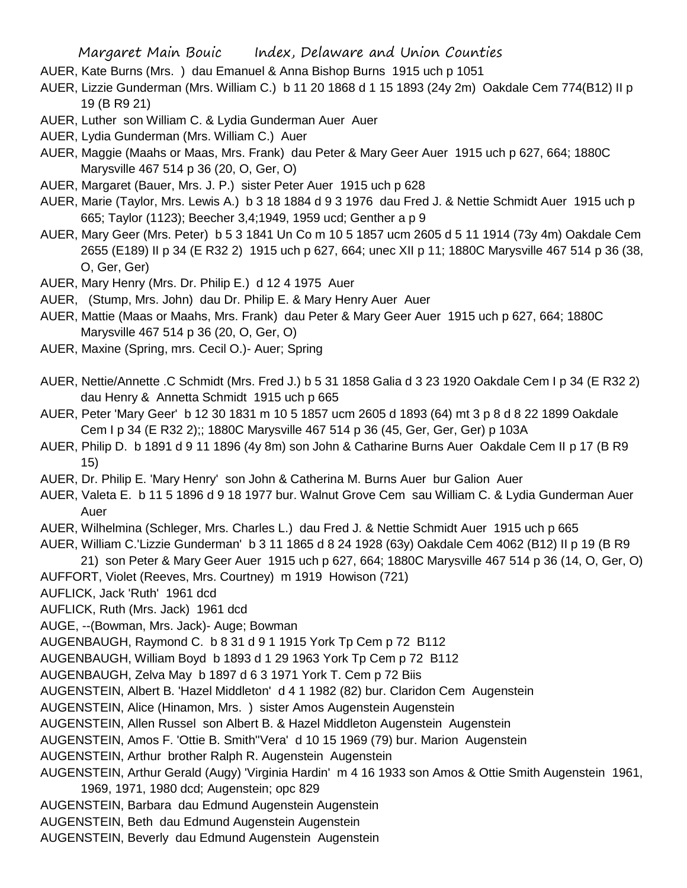AUER, Kate Burns (Mrs. ) dau Emanuel & Anna Bishop Burns 1915 uch p 1051

AUER, Lizzie Gunderman (Mrs. William C.) b 11 20 1868 d 1 15 1893 (24y 2m) Oakdale Cem 774(B12) II p 19 (B R9 21)

AUER, Luther son William C. & Lydia Gunderman Auer Auer

AUER, Lydia Gunderman (Mrs. William C.) Auer

AUER, Maggie (Maahs or Maas, Mrs. Frank) dau Peter & Mary Geer Auer 1915 uch p 627, 664; 1880C Marysville 467 514 p 36 (20, O, Ger, O)

AUER, Margaret (Bauer, Mrs. J. P.) sister Peter Auer 1915 uch p 628

AUER, Marie (Taylor, Mrs. Lewis A.) b 3 18 1884 d 9 3 1976 dau Fred J. & Nettie Schmidt Auer 1915 uch p 665; Taylor (1123); Beecher 3,4;1949, 1959 ucd; Genther a p 9

AUER, Mary Geer (Mrs. Peter) b 5 3 1841 Un Co m 10 5 1857 ucm 2605 d 5 11 1914 (73y 4m) Oakdale Cem 2655 (E189) II p 34 (E R32 2) 1915 uch p 627, 664; unec XII p 11; 1880C Marysville 467 514 p 36 (38, O, Ger, Ger)

AUER, Mary Henry (Mrs. Dr. Philip E.) d 12 4 1975 Auer

AUER, (Stump, Mrs. John) dau Dr. Philip E. & Mary Henry Auer Auer

AUER, Mattie (Maas or Maahs, Mrs. Frank) dau Peter & Mary Geer Auer 1915 uch p 627, 664; 1880C Marysville 467 514 p 36 (20, O, Ger, O)

AUER, Maxine (Spring, mrs. Cecil O.)- Auer; Spring

AUER, Nettie/Annette .C Schmidt (Mrs. Fred J.) b 5 31 1858 Galia d 3 23 1920 Oakdale Cem I p 34 (E R32 2) dau Henry & Annetta Schmidt 1915 uch p 665

AUER, Peter 'Mary Geer' b 12 30 1831 m 10 5 1857 ucm 2605 d 1893 (64) mt 3 p 8 d 8 22 1899 Oakdale Cem I p 34 (E R32 2);; 1880C Marysville 467 514 p 36 (45, Ger, Ger, Ger) p 103A

AUER, Philip D. b 1891 d 9 11 1896 (4y 8m) son John & Catharine Burns Auer Oakdale Cem II p 17 (B R9 15)

AUER, Dr. Philip E. 'Mary Henry' son John & Catherina M. Burns Auer bur Galion Auer

AUER, Valeta E. b 11 5 1896 d 9 18 1977 bur. Walnut Grove Cem sau William C. & Lydia Gunderman Auer Auer

AUER, Wilhelmina (Schleger, Mrs. Charles L.) dau Fred J. & Nettie Schmidt Auer 1915 uch p 665

AUER, William C.'Lizzie Gunderman' b 3 11 1865 d 8 24 1928 (63y) Oakdale Cem 4062 (B12) II p 19 (B R9 21) son Peter & Mary Geer Auer 1915 uch p 627, 664; 1880C Marysville 467 514 p 36 (14, O, Ger, O)

AUFFORT, Violet (Reeves, Mrs. Courtney) m 1919 Howison (721)

AUFLICK, Jack 'Ruth' 1961 dcd

AUFLICK, Ruth (Mrs. Jack) 1961 dcd

AUGE, --(Bowman, Mrs. Jack)- Auge; Bowman

AUGENBAUGH, Raymond C. b 8 31 d 9 1 1915 York Tp Cem p 72 B112

AUGENBAUGH, William Boyd b 1893 d 1 29 1963 York Tp Cem p 72 B112

AUGENBAUGH, Zelva May b 1897 d 6 3 1971 York T. Cem p 72 Biis

AUGENSTEIN, Albert B. 'Hazel Middleton' d 4 1 1982 (82) bur. Claridon Cem Augenstein

AUGENSTEIN, Alice (Hinamon, Mrs. ) sister Amos Augenstein Augenstein

AUGENSTEIN, Allen Russel son Albert B. & Hazel Middleton Augenstein Augenstein

AUGENSTEIN, Amos F. 'Ottie B. Smith''Vera' d 10 15 1969 (79) bur. Marion Augenstein

AUGENSTEIN, Arthur brother Ralph R. Augenstein Augenstein

AUGENSTEIN, Arthur Gerald (Augy) 'Virginia Hardin' m 4 16 1933 son Amos & Ottie Smith Augenstein 1961, 1969, 1971, 1980 dcd; Augenstein; opc 829

AUGENSTEIN, Barbara dau Edmund Augenstein Augenstein

AUGENSTEIN, Beth dau Edmund Augenstein Augenstein

AUGENSTEIN, Beverly dau Edmund Augenstein Augenstein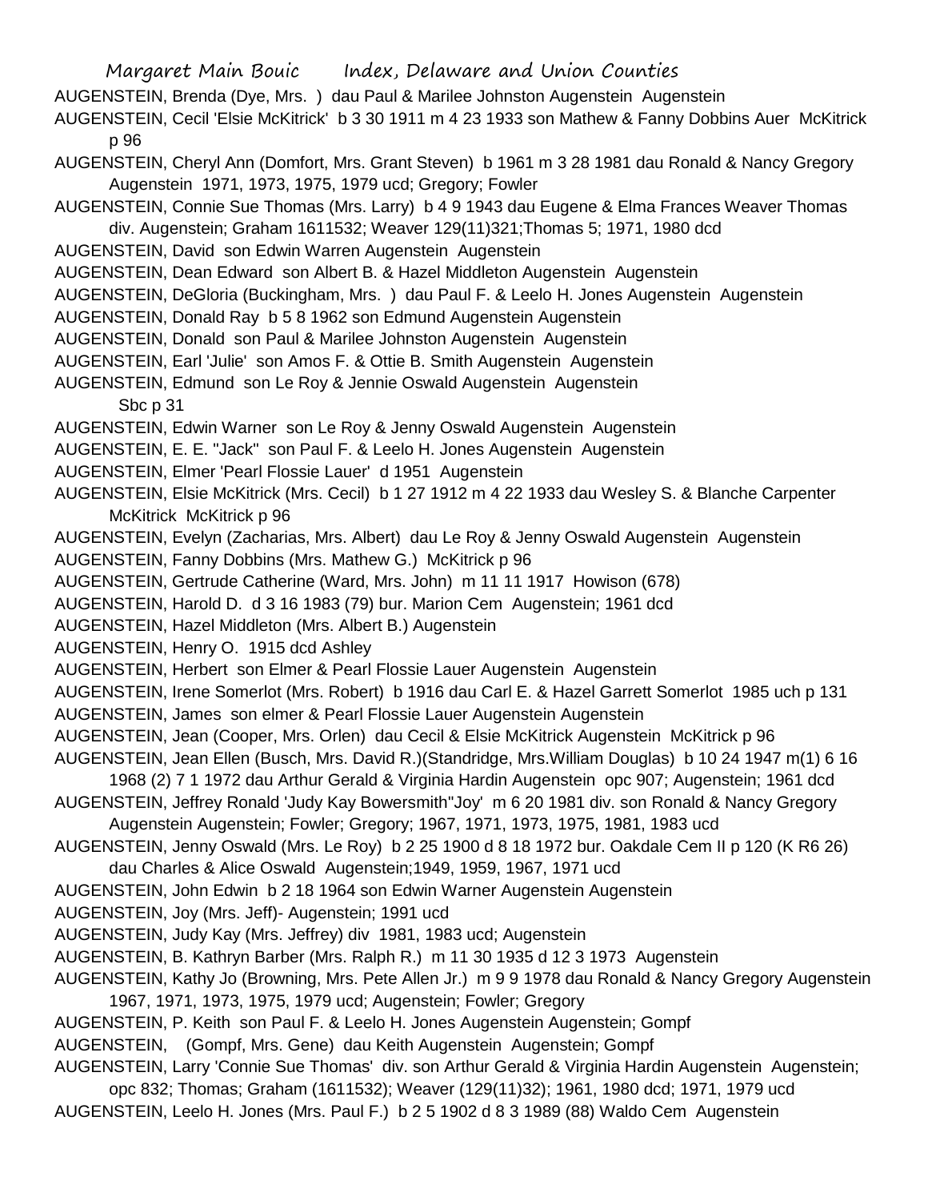AUGENSTEIN, Brenda (Dye, Mrs. ) dau Paul & Marilee Johnston Augenstein Augenstein

AUGENSTEIN, Cecil 'Elsie McKitrick' b 3 30 1911 m 4 23 1933 son Mathew & Fanny Dobbins Auer McKitrick p 96

AUGENSTEIN, Cheryl Ann (Domfort, Mrs. Grant Steven) b 1961 m 3 28 1981 dau Ronald & Nancy Gregory Augenstein 1971, 1973, 1975, 1979 ucd; Gregory; Fowler

AUGENSTEIN, Connie Sue Thomas (Mrs. Larry) b 4 9 1943 dau Eugene & Elma Frances Weaver Thomas div. Augenstein; Graham 1611532; Weaver 129(11)321;Thomas 5; 1971, 1980 dcd

AUGENSTEIN, David son Edwin Warren Augenstein Augenstein

AUGENSTEIN, Dean Edward son Albert B. & Hazel Middleton Augenstein Augenstein

AUGENSTEIN, DeGloria (Buckingham, Mrs. ) dau Paul F. & Leelo H. Jones Augenstein Augenstein

AUGENSTEIN, Donald Ray b 5 8 1962 son Edmund Augenstein Augenstein

AUGENSTEIN, Donald son Paul & Marilee Johnston Augenstein Augenstein

AUGENSTEIN, Earl 'Julie' son Amos F. & Ottie B. Smith Augenstein Augenstein

AUGENSTEIN, Edmund son Le Roy & Jennie Oswald Augenstein Augenstein Sbc p 31

AUGENSTEIN, Edwin Warner son Le Roy & Jenny Oswald Augenstein Augenstein

AUGENSTEIN, E. E. "Jack" son Paul F. & Leelo H. Jones Augenstein Augenstein

AUGENSTEIN, Elmer 'Pearl Flossie Lauer' d 1951 Augenstein

AUGENSTEIN, Elsie McKitrick (Mrs. Cecil) b 1 27 1912 m 4 22 1933 dau Wesley S. & Blanche Carpenter McKitrick McKitrick p 96

AUGENSTEIN, Evelyn (Zacharias, Mrs. Albert) dau Le Roy & Jenny Oswald Augenstein Augenstein

AUGENSTEIN, Fanny Dobbins (Mrs. Mathew G.) McKitrick p 96

AUGENSTEIN, Gertrude Catherine (Ward, Mrs. John) m 11 11 1917 Howison (678)

AUGENSTEIN, Harold D. d 3 16 1983 (79) bur. Marion Cem Augenstein; 1961 dcd

AUGENSTEIN, Hazel Middleton (Mrs. Albert B.) Augenstein

AUGENSTEIN, Henry O. 1915 dcd Ashley

AUGENSTEIN, Herbert son Elmer & Pearl Flossie Lauer Augenstein Augenstein

AUGENSTEIN, Irene Somerlot (Mrs. Robert) b 1916 dau Carl E. & Hazel Garrett Somerlot 1985 uch p 131

AUGENSTEIN, James son elmer & Pearl Flossie Lauer Augenstein Augenstein

AUGENSTEIN, Jean (Cooper, Mrs. Orlen) dau Cecil & Elsie McKitrick Augenstein McKitrick p 96

AUGENSTEIN, Jean Ellen (Busch, Mrs. David R.)(Standridge, Mrs.William Douglas) b 10 24 1947 m(1) 6 16 1968 (2) 7 1 1972 dau Arthur Gerald & Virginia Hardin Augenstein opc 907; Augenstein; 1961 dcd

AUGENSTEIN, Jeffrey Ronald 'Judy Kay Bowersmith"Joy' m 6 20 1981 div. son Ronald & Nancy Gregory Augenstein Augenstein; Fowler; Gregory; 1967, 1971, 1973, 1975, 1981, 1983 ucd

AUGENSTEIN, Jenny Oswald (Mrs. Le Roy) b 2 25 1900 d 8 18 1972 bur. Oakdale Cem II p 120 (K R6 26) dau Charles & Alice Oswald Augenstein;1949, 1959, 1967, 1971 ucd

AUGENSTEIN, John Edwin b 2 18 1964 son Edwin Warner Augenstein Augenstein

AUGENSTEIN, Joy (Mrs. Jeff)- Augenstein; 1991 ucd

AUGENSTEIN, Judy Kay (Mrs. Jeffrey) div 1981, 1983 ucd; Augenstein

AUGENSTEIN, B. Kathryn Barber (Mrs. Ralph R.) m 11 30 1935 d 12 3 1973 Augenstein

AUGENSTEIN, Kathy Jo (Browning, Mrs. Pete Allen Jr.) m 9 9 1978 dau Ronald & Nancy Gregory Augenstein 1967, 1971, 1973, 1975, 1979 ucd; Augenstein; Fowler; Gregory

AUGENSTEIN, P. Keith son Paul F. & Leelo H. Jones Augenstein Augenstein; Gompf

AUGENSTEIN, (Gompf, Mrs. Gene) dau Keith Augenstein Augenstein; Gompf

AUGENSTEIN, Larry 'Connie Sue Thomas' div. son Arthur Gerald & Virginia Hardin Augenstein Augenstein; opc 832; Thomas; Graham (1611532); Weaver (129(11)32); 1961, 1980 dcd; 1971, 1979 ucd

AUGENSTEIN, Leelo H. Jones (Mrs. Paul F.) b 2 5 1902 d 8 3 1989 (88) Waldo Cem Augenstein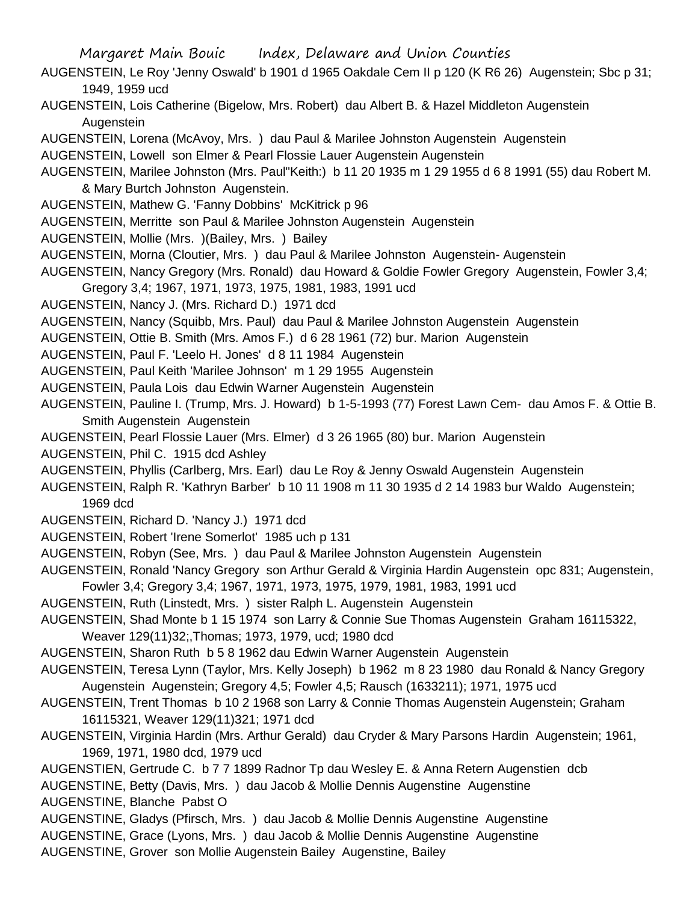AUGENSTEIN, Le Roy 'Jenny Oswald' b 1901 d 1965 Oakdale Cem II p 120 (K R6 26) Augenstein; Sbc p 31; 1949, 1959 ucd

AUGENSTEIN, Lois Catherine (Bigelow, Mrs. Robert) dau Albert B. & Hazel Middleton Augenstein Augenstein

AUGENSTEIN, Lorena (McAvoy, Mrs. ) dau Paul & Marilee Johnston Augenstein Augenstein

AUGENSTEIN, Lowell son Elmer & Pearl Flossie Lauer Augenstein Augenstein

AUGENSTEIN, Marilee Johnston (Mrs. Paul"Keith:) b 11 20 1935 m 1 29 1955 d 6 8 1991 (55) dau Robert M. & Mary Burtch Johnston Augenstein.

AUGENSTEIN, Mathew G. 'Fanny Dobbins' McKitrick p 96

AUGENSTEIN, Merritte son Paul & Marilee Johnston Augenstein Augenstein

AUGENSTEIN, Mollie (Mrs. )(Bailey, Mrs. ) Bailey

AUGENSTEIN, Morna (Cloutier, Mrs. ) dau Paul & Marilee Johnston Augenstein- Augenstein

AUGENSTEIN, Nancy Gregory (Mrs. Ronald) dau Howard & Goldie Fowler Gregory Augenstein, Fowler 3,4; Gregory 3,4; 1967, 1971, 1973, 1975, 1981, 1983, 1991 ucd

AUGENSTEIN, Nancy J. (Mrs. Richard D.) 1971 dcd

AUGENSTEIN, Nancy (Squibb, Mrs. Paul) dau Paul & Marilee Johnston Augenstein Augenstein

AUGENSTEIN, Ottie B. Smith (Mrs. Amos F.) d 6 28 1961 (72) bur. Marion Augenstein

AUGENSTEIN, Paul F. 'Leelo H. Jones' d 8 11 1984 Augenstein

AUGENSTEIN, Paul Keith 'Marilee Johnson' m 1 29 1955 Augenstein

AUGENSTEIN, Paula Lois dau Edwin Warner Augenstein Augenstein

AUGENSTEIN, Pauline I. (Trump, Mrs. J. Howard) b 1-5-1993 (77) Forest Lawn Cem- dau Amos F. & Ottie B. Smith Augenstein Augenstein

AUGENSTEIN, Pearl Flossie Lauer (Mrs. Elmer) d 3 26 1965 (80) bur. Marion Augenstein

AUGENSTEIN, Phil C. 1915 dcd Ashley

AUGENSTEIN, Phyllis (Carlberg, Mrs. Earl) dau Le Roy & Jenny Oswald Augenstein Augenstein

AUGENSTEIN, Ralph R. 'Kathryn Barber' b 10 11 1908 m 11 30 1935 d 2 14 1983 bur Waldo Augenstein; 1969 dcd

AUGENSTEIN, Richard D. 'Nancy J.) 1971 dcd

AUGENSTEIN, Robert 'Irene Somerlot' 1985 uch p 131

AUGENSTEIN, Robyn (See, Mrs. ) dau Paul & Marilee Johnston Augenstein Augenstein

AUGENSTEIN, Ronald 'Nancy Gregory son Arthur Gerald & Virginia Hardin Augenstein opc 831; Augenstein, Fowler 3,4; Gregory 3,4; 1967, 1971, 1973, 1975, 1979, 1981, 1983, 1991 ucd

AUGENSTEIN, Ruth (Linstedt, Mrs. ) sister Ralph L. Augenstein Augenstein

AUGENSTEIN, Shad Monte b 1 15 1974 son Larry & Connie Sue Thomas Augenstein Graham 16115322, Weaver 129(11)32;,Thomas; 1973, 1979, ucd; 1980 dcd

AUGENSTEIN, Sharon Ruth b 5 8 1962 dau Edwin Warner Augenstein Augenstein

AUGENSTEIN, Teresa Lynn (Taylor, Mrs. Kelly Joseph) b 1962 m 8 23 1980 dau Ronald & Nancy Gregory Augenstein Augenstein; Gregory 4,5; Fowler 4,5; Rausch (1633211); 1971, 1975 ucd

AUGENSTEIN, Trent Thomas b 10 2 1968 son Larry & Connie Thomas Augenstein Augenstein; Graham 16115321, Weaver 129(11)321; 1971 dcd

AUGENSTEIN, Virginia Hardin (Mrs. Arthur Gerald) dau Cryder & Mary Parsons Hardin Augenstein; 1961, 1969, 1971, 1980 dcd, 1979 ucd

AUGENSTIEN, Gertrude C. b 7 7 1899 Radnor Tp dau Wesley E. & Anna Retern Augenstien dcb

AUGENSTINE, Betty (Davis, Mrs. ) dau Jacob & Mollie Dennis Augenstine Augenstine

AUGENSTINE, Blanche Pabst O

AUGENSTINE, Gladys (Pfirsch, Mrs. ) dau Jacob & Mollie Dennis Augenstine Augenstine

AUGENSTINE, Grace (Lyons, Mrs. ) dau Jacob & Mollie Dennis Augenstine Augenstine

AUGENSTINE, Grover son Mollie Augenstein Bailey Augenstine, Bailey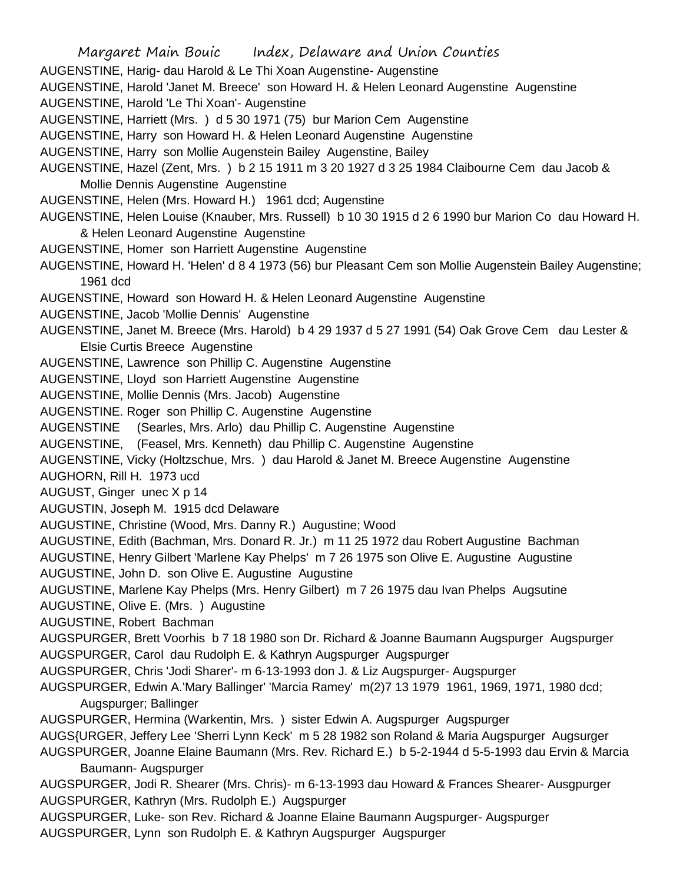AUGENSTINE, Harig- dau Harold & Le Thi Xoan Augenstine- Augenstine

AUGENSTINE, Harold 'Janet M. Breece' son Howard H. & Helen Leonard Augenstine Augenstine

AUGENSTINE, Harold 'Le Thi Xoan'- Augenstine

AUGENSTINE, Harriett (Mrs. ) d 5 30 1971 (75) bur Marion Cem Augenstine

AUGENSTINE, Harry son Howard H. & Helen Leonard Augenstine Augenstine

AUGENSTINE, Harry son Mollie Augenstein Bailey Augenstine, Bailey

AUGENSTINE, Hazel (Zent, Mrs. ) b 2 15 1911 m 3 20 1927 d 3 25 1984 Claibourne Cem dau Jacob & Mollie Dennis Augenstine Augenstine

AUGENSTINE, Helen (Mrs. Howard H.) 1961 dcd; Augenstine

AUGENSTINE, Helen Louise (Knauber, Mrs. Russell) b 10 30 1915 d 2 6 1990 bur Marion Co dau Howard H. & Helen Leonard Augenstine Augenstine

AUGENSTINE, Homer son Harriett Augenstine Augenstine

AUGENSTINE, Howard H. 'Helen' d 8 4 1973 (56) bur Pleasant Cem son Mollie Augenstein Bailey Augenstine; 1961 dcd

AUGENSTINE, Howard son Howard H. & Helen Leonard Augenstine Augenstine

AUGENSTINE, Jacob 'Mollie Dennis' Augenstine

AUGENSTINE, Janet M. Breece (Mrs. Harold) b 4 29 1937 d 5 27 1991 (54) Oak Grove Cem dau Lester & Elsie Curtis Breece Augenstine

AUGENSTINE, Lawrence son Phillip C. Augenstine Augenstine

AUGENSTINE, Lloyd son Harriett Augenstine Augenstine

AUGENSTINE, Mollie Dennis (Mrs. Jacob) Augenstine

AUGENSTINE. Roger son Phillip C. Augenstine Augenstine

AUGENSTINE (Searles, Mrs. Arlo) dau Phillip C. Augenstine Augenstine

AUGENSTINE, (Feasel, Mrs. Kenneth) dau Phillip C. Augenstine Augenstine

AUGENSTINE, Vicky (Holtzschue, Mrs. ) dau Harold & Janet M. Breece Augenstine Augenstine

AUGHORN, Rill H. 1973 ucd

AUGUST, Ginger unec X p 14

AUGUSTIN, Joseph M. 1915 dcd Delaware

AUGUSTINE, Christine (Wood, Mrs. Danny R.) Augustine; Wood

AUGUSTINE, Edith (Bachman, Mrs. Donard R. Jr.) m 11 25 1972 dau Robert Augustine Bachman

AUGUSTINE, Henry Gilbert 'Marlene Kay Phelps' m 7 26 1975 son Olive E. Augustine Augustine

AUGUSTINE, John D. son Olive E. Augustine Augustine

AUGUSTINE, Marlene Kay Phelps (Mrs. Henry Gilbert) m 7 26 1975 dau Ivan Phelps Augsutine

AUGUSTINE, Olive E. (Mrs. ) Augustine

AUGUSTINE, Robert Bachman

AUGSPURGER, Brett Voorhis b 7 18 1980 son Dr. Richard & Joanne Baumann Augspurger Augspurger

AUGSPURGER, Carol dau Rudolph E. & Kathryn Augspurger Augspurger

AUGSPURGER, Chris 'Jodi Sharer'- m 6-13-1993 don J. & Liz Augspurger- Augspurger

AUGSPURGER, Edwin A.'Mary Ballinger' 'Marcia Ramey' m(2)7 13 1979 1961, 1969, 1971, 1980 dcd; Augspurger; Ballinger

AUGSPURGER, Hermina (Warkentin, Mrs. ) sister Edwin A. Augspurger Augspurger

AUGS{URGER, Jeffery Lee 'Sherri Lynn Keck' m 5 28 1982 son Roland & Maria Augspurger Augsurger

AUGSPURGER, Joanne Elaine Baumann (Mrs. Rev. Richard E.) b 5-2-1944 d 5-5-1993 dau Ervin & Marcia Baumann- Augspurger

AUGSPURGER, Jodi R. Shearer (Mrs. Chris)- m 6-13-1993 dau Howard & Frances Shearer- Ausgpurger

AUGSPURGER, Kathryn (Mrs. Rudolph E.) Augspurger

AUGSPURGER, Luke- son Rev. Richard & Joanne Elaine Baumann Augspurger- Augspurger

AUGSPURGER, Lynn son Rudolph E. & Kathryn Augspurger Augspurger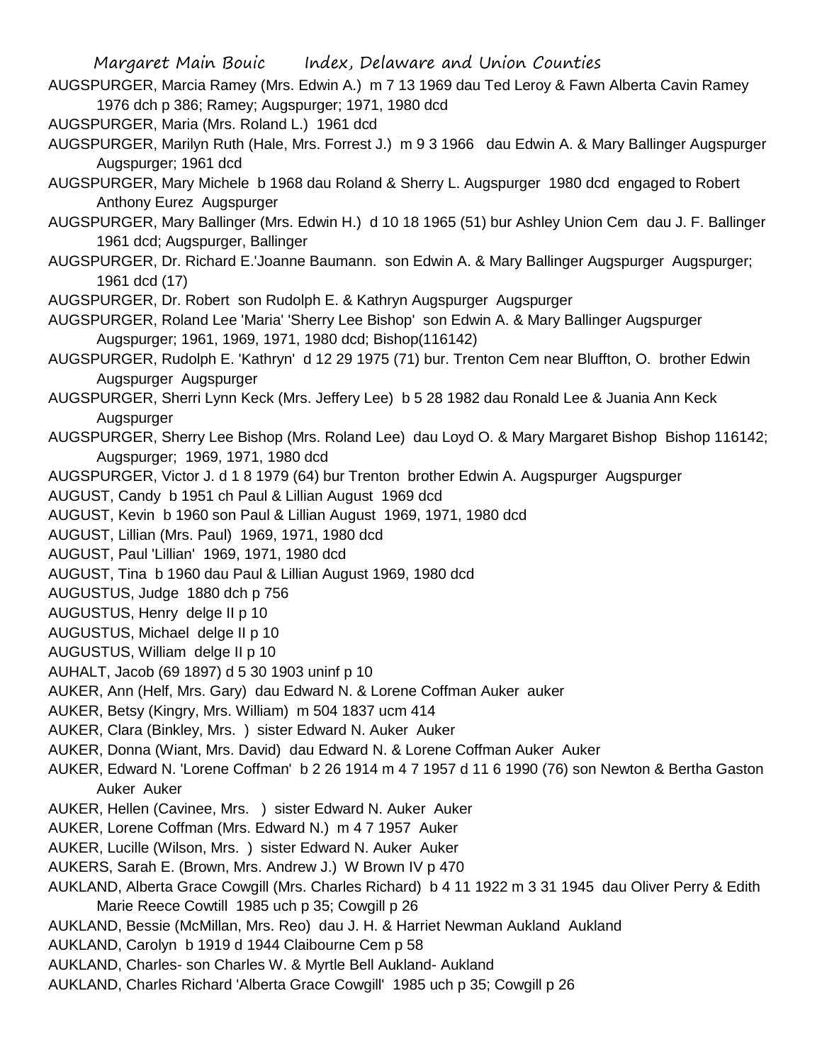AUGSPURGER, Marcia Ramey (Mrs. Edwin A.) m 7 13 1969 dau Ted Leroy & Fawn Alberta Cavin Ramey 1976 dch p 386; Ramey; Augspurger; 1971, 1980 dcd

AUGSPURGER, Maria (Mrs. Roland L.) 1961 dcd

AUGSPURGER, Marilyn Ruth (Hale, Mrs. Forrest J.) m 9 3 1966 dau Edwin A. & Mary Ballinger Augspurger Augspurger; 1961 dcd

AUGSPURGER, Mary Michele b 1968 dau Roland & Sherry L. Augspurger 1980 dcd engaged to Robert Anthony Eurez Augspurger

AUGSPURGER, Mary Ballinger (Mrs. Edwin H.) d 10 18 1965 (51) bur Ashley Union Cem dau J. F. Ballinger 1961 dcd; Augspurger, Ballinger

AUGSPURGER, Dr. Richard E.'Joanne Baumann. son Edwin A. & Mary Ballinger Augspurger Augspurger; 1961 dcd (17)

AUGSPURGER, Dr. Robert son Rudolph E. & Kathryn Augspurger Augspurger

AUGSPURGER, Roland Lee 'Maria' 'Sherry Lee Bishop' son Edwin A. & Mary Ballinger Augspurger Augspurger; 1961, 1969, 1971, 1980 dcd; Bishop(116142)

AUGSPURGER, Rudolph E. 'Kathryn' d 12 29 1975 (71) bur. Trenton Cem near Bluffton, O. brother Edwin Augspurger Augspurger

AUGSPURGER, Sherri Lynn Keck (Mrs. Jeffery Lee) b 5 28 1982 dau Ronald Lee & Juania Ann Keck Augspurger

AUGSPURGER, Sherry Lee Bishop (Mrs. Roland Lee) dau Loyd O. & Mary Margaret Bishop Bishop 116142; Augspurger; 1969, 1971, 1980 dcd

AUGSPURGER, Victor J. d 1 8 1979 (64) bur Trenton brother Edwin A. Augspurger Augspurger

AUGUST, Candy b 1951 ch Paul & Lillian August 1969 dcd

AUGUST, Kevin b 1960 son Paul & Lillian August 1969, 1971, 1980 dcd

AUGUST, Lillian (Mrs. Paul) 1969, 1971, 1980 dcd

AUGUST, Paul 'Lillian' 1969, 1971, 1980 dcd

AUGUST, Tina b 1960 dau Paul & Lillian August 1969, 1980 dcd

AUGUSTUS, Judge 1880 dch p 756

AUGUSTUS, Henry delge II p 10

AUGUSTUS, Michael delge II p 10

AUGUSTUS, William delge II p 10

AUHALT, Jacob (69 1897) d 5 30 1903 uninf p 10

AUKER, Ann (Helf, Mrs. Gary) dau Edward N. & Lorene Coffman Auker auker

AUKER, Betsy (Kingry, Mrs. William) m 504 1837 ucm 414

AUKER, Clara (Binkley, Mrs. ) sister Edward N. Auker Auker

AUKER, Donna (Wiant, Mrs. David) dau Edward N. & Lorene Coffman Auker Auker

AUKER, Edward N. 'Lorene Coffman' b 2 26 1914 m 4 7 1957 d 11 6 1990 (76) son Newton & Bertha Gaston Auker Auker

AUKER, Hellen (Cavinee, Mrs. ) sister Edward N. Auker Auker

AUKER, Lorene Coffman (Mrs. Edward N.) m 4 7 1957 Auker

AUKER, Lucille (Wilson, Mrs. ) sister Edward N. Auker Auker

AUKERS, Sarah E. (Brown, Mrs. Andrew J.) W Brown IV p 470

AUKLAND, Alberta Grace Cowgill (Mrs. Charles Richard) b 4 11 1922 m 3 31 1945 dau Oliver Perry & Edith Marie Reece Cowtill 1985 uch p 35; Cowgill p 26

AUKLAND, Bessie (McMillan, Mrs. Reo) dau J. H. & Harriet Newman Aukland Aukland

AUKLAND, Carolyn b 1919 d 1944 Claibourne Cem p 58

AUKLAND, Charles- son Charles W. & Myrtle Bell Aukland- Aukland

AUKLAND, Charles Richard 'Alberta Grace Cowgill' 1985 uch p 35; Cowgill p 26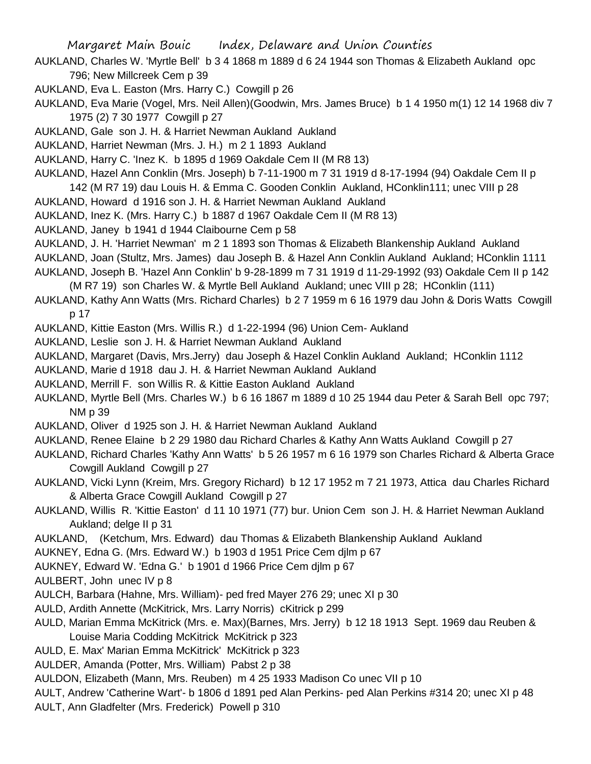AUKLAND, Charles W. 'Myrtle Bell' b 3 4 1868 m 1889 d 6 24 1944 son Thomas & Elizabeth Aukland opc 796; New Millcreek Cem p 39

AUKLAND, Eva L. Easton (Mrs. Harry C.) Cowgill p 26

AUKLAND, Eva Marie (Vogel, Mrs. Neil Allen)(Goodwin, Mrs. James Bruce) b 1 4 1950 m(1) 12 14 1968 div 7 1975 (2) 7 30 1977 Cowgill p 27

AUKLAND, Gale son J. H. & Harriet Newman Aukland Aukland

AUKLAND, Harriet Newman (Mrs. J. H.) m 2 1 1893 Aukland

AUKLAND, Harry C. 'Inez K. b 1895 d 1969 Oakdale Cem II (M R8 13)

AUKLAND, Hazel Ann Conklin (Mrs. Joseph) b 7-11-1900 m 7 31 1919 d 8-17-1994 (94) Oakdale Cem II p 142 (M R7 19) dau Louis H. & Emma C. Gooden Conklin Aukland, HConklin111; unec VIII p 28

AUKLAND, Howard d 1916 son J. H. & Harriet Newman Aukland Aukland

AUKLAND, Inez K. (Mrs. Harry C.) b 1887 d 1967 Oakdale Cem II (M R8 13)

AUKLAND, Janey b 1941 d 1944 Claibourne Cem p 58

AUKLAND, J. H. 'Harriet Newman' m 2 1 1893 son Thomas & Elizabeth Blankenship Aukland Aukland

AUKLAND, Joan (Stultz, Mrs. James) dau Joseph B. & Hazel Ann Conklin Aukland Aukland; HConklin 1111

AUKLAND, Joseph B. 'Hazel Ann Conklin' b 9-28-1899 m 7 31 1919 d 11-29-1992 (93) Oakdale Cem II p 142 (M R7 19) son Charles W. & Myrtle Bell Aukland Aukland; unec VIII p 28; HConklin (111)

AUKLAND, Kathy Ann Watts (Mrs. Richard Charles) b 2 7 1959 m 6 16 1979 dau John & Doris Watts Cowgill p 17

AUKLAND, Kittie Easton (Mrs. Willis R.) d 1-22-1994 (96) Union Cem- Aukland

AUKLAND, Leslie son J. H. & Harriet Newman Aukland Aukland

AUKLAND, Margaret (Davis, Mrs.Jerry) dau Joseph & Hazel Conklin Aukland Aukland; HConklin 1112

AUKLAND, Marie d 1918 dau J. H. & Harriet Newman Aukland Aukland

AUKLAND, Merrill F. son Willis R. & Kittie Easton Aukland Aukland

AUKLAND, Myrtle Bell (Mrs. Charles W.) b 6 16 1867 m 1889 d 10 25 1944 dau Peter & Sarah Bell opc 797; NM p 39

AUKLAND, Oliver d 1925 son J. H. & Harriet Newman Aukland Aukland

AUKLAND, Renee Elaine b 2 29 1980 dau Richard Charles & Kathy Ann Watts Aukland Cowgill p 27

AUKLAND, Richard Charles 'Kathy Ann Watts' b 5 26 1957 m 6 16 1979 son Charles Richard & Alberta Grace Cowgill Aukland Cowgill p 27

AUKLAND, Vicki Lynn (Kreim, Mrs. Gregory Richard) b 12 17 1952 m 7 21 1973, Attica dau Charles Richard & Alberta Grace Cowgill Aukland Cowgill p 27

AUKLAND, Willis R. 'Kittie Easton' d 11 10 1971 (77) bur. Union Cem son J. H. & Harriet Newman Aukland Aukland; delge II p 31

AUKLAND, (Ketchum, Mrs. Edward) dau Thomas & Elizabeth Blankenship Aukland Aukland

AUKNEY, Edna G. (Mrs. Edward W.) b 1903 d 1951 Price Cem djlm p 67

AUKNEY, Edward W. 'Edna G.' b 1901 d 1966 Price Cem djlm p 67

AULBERT, John unec IV p 8

AULCH, Barbara (Hahne, Mrs. William)- ped fred Mayer 276 29; unec XI p 30

AULD, Ardith Annette (McKitrick, Mrs. Larry Norris) cKitrick p 299

AULD, Marian Emma McKitrick (Mrs. e. Max)(Barnes, Mrs. Jerry) b 12 18 1913 Sept. 1969 dau Reuben & Louise Maria Codding McKitrick McKitrick p 323

AULD, E. Max' Marian Emma McKitrick' McKitrick p 323

AULDER, Amanda (Potter, Mrs. William) Pabst 2 p 38

AULDON, Elizabeth (Mann, Mrs. Reuben) m 4 25 1933 Madison Co unec VII p 10

AULT, Andrew 'Catherine Wart'- b 1806 d 1891 ped Alan Perkins- ped Alan Perkins #314 20; unec XI p 48

AULT, Ann Gladfelter (Mrs. Frederick) Powell p 310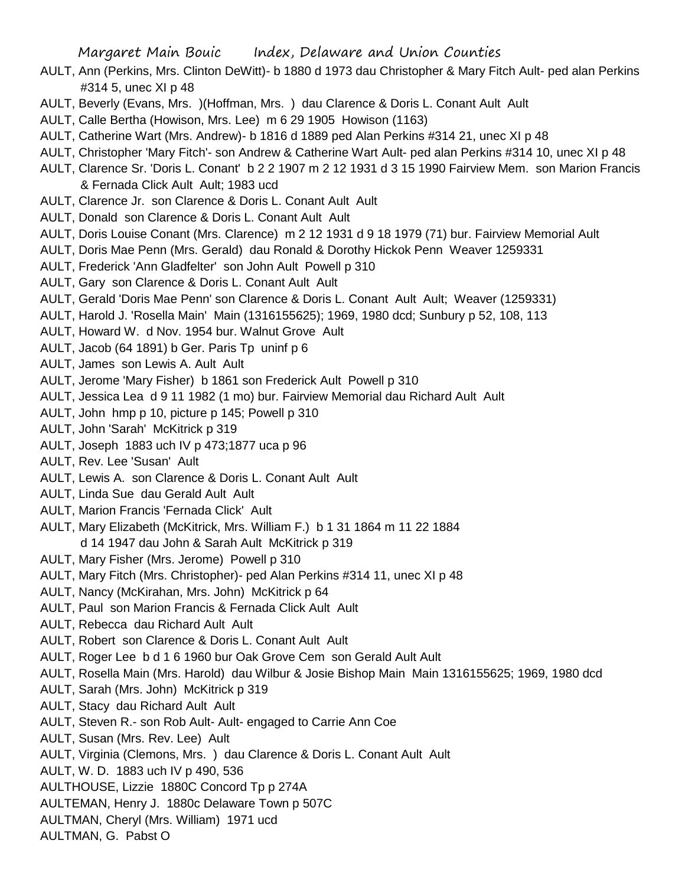AULT, Ann (Perkins, Mrs. Clinton DeWitt)- b 1880 d 1973 dau Christopher & Mary Fitch Ault- ped alan Perkins #314 5, unec XI p 48

AULT, Beverly (Evans, Mrs. )(Hoffman, Mrs. ) dau Clarence & Doris L. Conant Ault Ault

AULT, Calle Bertha (Howison, Mrs. Lee) m 6 29 1905 Howison (1163)

AULT, Catherine Wart (Mrs. Andrew)- b 1816 d 1889 ped Alan Perkins #314 21, unec XI p 48

AULT, Christopher 'Mary Fitch'- son Andrew & Catherine Wart Ault- ped alan Perkins #314 10, unec XI p 48

AULT, Clarence Sr. 'Doris L. Conant' b 2 2 1907 m 2 12 1931 d 3 15 1990 Fairview Mem. son Marion Francis & Fernada Click Ault Ault; 1983 ucd

AULT, Clarence Jr. son Clarence & Doris L. Conant Ault Ault

AULT, Donald son Clarence & Doris L. Conant Ault Ault

AULT, Doris Louise Conant (Mrs. Clarence) m 2 12 1931 d 9 18 1979 (71) bur. Fairview Memorial Ault

AULT, Doris Mae Penn (Mrs. Gerald) dau Ronald & Dorothy Hickok Penn Weaver 1259331

AULT, Frederick 'Ann Gladfelter' son John Ault Powell p 310

AULT, Gary son Clarence & Doris L. Conant Ault Ault

AULT, Gerald 'Doris Mae Penn' son Clarence & Doris L. Conant Ault Ault; Weaver (1259331)

AULT, Harold J. 'Rosella Main' Main (1316155625); 1969, 1980 dcd; Sunbury p 52, 108, 113

AULT, Howard W. d Nov. 1954 bur. Walnut Grove Ault

AULT, Jacob (64 1891) b Ger. Paris Tp uninf p 6

AULT, James son Lewis A. Ault Ault

AULT, Jerome 'Mary Fisher) b 1861 son Frederick Ault Powell p 310

AULT, Jessica Lea d 9 11 1982 (1 mo) bur. Fairview Memorial dau Richard Ault Ault

AULT, John hmp p 10, picture p 145; Powell p 310

AULT, John 'Sarah' McKitrick p 319

AULT, Joseph 1883 uch IV p 473;1877 uca p 96

AULT, Rev. Lee 'Susan' Ault

AULT, Lewis A. son Clarence & Doris L. Conant Ault Ault

AULT, Linda Sue dau Gerald Ault Ault

AULT, Marion Francis 'Fernada Click' Ault

AULT, Mary Elizabeth (McKitrick, Mrs. William F.) b 1 31 1864 m 11 22 1884 d 14 1947 dau John & Sarah Ault McKitrick p 319

AULT, Mary Fisher (Mrs. Jerome) Powell p 310

AULT, Mary Fitch (Mrs. Christopher)- ped Alan Perkins #314 11, unec XI p 48

AULT, Nancy (McKirahan, Mrs. John) McKitrick p 64

AULT, Paul son Marion Francis & Fernada Click Ault Ault

AULT, Rebecca dau Richard Ault Ault

AULT, Robert son Clarence & Doris L. Conant Ault Ault

AULT, Roger Lee b d 1 6 1960 bur Oak Grove Cem son Gerald Ault Ault

AULT, Rosella Main (Mrs. Harold) dau Wilbur & Josie Bishop Main Main 1316155625; 1969, 1980 dcd

AULT, Sarah (Mrs. John) McKitrick p 319

AULT, Stacy dau Richard Ault Ault

AULT, Steven R.- son Rob Ault- Ault- engaged to Carrie Ann Coe

AULT, Susan (Mrs. Rev. Lee) Ault

AULT, Virginia (Clemons, Mrs. ) dau Clarence & Doris L. Conant Ault Ault

AULT, W. D. 1883 uch IV p 490, 536

AULTHOUSE, Lizzie 1880C Concord Tp p 274A

AULTEMAN, Henry J. 1880c Delaware Town p 507C

AULTMAN, Cheryl (Mrs. William) 1971 ucd

AULTMAN, G. Pabst O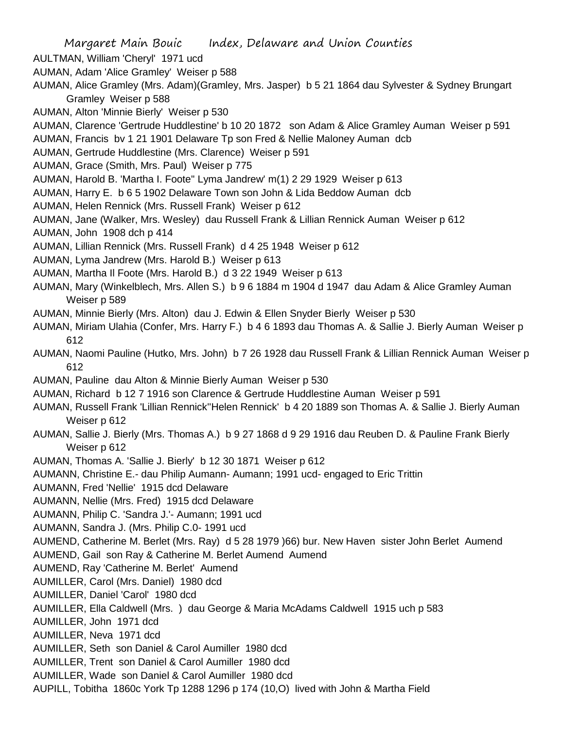AULTMAN, William 'Cheryl' 1971 ucd

AUMAN, Adam 'Alice Gramley' Weiser p 588

AUMAN, Alice Gramley (Mrs. Adam)(Gramley, Mrs. Jasper) b 5 21 1864 dau Sylvester & Sydney Brungart Gramley Weiser p 588

AUMAN, Alton 'Minnie Bierly' Weiser p 530

AUMAN, Clarence 'Gertrude Huddlestine' b 10 20 1872 son Adam & Alice Gramley Auman Weiser p 591

AUMAN, Francis bv 1 21 1901 Delaware Tp son Fred & Nellie Maloney Auman dcb

AUMAN, Gertrude Huddlestine (Mrs. Clarence) Weiser p 591

AUMAN, Grace (Smith, Mrs. Paul) Weiser p 775

AUMAN, Harold B. 'Martha I. Foote'' Lyma Jandrew' m(1) 2 29 1929 Weiser p 613

AUMAN, Harry E. b 6 5 1902 Delaware Town son John & Lida Beddow Auman dcb

AUMAN, Helen Rennick (Mrs. Russell Frank) Weiser p 612

AUMAN, Jane (Walker, Mrs. Wesley) dau Russell Frank & Lillian Rennick Auman Weiser p 612

AUMAN, John 1908 dch p 414

AUMAN, Lillian Rennick (Mrs. Russell Frank) d 4 25 1948 Weiser p 612

AUMAN, Lyma Jandrew (Mrs. Harold B.) Weiser p 613

AUMAN, Martha Il Foote (Mrs. Harold B.) d 3 22 1949 Weiser p 613

AUMAN, Mary (Winkelblech, Mrs. Allen S.) b 9 6 1884 m 1904 d 1947 dau Adam & Alice Gramley Auman Weiser p 589

AUMAN, Minnie Bierly (Mrs. Alton) dau J. Edwin & Ellen Snyder Bierly Weiser p 530

AUMAN, Miriam Ulahia (Confer, Mrs. Harry F.) b 4 6 1893 dau Thomas A. & Sallie J. Bierly Auman Weiser p 612

AUMAN, Naomi Pauline (Hutko, Mrs. John) b 7 26 1928 dau Russell Frank & Lillian Rennick Auman Weiser p 612

AUMAN, Pauline dau Alton & Minnie Bierly Auman Weiser p 530

AUMAN, Richard b 12 7 1916 son Clarence & Gertrude Huddlestine Auman Weiser p 591

AUMAN, Russell Frank 'Lillian Rennick''Helen Rennick' b 4 20 1889 son Thomas A. & Sallie J. Bierly Auman Weiser p 612

AUMAN, Sallie J. Bierly (Mrs. Thomas A.) b 9 27 1868 d 9 29 1916 dau Reuben D. & Pauline Frank Bierly Weiser p 612

AUMAN, Thomas A. 'Sallie J. Bierly' b 12 30 1871 Weiser p 612

AUMANN, Christine E.- dau Philip Aumann- Aumann; 1991 ucd- engaged to Eric Trittin

AUMANN, Fred 'Nellie' 1915 dcd Delaware

AUMANN, Nellie (Mrs. Fred) 1915 dcd Delaware

AUMANN, Philip C. 'Sandra J.'- Aumann; 1991 ucd

AUMANN, Sandra J. (Mrs. Philip C.0- 1991 ucd

AUMEND, Catherine M. Berlet (Mrs. Ray) d 5 28 1979 )66) bur. New Haven sister John Berlet Aumend

AUMEND, Gail son Ray & Catherine M. Berlet Aumend Aumend

AUMEND, Ray 'Catherine M. Berlet' Aumend

AUMILLER, Carol (Mrs. Daniel) 1980 dcd

AUMILLER, Daniel 'Carol' 1980 dcd

AUMILLER, Ella Caldwell (Mrs. ) dau George & Maria McAdams Caldwell 1915 uch p 583

AUMILLER, John 1971 dcd

AUMILLER, Neva 1971 dcd

AUMILLER, Seth son Daniel & Carol Aumiller 1980 dcd

AUMILLER, Trent son Daniel & Carol Aumiller 1980 dcd

AUMILLER, Wade son Daniel & Carol Aumiller 1980 dcd

AUPILL, Tobitha 1860c York Tp 1288 1296 p 174 (10,O) lived with John & Martha Field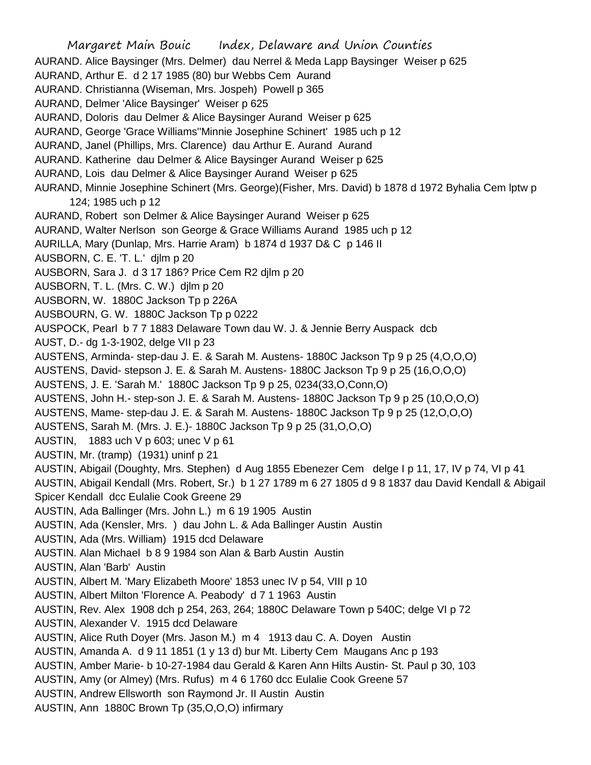AURAND. Alice Baysinger (Mrs. Delmer) dau Nerrel & Meda Lapp Baysinger Weiser p 625
AURAND, Arthur E. d 2 17 1985 (80) bur Webbs Cem Aurand
AURAND. Christianna (Wiseman, Mrs. Jospeh) Powell p 365
AURAND, Delmer 'Alice Baysinger' Weiser p 625
AURAND, Doloris dau Delmer & Alice Baysinger Aurand Weiser p 625
AURAND, George 'Grace Williams''Minnie Josephine Schinert' 1985 uch p 12
AURAND, Janel (Phillips, Mrs. Clarence) dau Arthur E. Aurand Aurand
AURAND. Katherine dau Delmer & Alice Baysinger Aurand Weiser p 625
AURAND, Lois dau Delmer & Alice Baysinger Aurand Weiser p 625
AURAND, Minnie Josephine Schinert (Mrs. George)(Fisher, Mrs. David) b 1878 d 1972 Byhalia Cem lptw p 124; 1985 uch p 12
AURAND, Robert son Delmer & Alice Baysinger Aurand Weiser p 625
AURAND, Walter Nerlson son George & Grace Williams Aurand 1985 uch p 12
AURILLA, Mary (Dunlap, Mrs. Harrie Aram) b 1874 d 1937 D& C p 146 II
AUSBORN, C. E. 'T. L.' djlm p 20
AUSBORN, Sara J. d 3 17 186? Price Cem R2 djlm p 20
AUSBORN, T. L. (Mrs. C. W.) djlm p 20
AUSBORN, W. 1880C Jackson Tp p 226A
AUSBOURN, G. W. 1880C Jackson Tp p 0222
AUSPOCK, Pearl b 7 7 1883 Delaware Town dau W. J. & Jennie Berry Auspack dcb
AUST, D.- dg 1-3-1902, delge VII p 23
AUSTENS, Arminda- step-dau J. E. & Sarah M. Austens- 1880C Jackson Tp 9 p 25 (4,O,O,O)
AUSTENS, David- stepson J. E. & Sarah M. Austens- 1880C Jackson Tp 9 p 25 (16,O,O,O)
AUSTENS, J. E. 'Sarah M.' 1880C Jackson Tp 9 p 25, 0234(33,O,Conn,O)
AUSTENS, John H.- step-son J. E. & Sarah M. Austens- 1880C Jackson Tp 9 p 25 (10,O,O,O)
AUSTENS, Mame- step-dau J. E. & Sarah M. Austens- 1880C Jackson Tp 9 p 25 (12,O,O,O)
AUSTENS, Sarah M. (Mrs. J. E.)- 1880C Jackson Tp 9 p 25 (31,O,O,O)
AUSTIN, 1883 uch V p 603; unec V p 61
AUSTIN, Mr. (tramp) (1931) uninf p 21
AUSTIN, Abigail (Doughty, Mrs. Stephen) d Aug 1855 Ebenezer Cem delge I p 11, 17, IV p 74, VI p 41
AUSTIN, Abigail Kendall (Mrs. Robert, Sr.) b 1 27 1789 m 6 27 1805 d 9 8 1837 dau David Kendall & Abigail Spicer Kendall dcc Eulalie Cook Greene 29
AUSTIN, Ada Ballinger (Mrs. John L.) m 6 19 1905 Austin
AUSTIN, Ada (Kensler, Mrs. ) dau John L. & Ada Ballinger Austin Austin
AUSTIN, Ada (Mrs. William) 1915 dcd Delaware
AUSTIN. Alan Michael b 8 9 1984 son Alan & Barb Austin Austin
AUSTIN, Alan 'Barb' Austin
AUSTIN, Albert M. 'Mary Elizabeth Moore' 1853 unec IV p 54, VIII p 10
AUSTIN, Albert Milton 'Florence A. Peabody' d 7 1 1963 Austin
AUSTIN, Rev. Alex 1908 dch p 254, 263, 264; 1880C Delaware Town p 540C; delge VI p 72
AUSTIN, Alexander V. 1915 dcd Delaware
AUSTIN, Alice Ruth Doyer (Mrs. Jason M.) m 4 1913 dau C. A. Doyen Austin
AUSTIN, Amanda A. d 9 11 1851 (1 y 13 d) bur Mt. Liberty Cem Maugans Anc p 193
AUSTIN, Amber Marie- b 10-27-1984 dau Gerald & Karen Ann Hilts Austin- St. Paul p 30, 103
AUSTIN, Amy (or Almey) (Mrs. Rufus) m 4 6 1760 dcc Eulalie Cook Greene 57
AUSTIN, Andrew Ellsworth son Raymond Jr. II Austin Austin
AUSTIN, Ann 1880C Brown Tp (35,O,O,O) infirmary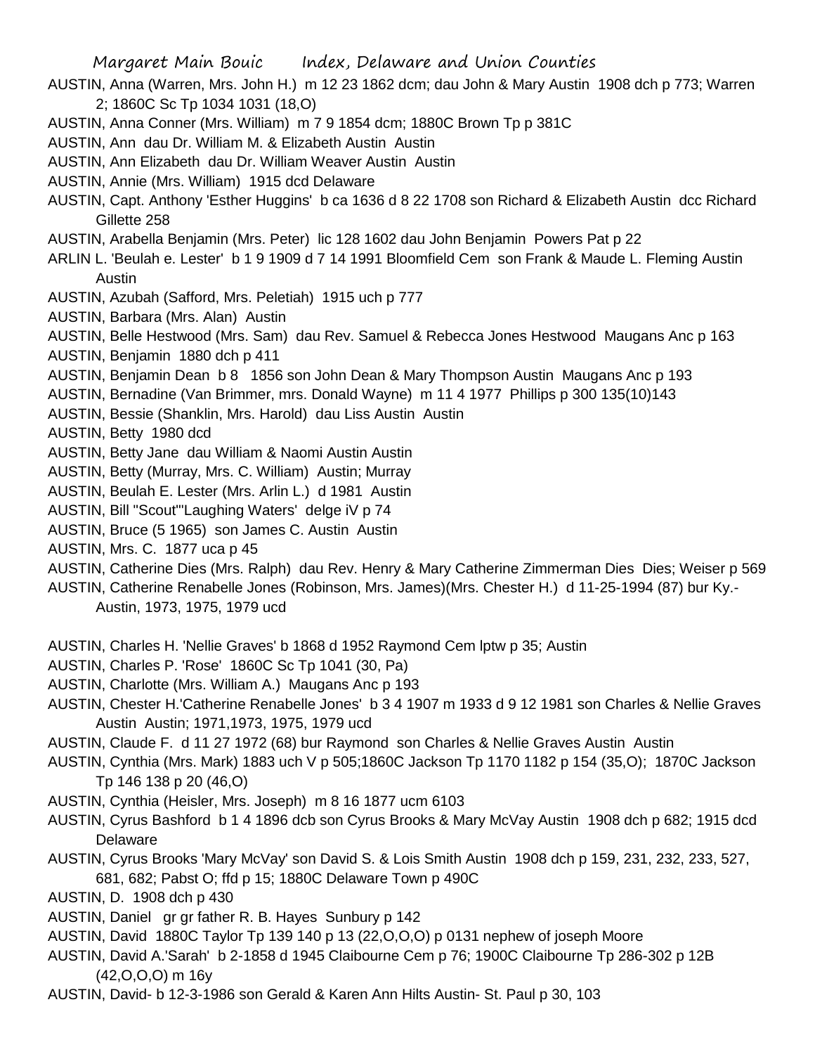AUSTIN, Anna (Warren, Mrs. John H.) m 12 23 1862 dcm; dau John & Mary Austin 1908 dch p 773; Warren 2; 1860C Sc Tp 1034 1031 (18,O)

AUSTIN, Anna Conner (Mrs. William) m 7 9 1854 dcm; 1880C Brown Tp p 381C

AUSTIN, Ann dau Dr. William M. & Elizabeth Austin Austin

AUSTIN, Ann Elizabeth dau Dr. William Weaver Austin Austin

AUSTIN, Annie (Mrs. William) 1915 dcd Delaware

AUSTIN, Capt. Anthony 'Esther Huggins' b ca 1636 d 8 22 1708 son Richard & Elizabeth Austin dcc Richard Gillette 258

AUSTIN, Arabella Benjamin (Mrs. Peter) lic 128 1602 dau John Benjamin Powers Pat p 22

ARLIN L. 'Beulah e. Lester' b 1 9 1909 d 7 14 1991 Bloomfield Cem son Frank & Maude L. Fleming Austin Austin

AUSTIN, Azubah (Safford, Mrs. Peletiah) 1915 uch p 777

AUSTIN, Barbara (Mrs. Alan) Austin

AUSTIN, Belle Hestwood (Mrs. Sam) dau Rev. Samuel & Rebecca Jones Hestwood Maugans Anc p 163

AUSTIN, Benjamin 1880 dch p 411

AUSTIN, Benjamin Dean b 8 1856 son John Dean & Mary Thompson Austin Maugans Anc p 193

AUSTIN, Bernadine (Van Brimmer, mrs. Donald Wayne) m 11 4 1977 Phillips p 300 135(10)143

AUSTIN, Bessie (Shanklin, Mrs. Harold) dau Liss Austin Austin

AUSTIN, Betty 1980 dcd

AUSTIN, Betty Jane dau William & Naomi Austin Austin

AUSTIN, Betty (Murray, Mrs. C. William) Austin; Murray

AUSTIN, Beulah E. Lester (Mrs. Arlin L.) d 1981 Austin

AUSTIN, Bill "Scout"'Laughing Waters' delge iV p 74

AUSTIN, Bruce (5 1965) son James C. Austin Austin

AUSTIN, Mrs. C. 1877 uca p 45

AUSTIN, Catherine Dies (Mrs. Ralph) dau Rev. Henry & Mary Catherine Zimmerman Dies Dies; Weiser p 569

AUSTIN, Catherine Renabelle Jones (Robinson, Mrs. James)(Mrs. Chester H.) d 11-25-1994 (87) bur Ky.- Austin, 1973, 1975, 1979 ucd

AUSTIN, Charles H. 'Nellie Graves' b 1868 d 1952 Raymond Cem lptw p 35; Austin

AUSTIN, Charles P. 'Rose' 1860C Sc Tp 1041 (30, Pa)

AUSTIN, Charlotte (Mrs. William A.) Maugans Anc p 193

AUSTIN, Chester H.'Catherine Renabelle Jones' b 3 4 1907 m 1933 d 9 12 1981 son Charles & Nellie Graves Austin Austin; 1971,1973, 1975, 1979 ucd

AUSTIN, Claude F. d 11 27 1972 (68) bur Raymond son Charles & Nellie Graves Austin Austin

AUSTIN, Cynthia (Mrs. Mark) 1883 uch V p 505;1860C Jackson Tp 1170 1182 p 154 (35,O); 1870C Jackson Tp 146 138 p 20 (46,O)

AUSTIN, Cynthia (Heisler, Mrs. Joseph) m 8 16 1877 ucm 6103

AUSTIN, Cyrus Bashford b 1 4 1896 dcb son Cyrus Brooks & Mary McVay Austin 1908 dch p 682; 1915 dcd Delaware

AUSTIN, Cyrus Brooks 'Mary McVay' son David S. & Lois Smith Austin 1908 dch p 159, 231, 232, 233, 527, 681, 682; Pabst O; ffd p 15; 1880C Delaware Town p 490C

AUSTIN, D. 1908 dch p 430

AUSTIN, Daniel gr gr father R. B. Hayes Sunbury p 142

AUSTIN, David 1880C Taylor Tp 139 140 p 13 (22,O,O,O) p 0131 nephew of joseph Moore

AUSTIN, David A.'Sarah' b 2-1858 d 1945 Claibourne Cem p 76; 1900C Claibourne Tp 286-302 p 12B (42,O,O,O) m 16y

AUSTIN, David- b 12-3-1986 son Gerald & Karen Ann Hilts Austin- St. Paul p 30, 103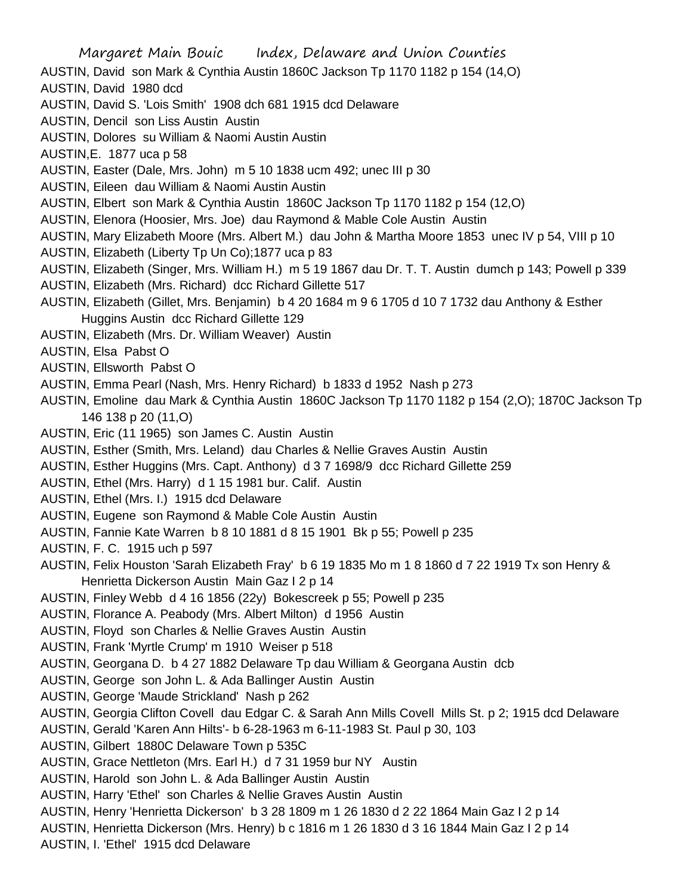AUSTIN, David son Mark & Cynthia Austin 1860C Jackson Tp 1170 1182 p 154 (14,O)
AUSTIN, David 1980 dcd
AUSTIN, David S. 'Lois Smith' 1908 dch 681 1915 dcd Delaware
AUSTIN, Dencil son Liss Austin Austin
AUSTIN, Dolores su William & Naomi Austin Austin
AUSTIN,E. 1877 uca p 58
AUSTIN, Easter (Dale, Mrs. John) m 5 10 1838 ucm 492; unec III p 30
AUSTIN, Eileen dau William & Naomi Austin Austin
AUSTIN, Elbert son Mark & Cynthia Austin 1860C Jackson Tp 1170 1182 p 154 (12,O)
AUSTIN, Elenora (Hoosier, Mrs. Joe) dau Raymond & Mable Cole Austin Austin
AUSTIN, Mary Elizabeth Moore (Mrs. Albert M.) dau John & Martha Moore 1853 unec IV p 54, VIII p 10
AUSTIN, Elizabeth (Liberty Tp Un Co);1877 uca p 83
AUSTIN, Elizabeth (Singer, Mrs. William H.) m 5 19 1867 dau Dr. T. T. Austin dumch p 143; Powell p 339
AUSTIN, Elizabeth (Mrs. Richard) dcc Richard Gillette 517
AUSTIN, Elizabeth (Gillet, Mrs. Benjamin) b 4 20 1684 m 9 6 1705 d 10 7 1732 dau Anthony & Esther Huggins Austin dcc Richard Gillette 129
AUSTIN, Elizabeth (Mrs. Dr. William Weaver) Austin
AUSTIN, Elsa Pabst O
AUSTIN, Ellsworth Pabst O
AUSTIN, Emma Pearl (Nash, Mrs. Henry Richard) b 1833 d 1952 Nash p 273
AUSTIN, Emoline dau Mark & Cynthia Austin 1860C Jackson Tp 1170 1182 p 154 (2,O); 1870C Jackson Tp 146 138 p 20 (11,O)
AUSTIN, Eric (11 1965) son James C. Austin Austin
AUSTIN, Esther (Smith, Mrs. Leland) dau Charles & Nellie Graves Austin Austin
AUSTIN, Esther Huggins (Mrs. Capt. Anthony) d 3 7 1698/9 dcc Richard Gillette 259
AUSTIN, Ethel (Mrs. Harry) d 1 15 1981 bur. Calif. Austin
AUSTIN, Ethel (Mrs. I.) 1915 dcd Delaware
AUSTIN, Eugene son Raymond & Mable Cole Austin Austin
AUSTIN, Fannie Kate Warren b 8 10 1881 d 8 15 1901 Bk p 55; Powell p 235
AUSTIN, F. C. 1915 uch p 597
AUSTIN, Felix Houston 'Sarah Elizabeth Fray' b 6 19 1835 Mo m 1 8 1860 d 7 22 1919 Tx son Henry & Henrietta Dickerson Austin Main Gaz I 2 p 14
AUSTIN, Finley Webb d 4 16 1856 (22y) Bokescreek p 55; Powell p 235
AUSTIN, Florance A. Peabody (Mrs. Albert Milton) d 1956 Austin
AUSTIN, Floyd son Charles & Nellie Graves Austin Austin
AUSTIN, Frank 'Myrtle Crump' m 1910 Weiser p 518
AUSTIN, Georgana D. b 4 27 1882 Delaware Tp dau William & Georgana Austin dcb
AUSTIN, George son John L. & Ada Ballinger Austin Austin
AUSTIN, George 'Maude Strickland' Nash p 262
AUSTIN, Georgia Clifton Covell dau Edgar C. & Sarah Ann Mills Covell Mills St. p 2; 1915 dcd Delaware
AUSTIN, Gerald 'Karen Ann Hilts'- b 6-28-1963 m 6-11-1983 St. Paul p 30, 103
AUSTIN, Gilbert 1880C Delaware Town p 535C
AUSTIN, Grace Nettleton (Mrs. Earl H.) d 7 31 1959 bur NY Austin
AUSTIN, Harold son John L. & Ada Ballinger Austin Austin
AUSTIN, Harry 'Ethel' son Charles & Nellie Graves Austin Austin
AUSTIN, Henry 'Henrietta Dickerson' b 3 28 1809 m 1 26 1830 d 2 22 1864 Main Gaz I 2 p 14
AUSTIN, Henrietta Dickerson (Mrs. Henry) b c 1816 m 1 26 1830 d 3 16 1844 Main Gaz I 2 p 14
AUSTIN, I. 'Ethel' 1915 dcd Delaware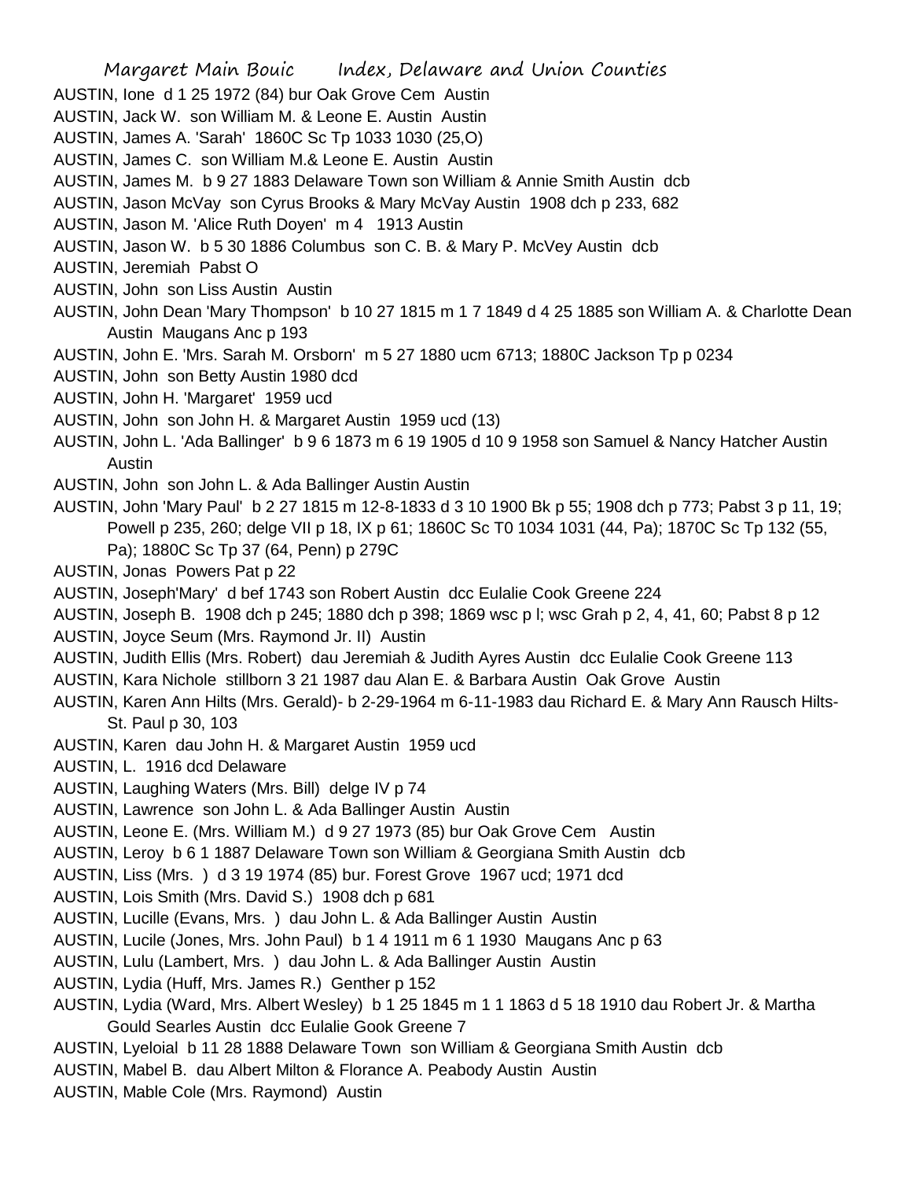AUSTIN, Ione d 1 25 1972 (84) bur Oak Grove Cem Austin

AUSTIN, Jack W. son William M. & Leone E. Austin Austin

AUSTIN, James A. 'Sarah' 1860C Sc Tp 1033 1030 (25,O)

AUSTIN, James C. son William M.& Leone E. Austin Austin

AUSTIN, James M. b 9 27 1883 Delaware Town son William & Annie Smith Austin dcb

AUSTIN, Jason McVay son Cyrus Brooks & Mary McVay Austin 1908 dch p 233, 682

AUSTIN, Jason M. 'Alice Ruth Doyen' m 4 1913 Austin

AUSTIN, Jason W. b 5 30 1886 Columbus son C. B. & Mary P. McVey Austin dcb

AUSTIN, Jeremiah Pabst O

AUSTIN, John son Liss Austin Austin

AUSTIN, John Dean 'Mary Thompson' b 10 27 1815 m 1 7 1849 d 4 25 1885 son William A. & Charlotte Dean Austin Maugans Anc p 193

AUSTIN, John E. 'Mrs. Sarah M. Orsborn' m 5 27 1880 ucm 6713; 1880C Jackson Tp p 0234

AUSTIN, John son Betty Austin 1980 dcd

AUSTIN, John H. 'Margaret' 1959 ucd

AUSTIN, John son John H. & Margaret Austin 1959 ucd (13)

AUSTIN, John L. 'Ada Ballinger' b 9 6 1873 m 6 19 1905 d 10 9 1958 son Samuel & Nancy Hatcher Austin Austin

AUSTIN, John son John L. & Ada Ballinger Austin Austin

AUSTIN, John 'Mary Paul' b 2 27 1815 m 12-8-1833 d 3 10 1900 Bk p 55; 1908 dch p 773; Pabst 3 p 11, 19; Powell p 235, 260; delge VII p 18, IX p 61; 1860C Sc T0 1034 1031 (44, Pa); 1870C Sc Tp 132 (55, Pa); 1880C Sc Tp 37 (64, Penn) p 279C

AUSTIN, Jonas Powers Pat p 22

AUSTIN, Joseph'Mary' d bef 1743 son Robert Austin dcc Eulalie Cook Greene 224

AUSTIN, Joseph B. 1908 dch p 245; 1880 dch p 398; 1869 wsc p l; wsc Grah p 2, 4, 41, 60; Pabst 8 p 12

AUSTIN, Joyce Seum (Mrs. Raymond Jr. II) Austin

AUSTIN, Judith Ellis (Mrs. Robert) dau Jeremiah & Judith Ayres Austin dcc Eulalie Cook Greene 113

AUSTIN, Kara Nichole stillborn 3 21 1987 dau Alan E. & Barbara Austin Oak Grove Austin

AUSTIN, Karen Ann Hilts (Mrs. Gerald)- b 2-29-1964 m 6-11-1983 dau Richard E. & Mary Ann Rausch Hilts- St. Paul p 30, 103

AUSTIN, Karen dau John H. & Margaret Austin 1959 ucd

AUSTIN, L. 1916 dcd Delaware

AUSTIN, Laughing Waters (Mrs. Bill) delge IV p 74

AUSTIN, Lawrence son John L. & Ada Ballinger Austin Austin

AUSTIN, Leone E. (Mrs. William M.) d 9 27 1973 (85) bur Oak Grove Cem Austin

AUSTIN, Leroy b 6 1 1887 Delaware Town son William & Georgiana Smith Austin dcb

AUSTIN, Liss (Mrs. ) d 3 19 1974 (85) bur. Forest Grove 1967 ucd; 1971 dcd

AUSTIN, Lois Smith (Mrs. David S.) 1908 dch p 681

AUSTIN, Lucille (Evans, Mrs. ) dau John L. & Ada Ballinger Austin Austin

AUSTIN, Lucile (Jones, Mrs. John Paul) b 1 4 1911 m 6 1 1930 Maugans Anc p 63

AUSTIN, Lulu (Lambert, Mrs. ) dau John L. & Ada Ballinger Austin Austin

AUSTIN, Lydia (Huff, Mrs. James R.) Genther p 152

AUSTIN, Lydia (Ward, Mrs. Albert Wesley) b 1 25 1845 m 1 1 1863 d 5 18 1910 dau Robert Jr. & Martha Gould Searles Austin dcc Eulalie Gook Greene 7

AUSTIN, Lyeloial b 11 28 1888 Delaware Town son William & Georgiana Smith Austin dcb

AUSTIN, Mabel B. dau Albert Milton & Florance A. Peabody Austin Austin

AUSTIN, Mable Cole (Mrs. Raymond) Austin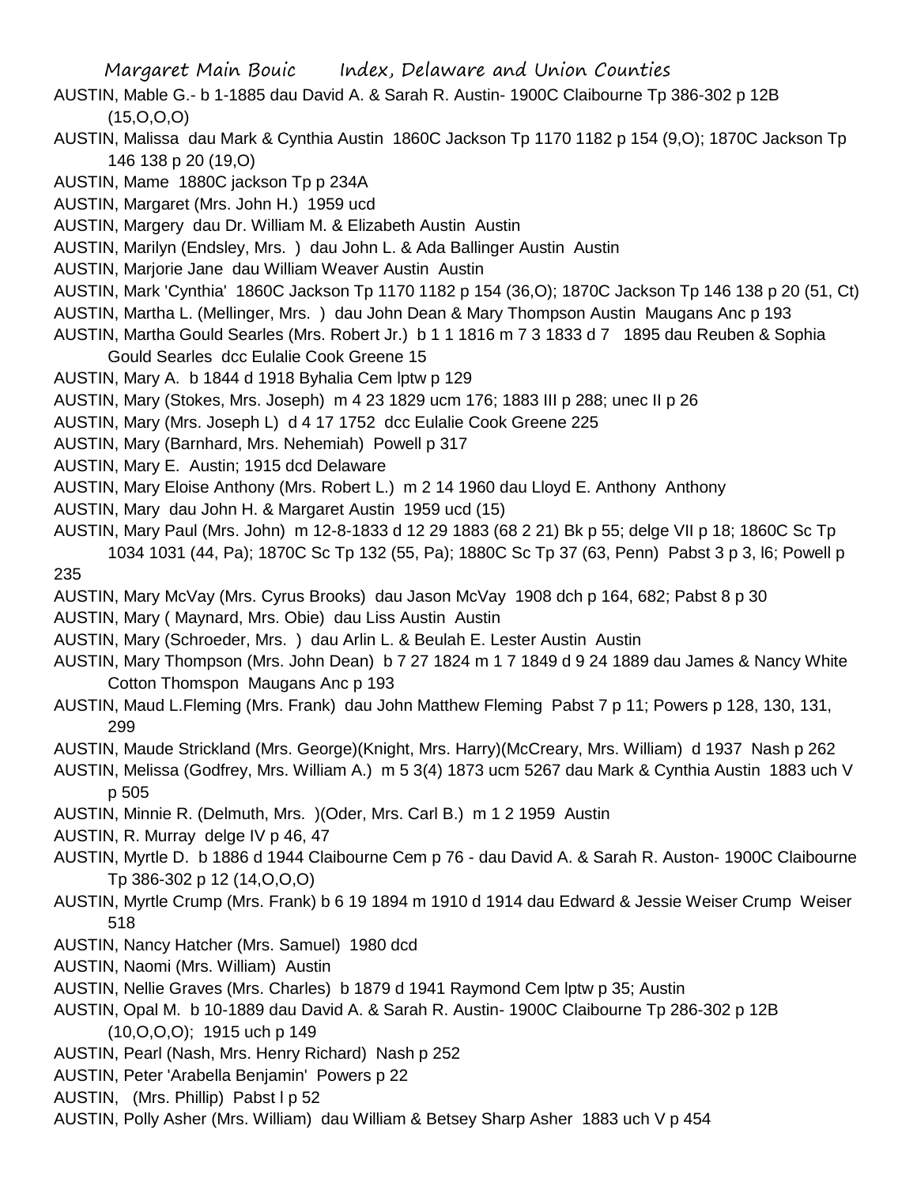AUSTIN, Mable G.- b 1-1885 dau David A. & Sarah R. Austin- 1900C Claibourne Tp 386-302 p 12B (15,O,O,O)

AUSTIN, Malissa dau Mark & Cynthia Austin 1860C Jackson Tp 1170 1182 p 154 (9,O); 1870C Jackson Tp 146 138 p 20 (19,O)

AUSTIN, Mame 1880C jackson Tp p 234A

AUSTIN, Margaret (Mrs. John H.) 1959 ucd

AUSTIN, Margery dau Dr. William M. & Elizabeth Austin Austin

AUSTIN, Marilyn (Endsley, Mrs. ) dau John L. & Ada Ballinger Austin Austin

AUSTIN, Marjorie Jane dau William Weaver Austin Austin

AUSTIN, Mark 'Cynthia' 1860C Jackson Tp 1170 1182 p 154 (36,O); 1870C Jackson Tp 146 138 p 20 (51, Ct)

AUSTIN, Martha L. (Mellinger, Mrs. ) dau John Dean & Mary Thompson Austin Maugans Anc p 193

AUSTIN, Martha Gould Searles (Mrs. Robert Jr.) b 1 1 1816 m 7 3 1833 d 7 1895 dau Reuben & Sophia Gould Searles dcc Eulalie Cook Greene 15

AUSTIN, Mary A. b 1844 d 1918 Byhalia Cem lptw p 129

AUSTIN, Mary (Stokes, Mrs. Joseph) m 4 23 1829 ucm 176; 1883 III p 288; unec II p 26

AUSTIN, Mary (Mrs. Joseph L) d 4 17 1752 dcc Eulalie Cook Greene 225

AUSTIN, Mary (Barnhard, Mrs. Nehemiah) Powell p 317

AUSTIN, Mary E. Austin; 1915 dcd Delaware

AUSTIN, Mary Eloise Anthony (Mrs. Robert L.) m 2 14 1960 dau Lloyd E. Anthony Anthony

AUSTIN, Mary dau John H. & Margaret Austin 1959 ucd (15)

AUSTIN, Mary Paul (Mrs. John) m 12-8-1833 d 12 29 1883 (68 2 21) Bk p 55; delge VII p 18; 1860C Sc Tp 1034 1031 (44, Pa); 1870C Sc Tp 132 (55, Pa); 1880C Sc Tp 37 (63, Penn) Pabst 3 p 3, l6; Powell p 235

AUSTIN, Mary McVay (Mrs. Cyrus Brooks) dau Jason McVay 1908 dch p 164, 682; Pabst 8 p 30

AUSTIN, Mary ( Maynard, Mrs. Obie) dau Liss Austin Austin

AUSTIN, Mary (Schroeder, Mrs. ) dau Arlin L. & Beulah E. Lester Austin Austin

AUSTIN, Mary Thompson (Mrs. John Dean) b 7 27 1824 m 1 7 1849 d 9 24 1889 dau James & Nancy White Cotton Thomspon Maugans Anc p 193

AUSTIN, Maud L.Fleming (Mrs. Frank) dau John Matthew Fleming Pabst 7 p 11; Powers p 128, 130, 131, 299

AUSTIN, Maude Strickland (Mrs. George)(Knight, Mrs. Harry)(McCreary, Mrs. William) d 1937 Nash p 262

AUSTIN, Melissa (Godfrey, Mrs. William A.) m 5 3(4) 1873 ucm 5267 dau Mark & Cynthia Austin 1883 uch V p 505

AUSTIN, Minnie R. (Delmuth, Mrs. )(Oder, Mrs. Carl B.) m 1 2 1959 Austin

AUSTIN, R. Murray delge IV p 46, 47

AUSTIN, Myrtle D. b 1886 d 1944 Claibourne Cem p 76 - dau David A. & Sarah R. Auston- 1900C Claibourne Tp 386-302 p 12 (14,O,O,O)

AUSTIN, Myrtle Crump (Mrs. Frank) b 6 19 1894 m 1910 d 1914 dau Edward & Jessie Weiser Crump Weiser 518

AUSTIN, Nancy Hatcher (Mrs. Samuel) 1980 dcd

AUSTIN, Naomi (Mrs. William) Austin

AUSTIN, Nellie Graves (Mrs. Charles) b 1879 d 1941 Raymond Cem lptw p 35; Austin

AUSTIN, Opal M. b 10-1889 dau David A. & Sarah R. Austin- 1900C Claibourne Tp 286-302 p 12B (10,O,O,O); 1915 uch p 149

AUSTIN, Pearl (Nash, Mrs. Henry Richard) Nash p 252

AUSTIN, Peter 'Arabella Benjamin' Powers p 22

AUSTIN, (Mrs. Phillip) Pabst l p 52

AUSTIN, Polly Asher (Mrs. William) dau William & Betsey Sharp Asher 1883 uch V p 454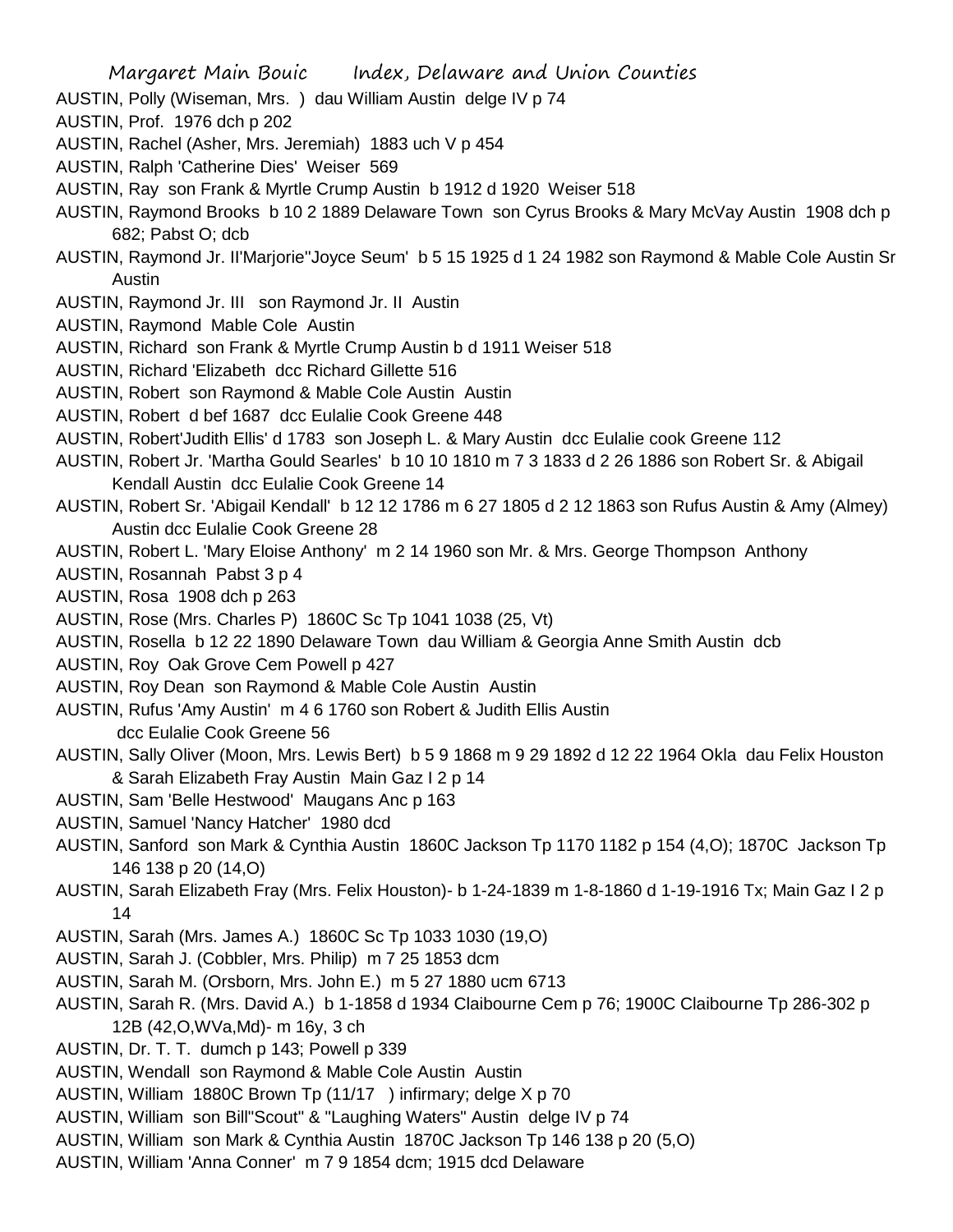AUSTIN, Polly (Wiseman, Mrs. ) dau William Austin delge IV p 74

AUSTIN, Prof. 1976 dch p 202

AUSTIN, Rachel (Asher, Mrs. Jeremiah) 1883 uch V p 454

AUSTIN, Ralph 'Catherine Dies' Weiser 569

AUSTIN, Ray son Frank & Myrtle Crump Austin b 1912 d 1920 Weiser 518

AUSTIN, Raymond Brooks b 10 2 1889 Delaware Town son Cyrus Brooks & Mary McVay Austin 1908 dch p 682; Pabst O; dcb

AUSTIN, Raymond Jr. II'Marjorie''Joyce Seum' b 5 15 1925 d 1 24 1982 son Raymond & Mable Cole Austin Sr Austin

AUSTIN, Raymond Jr. III son Raymond Jr. II Austin

AUSTIN, Raymond Mable Cole Austin

AUSTIN, Richard son Frank & Myrtle Crump Austin b d 1911 Weiser 518

AUSTIN, Richard 'Elizabeth dcc Richard Gillette 516

AUSTIN, Robert son Raymond & Mable Cole Austin Austin

AUSTIN, Robert d bef 1687 dcc Eulalie Cook Greene 448

AUSTIN, Robert'Judith Ellis' d 1783 son Joseph L. & Mary Austin dcc Eulalie cook Greene 112

AUSTIN, Robert Jr. 'Martha Gould Searles' b 10 10 1810 m 7 3 1833 d 2 26 1886 son Robert Sr. & Abigail Kendall Austin dcc Eulalie Cook Greene 14

AUSTIN, Robert Sr. 'Abigail Kendall' b 12 12 1786 m 6 27 1805 d 2 12 1863 son Rufus Austin & Amy (Almey) Austin dcc Eulalie Cook Greene 28

AUSTIN, Robert L. 'Mary Eloise Anthony' m 2 14 1960 son Mr. & Mrs. George Thompson Anthony

AUSTIN, Rosannah Pabst 3 p 4

AUSTIN, Rosa 1908 dch p 263

AUSTIN, Rose (Mrs. Charles P) 1860C Sc Tp 1041 1038 (25, Vt)

AUSTIN, Rosella b 12 22 1890 Delaware Town dau William & Georgia Anne Smith Austin dcb

AUSTIN, Roy Oak Grove Cem Powell p 427

AUSTIN, Roy Dean son Raymond & Mable Cole Austin Austin

AUSTIN, Rufus 'Amy Austin' m 4 6 1760 son Robert & Judith Ellis Austin dcc Eulalie Cook Greene 56

AUSTIN, Sally Oliver (Moon, Mrs. Lewis Bert) b 5 9 1868 m 9 29 1892 d 12 22 1964 Okla dau Felix Houston & Sarah Elizabeth Fray Austin Main Gaz I 2 p 14

AUSTIN, Sam 'Belle Hestwood' Maugans Anc p 163

AUSTIN, Samuel 'Nancy Hatcher' 1980 dcd

AUSTIN, Sanford son Mark & Cynthia Austin 1860C Jackson Tp 1170 1182 p 154 (4,O); 1870C Jackson Tp 146 138 p 20 (14,O)

AUSTIN, Sarah Elizabeth Fray (Mrs. Felix Houston)- b 1-24-1839 m 1-8-1860 d 1-19-1916 Tx; Main Gaz I 2 p 14

AUSTIN, Sarah (Mrs. James A.) 1860C Sc Tp 1033 1030 (19,O)

AUSTIN, Sarah J. (Cobbler, Mrs. Philip) m 7 25 1853 dcm

AUSTIN, Sarah M. (Orsborn, Mrs. John E.) m 5 27 1880 ucm 6713

AUSTIN, Sarah R. (Mrs. David A.) b 1-1858 d 1934 Claibourne Cem p 76; 1900C Claibourne Tp 286-302 p 12B (42,O,WVa,Md)- m 16y, 3 ch

AUSTIN, Dr. T. T. dumch p 143; Powell p 339

AUSTIN, Wendall son Raymond & Mable Cole Austin Austin

AUSTIN, William 1880C Brown Tp (11/17 ) infirmary; delge X p 70

AUSTIN, William son Bill"Scout" & "Laughing Waters" Austin delge IV p 74

AUSTIN, William son Mark & Cynthia Austin 1870C Jackson Tp 146 138 p 20 (5,O)

AUSTIN, William 'Anna Conner' m 7 9 1854 dcm; 1915 dcd Delaware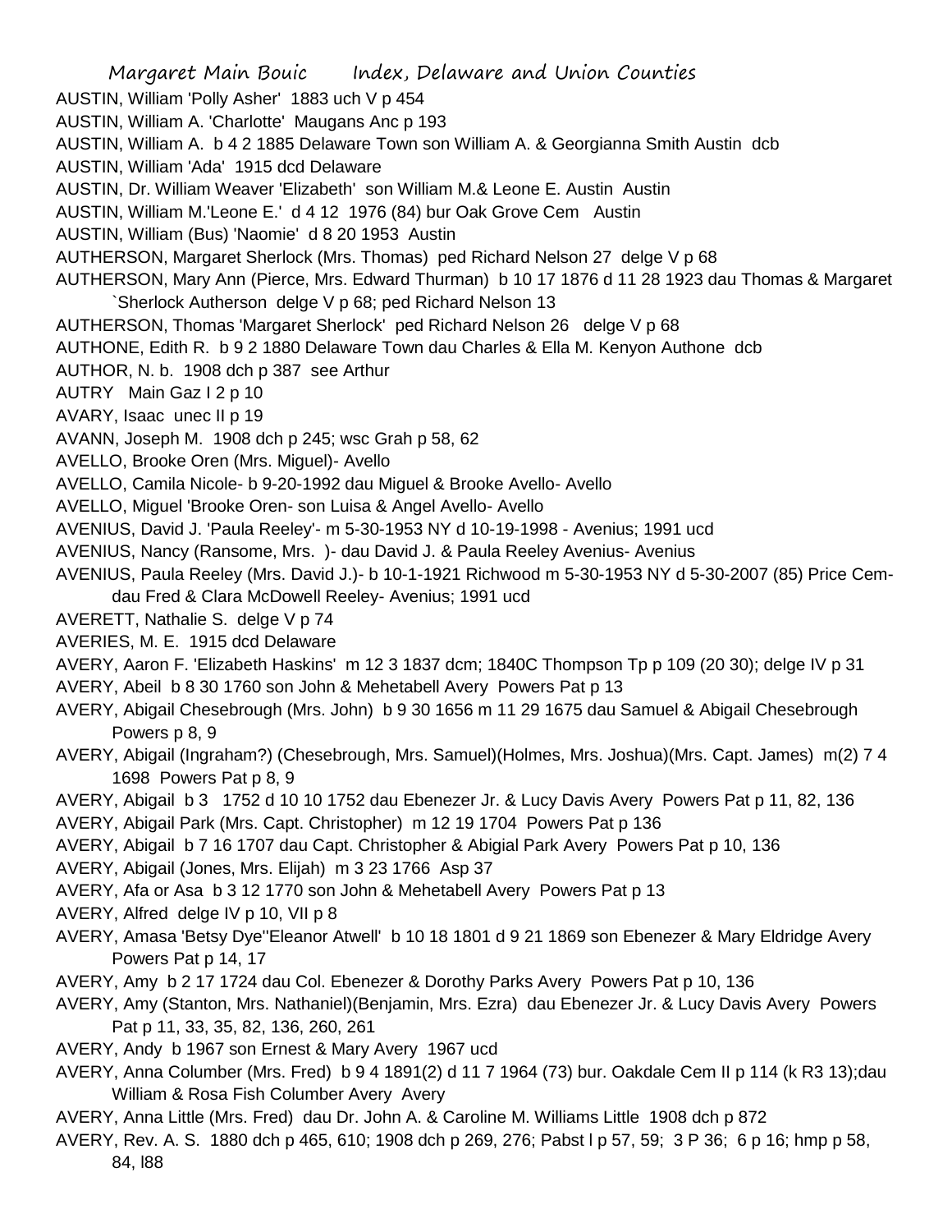AUSTIN, William 'Polly Asher' 1883 uch V p 454

AUSTIN, William A. 'Charlotte' Maugans Anc p 193

AUSTIN, William A. b 4 2 1885 Delaware Town son William A. & Georgianna Smith Austin dcb

AUSTIN, William 'Ada' 1915 dcd Delaware

AUSTIN, Dr. William Weaver 'Elizabeth' son William M.& Leone E. Austin Austin

AUSTIN, William M.'Leone E.' d 4 12 1976 (84) bur Oak Grove Cem Austin

AUSTIN, William (Bus) 'Naomie' d 8 20 1953 Austin

AUTHERSON, Margaret Sherlock (Mrs. Thomas) ped Richard Nelson 27 delge V p 68

AUTHERSON, Mary Ann (Pierce, Mrs. Edward Thurman) b 10 17 1876 d 11 28 1923 dau Thomas & Margaret `Sherlock Autherson delge V p 68; ped Richard Nelson 13

AUTHERSON, Thomas 'Margaret Sherlock' ped Richard Nelson 26 delge V p 68

AUTHONE, Edith R. b 9 2 1880 Delaware Town dau Charles & Ella M. Kenyon Authone dcb

AUTHOR, N. b. 1908 dch p 387 see Arthur

AUTRY Main Gaz I 2 p 10

AVARY, Isaac unec II p 19

AVANN, Joseph M. 1908 dch p 245; wsc Grah p 58, 62

AVELLO, Brooke Oren (Mrs. Miguel)- Avello

AVELLO, Camila Nicole- b 9-20-1992 dau Miguel & Brooke Avello- Avello

AVELLO, Miguel 'Brooke Oren- son Luisa & Angel Avello- Avello

AVENIUS, David J. 'Paula Reeley'- m 5-30-1953 NY d 10-19-1998 - Avenius; 1991 ucd

AVENIUS, Nancy (Ransome, Mrs. )- dau David J. & Paula Reeley Avenius- Avenius

AVENIUS, Paula Reeley (Mrs. David J.)- b 10-1-1921 Richwood m 5-30-1953 NY d 5-30-2007 (85) Price Cem- dau Fred & Clara McDowell Reeley- Avenius; 1991 ucd

AVERETT, Nathalie S. delge V p 74

AVERIES, M. E. 1915 dcd Delaware

AVERY, Aaron F. 'Elizabeth Haskins' m 12 3 1837 dcm; 1840C Thompson Tp p 109 (20 30); delge IV p 31

AVERY, Abeil b 8 30 1760 son John & Mehetabell Avery Powers Pat p 13

AVERY, Abigail Chesebrough (Mrs. John) b 9 30 1656 m 11 29 1675 dau Samuel & Abigail Chesebrough Powers p 8, 9

AVERY, Abigail (Ingraham?) (Chesebrough, Mrs. Samuel)(Holmes, Mrs. Joshua)(Mrs. Capt. James) m(2) 7 4 1698 Powers Pat p 8, 9

AVERY, Abigail b 3 1752 d 10 10 1752 dau Ebenezer Jr. & Lucy Davis Avery Powers Pat p 11, 82, 136

AVERY, Abigail Park (Mrs. Capt. Christopher) m 12 19 1704 Powers Pat p 136

AVERY, Abigail b 7 16 1707 dau Capt. Christopher & Abigial Park Avery Powers Pat p 10, 136

AVERY, Abigail (Jones, Mrs. Elijah) m 3 23 1766 Asp 37

AVERY, Afa or Asa b 3 12 1770 son John & Mehetabell Avery Powers Pat p 13

AVERY, Alfred delge IV p 10, VII p 8

AVERY, Amasa 'Betsy Dye''Eleanor Atwell' b 10 18 1801 d 9 21 1869 son Ebenezer & Mary Eldridge Avery Powers Pat p 14, 17

AVERY, Amy b 2 17 1724 dau Col. Ebenezer & Dorothy Parks Avery Powers Pat p 10, 136

AVERY, Amy (Stanton, Mrs. Nathaniel)(Benjamin, Mrs. Ezra) dau Ebenezer Jr. & Lucy Davis Avery Powers Pat p 11, 33, 35, 82, 136, 260, 261

AVERY, Andy b 1967 son Ernest & Mary Avery 1967 ucd

AVERY, Anna Columber (Mrs. Fred) b 9 4 1891(2) d 11 7 1964 (73) bur. Oakdale Cem II p 114 (k R3 13);dau William & Rosa Fish Columber Avery Avery

AVERY, Anna Little (Mrs. Fred) dau Dr. John A. & Caroline M. Williams Little 1908 dch p 872

AVERY, Rev. A. S. 1880 dch p 465, 610; 1908 dch p 269, 276; Pabst l p 57, 59; 3 P 36; 6 p 16; hmp p 58, 84, l88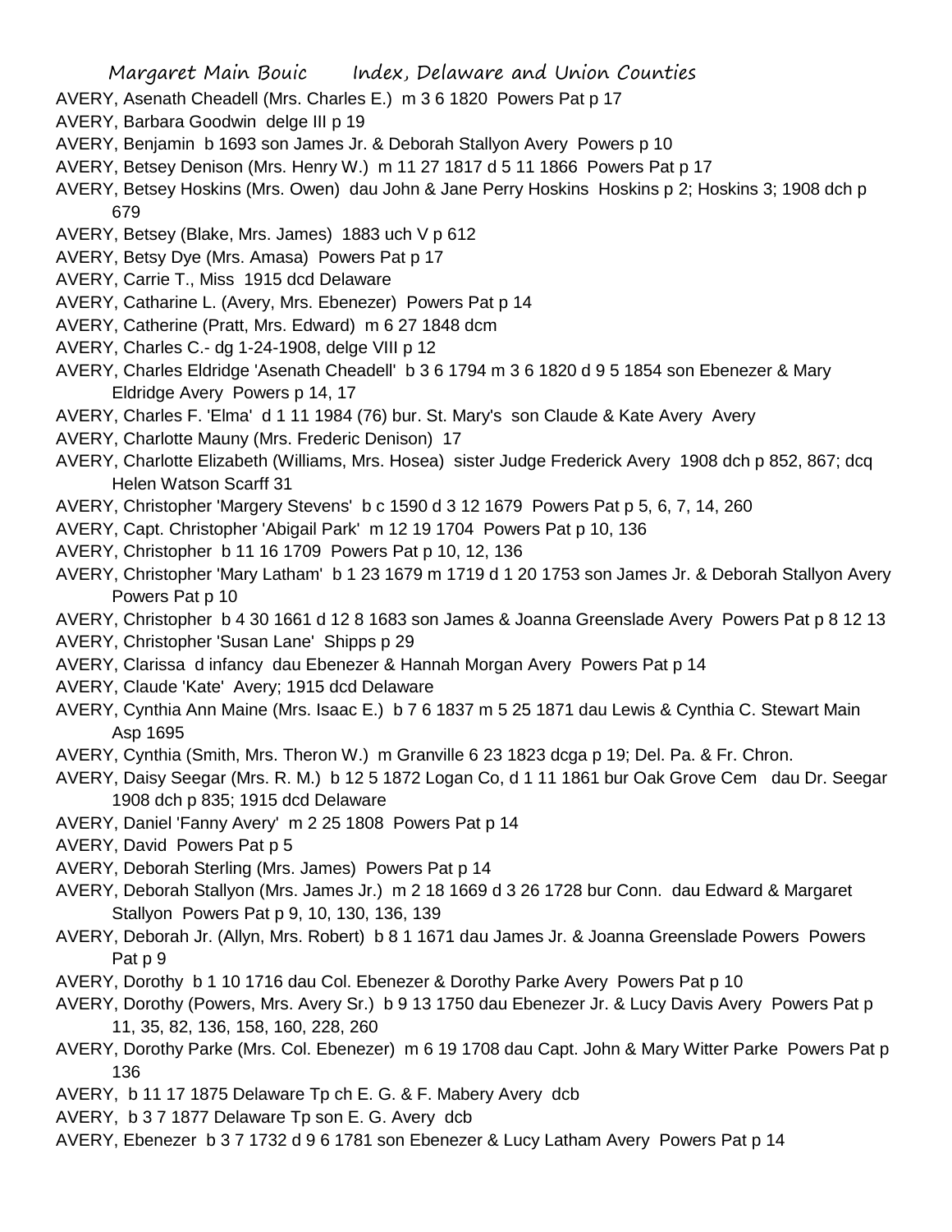AVERY, Asenath Cheadell (Mrs. Charles E.) m 3 6 1820 Powers Pat p 17

AVERY, Barbara Goodwin delge III p 19

AVERY, Benjamin b 1693 son James Jr. & Deborah Stallyon Avery Powers p 10

AVERY, Betsey Denison (Mrs. Henry W.) m 11 27 1817 d 5 11 1866 Powers Pat p 17

AVERY, Betsey Hoskins (Mrs. Owen) dau John & Jane Perry Hoskins Hoskins p 2; Hoskins 3; 1908 dch p 679

AVERY, Betsey (Blake, Mrs. James) 1883 uch V p 612

AVERY, Betsy Dye (Mrs. Amasa) Powers Pat p 17

AVERY, Carrie T., Miss 1915 dcd Delaware

AVERY, Catharine L. (Avery, Mrs. Ebenezer) Powers Pat p 14

AVERY, Catherine (Pratt, Mrs. Edward) m 6 27 1848 dcm

AVERY, Charles C.- dg 1-24-1908, delge VIII p 12

AVERY, Charles Eldridge 'Asenath Cheadell' b 3 6 1794 m 3 6 1820 d 9 5 1854 son Ebenezer & Mary Eldridge Avery Powers p 14, 17

AVERY, Charles F. 'Elma' d 1 11 1984 (76) bur. St. Mary's son Claude & Kate Avery Avery

AVERY, Charlotte Mauny (Mrs. Frederic Denison) 17

AVERY, Charlotte Elizabeth (Williams, Mrs. Hosea) sister Judge Frederick Avery 1908 dch p 852, 867; dcq Helen Watson Scarff 31

AVERY, Christopher 'Margery Stevens' b c 1590 d 3 12 1679 Powers Pat p 5, 6, 7, 14, 260

AVERY, Capt. Christopher 'Abigail Park' m 12 19 1704 Powers Pat p 10, 136

AVERY, Christopher b 11 16 1709 Powers Pat p 10, 12, 136

AVERY, Christopher 'Mary Latham' b 1 23 1679 m 1719 d 1 20 1753 son James Jr. & Deborah Stallyon Avery Powers Pat p 10

AVERY, Christopher b 4 30 1661 d 12 8 1683 son James & Joanna Greenslade Avery Powers Pat p 8 12 13

AVERY, Christopher 'Susan Lane' Shipps p 29

AVERY, Clarissa d infancy dau Ebenezer & Hannah Morgan Avery Powers Pat p 14

AVERY, Claude 'Kate' Avery; 1915 dcd Delaware

AVERY, Cynthia Ann Maine (Mrs. Isaac E.) b 7 6 1837 m 5 25 1871 dau Lewis & Cynthia C. Stewart Main Asp 1695

AVERY, Cynthia (Smith, Mrs. Theron W.) m Granville 6 23 1823 dcga p 19; Del. Pa. & Fr. Chron.

AVERY, Daisy Seegar (Mrs. R. M.) b 12 5 1872 Logan Co, d 1 11 1861 bur Oak Grove Cem dau Dr. Seegar 1908 dch p 835; 1915 dcd Delaware

AVERY, Daniel 'Fanny Avery' m 2 25 1808 Powers Pat p 14

AVERY, David Powers Pat p 5

AVERY, Deborah Sterling (Mrs. James) Powers Pat p 14

AVERY, Deborah Stallyon (Mrs. James Jr.) m 2 18 1669 d 3 26 1728 bur Conn. dau Edward & Margaret Stallyon Powers Pat p 9, 10, 130, 136, 139

AVERY, Deborah Jr. (Allyn, Mrs. Robert) b 8 1 1671 dau James Jr. & Joanna Greenslade Powers Powers Pat p 9

AVERY, Dorothy b 1 10 1716 dau Col. Ebenezer & Dorothy Parke Avery Powers Pat p 10

AVERY, Dorothy (Powers, Mrs. Avery Sr.) b 9 13 1750 dau Ebenezer Jr. & Lucy Davis Avery Powers Pat p 11, 35, 82, 136, 158, 160, 228, 260

AVERY, Dorothy Parke (Mrs. Col. Ebenezer) m 6 19 1708 dau Capt. John & Mary Witter Parke Powers Pat p 136

AVERY, b 11 17 1875 Delaware Tp ch E. G. & F. Mabery Avery dcb

AVERY, b 3 7 1877 Delaware Tp son E. G. Avery dcb

AVERY, Ebenezer b 3 7 1732 d 9 6 1781 son Ebenezer & Lucy Latham Avery Powers Pat p 14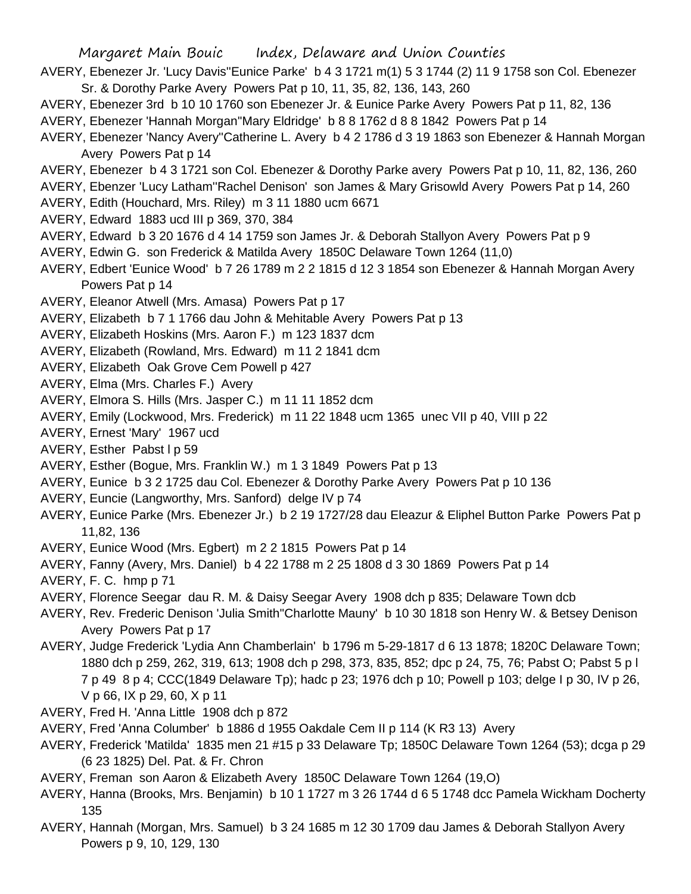AVERY, Ebenezer Jr. 'Lucy Davis''Eunice Parke' b 4 3 1721 m(1) 5 3 1744 (2) 11 9 1758 son Col. Ebenezer Sr. & Dorothy Parke Avery Powers Pat p 10, 11, 35, 82, 136, 143, 260

AVERY, Ebenezer 3rd b 10 10 1760 son Ebenezer Jr. & Eunice Parke Avery Powers Pat p 11, 82, 136

AVERY, Ebenezer 'Hannah Morgan''Mary Eldridge' b 8 8 1762 d 8 8 1842 Powers Pat p 14

AVERY, Ebenezer 'Nancy Avery''Catherine L. Avery b 4 2 1786 d 3 19 1863 son Ebenezer & Hannah Morgan Avery Powers Pat p 14

AVERY, Ebenezer b 4 3 1721 son Col. Ebenezer & Dorothy Parke avery Powers Pat p 10, 11, 82, 136, 260

AVERY, Ebenzer 'Lucy Latham''Rachel Denison' son James & Mary Grisowld Avery Powers Pat p 14, 260

AVERY, Edith (Houchard, Mrs. Riley) m 3 11 1880 ucm 6671

AVERY, Edward 1883 ucd III p 369, 370, 384

AVERY, Edward b 3 20 1676 d 4 14 1759 son James Jr. & Deborah Stallyon Avery Powers Pat p 9

AVERY, Edwin G. son Frederick & Matilda Avery 1850C Delaware Town 1264 (11,0)

AVERY, Edbert 'Eunice Wood' b 7 26 1789 m 2 2 1815 d 12 3 1854 son Ebenezer & Hannah Morgan Avery Powers Pat p 14

AVERY, Eleanor Atwell (Mrs. Amasa) Powers Pat p 17

AVERY, Elizabeth b 7 1 1766 dau John & Mehitable Avery Powers Pat p 13

AVERY, Elizabeth Hoskins (Mrs. Aaron F.) m 123 1837 dcm

AVERY, Elizabeth (Rowland, Mrs. Edward) m 11 2 1841 dcm

AVERY, Elizabeth Oak Grove Cem Powell p 427

AVERY, Elma (Mrs. Charles F.) Avery

AVERY, Elmora S. Hills (Mrs. Jasper C.) m 11 11 1852 dcm

AVERY, Emily (Lockwood, Mrs. Frederick) m 11 22 1848 ucm 1365 unec VII p 40, VIII p 22

AVERY, Ernest 'Mary' 1967 ucd

AVERY, Esther Pabst I p 59

AVERY, Esther (Bogue, Mrs. Franklin W.) m 1 3 1849 Powers Pat p 13

AVERY, Eunice b 3 2 1725 dau Col. Ebenezer & Dorothy Parke Avery Powers Pat p 10 136

AVERY, Euncie (Langworthy, Mrs. Sanford) delge IV p 74

AVERY, Eunice Parke (Mrs. Ebenezer Jr.) b 2 19 1727/28 dau Eleazur & Eliphel Button Parke Powers Pat p 11,82, 136

AVERY, Eunice Wood (Mrs. Egbert) m 2 2 1815 Powers Pat p 14

AVERY, Fanny (Avery, Mrs. Daniel) b 4 22 1788 m 2 25 1808 d 3 30 1869 Powers Pat p 14

AVERY, F. C. hmp p 71

AVERY, Florence Seegar dau R. M. & Daisy Seegar Avery 1908 dch p 835; Delaware Town dcb

AVERY, Rev. Frederic Denison 'Julia Smith''Charlotte Mauny' b 10 30 1818 son Henry W. & Betsey Denison Avery Powers Pat p 17

AVERY, Judge Frederick 'Lydia Ann Chamberlain' b 1796 m 5-29-1817 d 6 13 1878; 1820C Delaware Town; 1880 dch p 259, 262, 319, 613; 1908 dch p 298, 373, 835, 852; dpc p 24, 75, 76; Pabst O; Pabst 5 p l 7 p 49 8 p 4; CCC(1849 Delaware Tp); hadc p 23; 1976 dch p 10; Powell p 103; delge I p 30, IV p 26, V p 66, IX p 29, 60, X p 11

AVERY, Fred H. 'Anna Little 1908 dch p 872

AVERY, Fred 'Anna Columber' b 1886 d 1955 Oakdale Cem II p 114 (K R3 13) Avery

AVERY, Frederick 'Matilda' 1835 men 21 #15 p 33 Delaware Tp; 1850C Delaware Town 1264 (53); dcga p 29 (6 23 1825) Del. Pat. & Fr. Chron

AVERY, Freman son Aaron & Elizabeth Avery 1850C Delaware Town 1264 (19,O)

AVERY, Hanna (Brooks, Mrs. Benjamin) b 10 1 1727 m 3 26 1744 d 6 5 1748 dcc Pamela Wickham Docherty 135

AVERY, Hannah (Morgan, Mrs. Samuel) b 3 24 1685 m 12 30 1709 dau James & Deborah Stallyon Avery Powers p 9, 10, 129, 130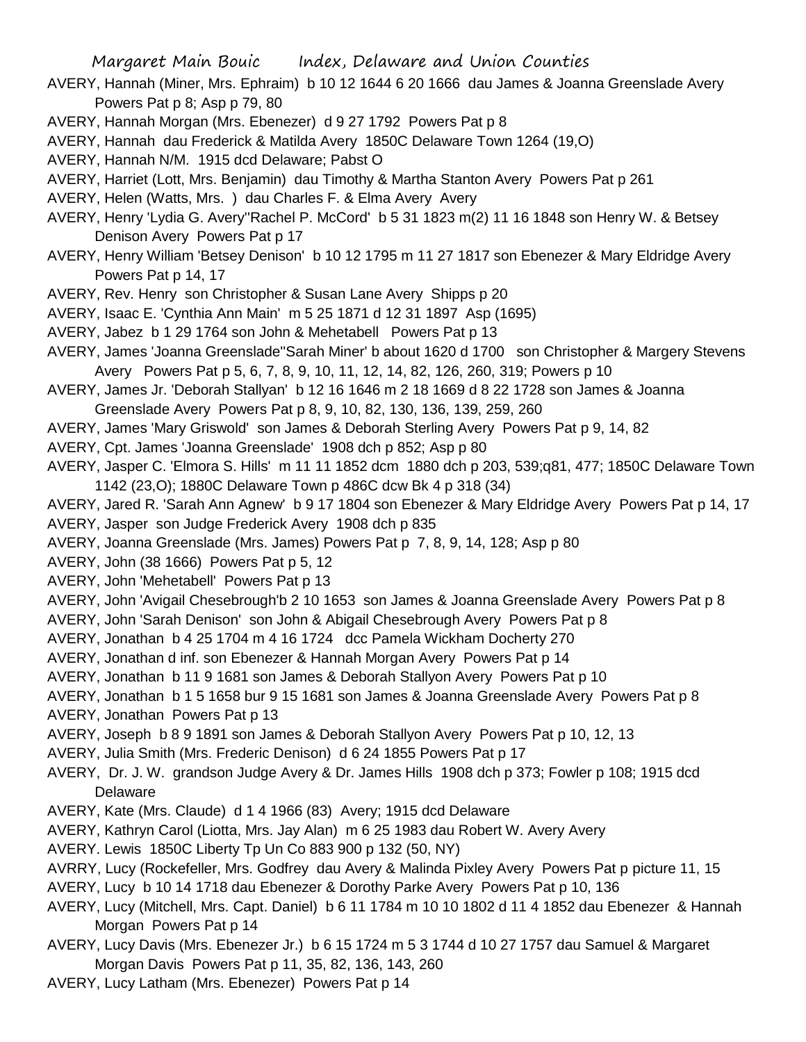AVERY, Hannah (Miner, Mrs. Ephraim) b 10 12 1644 6 20 1666 dau James & Joanna Greenslade Avery Powers Pat p 8; Asp p 79, 80

AVERY, Hannah Morgan (Mrs. Ebenezer) d 9 27 1792 Powers Pat p 8

AVERY, Hannah dau Frederick & Matilda Avery 1850C Delaware Town 1264 (19,O)

AVERY, Hannah N/M. 1915 dcd Delaware; Pabst O

AVERY, Harriet (Lott, Mrs. Benjamin) dau Timothy & Martha Stanton Avery Powers Pat p 261

AVERY, Helen (Watts, Mrs. ) dau Charles F. & Elma Avery Avery

AVERY, Henry 'Lydia G. Avery''Rachel P. McCord' b 5 31 1823 m(2) 11 16 1848 son Henry W. & Betsey Denison Avery Powers Pat p 17

AVERY, Henry William 'Betsey Denison' b 10 12 1795 m 11 27 1817 son Ebenezer & Mary Eldridge Avery Powers Pat p 14, 17

AVERY, Rev. Henry son Christopher & Susan Lane Avery Shipps p 20

AVERY, Isaac E. 'Cynthia Ann Main' m 5 25 1871 d 12 31 1897 Asp (1695)

AVERY, Jabez b 1 29 1764 son John & Mehetabell Powers Pat p 13

AVERY, James 'Joanna Greenslade''Sarah Miner' b about 1620 d 1700 son Christopher & Margery Stevens Avery Powers Pat p 5, 6, 7, 8, 9, 10, 11, 12, 14, 82, 126, 260, 319; Powers p 10

AVERY, James Jr. 'Deborah Stallyan' b 12 16 1646 m 2 18 1669 d 8 22 1728 son James & Joanna Greenslade Avery Powers Pat p 8, 9, 10, 82, 130, 136, 139, 259, 260

AVERY, James 'Mary Griswold' son James & Deborah Sterling Avery Powers Pat p 9, 14, 82

AVERY, Cpt. James 'Joanna Greenslade' 1908 dch p 852; Asp p 80

AVERY, Jasper C. 'Elmora S. Hills' m 11 11 1852 dcm 1880 dch p 203, 539;q81, 477; 1850C Delaware Town 1142 (23,O); 1880C Delaware Town p 486C dcw Bk 4 p 318 (34)

AVERY, Jared R. 'Sarah Ann Agnew' b 9 17 1804 son Ebenezer & Mary Eldridge Avery Powers Pat p 14, 17

AVERY, Jasper son Judge Frederick Avery 1908 dch p 835

AVERY, Joanna Greenslade (Mrs. James) Powers Pat p 7, 8, 9, 14, 128; Asp p 80

AVERY, John (38 1666) Powers Pat p 5, 12

AVERY, John 'Mehetabell' Powers Pat p 13

AVERY, John 'Avigail Chesebrough'b 2 10 1653 son James & Joanna Greenslade Avery Powers Pat p 8

AVERY, John 'Sarah Denison' son John & Abigail Chesebrough Avery Powers Pat p 8

AVERY, Jonathan b 4 25 1704 m 4 16 1724 dcc Pamela Wickham Docherty 270

AVERY, Jonathan d inf. son Ebenezer & Hannah Morgan Avery Powers Pat p 14

AVERY, Jonathan b 11 9 1681 son James & Deborah Stallyon Avery Powers Pat p 10

AVERY, Jonathan b 1 5 1658 bur 9 15 1681 son James & Joanna Greenslade Avery Powers Pat p 8

AVERY, Jonathan Powers Pat p 13

AVERY, Joseph b 8 9 1891 son James & Deborah Stallyon Avery Powers Pat p 10, 12, 13

AVERY, Julia Smith (Mrs. Frederic Denison) d 6 24 1855 Powers Pat p 17

AVERY, Dr. J. W. grandson Judge Avery & Dr. James Hills 1908 dch p 373; Fowler p 108; 1915 dcd Delaware

AVERY, Kate (Mrs. Claude) d 1 4 1966 (83) Avery; 1915 dcd Delaware

AVERY, Kathryn Carol (Liotta, Mrs. Jay Alan) m 6 25 1983 dau Robert W. Avery Avery

AVERY. Lewis 1850C Liberty Tp Un Co 883 900 p 132 (50, NY)

AVRRY, Lucy (Rockefeller, Mrs. Godfrey dau Avery & Malinda Pixley Avery Powers Pat p picture 11, 15

AVERY, Lucy b 10 14 1718 dau Ebenezer & Dorothy Parke Avery Powers Pat p 10, 136

AVERY, Lucy (Mitchell, Mrs. Capt. Daniel) b 6 11 1784 m 10 10 1802 d 11 4 1852 dau Ebenezer & Hannah Morgan Powers Pat p 14

AVERY, Lucy Davis (Mrs. Ebenezer Jr.) b 6 15 1724 m 5 3 1744 d 10 27 1757 dau Samuel & Margaret Morgan Davis Powers Pat p 11, 35, 82, 136, 143, 260

AVERY, Lucy Latham (Mrs. Ebenezer) Powers Pat p 14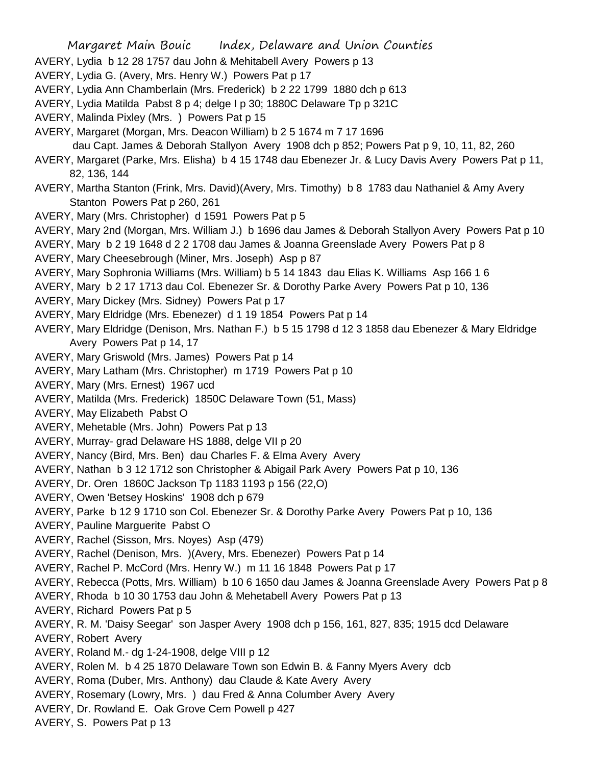AVERY, Lydia b 12 28 1757 dau John & Mehitabell Avery Powers p 13
AVERY, Lydia G. (Avery, Mrs. Henry W.) Powers Pat p 17
AVERY, Lydia Ann Chamberlain (Mrs. Frederick) b 2 22 1799 1880 dch p 613
AVERY, Lydia Matilda Pabst 8 p 4; delge I p 30; 1880C Delaware Tp p 321C
AVERY, Malinda Pixley (Mrs. ) Powers Pat p 15
AVERY, Margaret (Morgan, Mrs. Deacon William) b 2 5 1674 m 7 17 1696
dau Capt. James & Deborah Stallyon Avery 1908 dch p 852; Powers Pat p 9, 10, 11, 82, 260
AVERY, Margaret (Parke, Mrs. Elisha) b 4 15 1748 dau Ebenezer Jr. & Lucy Davis Avery Powers Pat p 11, 82, 136, 144
AVERY, Martha Stanton (Frink, Mrs. David)(Avery, Mrs. Timothy) b 8 1783 dau Nathaniel & Amy Avery Stanton Powers Pat p 260, 261
AVERY, Mary (Mrs. Christopher) d 1591 Powers Pat p 5
AVERY, Mary 2nd (Morgan, Mrs. William J.) b 1696 dau James & Deborah Stallyon Avery Powers Pat p 10
AVERY, Mary b 2 19 1648 d 2 2 1708 dau James & Joanna Greenslade Avery Powers Pat p 8
AVERY, Mary Cheesebrough (Miner, Mrs. Joseph) Asp p 87
AVERY, Mary Sophronia Williams (Mrs. William) b 5 14 1843 dau Elias K. Williams Asp 166 1 6
AVERY, Mary b 2 17 1713 dau Col. Ebenezer Sr. & Dorothy Parke Avery Powers Pat p 10, 136
AVERY, Mary Dickey (Mrs. Sidney) Powers Pat p 17
AVERY, Mary Eldridge (Mrs. Ebenezer) d 1 19 1854 Powers Pat p 14
AVERY, Mary Eldridge (Denison, Mrs. Nathan F.) b 5 15 1798 d 12 3 1858 dau Ebenezer & Mary Eldridge Avery Powers Pat p 14, 17
AVERY, Mary Griswold (Mrs. James) Powers Pat p 14
AVERY, Mary Latham (Mrs. Christopher) m 1719 Powers Pat p 10
AVERY, Mary (Mrs. Ernest) 1967 ucd
AVERY, Matilda (Mrs. Frederick) 1850C Delaware Town (51, Mass)
AVERY, May Elizabeth Pabst O
AVERY, Mehetable (Mrs. John) Powers Pat p 13
AVERY, Murray- grad Delaware HS 1888, delge VII p 20
AVERY, Nancy (Bird, Mrs. Ben) dau Charles F. & Elma Avery Avery
AVERY, Nathan b 3 12 1712 son Christopher & Abigail Park Avery Powers Pat p 10, 136
AVERY, Dr. Oren 1860C Jackson Tp 1183 1193 p 156 (22,O)
AVERY, Owen 'Betsey Hoskins' 1908 dch p 679
AVERY, Parke b 12 9 1710 son Col. Ebenezer Sr. & Dorothy Parke Avery Powers Pat p 10, 136
AVERY, Pauline Marguerite Pabst O
AVERY, Rachel (Sisson, Mrs. Noyes) Asp (479)
AVERY, Rachel (Denison, Mrs. )(Avery, Mrs. Ebenezer) Powers Pat p 14
AVERY, Rachel P. McCord (Mrs. Henry W.) m 11 16 1848 Powers Pat p 17
AVERY, Rebecca (Potts, Mrs. William) b 10 6 1650 dau James & Joanna Greenslade Avery Powers Pat p 8
AVERY, Rhoda b 10 30 1753 dau John & Mehetabell Avery Powers Pat p 13
AVERY, Richard Powers Pat p 5
AVERY, R. M. 'Daisy Seegar' son Jasper Avery 1908 dch p 156, 161, 827, 835; 1915 dcd Delaware
AVERY, Robert Avery
AVERY, Roland M.- dg 1-24-1908, delge VIII p 12
AVERY, Rolen M. b 4 25 1870 Delaware Town son Edwin B. & Fanny Myers Avery dcb
AVERY, Roma (Duber, Mrs. Anthony) dau Claude & Kate Avery Avery
AVERY, Rosemary (Lowry, Mrs. ) dau Fred & Anna Columber Avery Avery
AVERY, Dr. Rowland E. Oak Grove Cem Powell p 427
AVERY, S. Powers Pat p 13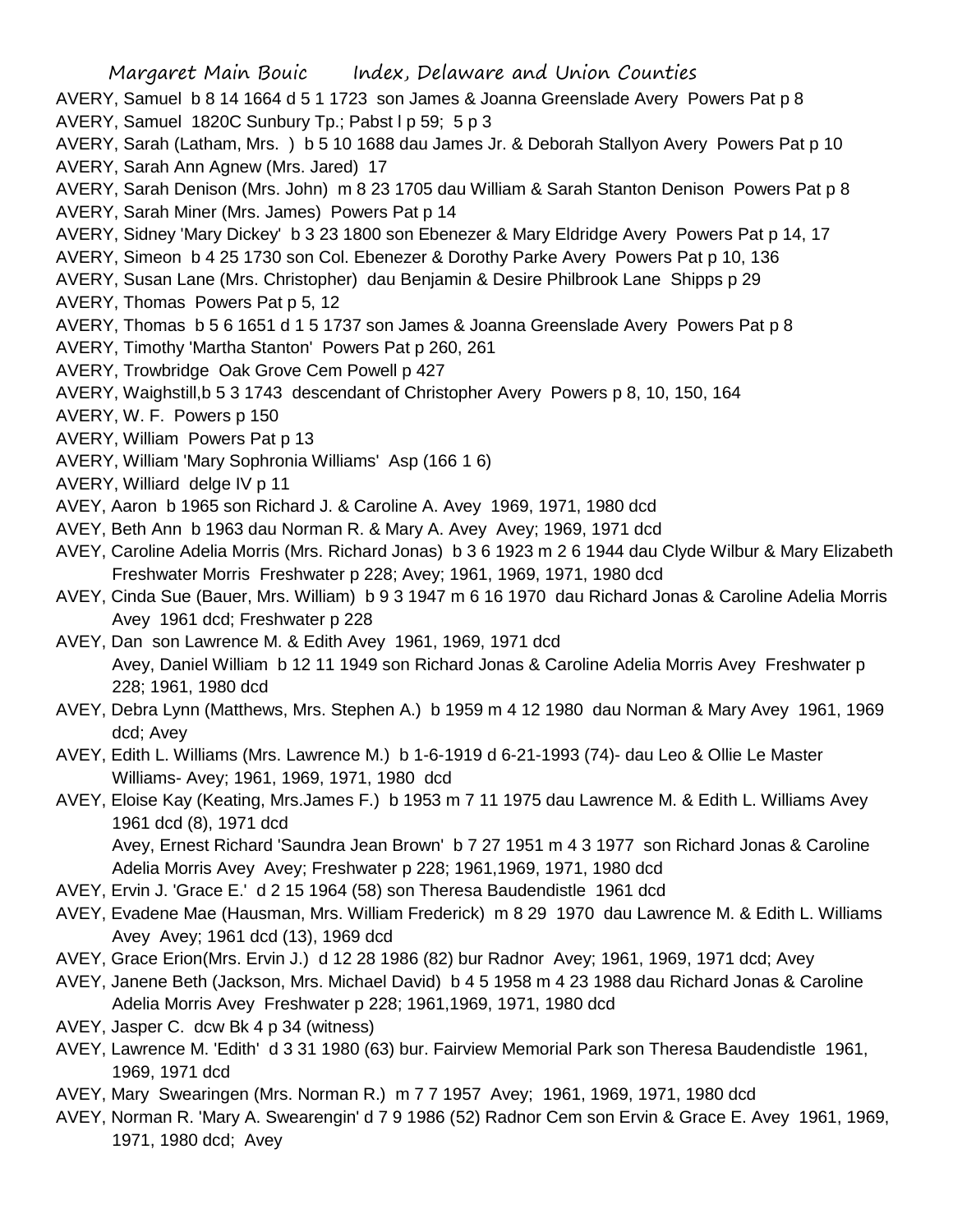AVERY, Samuel b 8 14 1664 d 5 1 1723 son James & Joanna Greenslade Avery Powers Pat p 8
AVERY, Samuel 1820C Sunbury Tp.; Pabst l p 59; 5 p 3
AVERY, Sarah (Latham, Mrs. ) b 5 10 1688 dau James Jr. & Deborah Stallyon Avery Powers Pat p 10
AVERY, Sarah Ann Agnew (Mrs. Jared) 17
AVERY, Sarah Denison (Mrs. John) m 8 23 1705 dau William & Sarah Stanton Denison Powers Pat p 8
AVERY, Sarah Miner (Mrs. James) Powers Pat p 14
AVERY, Sidney 'Mary Dickey' b 3 23 1800 son Ebenezer & Mary Eldridge Avery Powers Pat p 14, 17
AVERY, Simeon b 4 25 1730 son Col. Ebenezer & Dorothy Parke Avery Powers Pat p 10, 136
AVERY, Susan Lane (Mrs. Christopher) dau Benjamin & Desire Philbrook Lane Shipps p 29
AVERY, Thomas Powers Pat p 5, 12
AVERY, Thomas b 5 6 1651 d 1 5 1737 son James & Joanna Greenslade Avery Powers Pat p 8
AVERY, Timothy 'Martha Stanton' Powers Pat p 260, 261
AVERY, Trowbridge Oak Grove Cem Powell p 427
AVERY, Waighstill,b 5 3 1743 descendant of Christopher Avery Powers p 8, 10, 150, 164
AVERY, W. F. Powers p 150
AVERY, William Powers Pat p 13
AVERY, William 'Mary Sophronia Williams' Asp (166 1 6)
AVERY, Williard delge IV p 11
AVEY, Aaron b 1965 son Richard J. & Caroline A. Avey 1969, 1971, 1980 dcd
AVEY, Beth Ann b 1963 dau Norman R. & Mary A. Avey Avey; 1969, 1971 dcd
AVEY, Caroline Adelia Morris (Mrs. Richard Jonas) b 3 6 1923 m 2 6 1944 dau Clyde Wilbur & Mary Elizabeth Freshwater Morris Freshwater p 228; Avey; 1961, 1969, 1971, 1980 dcd
AVEY, Cinda Sue (Bauer, Mrs. William) b 9 3 1947 m 6 16 1970 dau Richard Jonas & Caroline Adelia Morris Avey 1961 dcd; Freshwater p 228
AVEY, Dan son Lawrence M. & Edith Avey 1961, 1969, 1971 dcd
Avey, Daniel William b 12 11 1949 son Richard Jonas & Caroline Adelia Morris Avey Freshwater p 228; 1961, 1980 dcd
AVEY, Debra Lynn (Matthews, Mrs. Stephen A.) b 1959 m 4 12 1980 dau Norman & Mary Avey 1961, 1969 dcd; Avey
AVEY, Edith L. Williams (Mrs. Lawrence M.) b 1-6-1919 d 6-21-1993 (74)- dau Leo & Ollie Le Master Williams- Avey; 1961, 1969, 1971, 1980 dcd
AVEY, Eloise Kay (Keating, Mrs.James F.) b 1953 m 7 11 1975 dau Lawrence M. & Edith L. Williams Avey 1961 dcd (8), 1971 dcd
Avey, Ernest Richard 'Saundra Jean Brown' b 7 27 1951 m 4 3 1977 son Richard Jonas & Caroline Adelia Morris Avey Avey; Freshwater p 228; 1961,1969, 1971, 1980 dcd
AVEY, Ervin J. 'Grace E.' d 2 15 1964 (58) son Theresa Baudendistle 1961 dcd
AVEY, Evadene Mae (Hausman, Mrs. William Frederick) m 8 29 1970 dau Lawrence M. & Edith L. Williams Avey Avey; 1961 dcd (13), 1969 dcd
AVEY, Grace Erion(Mrs. Ervin J.) d 12 28 1986 (82) bur Radnor Avey; 1961, 1969, 1971 dcd; Avey
AVEY, Janene Beth (Jackson, Mrs. Michael David) b 4 5 1958 m 4 23 1988 dau Richard Jonas & Caroline Adelia Morris Avey Freshwater p 228; 1961,1969, 1971, 1980 dcd
AVEY, Jasper C. dcw Bk 4 p 34 (witness)
AVEY, Lawrence M. 'Edith' d 3 31 1980 (63) bur. Fairview Memorial Park son Theresa Baudendistle 1961, 1969, 1971 dcd
AVEY, Mary Swearingen (Mrs. Norman R.) m 7 7 1957 Avey; 1961, 1969, 1971, 1980 dcd
AVEY, Norman R. 'Mary A. Swearengin' d 7 9 1986 (52) Radnor Cem son Ervin & Grace E. Avey 1961, 1969, 1971, 1980 dcd; Avey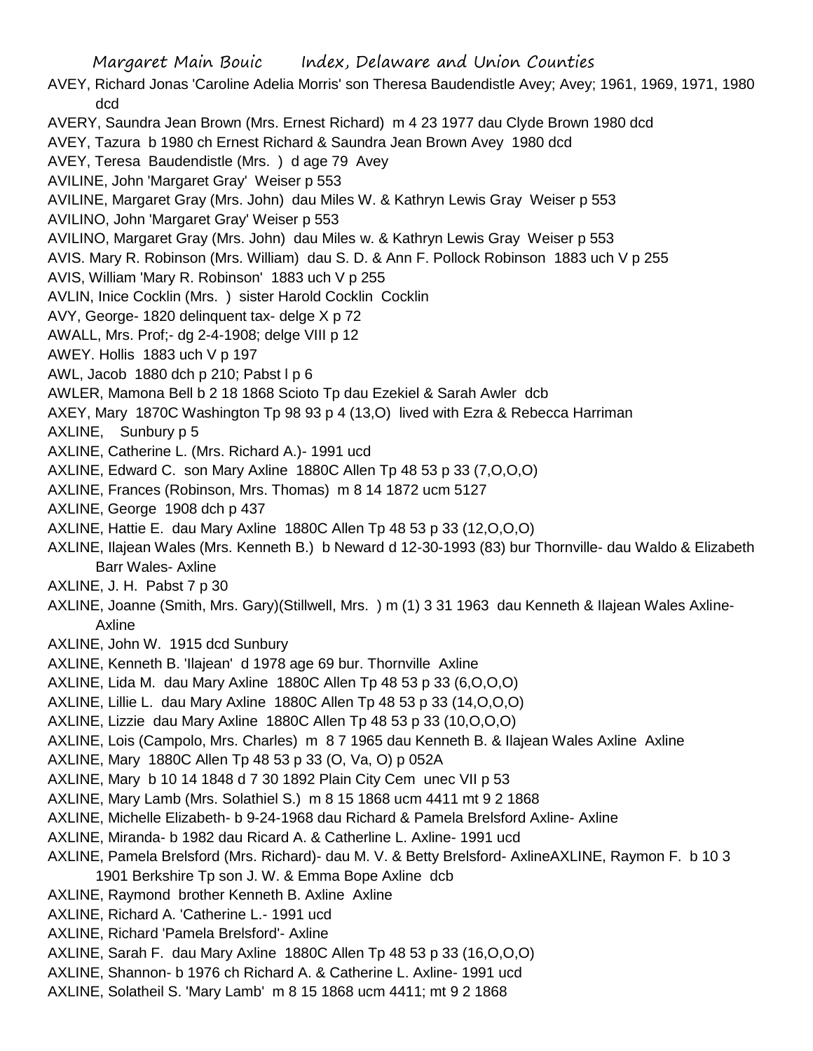AVEY, Richard Jonas 'Caroline Adelia Morris' son Theresa Baudendistle Avey; Avey; 1961, 1969, 1971, 1980 dcd

AVERY, Saundra Jean Brown (Mrs. Ernest Richard) m 4 23 1977 dau Clyde Brown 1980 dcd

AVEY, Tazura b 1980 ch Ernest Richard & Saundra Jean Brown Avey 1980 dcd

AVEY, Teresa Baudendistle (Mrs. ) d age 79 Avey

AVILINE, John 'Margaret Gray' Weiser p 553

AVILINE, Margaret Gray (Mrs. John) dau Miles W. & Kathryn Lewis Gray Weiser p 553

AVILINO, John 'Margaret Gray' Weiser p 553

AVILINO, Margaret Gray (Mrs. John) dau Miles w. & Kathryn Lewis Gray Weiser p 553

AVIS. Mary R. Robinson (Mrs. William) dau S. D. & Ann F. Pollock Robinson 1883 uch V p 255

AVIS, William 'Mary R. Robinson' 1883 uch V p 255

AVLIN, Inice Cocklin (Mrs. ) sister Harold Cocklin Cocklin

AVY, George- 1820 delinquent tax- delge X p 72

AWALL, Mrs. Prof;- dg 2-4-1908; delge VIII p 12

AWEY. Hollis 1883 uch V p 197

AWL, Jacob 1880 dch p 210; Pabst l p 6

AWLER, Mamona Bell b 2 18 1868 Scioto Tp dau Ezekiel & Sarah Awler dcb

AXEY, Mary 1870C Washington Tp 98 93 p 4 (13,O) lived with Ezra & Rebecca Harriman

AXLINE, Sunbury p 5

AXLINE, Catherine L. (Mrs. Richard A.)- 1991 ucd

AXLINE, Edward C. son Mary Axline 1880C Allen Tp 48 53 p 33 (7,O,O,O)

AXLINE, Frances (Robinson, Mrs. Thomas) m 8 14 1872 ucm 5127

AXLINE, George 1908 dch p 437

AXLINE, Hattie E. dau Mary Axline 1880C Allen Tp 48 53 p 33 (12,O,O,O)

AXLINE, Ilajean Wales (Mrs. Kenneth B.) b Neward d 12-30-1993 (83) bur Thornville- dau Waldo & Elizabeth Barr Wales- Axline

AXLINE, J. H. Pabst 7 p 30

AXLINE, Joanne (Smith, Mrs. Gary)(Stillwell, Mrs. ) m (1) 3 31 1963 dau Kenneth & Ilajean Wales Axline- Axline

AXLINE, John W. 1915 dcd Sunbury

AXLINE, Kenneth B. 'Ilajean' d 1978 age 69 bur. Thornville Axline

AXLINE, Lida M. dau Mary Axline 1880C Allen Tp 48 53 p 33 (6,O,O,O)

AXLINE, Lillie L. dau Mary Axline 1880C Allen Tp 48 53 p 33 (14,O,O,O)

AXLINE, Lizzie dau Mary Axline 1880C Allen Tp 48 53 p 33 (10,O,O,O)

AXLINE, Lois (Campolo, Mrs. Charles) m 8 7 1965 dau Kenneth B. & Ilajean Wales Axline Axline

AXLINE, Mary 1880C Allen Tp 48 53 p 33 (O, Va, O) p 052A

AXLINE, Mary b 10 14 1848 d 7 30 1892 Plain City Cem unec VII p 53

AXLINE, Mary Lamb (Mrs. Solathiel S.) m 8 15 1868 ucm 4411 mt 9 2 1868

AXLINE, Michelle Elizabeth- b 9-24-1968 dau Richard & Pamela Brelsford Axline- Axline

AXLINE, Miranda- b 1982 dau Ricard A. & Catherline L. Axline- 1991 ucd

AXLINE, Pamela Brelsford (Mrs. Richard)- dau M. V. & Betty Brelsford- AxlineAXLINE, Raymon F. b 10 3 1901 Berkshire Tp son J. W. & Emma Bope Axline dcb

AXLINE, Raymond brother Kenneth B. Axline Axline

AXLINE, Richard A. 'Catherine L.- 1991 ucd

AXLINE, Richard 'Pamela Brelsford'- Axline

AXLINE, Sarah F. dau Mary Axline 1880C Allen Tp 48 53 p 33 (16,O,O,O)

AXLINE, Shannon- b 1976 ch Richard A. & Catherine L. Axline- 1991 ucd

AXLINE, Solatheil S. 'Mary Lamb' m 8 15 1868 ucm 4411; mt 9 2 1868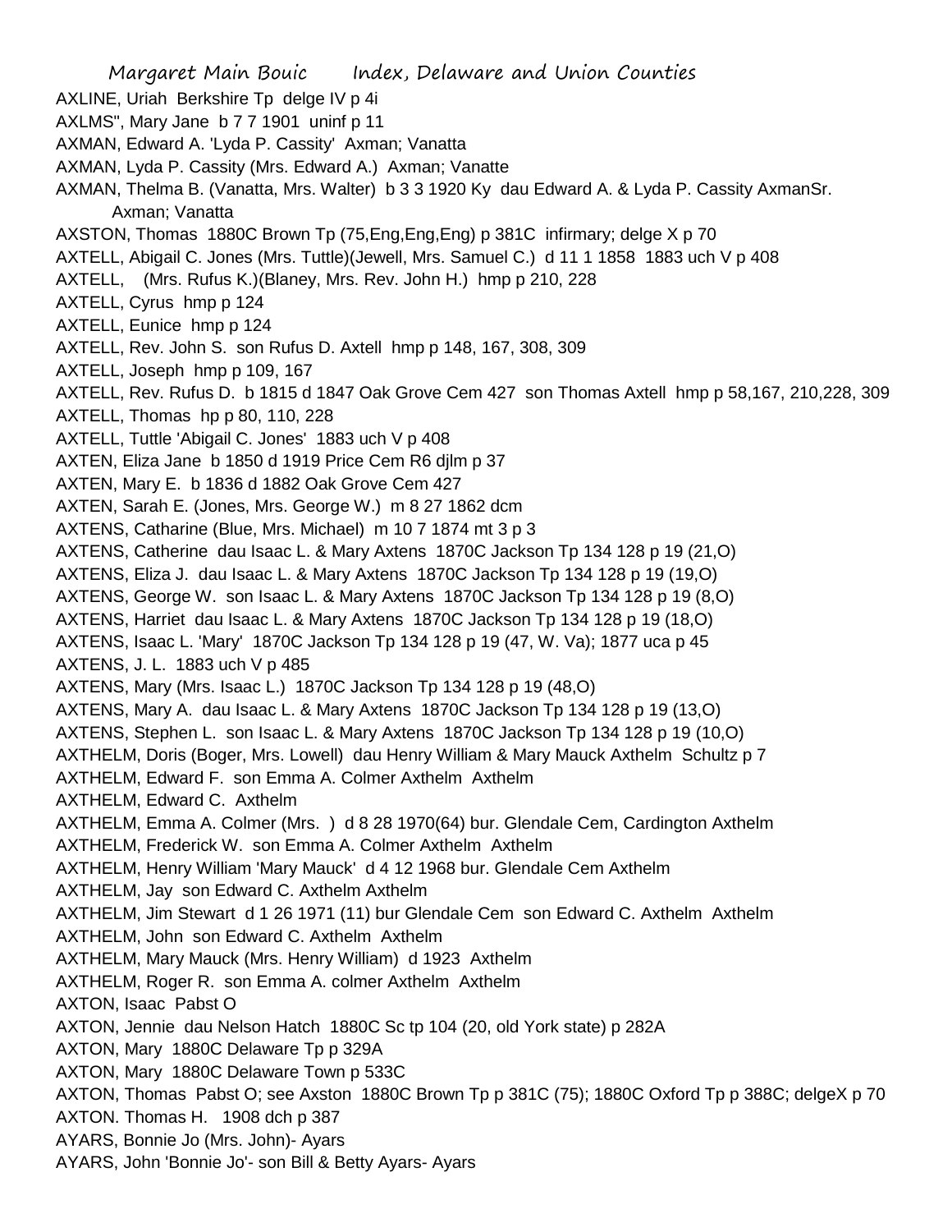AXLINE, Uriah  Berkshire Tp  delge IV p 4i
AXLMS", Mary Jane  b 7 7 1901  uninf p 11
AXMAN, Edward A. 'Lyda P. Cassity'  Axman; Vanatta
AXMAN, Lyda P. Cassity (Mrs. Edward A.)  Axman; Vanatte
AXMAN, Thelma B. (Vanatta, Mrs. Walter)  b 3 3 1920 Ky  dau Edward A. & Lyda P. Cassity AxmanSr. Axman; Vanatta
AXSTON, Thomas  1880C Brown Tp (75,Eng,Eng,Eng) p 381C  infirmary; delge X p 70
AXTELL, Abigail C. Jones (Mrs. Tuttle)(Jewell, Mrs. Samuel C.)  d 11 1 1858  1883 uch V p 408
AXTELL,    (Mrs. Rufus K.)(Blaney, Mrs. Rev. John H.)  hmp p 210, 228
AXTELL, Cyrus  hmp p 124
AXTELL, Eunice  hmp p 124
AXTELL, Rev. John S.  son Rufus D. Axtell  hmp p 148, 167, 308, 309
AXTELL, Joseph  hmp p 109, 167
AXTELL, Rev. Rufus D.  b 1815 d 1847 Oak Grove Cem 427  son Thomas Axtell  hmp p 58,167, 210,228, 309
AXTELL, Thomas  hp p 80, 110, 228
AXTELL, Tuttle 'Abigail C. Jones'  1883 uch V p 408
AXTEN, Eliza Jane  b 1850 d 1919 Price Cem R6 djlm p 37
AXTEN, Mary E.  b 1836 d 1882 Oak Grove Cem 427
AXTEN, Sarah E. (Jones, Mrs. George W.)  m 8 27 1862 dcm
AXTENS, Catharine (Blue, Mrs. Michael)  m 10 7 1874 mt 3 p 3
AXTENS, Catherine  dau Isaac L. & Mary Axtens  1870C Jackson Tp 134 128 p 19 (21,O)
AXTENS, Eliza J.  dau Isaac L. & Mary Axtens  1870C Jackson Tp 134 128 p 19 (19,O)
AXTENS, George W.  son Isaac L. & Mary Axtens  1870C Jackson Tp 134 128 p 19 (8,O)
AXTENS, Harriet  dau Isaac L. & Mary Axtens  1870C Jackson Tp 134 128 p 19 (18,O)
AXTENS, Isaac L. 'Mary'  1870C Jackson Tp 134 128 p 19 (47, W. Va); 1877 uca p 45
AXTENS, J. L.  1883 uch V p 485
AXTENS, Mary (Mrs. Isaac L.)  1870C Jackson Tp 134 128 p 19 (48,O)
AXTENS, Mary A.  dau Isaac L. & Mary Axtens  1870C Jackson Tp 134 128 p 19 (13,O)
AXTENS, Stephen L.  son Isaac L. & Mary Axtens  1870C Jackson Tp 134 128 p 19 (10,O)
AXTHELM, Doris (Boger, Mrs. Lowell)  dau Henry William & Mary Mauck Axthelm  Schultz p 7
AXTHELM, Edward F.  son Emma A. Colmer Axthelm  Axthelm
AXTHELM, Edward C.  Axthelm
AXTHELM, Emma A. Colmer (Mrs. )  d 8 28 1970(64) bur. Glendale Cem, Cardington Axthelm
AXTHELM, Frederick W.  son Emma A. Colmer Axthelm  Axthelm
AXTHELM, Henry William 'Mary Mauck'  d 4 12 1968 bur. Glendale Cem Axthelm
AXTHELM, Jay  son Edward C. Axthelm Axthelm
AXTHELM, Jim Stewart  d 1 26 1971 (11) bur Glendale Cem  son Edward C. Axthelm  Axthelm
AXTHELM, John  son Edward C. Axthelm  Axthelm
AXTHELM, Mary Mauck (Mrs. Henry William)  d 1923  Axthelm
AXTHELM, Roger R.  son Emma A. colmer Axthelm  Axthelm
AXTON, Isaac  Pabst O
AXTON, Jennie  dau Nelson Hatch  1880C Sc tp 104 (20, old York state) p 282A
AXTON, Mary  1880C Delaware Tp p 329A
AXTON, Mary  1880C Delaware Town p 533C
AXTON, Thomas  Pabst O; see Axston  1880C Brown Tp p 381C (75); 1880C Oxford Tp p 388C; delgeX p 70
AXTON. Thomas H.   1908 dch p 387
AYARS, Bonnie Jo (Mrs. John)- Ayars
AYARS, John 'Bonnie Jo'- son Bill & Betty Ayars- Ayars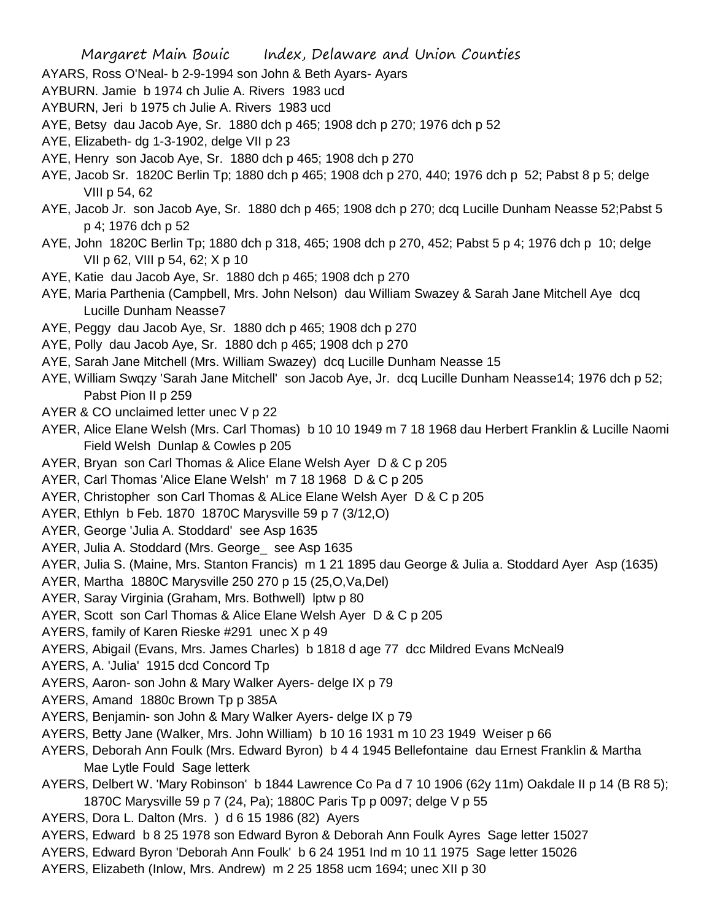AYARS, Ross O'Neal- b 2-9-1994 son John & Beth Ayars- Ayars
AYBURN. Jamie b 1974 ch Julie A. Rivers 1983 ucd
AYBURN, Jeri b 1975 ch Julie A. Rivers 1983 ucd
AYE, Betsy dau Jacob Aye, Sr. 1880 dch p 465; 1908 dch p 270; 1976 dch p 52
AYE, Elizabeth- dg 1-3-1902, delge VII p 23
AYE, Henry son Jacob Aye, Sr. 1880 dch p 465; 1908 dch p 270
AYE, Jacob Sr. 1820C Berlin Tp; 1880 dch p 465; 1908 dch p 270, 440; 1976 dch p 52; Pabst 8 p 5; delge VIII p 54, 62
AYE, Jacob Jr. son Jacob Aye, Sr. 1880 dch p 465; 1908 dch p 270; dcq Lucille Dunham Neasse 52;Pabst 5 p 4; 1976 dch p 52
AYE, John 1820C Berlin Tp; 1880 dch p 318, 465; 1908 dch p 270, 452; Pabst 5 p 4; 1976 dch p 10; delge VII p 62, VIII p 54, 62; X p 10
AYE, Katie dau Jacob Aye, Sr. 1880 dch p 465; 1908 dch p 270
AYE, Maria Parthenia (Campbell, Mrs. John Nelson) dau William Swazey & Sarah Jane Mitchell Aye dcq Lucille Dunham Neasse7
AYE, Peggy dau Jacob Aye, Sr. 1880 dch p 465; 1908 dch p 270
AYE, Polly dau Jacob Aye, Sr. 1880 dch p 465; 1908 dch p 270
AYE, Sarah Jane Mitchell (Mrs. William Swazey) dcq Lucille Dunham Neasse 15
AYE, William Swqzy 'Sarah Jane Mitchell' son Jacob Aye, Jr. dcq Lucille Dunham Neasse14; 1976 dch p 52; Pabst Pion II p 259
AYER & CO unclaimed letter unec V p 22
AYER, Alice Elane Welsh (Mrs. Carl Thomas) b 10 10 1949 m 7 18 1968 dau Herbert Franklin & Lucille Naomi Field Welsh Dunlap & Cowles p 205
AYER, Bryan son Carl Thomas & Alice Elane Welsh Ayer D & C p 205
AYER, Carl Thomas 'Alice Elane Welsh' m 7 18 1968 D & C p 205
AYER, Christopher son Carl Thomas & ALice Elane Welsh Ayer D & C p 205
AYER, Ethlyn b Feb. 1870 1870C Marysville 59 p 7 (3/12,O)
AYER, George 'Julia A. Stoddard' see Asp 1635
AYER, Julia A. Stoddard (Mrs. George_ see Asp 1635
AYER, Julia S. (Maine, Mrs. Stanton Francis) m 1 21 1895 dau George & Julia a. Stoddard Ayer Asp (1635)
AYER, Martha 1880C Marysville 250 270 p 15 (25,O,Va,Del)
AYER, Saray Virginia (Graham, Mrs. Bothwell) lptw p 80
AYER, Scott son Carl Thomas & Alice Elane Welsh Ayer D & C p 205
AYERS, family of Karen Rieske #291 unec X p 49
AYERS, Abigail (Evans, Mrs. James Charles) b 1818 d age 77 dcc Mildred Evans McNeal9
AYERS, A. 'Julia' 1915 dcd Concord Tp
AYERS, Aaron- son John & Mary Walker Ayers- delge IX p 79
AYERS, Amand 1880c Brown Tp p 385A
AYERS, Benjamin- son John & Mary Walker Ayers- delge IX p 79
AYERS, Betty Jane (Walker, Mrs. John William) b 10 16 1931 m 10 23 1949 Weiser p 66
AYERS, Deborah Ann Foulk (Mrs. Edward Byron) b 4 4 1945 Bellefontaine dau Ernest Franklin & Martha Mae Lytle Fould Sage letterk
AYERS, Delbert W. 'Mary Robinson' b 1844 Lawrence Co Pa d 7 10 1906 (62y 11m) Oakdale II p 14 (B R8 5); 1870C Marysville 59 p 7 (24, Pa); 1880C Paris Tp p 0097; delge V p 55
AYERS, Dora L. Dalton (Mrs. ) d 6 15 1986 (82) Ayers
AYERS, Edward b 8 25 1978 son Edward Byron & Deborah Ann Foulk Ayres Sage letter 15027
AYERS, Edward Byron 'Deborah Ann Foulk' b 6 24 1951 Ind m 10 11 1975 Sage letter 15026
AYERS, Elizabeth (Inlow, Mrs. Andrew) m 2 25 1858 ucm 1694; unec XII p 30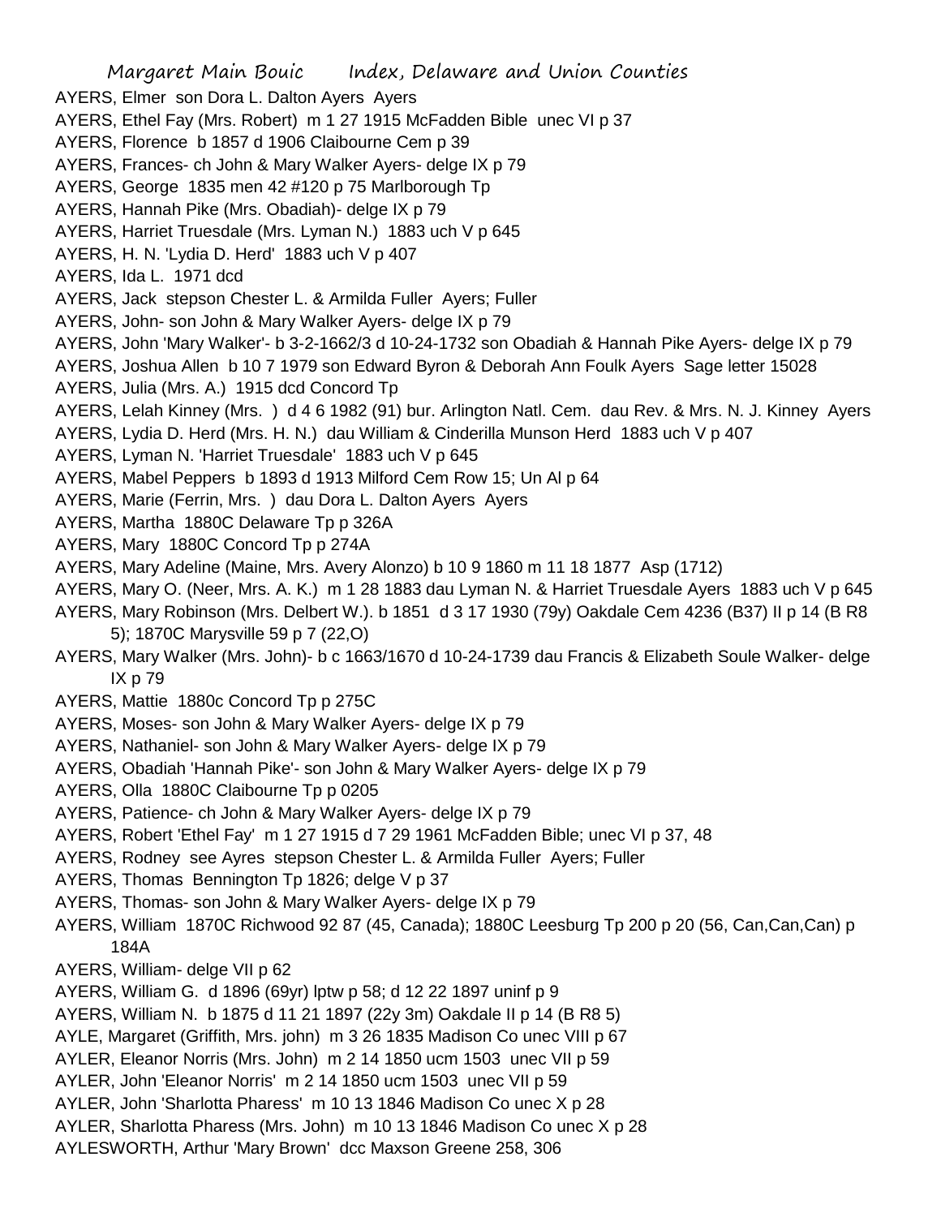AYERS, Elmer son Dora L. Dalton Ayers Ayers
AYERS, Ethel Fay (Mrs. Robert) m 1 27 1915 McFadden Bible unec VI p 37
AYERS, Florence b 1857 d 1906 Claibourne Cem p 39
AYERS, Frances- ch John & Mary Walker Ayers- delge IX p 79
AYERS, George 1835 men 42 #120 p 75 Marlborough Tp
AYERS, Hannah Pike (Mrs. Obadiah)- delge IX p 79
AYERS, Harriet Truesdale (Mrs. Lyman N.) 1883 uch V p 645
AYERS, H. N. 'Lydia D. Herd' 1883 uch V p 407
AYERS, Ida L. 1971 dcd
AYERS, Jack stepson Chester L. & Armilda Fuller Ayers; Fuller
AYERS, John- son John & Mary Walker Ayers- delge IX p 79
AYERS, John 'Mary Walker'- b 3-2-1662/3 d 10-24-1732 son Obadiah & Hannah Pike Ayers- delge IX p 79
AYERS, Joshua Allen b 10 7 1979 son Edward Byron & Deborah Ann Foulk Ayers Sage letter 15028
AYERS, Julia (Mrs. A.) 1915 dcd Concord Tp
AYERS, Lelah Kinney (Mrs. ) d 4 6 1982 (91) bur. Arlington Natl. Cem. dau Rev. & Mrs. N. J. Kinney Ayers
AYERS, Lydia D. Herd (Mrs. H. N.) dau William & Cinderilla Munson Herd 1883 uch V p 407
AYERS, Lyman N. 'Harriet Truesdale' 1883 uch V p 645
AYERS, Mabel Peppers b 1893 d 1913 Milford Cem Row 15; Un Al p 64
AYERS, Marie (Ferrin, Mrs. ) dau Dora L. Dalton Ayers Ayers
AYERS, Martha 1880C Delaware Tp p 326A
AYERS, Mary 1880C Concord Tp p 274A
AYERS, Mary Adeline (Maine, Mrs. Avery Alonzo) b 10 9 1860 m 11 18 1877 Asp (1712)
AYERS, Mary O. (Neer, Mrs. A. K.) m 1 28 1883 dau Lyman N. & Harriet Truesdale Ayers 1883 uch V p 645
AYERS, Mary Robinson (Mrs. Delbert W.). b 1851 d 3 17 1930 (79y) Oakdale Cem 4236 (B37) II p 14 (B R8 5); 1870C Marysville 59 p 7 (22,O)
AYERS, Mary Walker (Mrs. John)- b c 1663/1670 d 10-24-1739 dau Francis & Elizabeth Soule Walker- delge IX p 79
AYERS, Mattie 1880c Concord Tp p 275C
AYERS, Moses- son John & Mary Walker Ayers- delge IX p 79
AYERS, Nathaniel- son John & Mary Walker Ayers- delge IX p 79
AYERS, Obadiah 'Hannah Pike'- son John & Mary Walker Ayers- delge IX p 79
AYERS, Olla 1880C Claibourne Tp p 0205
AYERS, Patience- ch John & Mary Walker Ayers- delge IX p 79
AYERS, Robert 'Ethel Fay' m 1 27 1915 d 7 29 1961 McFadden Bible; unec VI p 37, 48
AYERS, Rodney see Ayres stepson Chester L. & Armilda Fuller Ayers; Fuller
AYERS, Thomas Bennington Tp 1826; delge V p 37
AYERS, Thomas- son John & Mary Walker Ayers- delge IX p 79
AYERS, William 1870C Richwood 92 87 (45, Canada); 1880C Leesburg Tp 200 p 20 (56, Can,Can,Can) p 184A
AYERS, William- delge VII p 62
AYERS, William G. d 1896 (69yr) lptw p 58; d 12 22 1897 uninf p 9
AYERS, William N. b 1875 d 11 21 1897 (22y 3m) Oakdale II p 14 (B R8 5)
AYLE, Margaret (Griffith, Mrs. john) m 3 26 1835 Madison Co unec VIII p 67
AYLER, Eleanor Norris (Mrs. John) m 2 14 1850 ucm 1503 unec VII p 59
AYLER, John 'Eleanor Norris' m 2 14 1850 ucm 1503 unec VII p 59
AYLER, John 'Sharlotta Pharess' m 10 13 1846 Madison Co unec X p 28
AYLER, Sharlotta Pharess (Mrs. John) m 10 13 1846 Madison Co unec X p 28
AYLESWORTH, Arthur 'Mary Brown' dcc Maxson Greene 258, 306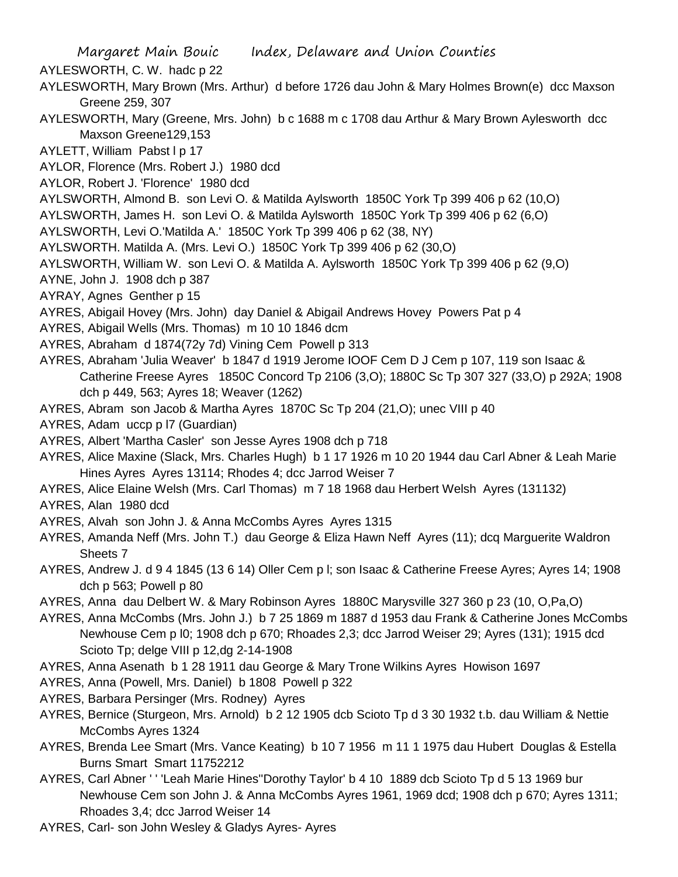AYLESWORTH, C. W. hadc p 22

AYLESWORTH, Mary Brown (Mrs. Arthur) d before 1726 dau John & Mary Holmes Brown(e) dcc Maxson Greene 259, 307

AYLESWORTH, Mary (Greene, Mrs. John) b c 1688 m c 1708 dau Arthur & Mary Brown Aylesworth dcc Maxson Greene129,153

AYLETT, William Pabst l p 17

AYLOR, Florence (Mrs. Robert J.) 1980 dcd

AYLOR, Robert J. 'Florence' 1980 dcd

AYLSWORTH, Almond B. son Levi O. & Matilda Aylsworth 1850C York Tp 399 406 p 62 (10,O)

AYLSWORTH, James H. son Levi O. & Matilda Aylsworth 1850C York Tp 399 406 p 62 (6,O)

AYLSWORTH, Levi O.'Matilda A.' 1850C York Tp 399 406 p 62 (38, NY)

AYLSWORTH. Matilda A. (Mrs. Levi O.) 1850C York Tp 399 406 p 62 (30,O)

AYLSWORTH, William W. son Levi O. & Matilda A. Aylsworth 1850C York Tp 399 406 p 62 (9,O)

AYNE, John J. 1908 dch p 387

AYRAY, Agnes Genther p 15

AYRES, Abigail Hovey (Mrs. John) day Daniel & Abigail Andrews Hovey Powers Pat p 4

AYRES, Abigail Wells (Mrs. Thomas) m 10 10 1846 dcm

AYRES, Abraham d 1874(72y 7d) Vining Cem Powell p 313

AYRES, Abraham 'Julia Weaver' b 1847 d 1919 Jerome IOOF Cem D J Cem p 107, 119 son Isaac & Catherine Freese Ayres 1850C Concord Tp 2106 (3,O); 1880C Sc Tp 307 327 (33,O) p 292A; 1908 dch p 449, 563; Ayres 18; Weaver (1262)

AYRES, Abram son Jacob & Martha Ayres 1870C Sc Tp 204 (21,O); unec VIII p 40

AYRES, Adam uccp p l7 (Guardian)

AYRES, Albert 'Martha Casler' son Jesse Ayres 1908 dch p 718

AYRES, Alice Maxine (Slack, Mrs. Charles Hugh) b 1 17 1926 m 10 20 1944 dau Carl Abner & Leah Marie Hines Ayres Ayres 13114; Rhodes 4; dcc Jarrod Weiser 7

AYRES, Alice Elaine Welsh (Mrs. Carl Thomas) m 7 18 1968 dau Herbert Welsh Ayres (131132)

AYRES, Alan 1980 dcd

AYRES, Alvah son John J. & Anna McCombs Ayres Ayres 1315

AYRES, Amanda Neff (Mrs. John T.) dau George & Eliza Hawn Neff Ayres (11); dcq Marguerite Waldron Sheets 7

AYRES, Andrew J. d 9 4 1845 (13 6 14) Oller Cem p l; son Isaac & Catherine Freese Ayres; Ayres 14; 1908 dch p 563; Powell p 80

AYRES, Anna dau Delbert W. & Mary Robinson Ayres 1880C Marysville 327 360 p 23 (10, O,Pa,O)

AYRES, Anna McCombs (Mrs. John J.) b 7 25 1869 m 1887 d 1953 dau Frank & Catherine Jones McCombs Newhouse Cem p l0; 1908 dch p 670; Rhoades 2,3; dcc Jarrod Weiser 29; Ayres (131); 1915 dcd Scioto Tp; delge VIII p 12,dg 2-14-1908

AYRES, Anna Asenath b 1 28 1911 dau George & Mary Trone Wilkins Ayres Howison 1697

AYRES, Anna (Powell, Mrs. Daniel) b 1808 Powell p 322

AYRES, Barbara Persinger (Mrs. Rodney) Ayres

AYRES, Bernice (Sturgeon, Mrs. Arnold) b 2 12 1905 dcb Scioto Tp d 3 30 1932 t.b. dau William & Nettie McCombs Ayres 1324

AYRES, Brenda Lee Smart (Mrs. Vance Keating) b 10 7 1956 m 11 1 1975 dau Hubert Douglas & Estella Burns Smart Smart 11752212

AYRES, Carl Abner ' ' 'Leah Marie Hines''Dorothy Taylor' b 4 10 1889 dcb Scioto Tp d 5 13 1969 bur Newhouse Cem son John J. & Anna McCombs Ayres 1961, 1969 dcd; 1908 dch p 670; Ayres 1311; Rhoades 3,4; dcc Jarrod Weiser 14

AYRES, Carl- son John Wesley & Gladys Ayres- Ayres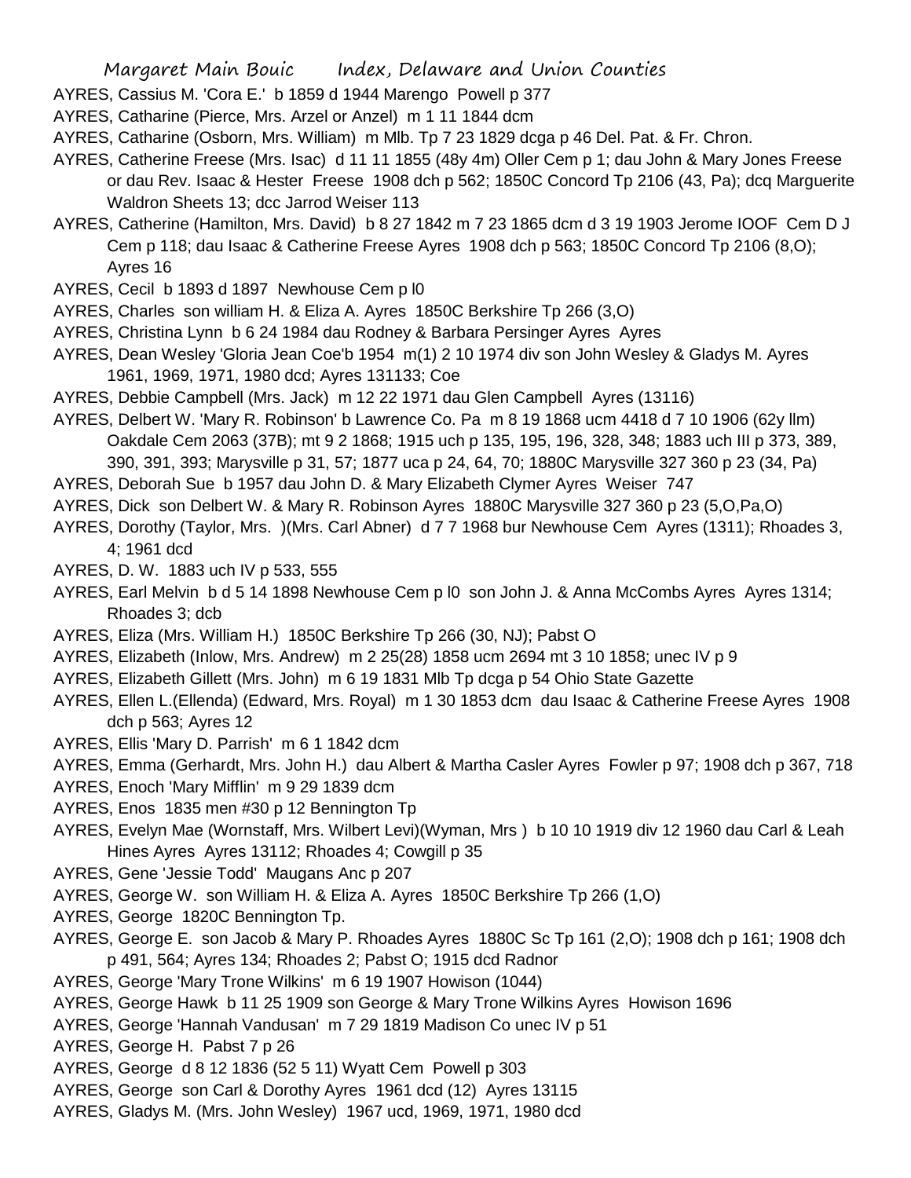AYRES, Cassius M. 'Cora E.' b 1859 d 1944 Marengo Powell p 377

AYRES, Catharine (Pierce, Mrs. Arzel or Anzel) m 1 11 1844 dcm

AYRES, Catharine (Osborn, Mrs. William) m Mlb. Tp 7 23 1829 dcga p 46 Del. Pat. & Fr. Chron.

AYRES, Catherine Freese (Mrs. Isac) d 11 11 1855 (48y 4m) Oller Cem p 1; dau John & Mary Jones Freese or dau Rev. Isaac & Hester Freese 1908 dch p 562; 1850C Concord Tp 2106 (43, Pa); dcq Marguerite Waldron Sheets 13; dcc Jarrod Weiser 113

AYRES, Catherine (Hamilton, Mrs. David) b 8 27 1842 m 7 23 1865 dcm d 3 19 1903 Jerome IOOF Cem D J Cem p 118; dau Isaac & Catherine Freese Ayres 1908 dch p 563; 1850C Concord Tp 2106 (8,O); Ayres 16

AYRES, Cecil b 1893 d 1897 Newhouse Cem p l0

AYRES, Charles son william H. & Eliza A. Ayres 1850C Berkshire Tp 266 (3,O)

AYRES, Christina Lynn b 6 24 1984 dau Rodney & Barbara Persinger Ayres Ayres

AYRES, Dean Wesley 'Gloria Jean Coe'b 1954 m(1) 2 10 1974 div son John Wesley & Gladys M. Ayres 1961, 1969, 1971, 1980 dcd; Ayres 131133; Coe

AYRES, Debbie Campbell (Mrs. Jack) m 12 22 1971 dau Glen Campbell Ayres (13116)

AYRES, Delbert W. 'Mary R. Robinson' b Lawrence Co. Pa m 8 19 1868 ucm 4418 d 7 10 1906 (62y llm) Oakdale Cem 2063 (37B); mt 9 2 1868; 1915 uch p 135, 195, 196, 328, 348; 1883 uch III p 373, 389, 390, 391, 393; Marysville p 31, 57; 1877 uca p 24, 64, 70; 1880C Marysville 327 360 p 23 (34, Pa)

AYRES, Deborah Sue b 1957 dau John D. & Mary Elizabeth Clymer Ayres Weiser 747

AYRES, Dick son Delbert W. & Mary R. Robinson Ayres 1880C Marysville 327 360 p 23 (5,O,Pa,O)

AYRES, Dorothy (Taylor, Mrs. )(Mrs. Carl Abner) d 7 7 1968 bur Newhouse Cem Ayres (1311); Rhoades 3, 4; 1961 dcd

AYRES, D. W. 1883 uch IV p 533, 555

AYRES, Earl Melvin b d 5 14 1898 Newhouse Cem p l0 son John J. & Anna McCombs Ayres Ayres 1314; Rhoades 3; dcb

AYRES, Eliza (Mrs. William H.) 1850C Berkshire Tp 266 (30, NJ); Pabst O

AYRES, Elizabeth (Inlow, Mrs. Andrew) m 2 25(28) 1858 ucm 2694 mt 3 10 1858; unec IV p 9

AYRES, Elizabeth Gillett (Mrs. John) m 6 19 1831 Mlb Tp dcga p 54 Ohio State Gazette

AYRES, Ellen L.(Ellenda) (Edward, Mrs. Royal) m 1 30 1853 dcm dau Isaac & Catherine Freese Ayres 1908 dch p 563; Ayres 12

AYRES, Ellis 'Mary D. Parrish' m 6 1 1842 dcm

AYRES, Emma (Gerhardt, Mrs. John H.) dau Albert & Martha Casler Ayres Fowler p 97; 1908 dch p 367, 718

AYRES, Enoch 'Mary Mifflin' m 9 29 1839 dcm

AYRES, Enos 1835 men #30 p 12 Bennington Tp

AYRES, Evelyn Mae (Wornstaff, Mrs. Wilbert Levi)(Wyman, Mrs ) b 10 10 1919 div 12 1960 dau Carl & Leah Hines Ayres Ayres 13112; Rhoades 4; Cowgill p 35

AYRES, Gene 'Jessie Todd' Maugans Anc p 207

AYRES, George W. son William H. & Eliza A. Ayres 1850C Berkshire Tp 266 (1,O)

AYRES, George 1820C Bennington Tp.

AYRES, George E. son Jacob & Mary P. Rhoades Ayres 1880C Sc Tp 161 (2,O); 1908 dch p 161; 1908 dch p 491, 564; Ayres 134; Rhoades 2; Pabst O; 1915 dcd Radnor

AYRES, George 'Mary Trone Wilkins' m 6 19 1907 Howison (1044)

AYRES, George Hawk b 11 25 1909 son George & Mary Trone Wilkins Ayres Howison 1696

AYRES, George 'Hannah Vandusan' m 7 29 1819 Madison Co unec IV p 51

AYRES, George H. Pabst 7 p 26

AYRES, George d 8 12 1836 (52 5 11) Wyatt Cem Powell p 303

AYRES, George son Carl & Dorothy Ayres 1961 dcd (12) Ayres 13115

AYRES, Gladys M. (Mrs. John Wesley) 1967 ucd, 1969, 1971, 1980 dcd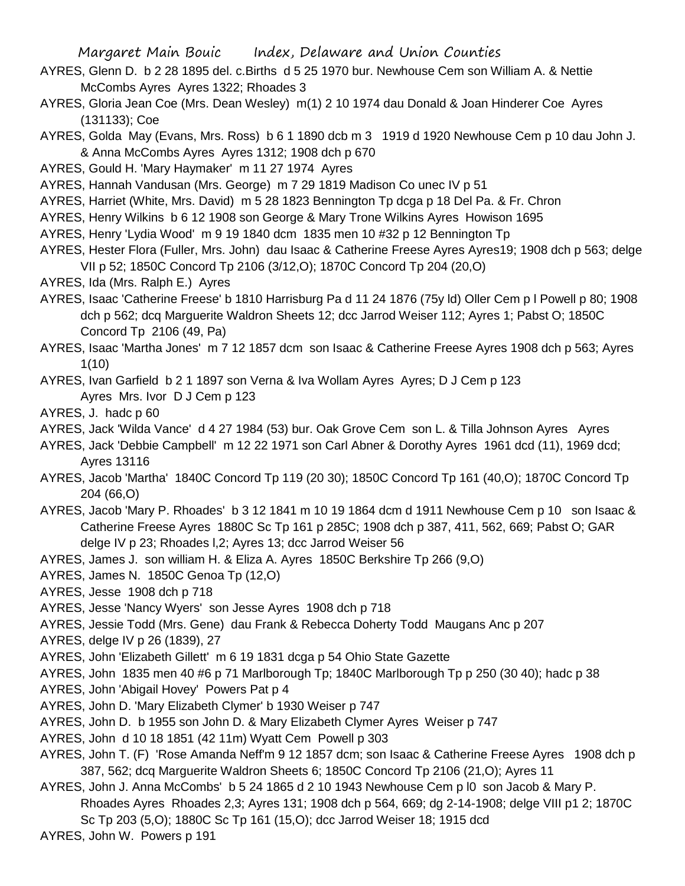AYRES, Glenn D. b 2 28 1895 del. c.Births d 5 25 1970 bur. Newhouse Cem son William A. & Nettie McCombs Ayres Ayres 1322; Rhoades 3

AYRES, Gloria Jean Coe (Mrs. Dean Wesley) m(1) 2 10 1974 dau Donald & Joan Hinderer Coe Ayres (131133); Coe

AYRES, Golda May (Evans, Mrs. Ross) b 6 1 1890 dcb m 3 1919 d 1920 Newhouse Cem p 10 dau John J. & Anna McCombs Ayres Ayres 1312; 1908 dch p 670

AYRES, Gould H. 'Mary Haymaker' m 11 27 1974 Ayres

AYRES, Hannah Vandusan (Mrs. George) m 7 29 1819 Madison Co unec IV p 51

AYRES, Harriet (White, Mrs. David) m 5 28 1823 Bennington Tp dcga p 18 Del Pa. & Fr. Chron

AYRES, Henry Wilkins b 6 12 1908 son George & Mary Trone Wilkins Ayres Howison 1695

AYRES, Henry 'Lydia Wood' m 9 19 1840 dcm 1835 men 10 #32 p 12 Bennington Tp

AYRES, Hester Flora (Fuller, Mrs. John) dau Isaac & Catherine Freese Ayres Ayres19; 1908 dch p 563; delge VII p 52; 1850C Concord Tp 2106 (3/12,O); 1870C Concord Tp 204 (20,O)

AYRES, Ida (Mrs. Ralph E.) Ayres

AYRES, Isaac 'Catherine Freese' b 1810 Harrisburg Pa d 11 24 1876 (75y ld) Oller Cem p l Powell p 80; 1908 dch p 562; dcq Marguerite Waldron Sheets 12; dcc Jarrod Weiser 112; Ayres 1; Pabst O; 1850C Concord Tp 2106 (49, Pa)

AYRES, Isaac 'Martha Jones' m 7 12 1857 dcm son Isaac & Catherine Freese Ayres 1908 dch p 563; Ayres 1(10)

AYRES, Ivan Garfield b 2 1 1897 son Verna & Iva Wollam Ayres Ayres; D J Cem p 123
Ayres Mrs. Ivor D J Cem p 123

AYRES, J. hadc p 60

AYRES, Jack 'Wilda Vance' d 4 27 1984 (53) bur. Oak Grove Cem son L. & Tilla Johnson Ayres Ayres

AYRES, Jack 'Debbie Campbell' m 12 22 1971 son Carl Abner & Dorothy Ayres 1961 dcd (11), 1969 dcd; Ayres 13116

AYRES, Jacob 'Martha' 1840C Concord Tp 119 (20 30); 1850C Concord Tp 161 (40,O); 1870C Concord Tp 204 (66,O)

AYRES, Jacob 'Mary P. Rhoades' b 3 12 1841 m 10 19 1864 dcm d 1911 Newhouse Cem p 10 son Isaac & Catherine Freese Ayres 1880C Sc Tp 161 p 285C; 1908 dch p 387, 411, 562, 669; Pabst O; GAR delge IV p 23; Rhoades l,2; Ayres 13; dcc Jarrod Weiser 56

AYRES, James J. son william H. & Eliza A. Ayres 1850C Berkshire Tp 266 (9,O)

AYRES, James N. 1850C Genoa Tp (12,O)

AYRES, Jesse 1908 dch p 718

AYRES, Jesse 'Nancy Wyers' son Jesse Ayres 1908 dch p 718

AYRES, Jessie Todd (Mrs. Gene) dau Frank & Rebecca Doherty Todd Maugans Anc p 207

AYRES, delge IV p 26 (1839), 27

AYRES, John 'Elizabeth Gillett' m 6 19 1831 dcga p 54 Ohio State Gazette

AYRES, John 1835 men 40 #6 p 71 Marlborough Tp; 1840C Marlborough Tp p 250 (30 40); hadc p 38

AYRES, John 'Abigail Hovey' Powers Pat p 4

AYRES, John D. 'Mary Elizabeth Clymer' b 1930 Weiser p 747

AYRES, John D. b 1955 son John D. & Mary Elizabeth Clymer Ayres Weiser p 747

AYRES, John d 10 18 1851 (42 11m) Wyatt Cem Powell p 303

AYRES, John T. (F) 'Rose Amanda Neff'm 9 12 1857 dcm; son Isaac & Catherine Freese Ayres 1908 dch p 387, 562; dcq Marguerite Waldron Sheets 6; 1850C Concord Tp 2106 (21,O); Ayres 11

AYRES, John J. Anna McCombs' b 5 24 1865 d 2 10 1943 Newhouse Cem p l0 son Jacob & Mary P. Rhoades Ayres Rhoades 2,3; Ayres 131; 1908 dch p 564, 669; dg 2-14-1908; delge VIII p1 2; 1870C Sc Tp 203 (5,O); 1880C Sc Tp 161 (15,O); dcc Jarrod Weiser 18; 1915 dcd

AYRES, John W. Powers p 191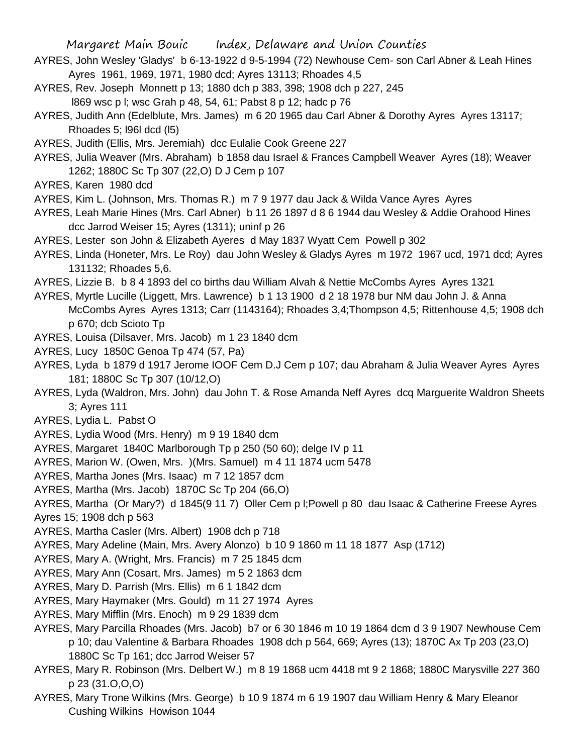AYRES, John Wesley 'Gladys' b 6-13-1922 d 9-5-1994 (72) Newhouse Cem- son Carl Abner & Leah Hines Ayres 1961, 1969, 1971, 1980 dcd; Ayres 13113; Rhoades 4,5

AYRES, Rev. Joseph Monnett p 13; 1880 dch p 383, 398; 1908 dch p 227, 245 l869 wsc p l; wsc Grah p 48, 54, 61; Pabst 8 p 12; hadc p 76

AYRES, Judith Ann (Edelblute, Mrs. James) m 6 20 1965 dau Carl Abner & Dorothy Ayres Ayres 13117; Rhoades 5; l96l dcd (l5)

AYRES, Judith (Ellis, Mrs. Jeremiah) dcc Eulalie Cook Greene 227

AYRES, Julia Weaver (Mrs. Abraham) b 1858 dau Israel & Frances Campbell Weaver Ayres (18); Weaver 1262; 1880C Sc Tp 307 (22,O) D J Cem p 107

AYRES, Karen 1980 dcd

AYRES, Kim L. (Johnson, Mrs. Thomas R.) m 7 9 1977 dau Jack & Wilda Vance Ayres Ayres

AYRES, Leah Marie Hines (Mrs. Carl Abner) b 11 26 1897 d 8 6 1944 dau Wesley & Addie Orahood Hines dcc Jarrod Weiser 15; Ayres (1311); uninf p 26

AYRES, Lester son John & Elizabeth Ayeres d May 1837 Wyatt Cem Powell p 302

AYRES, Linda (Honeter, Mrs. Le Roy) dau John Wesley & Gladys Ayres m 1972 1967 ucd, 1971 dcd; Ayres 131132; Rhoades 5,6.

AYRES, Lizzie B. b 8 4 1893 del co births dau William Alvah & Nettie McCombs Ayres Ayres 1321

AYRES, Myrtle Lucille (Liggett, Mrs. Lawrence) b 1 13 1900 d 2 18 1978 bur NM dau John J. & Anna McCombs Ayres Ayres 1313; Carr (1143164); Rhoades 3,4;Thompson 4,5; Rittenhouse 4,5; 1908 dch p 670; dcb Scioto Tp

AYRES, Louisa (Dilsaver, Mrs. Jacob) m 1 23 1840 dcm

AYRES, Lucy 1850C Genoa Tp 474 (57, Pa)

AYRES, Lyda b 1879 d 1917 Jerome IOOF Cem D.J Cem p 107; dau Abraham & Julia Weaver Ayres Ayres 181; 1880C Sc Tp 307 (10/12,O)

AYRES, Lyda (Waldron, Mrs. John) dau John T. & Rose Amanda Neff Ayres dcq Marguerite Waldron Sheets 3; Ayres 111

AYRES, Lydia L. Pabst O

AYRES, Lydia Wood (Mrs. Henry) m 9 19 1840 dcm

AYRES, Margaret 1840C Marlborough Tp p 250 (50 60); delge IV p 11

AYRES, Marion W. (Owen, Mrs. )(Mrs. Samuel) m 4 11 1874 ucm 5478

AYRES, Martha Jones (Mrs. Isaac) m 7 12 1857 dcm

AYRES, Martha (Mrs. Jacob) 1870C Sc Tp 204 (66,O)

AYRES, Martha (Or Mary?) d 1845(9 11 7) Oller Cem p l;Powell p 80 dau Isaac & Catherine Freese Ayres Ayres 15; 1908 dch p 563

AYRES, Martha Casler (Mrs. Albert) 1908 dch p 718

AYRES, Mary Adeline (Main, Mrs. Avery Alonzo) b 10 9 1860 m 11 18 1877 Asp (1712)

AYRES, Mary A. (Wright, Mrs. Francis) m 7 25 1845 dcm

AYRES, Mary Ann (Cosart, Mrs. James) m 5 2 1863 dcm

AYRES, Mary D. Parrish (Mrs. Ellis) m 6 1 1842 dcm

AYRES, Mary Haymaker (Mrs. Gould) m 11 27 1974 Ayres

AYRES, Mary Mifflin (Mrs. Enoch) m 9 29 1839 dcm

AYRES, Mary Parcilla Rhoades (Mrs. Jacob) b7 or 6 30 1846 m 10 19 1864 dcm d 3 9 1907 Newhouse Cem p 10; dau Valentine & Barbara Rhoades 1908 dch p 564, 669; Ayres (13); 1870C Ax Tp 203 (23,O) 1880C Sc Tp 161; dcc Jarrod Weiser 57

AYRES, Mary R. Robinson (Mrs. Delbert W.) m 8 19 1868 ucm 4418 mt 9 2 1868; 1880C Marysville 227 360 p 23 (31.O,O,O)

AYRES, Mary Trone Wilkins (Mrs. George) b 10 9 1874 m 6 19 1907 dau William Henry & Mary Eleanor Cushing Wilkins Howison 1044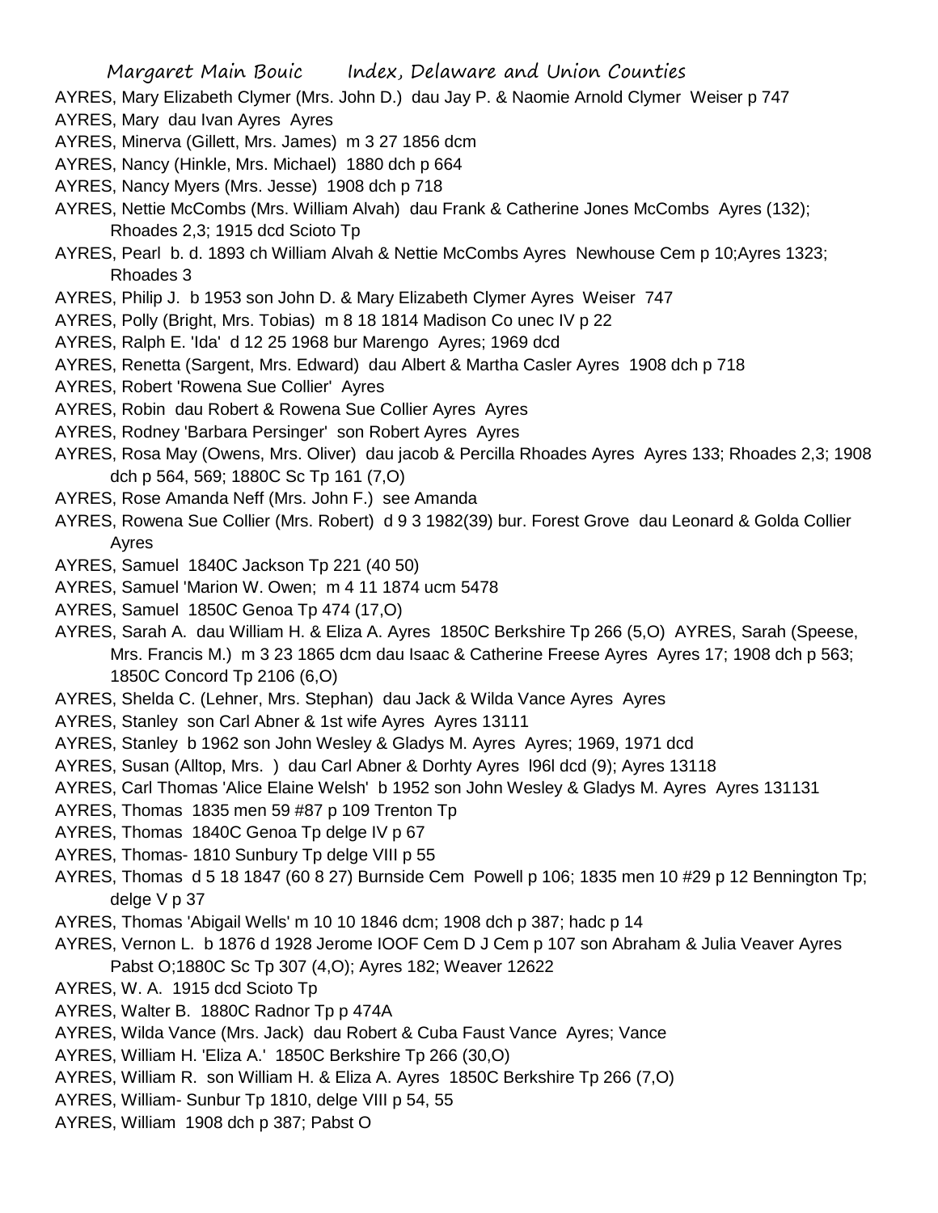AYRES, Mary Elizabeth Clymer (Mrs. John D.) dau Jay P. & Naomie Arnold Clymer Weiser p 747

AYRES, Mary dau Ivan Ayres Ayres

AYRES, Minerva (Gillett, Mrs. James) m 3 27 1856 dcm

AYRES, Nancy (Hinkle, Mrs. Michael) 1880 dch p 664

AYRES, Nancy Myers (Mrs. Jesse) 1908 dch p 718

AYRES, Nettie McCombs (Mrs. William Alvah) dau Frank & Catherine Jones McCombs Ayres (132); Rhoades 2,3; 1915 dcd Scioto Tp

AYRES, Pearl b. d. 1893 ch William Alvah & Nettie McCombs Ayres Newhouse Cem p 10;Ayres 1323; Rhoades 3

AYRES, Philip J. b 1953 son John D. & Mary Elizabeth Clymer Ayres Weiser 747

AYRES, Polly (Bright, Mrs. Tobias) m 8 18 1814 Madison Co unec IV p 22

AYRES, Ralph E. 'Ida' d 12 25 1968 bur Marengo Ayres; 1969 dcd

AYRES, Renetta (Sargent, Mrs. Edward) dau Albert & Martha Casler Ayres 1908 dch p 718

AYRES, Robert 'Rowena Sue Collier' Ayres

AYRES, Robin dau Robert & Rowena Sue Collier Ayres Ayres

AYRES, Rodney 'Barbara Persinger' son Robert Ayres Ayres

AYRES, Rosa May (Owens, Mrs. Oliver) dau jacob & Percilla Rhoades Ayres Ayres 133; Rhoades 2,3; 1908 dch p 564, 569; 1880C Sc Tp 161 (7,O)

AYRES, Rose Amanda Neff (Mrs. John F.) see Amanda

AYRES, Rowena Sue Collier (Mrs. Robert) d 9 3 1982(39) bur. Forest Grove dau Leonard & Golda Collier Ayres

AYRES, Samuel 1840C Jackson Tp 221 (40 50)

AYRES, Samuel 'Marion W. Owen; m 4 11 1874 ucm 5478

AYRES, Samuel 1850C Genoa Tp 474 (17,O)

AYRES, Sarah A. dau William H. & Eliza A. Ayres 1850C Berkshire Tp 266 (5,O) AYRES, Sarah (Speese, Mrs. Francis M.) m 3 23 1865 dcm dau Isaac & Catherine Freese Ayres Ayres 17; 1908 dch p 563; 1850C Concord Tp 2106 (6,O)

AYRES, Shelda C. (Lehner, Mrs. Stephan) dau Jack & Wilda Vance Ayres Ayres

AYRES, Stanley son Carl Abner & 1st wife Ayres Ayres 13111

AYRES, Stanley b 1962 son John Wesley & Gladys M. Ayres Ayres; 1969, 1971 dcd

AYRES, Susan (Alltop, Mrs. ) dau Carl Abner & Dorhty Ayres l96l dcd (9); Ayres 13118

AYRES, Carl Thomas 'Alice Elaine Welsh' b 1952 son John Wesley & Gladys M. Ayres Ayres 131131

AYRES, Thomas 1835 men 59 #87 p 109 Trenton Tp

AYRES, Thomas 1840C Genoa Tp delge IV p 67

AYRES, Thomas- 1810 Sunbury Tp delge VIII p 55

AYRES, Thomas d 5 18 1847 (60 8 27) Burnside Cem Powell p 106; 1835 men 10 #29 p 12 Bennington Tp; delge V p 37

AYRES, Thomas 'Abigail Wells' m 10 10 1846 dcm; 1908 dch p 387; hadc p 14

AYRES, Vernon L. b 1876 d 1928 Jerome IOOF Cem D J Cem p 107 son Abraham & Julia Veaver Ayres Pabst O;1880C Sc Tp 307 (4,O); Ayres 182; Weaver 12622

AYRES, W. A. 1915 dcd Scioto Tp

AYRES, Walter B. 1880C Radnor Tp p 474A

AYRES, Wilda Vance (Mrs. Jack) dau Robert & Cuba Faust Vance Ayres; Vance

AYRES, William H. 'Eliza A.' 1850C Berkshire Tp 266 (30,O)

AYRES, William R. son William H. & Eliza A. Ayres 1850C Berkshire Tp 266 (7,O)

AYRES, William- Sunbur Tp 1810, delge VIII p 54, 55

AYRES, William 1908 dch p 387; Pabst O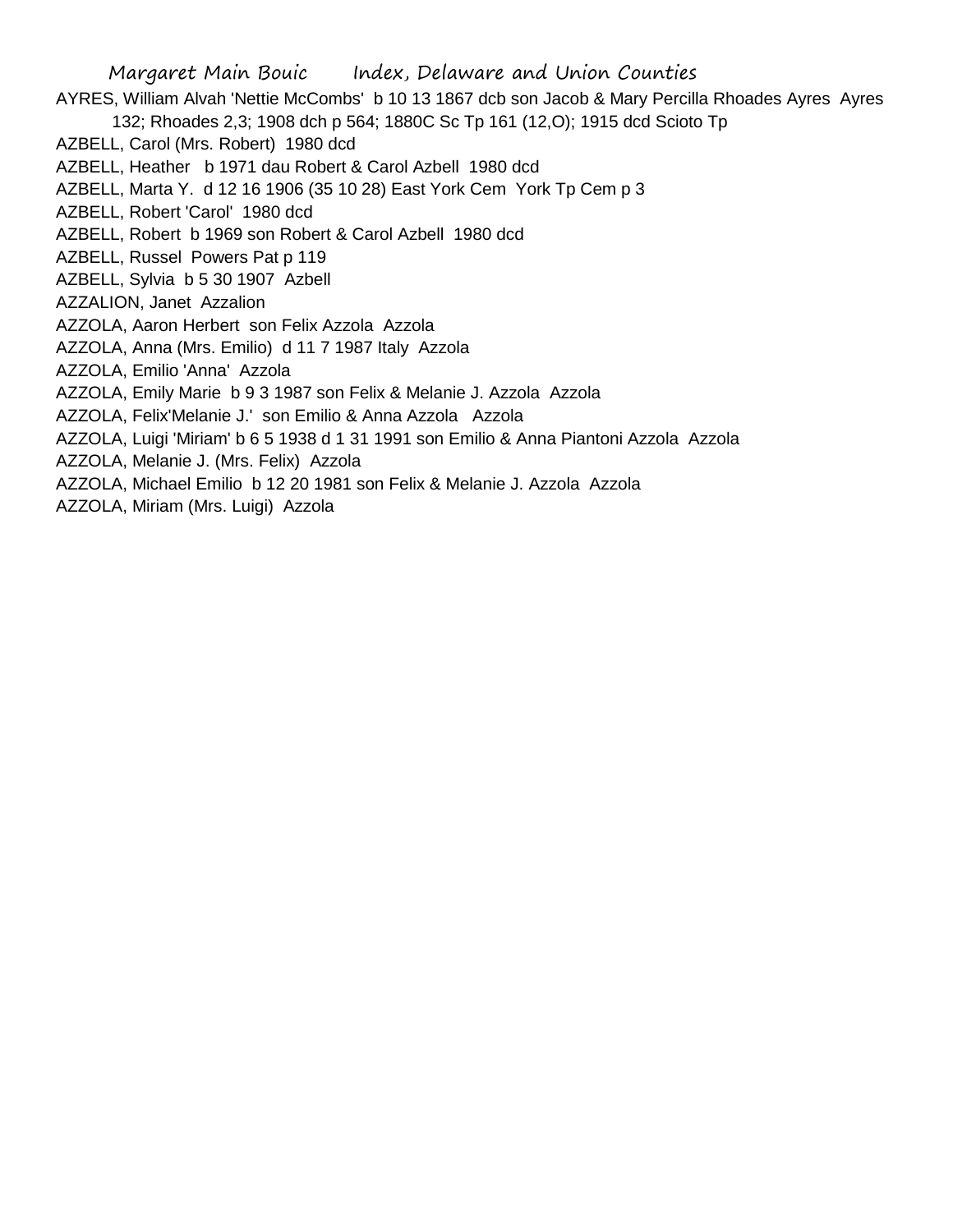AYRES, William Alvah 'Nettie McCombs'  b 10 13 1867 dcb son Jacob & Mary Percilla Rhoades Ayres  Ayres 132; Rhoades 2,3; 1908 dch p 564; 1880C Sc Tp 161 (12,O); 1915 dcd Scioto Tp

AZBELL, Carol (Mrs. Robert)  1980 dcd

AZBELL, Heather   b 1971 dau Robert & Carol Azbell  1980 dcd

AZBELL, Marta Y.  d 12 16 1906 (35 10 28) East York Cem  York Tp Cem p 3

AZBELL, Robert 'Carol'  1980 dcd

AZBELL, Robert  b 1969 son Robert & Carol Azbell  1980 dcd

AZBELL, Russel  Powers Pat p 119

AZBELL, Sylvia  b 5 30 1907  Azbell

AZZALION, Janet  Azzalion

AZZOLA, Aaron Herbert  son Felix Azzola  Azzola

AZZOLA, Anna (Mrs. Emilio)  d 11 7 1987 Italy  Azzola

AZZOLA, Emilio 'Anna'  Azzola

AZZOLA, Emily Marie  b 9 3 1987 son Felix & Melanie J. Azzola  Azzola

AZZOLA, Felix'Melanie J.'  son Emilio & Anna Azzola   Azzola

AZZOLA, Luigi 'Miriam' b 6 5 1938 d 1 31 1991 son Emilio & Anna Piantoni Azzola  Azzola

AZZOLA, Melanie J. (Mrs. Felix)  Azzola

AZZOLA, Michael Emilio  b 12 20 1981 son Felix & Melanie J. Azzola  Azzola

AZZOLA, Miriam (Mrs. Luigi)  Azzola